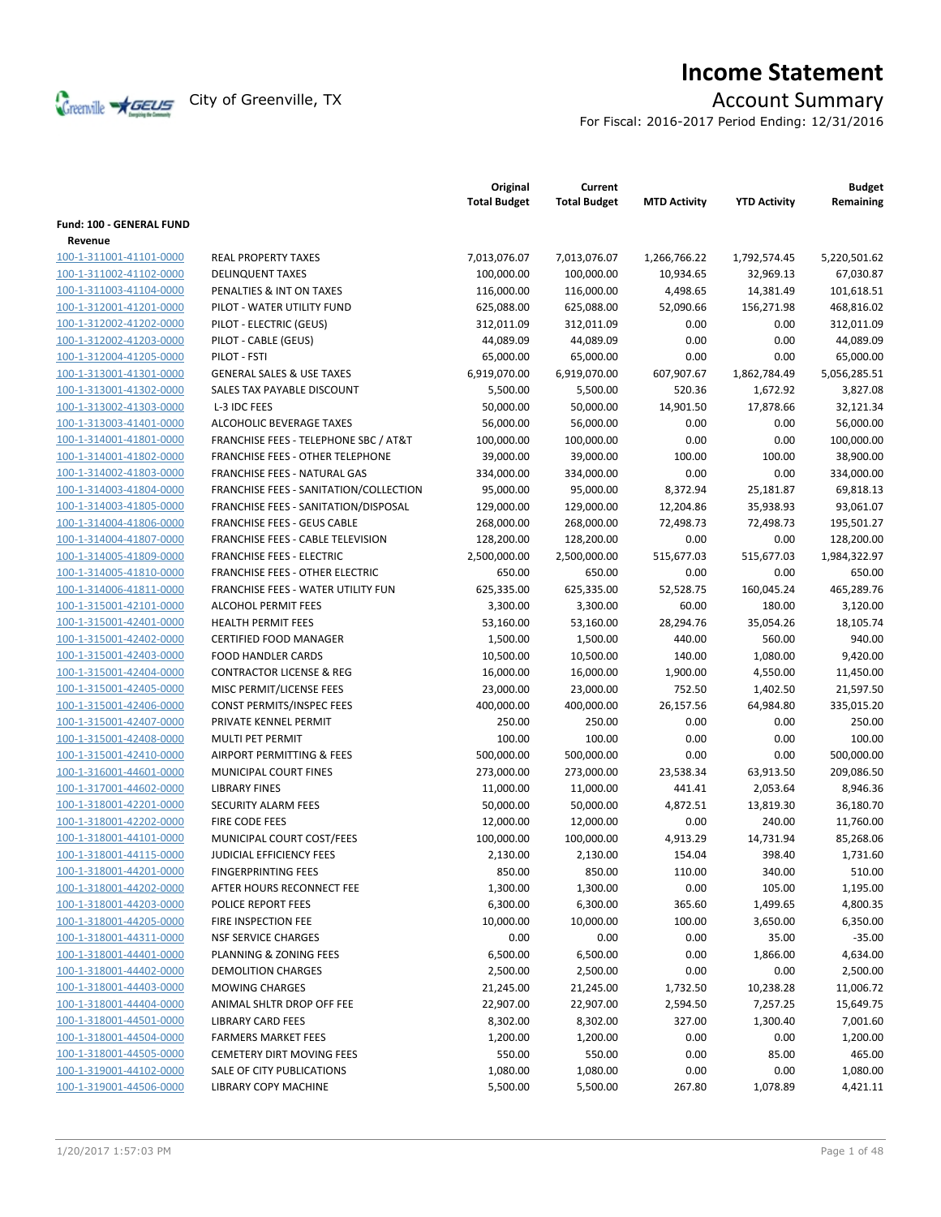# Income Statement

City of Greenville, TX

## Account Summary

For Fiscal: 2016-2017 Period Ending: 12/31/2016

| | | Original Total Budget | Current Total Budget | MTD Activity | YTD Activity | Budget Remaining |
|---|---|---|---|---|---|---|
| **Fund: 100 - GENERAL FUND** | | | | | | |
| **Revenue** | | | | | | |
| 100-1-311001-41101-0000 | REAL PROPERTY TAXES | 7,013,076.07 | 7,013,076.07 | 1,266,766.22 | 1,792,574.45 | 5,220,501.62 |
| 100-1-311002-41102-0000 | DELINQUENT TAXES | 100,000.00 | 100,000.00 | 10,934.65 | 32,969.13 | 67,030.87 |
| 100-1-311003-41104-0000 | PENALTIES & INT ON TAXES | 116,000.00 | 116,000.00 | 4,498.65 | 14,381.49 | 101,618.51 |
| 100-1-312001-41201-0000 | PILOT - WATER UTILITY FUND | 625,088.00 | 625,088.00 | 52,090.66 | 156,271.98 | 468,816.02 |
| 100-1-312002-41202-0000 | PILOT - ELECTRIC (GEUS) | 312,011.09 | 312,011.09 | 0.00 | 0.00 | 312,011.09 |
| 100-1-312002-41203-0000 | PILOT - CABLE (GEUS) | 44,089.09 | 44,089.09 | 0.00 | 0.00 | 44,089.09 |
| 100-1-312004-41205-0000 | PILOT - FSTI | 65,000.00 | 65,000.00 | 0.00 | 0.00 | 65,000.00 |
| 100-1-313001-41301-0000 | GENERAL SALES & USE TAXES | 6,919,070.00 | 6,919,070.00 | 607,907.67 | 1,862,784.49 | 5,056,285.51 |
| 100-1-313001-41302-0000 | SALES TAX PAYABLE DISCOUNT | 5,500.00 | 5,500.00 | 520.36 | 1,672.92 | 3,827.08 |
| 100-1-313002-41303-0000 | L-3 IDC FEES | 50,000.00 | 50,000.00 | 14,901.50 | 17,878.66 | 32,121.34 |
| 100-1-313003-41401-0000 | ALCOHOLIC BEVERAGE TAXES | 56,000.00 | 56,000.00 | 0.00 | 0.00 | 56,000.00 |
| 100-1-314001-41801-0000 | FRANCHISE FEES - TELEPHONE SBC / AT&T | 100,000.00 | 100,000.00 | 0.00 | 0.00 | 100,000.00 |
| 100-1-314001-41802-0000 | FRANCHISE FEES - OTHER TELEPHONE | 39,000.00 | 39,000.00 | 100.00 | 100.00 | 38,900.00 |
| 100-1-314002-41803-0000 | FRANCHISE FEES - NATURAL GAS | 334,000.00 | 334,000.00 | 0.00 | 0.00 | 334,000.00 |
| 100-1-314003-41804-0000 | FRANCHISE FEES - SANITATION/COLLECTION | 95,000.00 | 95,000.00 | 8,372.94 | 25,181.87 | 69,818.13 |
| 100-1-314003-41805-0000 | FRANCHISE FEES - SANITATION/DISPOSAL | 129,000.00 | 129,000.00 | 12,204.86 | 35,938.93 | 93,061.07 |
| 100-1-314004-41806-0000 | FRANCHISE FEES - GEUS CABLE | 268,000.00 | 268,000.00 | 72,498.73 | 72,498.73 | 195,501.27 |
| 100-1-314004-41807-0000 | FRANCHISE FEES - CABLE TELEVISION | 128,200.00 | 128,200.00 | 0.00 | 0.00 | 128,200.00 |
| 100-1-314005-41809-0000 | FRANCHISE FEES - ELECTRIC | 2,500,000.00 | 2,500,000.00 | 515,677.03 | 515,677.03 | 1,984,322.97 |
| 100-1-314005-41810-0000 | FRANCHISE FEES - OTHER ELECTRIC | 650.00 | 650.00 | 0.00 | 0.00 | 650.00 |
| 100-1-314006-41811-0000 | FRANCHISE FEES - WATER UTILITY FUN | 625,335.00 | 625,335.00 | 52,528.75 | 160,045.24 | 465,289.76 |
| 100-1-315001-42101-0000 | ALCOHOL PERMIT FEES | 3,300.00 | 3,300.00 | 60.00 | 180.00 | 3,120.00 |
| 100-1-315001-42401-0000 | HEALTH PERMIT FEES | 53,160.00 | 53,160.00 | 28,294.76 | 35,054.26 | 18,105.74 |
| 100-1-315001-42402-0000 | CERTIFIED FOOD MANAGER | 1,500.00 | 1,500.00 | 440.00 | 560.00 | 940.00 |
| 100-1-315001-42403-0000 | FOOD HANDLER CARDS | 10,500.00 | 10,500.00 | 140.00 | 1,080.00 | 9,420.00 |
| 100-1-315001-42404-0000 | CONTRACTOR LICENSE & REG | 16,000.00 | 16,000.00 | 1,900.00 | 4,550.00 | 11,450.00 |
| 100-1-315001-42405-0000 | MISC PERMIT/LICENSE FEES | 23,000.00 | 23,000.00 | 752.50 | 1,402.50 | 21,597.50 |
| 100-1-315001-42406-0000 | CONST PERMITS/INSPEC FEES | 400,000.00 | 400,000.00 | 26,157.56 | 64,984.80 | 335,015.20 |
| 100-1-315001-42407-0000 | PRIVATE KENNEL PERMIT | 250.00 | 250.00 | 0.00 | 0.00 | 250.00 |
| 100-1-315001-42408-0000 | MULTI PET PERMIT | 100.00 | 100.00 | 0.00 | 0.00 | 100.00 |
| 100-1-315001-42410-0000 | AIRPORT PERMITTING & FEES | 500,000.00 | 500,000.00 | 0.00 | 0.00 | 500,000.00 |
| 100-1-316001-44601-0000 | MUNICIPAL COURT FINES | 273,000.00 | 273,000.00 | 23,538.34 | 63,913.50 | 209,086.50 |
| 100-1-317001-44602-0000 | LIBRARY FINES | 11,000.00 | 11,000.00 | 441.41 | 2,053.64 | 8,946.36 |
| 100-1-318001-42201-0000 | SECURITY ALARM FEES | 50,000.00 | 50,000.00 | 4,872.51 | 13,819.30 | 36,180.70 |
| 100-1-318001-42202-0000 | FIRE CODE FEES | 12,000.00 | 12,000.00 | 0.00 | 240.00 | 11,760.00 |
| 100-1-318001-44101-0000 | MUNICIPAL COURT COST/FEES | 100,000.00 | 100,000.00 | 4,913.29 | 14,731.94 | 85,268.06 |
| 100-1-318001-44115-0000 | JUDICIAL EFFICIENCY FEES | 2,130.00 | 2,130.00 | 154.04 | 398.40 | 1,731.60 |
| 100-1-318001-44201-0000 | FINGERPRINTING FEES | 850.00 | 850.00 | 110.00 | 340.00 | 510.00 |
| 100-1-318001-44202-0000 | AFTER HOURS RECONNECT FEE | 1,300.00 | 1,300.00 | 0.00 | 105.00 | 1,195.00 |
| 100-1-318001-44203-0000 | POLICE REPORT FEES | 6,300.00 | 6,300.00 | 365.60 | 1,499.65 | 4,800.35 |
| 100-1-318001-44205-0000 | FIRE INSPECTION FEE | 10,000.00 | 10,000.00 | 100.00 | 3,650.00 | 6,350.00 |
| 100-1-318001-44311-0000 | NSF SERVICE CHARGES | 0.00 | 0.00 | 0.00 | 35.00 | -35.00 |
| 100-1-318001-44401-0000 | PLANNING & ZONING FEES | 6,500.00 | 6,500.00 | 0.00 | 1,866.00 | 4,634.00 |
| 100-1-318001-44402-0000 | DEMOLITION CHARGES | 2,500.00 | 2,500.00 | 0.00 | 0.00 | 2,500.00 |
| 100-1-318001-44403-0000 | MOWING CHARGES | 21,245.00 | 21,245.00 | 1,732.50 | 10,238.28 | 11,006.72 |
| 100-1-318001-44404-0000 | ANIMAL SHLTR DROP OFF FEE | 22,907.00 | 22,907.00 | 2,594.50 | 7,257.25 | 15,649.75 |
| 100-1-318001-44501-0000 | LIBRARY CARD FEES | 8,302.00 | 8,302.00 | 327.00 | 1,300.40 | 7,001.60 |
| 100-1-318001-44504-0000 | FARMERS MARKET FEES | 1,200.00 | 1,200.00 | 0.00 | 0.00 | 1,200.00 |
| 100-1-318001-44505-0000 | CEMETERY DIRT MOVING FEES | 550.00 | 550.00 | 0.00 | 85.00 | 465.00 |
| 100-1-319001-44102-0000 | SALE OF CITY PUBLICATIONS | 1,080.00 | 1,080.00 | 0.00 | 0.00 | 1,080.00 |
| 100-1-319001-44506-0000 | LIBRARY COPY MACHINE | 5,500.00 | 5,500.00 | 267.80 | 1,078.89 | 4,421.11 |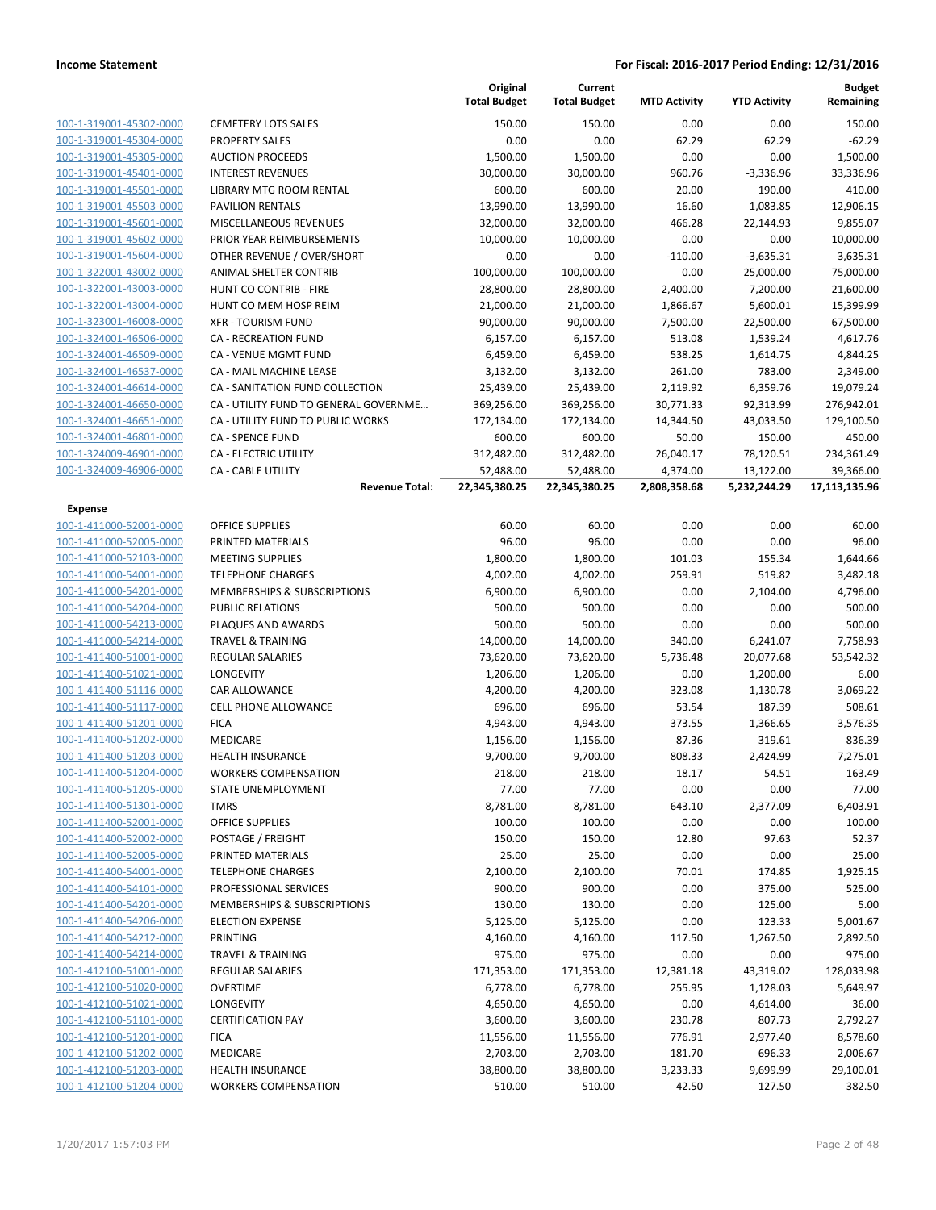**Income Statement** — **For Fiscal: 2016-2017 Period Ending: 12/31/2016**

| | | Original Total Budget | Current Total Budget | MTD Activity | YTD Activity | Budget Remaining |
|---|---|---|---|---|---|---|
| 100-1-319001-45302-0000 | CEMETERY LOTS SALES | 150.00 | 150.00 | 0.00 | 0.00 | 150.00 |
| 100-1-319001-45304-0000 | PROPERTY SALES | 0.00 | 0.00 | 62.29 | 62.29 | -62.29 |
| 100-1-319001-45305-0000 | AUCTION PROCEEDS | 1,500.00 | 1,500.00 | 0.00 | 0.00 | 1,500.00 |
| 100-1-319001-45401-0000 | INTEREST REVENUES | 30,000.00 | 30,000.00 | 960.76 | -3,336.96 | 33,336.96 |
| 100-1-319001-45501-0000 | LIBRARY MTG ROOM RENTAL | 600.00 | 600.00 | 20.00 | 190.00 | 410.00 |
| 100-1-319001-45503-0000 | PAVILION RENTALS | 13,990.00 | 13,990.00 | 16.60 | 1,083.85 | 12,906.15 |
| 100-1-319001-45601-0000 | MISCELLANEOUS REVENUES | 32,000.00 | 32,000.00 | 466.28 | 22,144.93 | 9,855.07 |
| 100-1-319001-45602-0000 | PRIOR YEAR REIMBURSEMENTS | 10,000.00 | 10,000.00 | 0.00 | 0.00 | 10,000.00 |
| 100-1-319001-45604-0000 | OTHER REVENUE / OVER/SHORT | 0.00 | 0.00 | -110.00 | -3,635.31 | 3,635.31 |
| 100-1-322001-43002-0000 | ANIMAL SHELTER CONTRIB | 100,000.00 | 100,000.00 | 0.00 | 25,000.00 | 75,000.00 |
| 100-1-322001-43003-0000 | HUNT CO CONTRIB - FIRE | 28,800.00 | 28,800.00 | 2,400.00 | 7,200.00 | 21,600.00 |
| 100-1-322001-43004-0000 | HUNT CO MEM HOSP REIM | 21,000.00 | 21,000.00 | 1,866.67 | 5,600.01 | 15,399.99 |
| 100-1-323001-46008-0000 | XFR - TOURISM FUND | 90,000.00 | 90,000.00 | 7,500.00 | 22,500.00 | 67,500.00 |
| 100-1-324001-46506-0000 | CA - RECREATION FUND | 6,157.00 | 6,157.00 | 513.08 | 1,539.24 | 4,617.76 |
| 100-1-324001-46509-0000 | CA - VENUE MGMT FUND | 6,459.00 | 6,459.00 | 538.25 | 1,614.75 | 4,844.25 |
| 100-1-324001-46537-0000 | CA - MAIL MACHINE LEASE | 3,132.00 | 3,132.00 | 261.00 | 783.00 | 2,349.00 |
| 100-1-324001-46614-0000 | CA - SANITATION FUND COLLECTION | 25,439.00 | 25,439.00 | 2,119.92 | 6,359.76 | 19,079.24 |
| 100-1-324001-46650-0000 | CA - UTILITY FUND TO GENERAL GOVERNME... | 369,256.00 | 369,256.00 | 30,771.33 | 92,313.99 | 276,942.01 |
| 100-1-324001-46651-0000 | CA - UTILITY FUND TO PUBLIC WORKS | 172,134.00 | 172,134.00 | 14,344.50 | 43,033.50 | 129,100.50 |
| 100-1-324001-46801-0000 | CA - SPENCE FUND | 600.00 | 600.00 | 50.00 | 150.00 | 450.00 |
| 100-1-324009-46901-0000 | CA - ELECTRIC UTILITY | 312,482.00 | 312,482.00 | 26,040.17 | 78,120.51 | 234,361.49 |
| 100-1-324009-46906-0000 | CA - CABLE UTILITY | 52,488.00 | 52,488.00 | 4,374.00 | 13,122.00 | 39,366.00 |
| | **Revenue Total:** | **22,345,380.25** | **22,345,380.25** | **2,808,358.68** | **5,232,244.29** | **17,113,135.96** |
| **Expense** | | | | | | |
| 100-1-411000-52001-0000 | OFFICE SUPPLIES | 60.00 | 60.00 | 0.00 | 0.00 | 60.00 |
| 100-1-411000-52005-0000 | PRINTED MATERIALS | 96.00 | 96.00 | 0.00 | 0.00 | 96.00 |
| 100-1-411000-52103-0000 | MEETING SUPPLIES | 1,800.00 | 1,800.00 | 101.03 | 155.34 | 1,644.66 |
| 100-1-411000-54001-0000 | TELEPHONE CHARGES | 4,002.00 | 4,002.00 | 259.91 | 519.82 | 3,482.18 |
| 100-1-411000-54201-0000 | MEMBERSHIPS & SUBSCRIPTIONS | 6,900.00 | 6,900.00 | 0.00 | 2,104.00 | 4,796.00 |
| 100-1-411000-54204-0000 | PUBLIC RELATIONS | 500.00 | 500.00 | 0.00 | 0.00 | 500.00 |
| 100-1-411000-54213-0000 | PLAQUES AND AWARDS | 500.00 | 500.00 | 0.00 | 0.00 | 500.00 |
| 100-1-411000-54214-0000 | TRAVEL & TRAINING | 14,000.00 | 14,000.00 | 340.00 | 6,241.07 | 7,758.93 |
| 100-1-411400-51001-0000 | REGULAR SALARIES | 73,620.00 | 73,620.00 | 5,736.48 | 20,077.68 | 53,542.32 |
| 100-1-411400-51021-0000 | LONGEVITY | 1,206.00 | 1,206.00 | 0.00 | 1,200.00 | 6.00 |
| 100-1-411400-51116-0000 | CAR ALLOWANCE | 4,200.00 | 4,200.00 | 323.08 | 1,130.78 | 3,069.22 |
| 100-1-411400-51117-0000 | CELL PHONE ALLOWANCE | 696.00 | 696.00 | 53.54 | 187.39 | 508.61 |
| 100-1-411400-51201-0000 | FICA | 4,943.00 | 4,943.00 | 373.55 | 1,366.65 | 3,576.35 |
| 100-1-411400-51202-0000 | MEDICARE | 1,156.00 | 1,156.00 | 87.36 | 319.61 | 836.39 |
| 100-1-411400-51203-0000 | HEALTH INSURANCE | 9,700.00 | 9,700.00 | 808.33 | 2,424.99 | 7,275.01 |
| 100-1-411400-51204-0000 | WORKERS COMPENSATION | 218.00 | 218.00 | 18.17 | 54.51 | 163.49 |
| 100-1-411400-51205-0000 | STATE UNEMPLOYMENT | 77.00 | 77.00 | 0.00 | 0.00 | 77.00 |
| 100-1-411400-51301-0000 | TMRS | 8,781.00 | 8,781.00 | 643.10 | 2,377.09 | 6,403.91 |
| 100-1-411400-52001-0000 | OFFICE SUPPLIES | 100.00 | 100.00 | 0.00 | 0.00 | 100.00 |
| 100-1-411400-52002-0000 | POSTAGE / FREIGHT | 150.00 | 150.00 | 12.80 | 97.63 | 52.37 |
| 100-1-411400-52005-0000 | PRINTED MATERIALS | 25.00 | 25.00 | 0.00 | 0.00 | 25.00 |
| 100-1-411400-54001-0000 | TELEPHONE CHARGES | 2,100.00 | 2,100.00 | 70.01 | 174.85 | 1,925.15 |
| 100-1-411400-54101-0000 | PROFESSIONAL SERVICES | 900.00 | 900.00 | 0.00 | 375.00 | 525.00 |
| 100-1-411400-54201-0000 | MEMBERSHIPS & SUBSCRIPTIONS | 130.00 | 130.00 | 0.00 | 125.00 | 5.00 |
| 100-1-411400-54206-0000 | ELECTION EXPENSE | 5,125.00 | 5,125.00 | 0.00 | 123.33 | 5,001.67 |
| 100-1-411400-54212-0000 | PRINTING | 4,160.00 | 4,160.00 | 117.50 | 1,267.50 | 2,892.50 |
| 100-1-411400-54214-0000 | TRAVEL & TRAINING | 975.00 | 975.00 | 0.00 | 0.00 | 975.00 |
| 100-1-412100-51001-0000 | REGULAR SALARIES | 171,353.00 | 171,353.00 | 12,381.18 | 43,319.02 | 128,033.98 |
| 100-1-412100-51020-0000 | OVERTIME | 6,778.00 | 6,778.00 | 255.95 | 1,128.03 | 5,649.97 |
| 100-1-412100-51021-0000 | LONGEVITY | 4,650.00 | 4,650.00 | 0.00 | 4,614.00 | 36.00 |
| 100-1-412100-51101-0000 | CERTIFICATION PAY | 3,600.00 | 3,600.00 | 230.78 | 807.73 | 2,792.27 |
| 100-1-412100-51201-0000 | FICA | 11,556.00 | 11,556.00 | 776.91 | 2,977.40 | 8,578.60 |
| 100-1-412100-51202-0000 | MEDICARE | 2,703.00 | 2,703.00 | 181.70 | 696.33 | 2,006.67 |
| 100-1-412100-51203-0000 | HEALTH INSURANCE | 38,800.00 | 38,800.00 | 3,233.33 | 9,699.99 | 29,100.01 |
| 100-1-412100-51204-0000 | WORKERS COMPENSATION | 510.00 | 510.00 | 42.50 | 127.50 | 382.50 |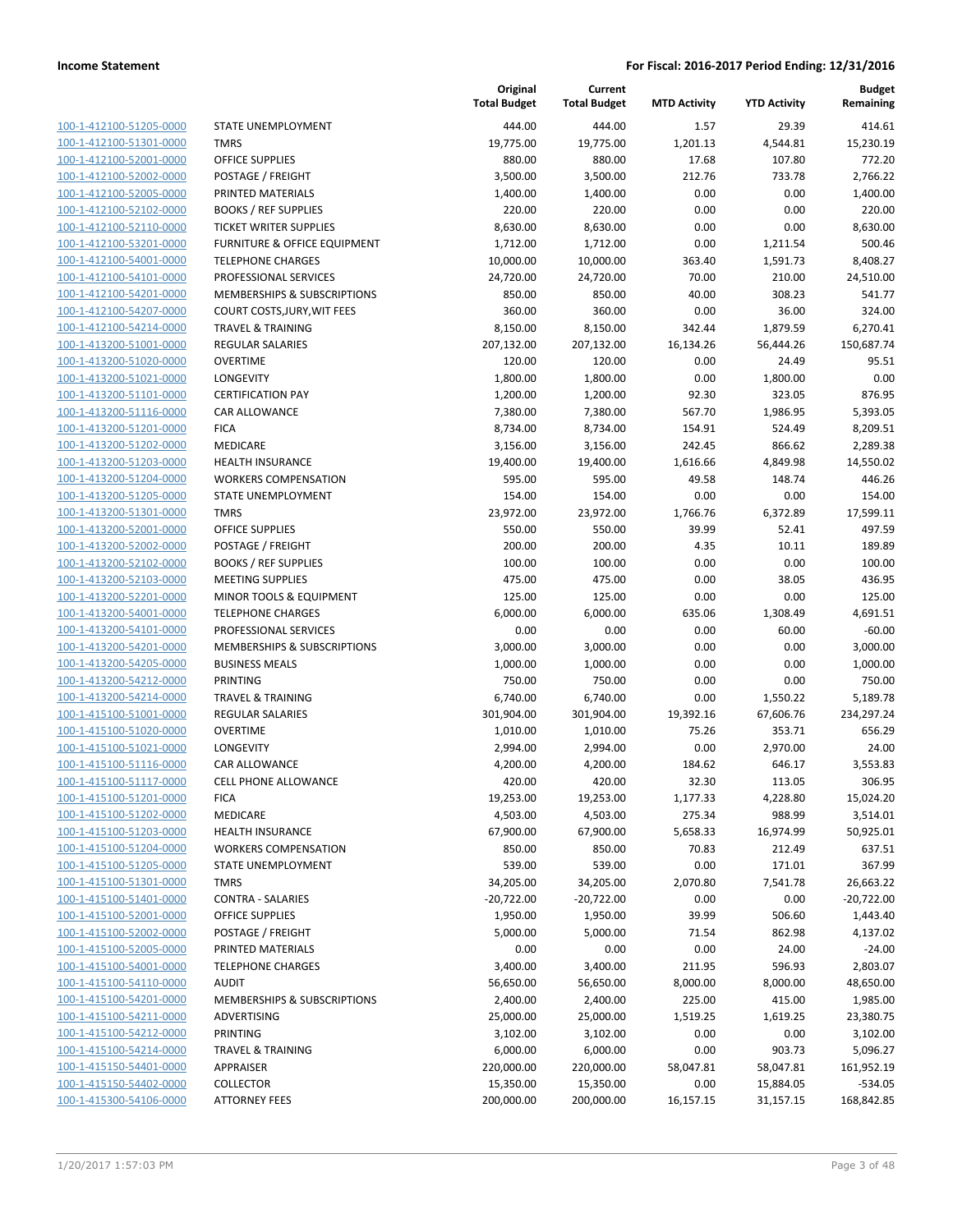| | | Original Total Budget | Current Total Budget | MTD Activity | YTD Activity | Budget Remaining |
|---|---|---|---|---|---|---|
| 100-1-412100-51205-0000 | STATE UNEMPLOYMENT | 444.00 | 444.00 | 1.57 | 29.39 | 414.61 |
| 100-1-412100-51301-0000 | TMRS | 19,775.00 | 19,775.00 | 1,201.13 | 4,544.81 | 15,230.19 |
| 100-1-412100-52001-0000 | OFFICE SUPPLIES | 880.00 | 880.00 | 17.68 | 107.80 | 772.20 |
| 100-1-412100-52002-0000 | POSTAGE / FREIGHT | 3,500.00 | 3,500.00 | 212.76 | 733.78 | 2,766.22 |
| 100-1-412100-52005-0000 | PRINTED MATERIALS | 1,400.00 | 1,400.00 | 0.00 | 0.00 | 1,400.00 |
| 100-1-412100-52102-0000 | BOOKS / REF SUPPLIES | 220.00 | 220.00 | 0.00 | 0.00 | 220.00 |
| 100-1-412100-52110-0000 | TICKET WRITER SUPPLIES | 8,630.00 | 8,630.00 | 0.00 | 0.00 | 8,630.00 |
| 100-1-412100-53201-0000 | FURNITURE & OFFICE EQUIPMENT | 1,712.00 | 1,712.00 | 0.00 | 1,211.54 | 500.46 |
| 100-1-412100-54001-0000 | TELEPHONE CHARGES | 10,000.00 | 10,000.00 | 363.40 | 1,591.73 | 8,408.27 |
| 100-1-412100-54101-0000 | PROFESSIONAL SERVICES | 24,720.00 | 24,720.00 | 70.00 | 210.00 | 24,510.00 |
| 100-1-412100-54201-0000 | MEMBERSHIPS & SUBSCRIPTIONS | 850.00 | 850.00 | 40.00 | 308.23 | 541.77 |
| 100-1-412100-54207-0000 | COURT COSTS,JURY,WIT FEES | 360.00 | 360.00 | 0.00 | 36.00 | 324.00 |
| 100-1-412100-54214-0000 | TRAVEL & TRAINING | 8,150.00 | 8,150.00 | 342.44 | 1,879.59 | 6,270.41 |
| 100-1-413200-51001-0000 | REGULAR SALARIES | 207,132.00 | 207,132.00 | 16,134.26 | 56,444.26 | 150,687.74 |
| 100-1-413200-51020-0000 | OVERTIME | 120.00 | 120.00 | 0.00 | 24.49 | 95.51 |
| 100-1-413200-51021-0000 | LONGEVITY | 1,800.00 | 1,800.00 | 0.00 | 1,800.00 | 0.00 |
| 100-1-413200-51101-0000 | CERTIFICATION PAY | 1,200.00 | 1,200.00 | 92.30 | 323.05 | 876.95 |
| 100-1-413200-51116-0000 | CAR ALLOWANCE | 7,380.00 | 7,380.00 | 567.70 | 1,986.95 | 5,393.05 |
| 100-1-413200-51201-0000 | FICA | 8,734.00 | 8,734.00 | 154.91 | 524.49 | 8,209.51 |
| 100-1-413200-51202-0000 | MEDICARE | 3,156.00 | 3,156.00 | 242.45 | 866.62 | 2,289.38 |
| 100-1-413200-51203-0000 | HEALTH INSURANCE | 19,400.00 | 19,400.00 | 1,616.66 | 4,849.98 | 14,550.02 |
| 100-1-413200-51204-0000 | WORKERS COMPENSATION | 595.00 | 595.00 | 49.58 | 148.74 | 446.26 |
| 100-1-413200-51205-0000 | STATE UNEMPLOYMENT | 154.00 | 154.00 | 0.00 | 0.00 | 154.00 |
| 100-1-413200-51301-0000 | TMRS | 23,972.00 | 23,972.00 | 1,766.76 | 6,372.89 | 17,599.11 |
| 100-1-413200-52001-0000 | OFFICE SUPPLIES | 550.00 | 550.00 | 39.99 | 52.41 | 497.59 |
| 100-1-413200-52002-0000 | POSTAGE / FREIGHT | 200.00 | 200.00 | 4.35 | 10.11 | 189.89 |
| 100-1-413200-52102-0000 | BOOKS / REF SUPPLIES | 100.00 | 100.00 | 0.00 | 0.00 | 100.00 |
| 100-1-413200-52103-0000 | MEETING SUPPLIES | 475.00 | 475.00 | 0.00 | 38.05 | 436.95 |
| 100-1-413200-52201-0000 | MINOR TOOLS & EQUIPMENT | 125.00 | 125.00 | 0.00 | 0.00 | 125.00 |
| 100-1-413200-54001-0000 | TELEPHONE CHARGES | 6,000.00 | 6,000.00 | 635.06 | 1,308.49 | 4,691.51 |
| 100-1-413200-54101-0000 | PROFESSIONAL SERVICES | 0.00 | 0.00 | 0.00 | 60.00 | -60.00 |
| 100-1-413200-54201-0000 | MEMBERSHIPS & SUBSCRIPTIONS | 3,000.00 | 3,000.00 | 0.00 | 0.00 | 3,000.00 |
| 100-1-413200-54205-0000 | BUSINESS MEALS | 1,000.00 | 1,000.00 | 0.00 | 0.00 | 1,000.00 |
| 100-1-413200-54212-0000 | PRINTING | 750.00 | 750.00 | 0.00 | 0.00 | 750.00 |
| 100-1-413200-54214-0000 | TRAVEL & TRAINING | 6,740.00 | 6,740.00 | 0.00 | 1,550.22 | 5,189.78 |
| 100-1-415100-51001-0000 | REGULAR SALARIES | 301,904.00 | 301,904.00 | 19,392.16 | 67,606.76 | 234,297.24 |
| 100-1-415100-51020-0000 | OVERTIME | 1,010.00 | 1,010.00 | 75.26 | 353.71 | 656.29 |
| 100-1-415100-51021-0000 | LONGEVITY | 2,994.00 | 2,994.00 | 0.00 | 2,970.00 | 24.00 |
| 100-1-415100-51116-0000 | CAR ALLOWANCE | 4,200.00 | 4,200.00 | 184.62 | 646.17 | 3,553.83 |
| 100-1-415100-51117-0000 | CELL PHONE ALLOWANCE | 420.00 | 420.00 | 32.30 | 113.05 | 306.95 |
| 100-1-415100-51201-0000 | FICA | 19,253.00 | 19,253.00 | 1,177.33 | 4,228.80 | 15,024.20 |
| 100-1-415100-51202-0000 | MEDICARE | 4,503.00 | 4,503.00 | 275.34 | 988.99 | 3,514.01 |
| 100-1-415100-51203-0000 | HEALTH INSURANCE | 67,900.00 | 67,900.00 | 5,658.33 | 16,974.99 | 50,925.01 |
| 100-1-415100-51204-0000 | WORKERS COMPENSATION | 850.00 | 850.00 | 70.83 | 212.49 | 637.51 |
| 100-1-415100-51205-0000 | STATE UNEMPLOYMENT | 539.00 | 539.00 | 0.00 | 171.01 | 367.99 |
| 100-1-415100-51301-0000 | TMRS | 34,205.00 | 34,205.00 | 2,070.80 | 7,541.78 | 26,663.22 |
| 100-1-415100-51401-0000 | CONTRA - SALARIES | -20,722.00 | -20,722.00 | 0.00 | 0.00 | -20,722.00 |
| 100-1-415100-52001-0000 | OFFICE SUPPLIES | 1,950.00 | 1,950.00 | 39.99 | 506.60 | 1,443.40 |
| 100-1-415100-52002-0000 | POSTAGE / FREIGHT | 5,000.00 | 5,000.00 | 71.54 | 862.98 | 4,137.02 |
| 100-1-415100-52005-0000 | PRINTED MATERIALS | 0.00 | 0.00 | 0.00 | 24.00 | -24.00 |
| 100-1-415100-54001-0000 | TELEPHONE CHARGES | 3,400.00 | 3,400.00 | 211.95 | 596.93 | 2,803.07 |
| 100-1-415100-54110-0000 | AUDIT | 56,650.00 | 56,650.00 | 8,000.00 | 8,000.00 | 48,650.00 |
| 100-1-415100-54201-0000 | MEMBERSHIPS & SUBSCRIPTIONS | 2,400.00 | 2,400.00 | 225.00 | 415.00 | 1,985.00 |
| 100-1-415100-54211-0000 | ADVERTISING | 25,000.00 | 25,000.00 | 1,519.25 | 1,619.25 | 23,380.75 |
| 100-1-415100-54212-0000 | PRINTING | 3,102.00 | 3,102.00 | 0.00 | 0.00 | 3,102.00 |
| 100-1-415100-54214-0000 | TRAVEL & TRAINING | 6,000.00 | 6,000.00 | 0.00 | 903.73 | 5,096.27 |
| 100-1-415150-54401-0000 | APPRAISER | 220,000.00 | 220,000.00 | 58,047.81 | 58,047.81 | 161,952.19 |
| 100-1-415150-54402-0000 | COLLECTOR | 15,350.00 | 15,350.00 | 0.00 | 15,884.05 | -534.05 |
| 100-1-415300-54106-0000 | ATTORNEY FEES | 200,000.00 | 200,000.00 | 16,157.15 | 31,157.15 | 168,842.85 |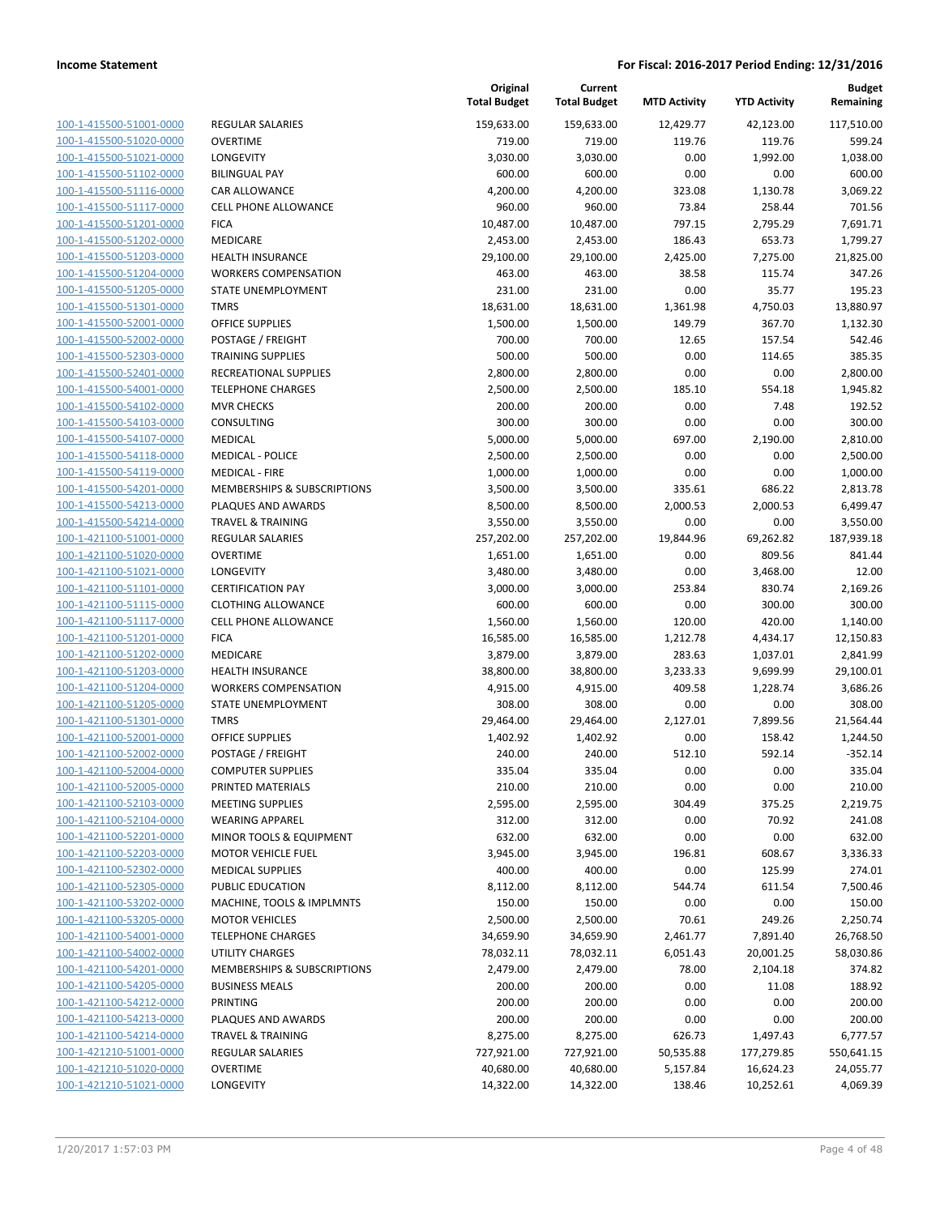| | | Original Total Budget | Current Total Budget | MTD Activity | YTD Activity | Budget Remaining |
|---|---|---|---|---|---|---|
| 100-1-415500-51001-0000 | REGULAR SALARIES | 159,633.00 | 159,633.00 | 12,429.77 | 42,123.00 | 117,510.00 |
| 100-1-415500-51020-0000 | OVERTIME | 719.00 | 719.00 | 119.76 | 119.76 | 599.24 |
| 100-1-415500-51021-0000 | LONGEVITY | 3,030.00 | 3,030.00 | 0.00 | 1,992.00 | 1,038.00 |
| 100-1-415500-51102-0000 | BILINGUAL PAY | 600.00 | 600.00 | 0.00 | 0.00 | 600.00 |
| 100-1-415500-51116-0000 | CAR ALLOWANCE | 4,200.00 | 4,200.00 | 323.08 | 1,130.78 | 3,069.22 |
| 100-1-415500-51117-0000 | CELL PHONE ALLOWANCE | 960.00 | 960.00 | 73.84 | 258.44 | 701.56 |
| 100-1-415500-51201-0000 | FICA | 10,487.00 | 10,487.00 | 797.15 | 2,795.29 | 7,691.71 |
| 100-1-415500-51202-0000 | MEDICARE | 2,453.00 | 2,453.00 | 186.43 | 653.73 | 1,799.27 |
| 100-1-415500-51203-0000 | HEALTH INSURANCE | 29,100.00 | 29,100.00 | 2,425.00 | 7,275.00 | 21,825.00 |
| 100-1-415500-51204-0000 | WORKERS COMPENSATION | 463.00 | 463.00 | 38.58 | 115.74 | 347.26 |
| 100-1-415500-51205-0000 | STATE UNEMPLOYMENT | 231.00 | 231.00 | 0.00 | 35.77 | 195.23 |
| 100-1-415500-51301-0000 | TMRS | 18,631.00 | 18,631.00 | 1,361.98 | 4,750.03 | 13,880.97 |
| 100-1-415500-52001-0000 | OFFICE SUPPLIES | 1,500.00 | 1,500.00 | 149.79 | 367.70 | 1,132.30 |
| 100-1-415500-52002-0000 | POSTAGE / FREIGHT | 700.00 | 700.00 | 12.65 | 157.54 | 542.46 |
| 100-1-415500-52303-0000 | TRAINING SUPPLIES | 500.00 | 500.00 | 0.00 | 114.65 | 385.35 |
| 100-1-415500-52401-0000 | RECREATIONAL SUPPLIES | 2,800.00 | 2,800.00 | 0.00 | 0.00 | 2,800.00 |
| 100-1-415500-54001-0000 | TELEPHONE CHARGES | 2,500.00 | 2,500.00 | 185.10 | 554.18 | 1,945.82 |
| 100-1-415500-54102-0000 | MVR CHECKS | 200.00 | 200.00 | 0.00 | 7.48 | 192.52 |
| 100-1-415500-54103-0000 | CONSULTING | 300.00 | 300.00 | 0.00 | 0.00 | 300.00 |
| 100-1-415500-54107-0000 | MEDICAL | 5,000.00 | 5,000.00 | 697.00 | 2,190.00 | 2,810.00 |
| 100-1-415500-54118-0000 | MEDICAL - POLICE | 2,500.00 | 2,500.00 | 0.00 | 0.00 | 2,500.00 |
| 100-1-415500-54119-0000 | MEDICAL - FIRE | 1,000.00 | 1,000.00 | 0.00 | 0.00 | 1,000.00 |
| 100-1-415500-54201-0000 | MEMBERSHIPS & SUBSCRIPTIONS | 3,500.00 | 3,500.00 | 335.61 | 686.22 | 2,813.78 |
| 100-1-415500-54213-0000 | PLAQUES AND AWARDS | 8,500.00 | 8,500.00 | 2,000.53 | 2,000.53 | 6,499.47 |
| 100-1-415500-54214-0000 | TRAVEL & TRAINING | 3,550.00 | 3,550.00 | 0.00 | 0.00 | 3,550.00 |
| 100-1-421100-51001-0000 | REGULAR SALARIES | 257,202.00 | 257,202.00 | 19,844.96 | 69,262.82 | 187,939.18 |
| 100-1-421100-51020-0000 | OVERTIME | 1,651.00 | 1,651.00 | 0.00 | 809.56 | 841.44 |
| 100-1-421100-51021-0000 | LONGEVITY | 3,480.00 | 3,480.00 | 0.00 | 3,468.00 | 12.00 |
| 100-1-421100-51101-0000 | CERTIFICATION PAY | 3,000.00 | 3,000.00 | 253.84 | 830.74 | 2,169.26 |
| 100-1-421100-51115-0000 | CLOTHING ALLOWANCE | 600.00 | 600.00 | 0.00 | 300.00 | 300.00 |
| 100-1-421100-51117-0000 | CELL PHONE ALLOWANCE | 1,560.00 | 1,560.00 | 120.00 | 420.00 | 1,140.00 |
| 100-1-421100-51201-0000 | FICA | 16,585.00 | 16,585.00 | 1,212.78 | 4,434.17 | 12,150.83 |
| 100-1-421100-51202-0000 | MEDICARE | 3,879.00 | 3,879.00 | 283.63 | 1,037.01 | 2,841.99 |
| 100-1-421100-51203-0000 | HEALTH INSURANCE | 38,800.00 | 38,800.00 | 3,233.33 | 9,699.99 | 29,100.01 |
| 100-1-421100-51204-0000 | WORKERS COMPENSATION | 4,915.00 | 4,915.00 | 409.58 | 1,228.74 | 3,686.26 |
| 100-1-421100-51205-0000 | STATE UNEMPLOYMENT | 308.00 | 308.00 | 0.00 | 0.00 | 308.00 |
| 100-1-421100-51301-0000 | TMRS | 29,464.00 | 29,464.00 | 2,127.01 | 7,899.56 | 21,564.44 |
| 100-1-421100-52001-0000 | OFFICE SUPPLIES | 1,402.92 | 1,402.92 | 0.00 | 158.42 | 1,244.50 |
| 100-1-421100-52002-0000 | POSTAGE / FREIGHT | 240.00 | 240.00 | 512.10 | 592.14 | -352.14 |
| 100-1-421100-52004-0000 | COMPUTER SUPPLIES | 335.04 | 335.04 | 0.00 | 0.00 | 335.04 |
| 100-1-421100-52005-0000 | PRINTED MATERIALS | 210.00 | 210.00 | 0.00 | 0.00 | 210.00 |
| 100-1-421100-52103-0000 | MEETING SUPPLIES | 2,595.00 | 2,595.00 | 304.49 | 375.25 | 2,219.75 |
| 100-1-421100-52104-0000 | WEARING APPAREL | 312.00 | 312.00 | 0.00 | 70.92 | 241.08 |
| 100-1-421100-52201-0000 | MINOR TOOLS & EQUIPMENT | 632.00 | 632.00 | 0.00 | 0.00 | 632.00 |
| 100-1-421100-52203-0000 | MOTOR VEHICLE FUEL | 3,945.00 | 3,945.00 | 196.81 | 608.67 | 3,336.33 |
| 100-1-421100-52302-0000 | MEDICAL SUPPLIES | 400.00 | 400.00 | 0.00 | 125.99 | 274.01 |
| 100-1-421100-52305-0000 | PUBLIC EDUCATION | 8,112.00 | 8,112.00 | 544.74 | 611.54 | 7,500.46 |
| 100-1-421100-53202-0000 | MACHINE, TOOLS & IMPLMNTS | 150.00 | 150.00 | 0.00 | 0.00 | 150.00 |
| 100-1-421100-53205-0000 | MOTOR VEHICLES | 2,500.00 | 2,500.00 | 70.61 | 249.26 | 2,250.74 |
| 100-1-421100-54001-0000 | TELEPHONE CHARGES | 34,659.90 | 34,659.90 | 2,461.77 | 7,891.40 | 26,768.50 |
| 100-1-421100-54002-0000 | UTILITY CHARGES | 78,032.11 | 78,032.11 | 6,051.43 | 20,001.25 | 58,030.86 |
| 100-1-421100-54201-0000 | MEMBERSHIPS & SUBSCRIPTIONS | 2,479.00 | 2,479.00 | 78.00 | 2,104.18 | 374.82 |
| 100-1-421100-54205-0000 | BUSINESS MEALS | 200.00 | 200.00 | 0.00 | 11.08 | 188.92 |
| 100-1-421100-54212-0000 | PRINTING | 200.00 | 200.00 | 0.00 | 0.00 | 200.00 |
| 100-1-421100-54213-0000 | PLAQUES AND AWARDS | 200.00 | 200.00 | 0.00 | 0.00 | 200.00 |
| 100-1-421100-54214-0000 | TRAVEL & TRAINING | 8,275.00 | 8,275.00 | 626.73 | 1,497.43 | 6,777.57 |
| 100-1-421210-51001-0000 | REGULAR SALARIES | 727,921.00 | 727,921.00 | 50,535.88 | 177,279.85 | 550,641.15 |
| 100-1-421210-51020-0000 | OVERTIME | 40,680.00 | 40,680.00 | 5,157.84 | 16,624.23 | 24,055.77 |
| 100-1-421210-51021-0000 | LONGEVITY | 14,322.00 | 14,322.00 | 138.46 | 10,252.61 | 4,069.39 |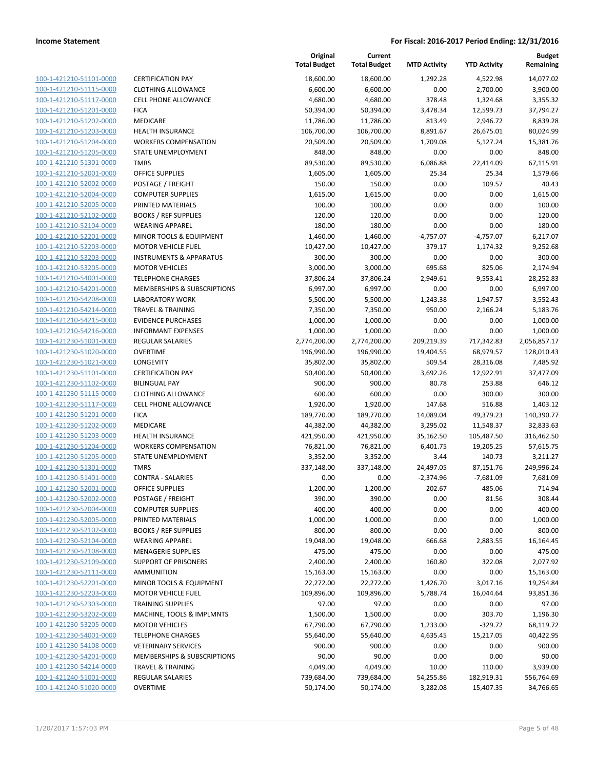| | | Original Total Budget | Current Total Budget | MTD Activity | YTD Activity | Budget Remaining |
|---|---|---|---|---|---|---|
| 100-1-421210-51101-0000 | CERTIFICATION PAY | 18,600.00 | 18,600.00 | 1,292.28 | 4,522.98 | 14,077.02 |
| 100-1-421210-51115-0000 | CLOTHING ALLOWANCE | 6,600.00 | 6,600.00 | 0.00 | 2,700.00 | 3,900.00 |
| 100-1-421210-51117-0000 | CELL PHONE ALLOWANCE | 4,680.00 | 4,680.00 | 378.48 | 1,324.68 | 3,355.32 |
| 100-1-421210-51201-0000 | FICA | 50,394.00 | 50,394.00 | 3,478.34 | 12,599.73 | 37,794.27 |
| 100-1-421210-51202-0000 | MEDICARE | 11,786.00 | 11,786.00 | 813.49 | 2,946.72 | 8,839.28 |
| 100-1-421210-51203-0000 | HEALTH INSURANCE | 106,700.00 | 106,700.00 | 8,891.67 | 26,675.01 | 80,024.99 |
| 100-1-421210-51204-0000 | WORKERS COMPENSATION | 20,509.00 | 20,509.00 | 1,709.08 | 5,127.24 | 15,381.76 |
| 100-1-421210-51205-0000 | STATE UNEMPLOYMENT | 848.00 | 848.00 | 0.00 | 0.00 | 848.00 |
| 100-1-421210-51301-0000 | TMRS | 89,530.00 | 89,530.00 | 6,086.88 | 22,414.09 | 67,115.91 |
| 100-1-421210-52001-0000 | OFFICE SUPPLIES | 1,605.00 | 1,605.00 | 25.34 | 25.34 | 1,579.66 |
| 100-1-421210-52002-0000 | POSTAGE / FREIGHT | 150.00 | 150.00 | 0.00 | 109.57 | 40.43 |
| 100-1-421210-52004-0000 | COMPUTER SUPPLIES | 1,615.00 | 1,615.00 | 0.00 | 0.00 | 1,615.00 |
| 100-1-421210-52005-0000 | PRINTED MATERIALS | 100.00 | 100.00 | 0.00 | 0.00 | 100.00 |
| 100-1-421210-52102-0000 | BOOKS / REF SUPPLIES | 120.00 | 120.00 | 0.00 | 0.00 | 120.00 |
| 100-1-421210-52104-0000 | WEARING APPAREL | 180.00 | 180.00 | 0.00 | 0.00 | 180.00 |
| 100-1-421210-52201-0000 | MINOR TOOLS & EQUIPMENT | 1,460.00 | 1,460.00 | -4,757.07 | -4,757.07 | 6,217.07 |
| 100-1-421210-52203-0000 | MOTOR VEHICLE FUEL | 10,427.00 | 10,427.00 | 379.17 | 1,174.32 | 9,252.68 |
| 100-1-421210-53203-0000 | INSTRUMENTS & APPARATUS | 300.00 | 300.00 | 0.00 | 0.00 | 300.00 |
| 100-1-421210-53205-0000 | MOTOR VEHICLES | 3,000.00 | 3,000.00 | 695.68 | 825.06 | 2,174.94 |
| 100-1-421210-54001-0000 | TELEPHONE CHARGES | 37,806.24 | 37,806.24 | 2,949.61 | 9,553.41 | 28,252.83 |
| 100-1-421210-54201-0000 | MEMBERSHIPS & SUBSCRIPTIONS | 6,997.00 | 6,997.00 | 0.00 | 0.00 | 6,997.00 |
| 100-1-421210-54208-0000 | LABORATORY WORK | 5,500.00 | 5,500.00 | 1,243.38 | 1,947.57 | 3,552.43 |
| 100-1-421210-54214-0000 | TRAVEL & TRAINING | 7,350.00 | 7,350.00 | 950.00 | 2,166.24 | 5,183.76 |
| 100-1-421210-54215-0000 | EVIDENCE PURCHASES | 1,000.00 | 1,000.00 | 0.00 | 0.00 | 1,000.00 |
| 100-1-421210-54216-0000 | INFORMANT EXPENSES | 1,000.00 | 1,000.00 | 0.00 | 0.00 | 1,000.00 |
| 100-1-421230-51001-0000 | REGULAR SALARIES | 2,774,200.00 | 2,774,200.00 | 209,219.39 | 717,342.83 | 2,056,857.17 |
| 100-1-421230-51020-0000 | OVERTIME | 196,990.00 | 196,990.00 | 19,404.55 | 68,979.57 | 128,010.43 |
| 100-1-421230-51021-0000 | LONGEVITY | 35,802.00 | 35,802.00 | 509.54 | 28,316.08 | 7,485.92 |
| 100-1-421230-51101-0000 | CERTIFICATION PAY | 50,400.00 | 50,400.00 | 3,692.26 | 12,922.91 | 37,477.09 |
| 100-1-421230-51102-0000 | BILINGUAL PAY | 900.00 | 900.00 | 80.78 | 253.88 | 646.12 |
| 100-1-421230-51115-0000 | CLOTHING ALLOWANCE | 600.00 | 600.00 | 0.00 | 300.00 | 300.00 |
| 100-1-421230-51117-0000 | CELL PHONE ALLOWANCE | 1,920.00 | 1,920.00 | 147.68 | 516.88 | 1,403.12 |
| 100-1-421230-51201-0000 | FICA | 189,770.00 | 189,770.00 | 14,089.04 | 49,379.23 | 140,390.77 |
| 100-1-421230-51202-0000 | MEDICARE | 44,382.00 | 44,382.00 | 3,295.02 | 11,548.37 | 32,833.63 |
| 100-1-421230-51203-0000 | HEALTH INSURANCE | 421,950.00 | 421,950.00 | 35,162.50 | 105,487.50 | 316,462.50 |
| 100-1-421230-51204-0000 | WORKERS COMPENSATION | 76,821.00 | 76,821.00 | 6,401.75 | 19,205.25 | 57,615.75 |
| 100-1-421230-51205-0000 | STATE UNEMPLOYMENT | 3,352.00 | 3,352.00 | 3.44 | 140.73 | 3,211.27 |
| 100-1-421230-51301-0000 | TMRS | 337,148.00 | 337,148.00 | 24,497.05 | 87,151.76 | 249,996.24 |
| 100-1-421230-51401-0000 | CONTRA - SALARIES | 0.00 | 0.00 | -2,374.96 | -7,681.09 | 7,681.09 |
| 100-1-421230-52001-0000 | OFFICE SUPPLIES | 1,200.00 | 1,200.00 | 202.67 | 485.06 | 714.94 |
| 100-1-421230-52002-0000 | POSTAGE / FREIGHT | 390.00 | 390.00 | 0.00 | 81.56 | 308.44 |
| 100-1-421230-52004-0000 | COMPUTER SUPPLIES | 400.00 | 400.00 | 0.00 | 0.00 | 400.00 |
| 100-1-421230-52005-0000 | PRINTED MATERIALS | 1,000.00 | 1,000.00 | 0.00 | 0.00 | 1,000.00 |
| 100-1-421230-52102-0000 | BOOKS / REF SUPPLIES | 800.00 | 800.00 | 0.00 | 0.00 | 800.00 |
| 100-1-421230-52104-0000 | WEARING APPAREL | 19,048.00 | 19,048.00 | 666.68 | 2,883.55 | 16,164.45 |
| 100-1-421230-52108-0000 | MENAGERIE SUPPLIES | 475.00 | 475.00 | 0.00 | 0.00 | 475.00 |
| 100-1-421230-52109-0000 | SUPPORT OF PRISONERS | 2,400.00 | 2,400.00 | 160.80 | 322.08 | 2,077.92 |
| 100-1-421230-52111-0000 | AMMUNITION | 15,163.00 | 15,163.00 | 0.00 | 0.00 | 15,163.00 |
| 100-1-421230-52201-0000 | MINOR TOOLS & EQUIPMENT | 22,272.00 | 22,272.00 | 1,426.70 | 3,017.16 | 19,254.84 |
| 100-1-421230-52203-0000 | MOTOR VEHICLE FUEL | 109,896.00 | 109,896.00 | 5,788.74 | 16,044.64 | 93,851.36 |
| 100-1-421230-52303-0000 | TRAINING SUPPLIES | 97.00 | 97.00 | 0.00 | 0.00 | 97.00 |
| 100-1-421230-53202-0000 | MACHINE, TOOLS & IMPLMNTS | 1,500.00 | 1,500.00 | 0.00 | 303.70 | 1,196.30 |
| 100-1-421230-53205-0000 | MOTOR VEHICLES | 67,790.00 | 67,790.00 | 1,233.00 | -329.72 | 68,119.72 |
| 100-1-421230-54001-0000 | TELEPHONE CHARGES | 55,640.00 | 55,640.00 | 4,635.45 | 15,217.05 | 40,422.95 |
| 100-1-421230-54108-0000 | VETERINARY SERVICES | 900.00 | 900.00 | 0.00 | 0.00 | 900.00 |
| 100-1-421230-54201-0000 | MEMBERSHIPS & SUBSCRIPTIONS | 90.00 | 90.00 | 0.00 | 0.00 | 90.00 |
| 100-1-421230-54214-0000 | TRAVEL & TRAINING | 4,049.00 | 4,049.00 | 10.00 | 110.00 | 3,939.00 |
| 100-1-421240-51001-0000 | REGULAR SALARIES | 739,684.00 | 739,684.00 | 54,255.86 | 182,919.31 | 556,764.69 |
| 100-1-421240-51020-0000 | OVERTIME | 50,174.00 | 50,174.00 | 3,282.08 | 15,407.35 | 34,766.65 |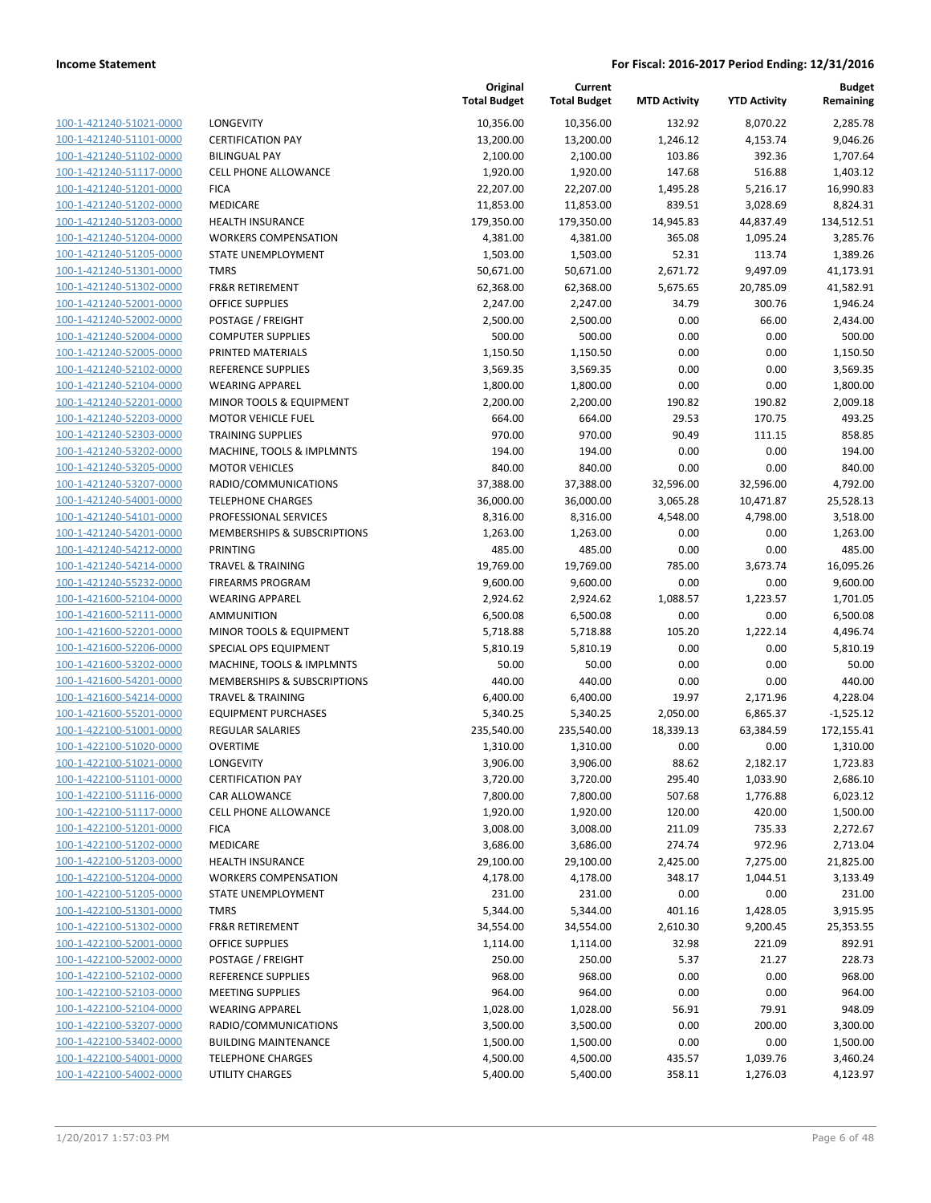| | | Original Total Budget | Current Total Budget | MTD Activity | YTD Activity | Budget Remaining |
|---|---|---|---|---|---|---|
| 100-1-421240-51021-0000 | LONGEVITY | 10,356.00 | 10,356.00 | 132.92 | 8,070.22 | 2,285.78 |
| 100-1-421240-51101-0000 | CERTIFICATION PAY | 13,200.00 | 13,200.00 | 1,246.12 | 4,153.74 | 9,046.26 |
| 100-1-421240-51102-0000 | BILINGUAL PAY | 2,100.00 | 2,100.00 | 103.86 | 392.36 | 1,707.64 |
| 100-1-421240-51117-0000 | CELL PHONE ALLOWANCE | 1,920.00 | 1,920.00 | 147.68 | 516.88 | 1,403.12 |
| 100-1-421240-51201-0000 | FICA | 22,207.00 | 22,207.00 | 1,495.28 | 5,216.17 | 16,990.83 |
| 100-1-421240-51202-0000 | MEDICARE | 11,853.00 | 11,853.00 | 839.51 | 3,028.69 | 8,824.31 |
| 100-1-421240-51203-0000 | HEALTH INSURANCE | 179,350.00 | 179,350.00 | 14,945.83 | 44,837.49 | 134,512.51 |
| 100-1-421240-51204-0000 | WORKERS COMPENSATION | 4,381.00 | 4,381.00 | 365.08 | 1,095.24 | 3,285.76 |
| 100-1-421240-51205-0000 | STATE UNEMPLOYMENT | 1,503.00 | 1,503.00 | 52.31 | 113.74 | 1,389.26 |
| 100-1-421240-51301-0000 | TMRS | 50,671.00 | 50,671.00 | 2,671.72 | 9,497.09 | 41,173.91 |
| 100-1-421240-51302-0000 | FR&R RETIREMENT | 62,368.00 | 62,368.00 | 5,675.65 | 20,785.09 | 41,582.91 |
| 100-1-421240-52001-0000 | OFFICE SUPPLIES | 2,247.00 | 2,247.00 | 34.79 | 300.76 | 1,946.24 |
| 100-1-421240-52002-0000 | POSTAGE / FREIGHT | 2,500.00 | 2,500.00 | 0.00 | 66.00 | 2,434.00 |
| 100-1-421240-52004-0000 | COMPUTER SUPPLIES | 500.00 | 500.00 | 0.00 | 0.00 | 500.00 |
| 100-1-421240-52005-0000 | PRINTED MATERIALS | 1,150.50 | 1,150.50 | 0.00 | 0.00 | 1,150.50 |
| 100-1-421240-52102-0000 | REFERENCE SUPPLIES | 3,569.35 | 3,569.35 | 0.00 | 0.00 | 3,569.35 |
| 100-1-421240-52104-0000 | WEARING APPAREL | 1,800.00 | 1,800.00 | 0.00 | 0.00 | 1,800.00 |
| 100-1-421240-52201-0000 | MINOR TOOLS & EQUIPMENT | 2,200.00 | 2,200.00 | 190.82 | 190.82 | 2,009.18 |
| 100-1-421240-52203-0000 | MOTOR VEHICLE FUEL | 664.00 | 664.00 | 29.53 | 170.75 | 493.25 |
| 100-1-421240-52303-0000 | TRAINING SUPPLIES | 970.00 | 970.00 | 90.49 | 111.15 | 858.85 |
| 100-1-421240-53202-0000 | MACHINE, TOOLS & IMPLMNTS | 194.00 | 194.00 | 0.00 | 0.00 | 194.00 |
| 100-1-421240-53205-0000 | MOTOR VEHICLES | 840.00 | 840.00 | 0.00 | 0.00 | 840.00 |
| 100-1-421240-53207-0000 | RADIO/COMMUNICATIONS | 37,388.00 | 37,388.00 | 32,596.00 | 32,596.00 | 4,792.00 |
| 100-1-421240-54001-0000 | TELEPHONE CHARGES | 36,000.00 | 36,000.00 | 3,065.28 | 10,471.87 | 25,528.13 |
| 100-1-421240-54101-0000 | PROFESSIONAL SERVICES | 8,316.00 | 8,316.00 | 4,548.00 | 4,798.00 | 3,518.00 |
| 100-1-421240-54201-0000 | MEMBERSHIPS & SUBSCRIPTIONS | 1,263.00 | 1,263.00 | 0.00 | 0.00 | 1,263.00 |
| 100-1-421240-54212-0000 | PRINTING | 485.00 | 485.00 | 0.00 | 0.00 | 485.00 |
| 100-1-421240-54214-0000 | TRAVEL & TRAINING | 19,769.00 | 19,769.00 | 785.00 | 3,673.74 | 16,095.26 |
| 100-1-421240-55232-0000 | FIREARMS PROGRAM | 9,600.00 | 9,600.00 | 0.00 | 0.00 | 9,600.00 |
| 100-1-421600-52104-0000 | WEARING APPAREL | 2,924.62 | 2,924.62 | 1,088.57 | 1,223.57 | 1,701.05 |
| 100-1-421600-52111-0000 | AMMUNITION | 6,500.08 | 6,500.08 | 0.00 | 0.00 | 6,500.08 |
| 100-1-421600-52201-0000 | MINOR TOOLS & EQUIPMENT | 5,718.88 | 5,718.88 | 105.20 | 1,222.14 | 4,496.74 |
| 100-1-421600-52206-0000 | SPECIAL OPS EQUIPMENT | 5,810.19 | 5,810.19 | 0.00 | 0.00 | 5,810.19 |
| 100-1-421600-53202-0000 | MACHINE, TOOLS & IMPLMNTS | 50.00 | 50.00 | 0.00 | 0.00 | 50.00 |
| 100-1-421600-54201-0000 | MEMBERSHIPS & SUBSCRIPTIONS | 440.00 | 440.00 | 0.00 | 0.00 | 440.00 |
| 100-1-421600-54214-0000 | TRAVEL & TRAINING | 6,400.00 | 6,400.00 | 19.97 | 2,171.96 | 4,228.04 |
| 100-1-421600-55201-0000 | EQUIPMENT PURCHASES | 5,340.25 | 5,340.25 | 2,050.00 | 6,865.37 | -1,525.12 |
| 100-1-422100-51001-0000 | REGULAR SALARIES | 235,540.00 | 235,540.00 | 18,339.13 | 63,384.59 | 172,155.41 |
| 100-1-422100-51020-0000 | OVERTIME | 1,310.00 | 1,310.00 | 0.00 | 0.00 | 1,310.00 |
| 100-1-422100-51021-0000 | LONGEVITY | 3,906.00 | 3,906.00 | 88.62 | 2,182.17 | 1,723.83 |
| 100-1-422100-51101-0000 | CERTIFICATION PAY | 3,720.00 | 3,720.00 | 295.40 | 1,033.90 | 2,686.10 |
| 100-1-422100-51116-0000 | CAR ALLOWANCE | 7,800.00 | 7,800.00 | 507.68 | 1,776.88 | 6,023.12 |
| 100-1-422100-51117-0000 | CELL PHONE ALLOWANCE | 1,920.00 | 1,920.00 | 120.00 | 420.00 | 1,500.00 |
| 100-1-422100-51201-0000 | FICA | 3,008.00 | 3,008.00 | 211.09 | 735.33 | 2,272.67 |
| 100-1-422100-51202-0000 | MEDICARE | 3,686.00 | 3,686.00 | 274.74 | 972.96 | 2,713.04 |
| 100-1-422100-51203-0000 | HEALTH INSURANCE | 29,100.00 | 29,100.00 | 2,425.00 | 7,275.00 | 21,825.00 |
| 100-1-422100-51204-0000 | WORKERS COMPENSATION | 4,178.00 | 4,178.00 | 348.17 | 1,044.51 | 3,133.49 |
| 100-1-422100-51205-0000 | STATE UNEMPLOYMENT | 231.00 | 231.00 | 0.00 | 0.00 | 231.00 |
| 100-1-422100-51301-0000 | TMRS | 5,344.00 | 5,344.00 | 401.16 | 1,428.05 | 3,915.95 |
| 100-1-422100-51302-0000 | FR&R RETIREMENT | 34,554.00 | 34,554.00 | 2,610.30 | 9,200.45 | 25,353.55 |
| 100-1-422100-52001-0000 | OFFICE SUPPLIES | 1,114.00 | 1,114.00 | 32.98 | 221.09 | 892.91 |
| 100-1-422100-52002-0000 | POSTAGE / FREIGHT | 250.00 | 250.00 | 5.37 | 21.27 | 228.73 |
| 100-1-422100-52102-0000 | REFERENCE SUPPLIES | 968.00 | 968.00 | 0.00 | 0.00 | 968.00 |
| 100-1-422100-52103-0000 | MEETING SUPPLIES | 964.00 | 964.00 | 0.00 | 0.00 | 964.00 |
| 100-1-422100-52104-0000 | WEARING APPAREL | 1,028.00 | 1,028.00 | 56.91 | 79.91 | 948.09 |
| 100-1-422100-53207-0000 | RADIO/COMMUNICATIONS | 3,500.00 | 3,500.00 | 0.00 | 200.00 | 3,300.00 |
| 100-1-422100-53402-0000 | BUILDING MAINTENANCE | 1,500.00 | 1,500.00 | 0.00 | 0.00 | 1,500.00 |
| 100-1-422100-54001-0000 | TELEPHONE CHARGES | 4,500.00 | 4,500.00 | 435.57 | 1,039.76 | 3,460.24 |
| 100-1-422100-54002-0000 | UTILITY CHARGES | 5,400.00 | 5,400.00 | 358.11 | 1,276.03 | 4,123.97 |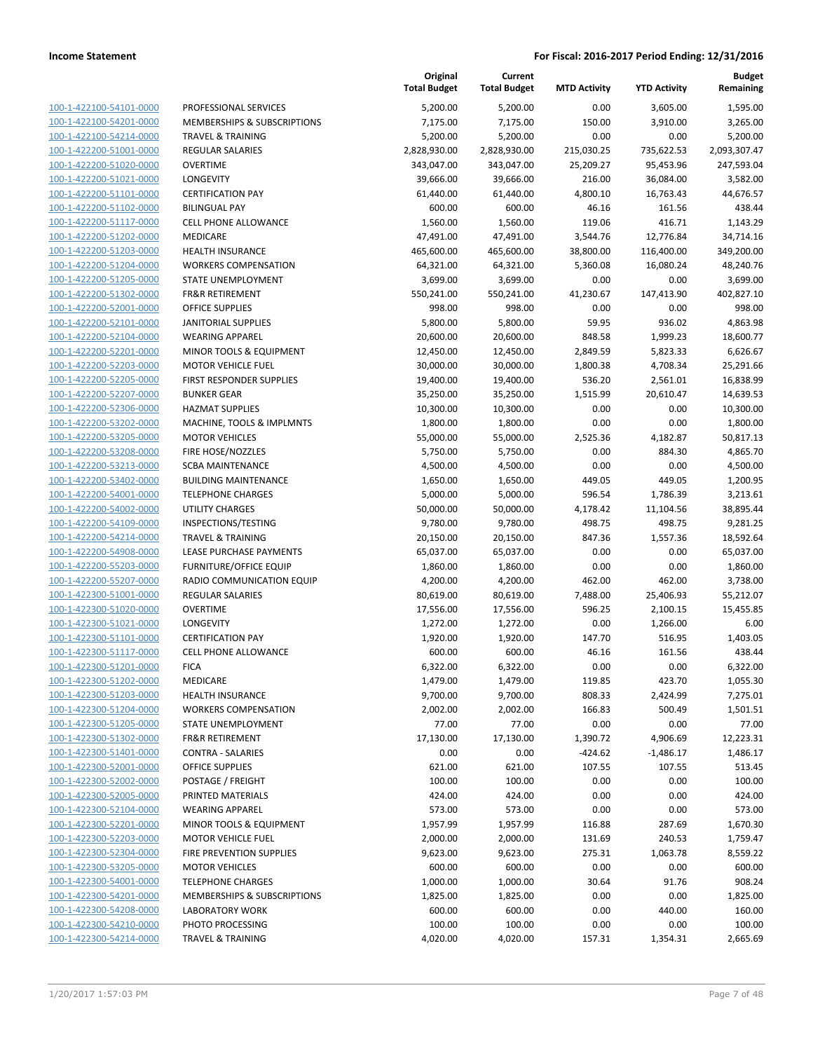**Income Statement** | **For Fiscal: 2016-2017 Period Ending: 12/31/2016**

| | | Original Total Budget | Current Total Budget | MTD Activity | YTD Activity | Budget Remaining |
|---|---|---|---|---|---|---|
| 100-1-422100-54101-0000 | PROFESSIONAL SERVICES | 5,200.00 | 5,200.00 | 0.00 | 3,605.00 | 1,595.00 |
| 100-1-422100-54201-0000 | MEMBERSHIPS & SUBSCRIPTIONS | 7,175.00 | 7,175.00 | 150.00 | 3,910.00 | 3,265.00 |
| 100-1-422100-54214-0000 | TRAVEL & TRAINING | 5,200.00 | 5,200.00 | 0.00 | 0.00 | 5,200.00 |
| 100-1-422200-51001-0000 | REGULAR SALARIES | 2,828,930.00 | 2,828,930.00 | 215,030.25 | 735,622.53 | 2,093,307.47 |
| 100-1-422200-51020-0000 | OVERTIME | 343,047.00 | 343,047.00 | 25,209.27 | 95,453.96 | 247,593.04 |
| 100-1-422200-51021-0000 | LONGEVITY | 39,666.00 | 39,666.00 | 216.00 | 36,084.00 | 3,582.00 |
| 100-1-422200-51101-0000 | CERTIFICATION PAY | 61,440.00 | 61,440.00 | 4,800.10 | 16,763.43 | 44,676.57 |
| 100-1-422200-51102-0000 | BILINGUAL PAY | 600.00 | 600.00 | 46.16 | 161.56 | 438.44 |
| 100-1-422200-51117-0000 | CELL PHONE ALLOWANCE | 1,560.00 | 1,560.00 | 119.06 | 416.71 | 1,143.29 |
| 100-1-422200-51202-0000 | MEDICARE | 47,491.00 | 47,491.00 | 3,544.76 | 12,776.84 | 34,714.16 |
| 100-1-422200-51203-0000 | HEALTH INSURANCE | 465,600.00 | 465,600.00 | 38,800.00 | 116,400.00 | 349,200.00 |
| 100-1-422200-51204-0000 | WORKERS COMPENSATION | 64,321.00 | 64,321.00 | 5,360.08 | 16,080.24 | 48,240.76 |
| 100-1-422200-51205-0000 | STATE UNEMPLOYMENT | 3,699.00 | 3,699.00 | 0.00 | 0.00 | 3,699.00 |
| 100-1-422200-51302-0000 | FR&R RETIREMENT | 550,241.00 | 550,241.00 | 41,230.67 | 147,413.90 | 402,827.10 |
| 100-1-422200-52001-0000 | OFFICE SUPPLIES | 998.00 | 998.00 | 0.00 | 0.00 | 998.00 |
| 100-1-422200-52101-0000 | JANITORIAL SUPPLIES | 5,800.00 | 5,800.00 | 59.95 | 936.02 | 4,863.98 |
| 100-1-422200-52104-0000 | WEARING APPAREL | 20,600.00 | 20,600.00 | 848.58 | 1,999.23 | 18,600.77 |
| 100-1-422200-52201-0000 | MINOR TOOLS & EQUIPMENT | 12,450.00 | 12,450.00 | 2,849.59 | 5,823.33 | 6,626.67 |
| 100-1-422200-52203-0000 | MOTOR VEHICLE FUEL | 30,000.00 | 30,000.00 | 1,800.38 | 4,708.34 | 25,291.66 |
| 100-1-422200-52205-0000 | FIRST RESPONDER SUPPLIES | 19,400.00 | 19,400.00 | 536.20 | 2,561.01 | 16,838.99 |
| 100-1-422200-52207-0000 | BUNKER GEAR | 35,250.00 | 35,250.00 | 1,515.99 | 20,610.47 | 14,639.53 |
| 100-1-422200-52306-0000 | HAZMAT SUPPLIES | 10,300.00 | 10,300.00 | 0.00 | 0.00 | 10,300.00 |
| 100-1-422200-53202-0000 | MACHINE, TOOLS & IMPLMNTS | 1,800.00 | 1,800.00 | 0.00 | 0.00 | 1,800.00 |
| 100-1-422200-53205-0000 | MOTOR VEHICLES | 55,000.00 | 55,000.00 | 2,525.36 | 4,182.87 | 50,817.13 |
| 100-1-422200-53208-0000 | FIRE HOSE/NOZZLES | 5,750.00 | 5,750.00 | 0.00 | 884.30 | 4,865.70 |
| 100-1-422200-53213-0000 | SCBA MAINTENANCE | 4,500.00 | 4,500.00 | 0.00 | 0.00 | 4,500.00 |
| 100-1-422200-53402-0000 | BUILDING MAINTENANCE | 1,650.00 | 1,650.00 | 449.05 | 449.05 | 1,200.95 |
| 100-1-422200-54001-0000 | TELEPHONE CHARGES | 5,000.00 | 5,000.00 | 596.54 | 1,786.39 | 3,213.61 |
| 100-1-422200-54002-0000 | UTILITY CHARGES | 50,000.00 | 50,000.00 | 4,178.42 | 11,104.56 | 38,895.44 |
| 100-1-422200-54109-0000 | INSPECTIONS/TESTING | 9,780.00 | 9,780.00 | 498.75 | 498.75 | 9,281.25 |
| 100-1-422200-54214-0000 | TRAVEL & TRAINING | 20,150.00 | 20,150.00 | 847.36 | 1,557.36 | 18,592.64 |
| 100-1-422200-54908-0000 | LEASE PURCHASE PAYMENTS | 65,037.00 | 65,037.00 | 0.00 | 0.00 | 65,037.00 |
| 100-1-422200-55203-0000 | FURNITURE/OFFICE EQUIP | 1,860.00 | 1,860.00 | 0.00 | 0.00 | 1,860.00 |
| 100-1-422200-55207-0000 | RADIO COMMUNICATION EQUIP | 4,200.00 | 4,200.00 | 462.00 | 462.00 | 3,738.00 |
| 100-1-422300-51001-0000 | REGULAR SALARIES | 80,619.00 | 80,619.00 | 7,488.00 | 25,406.93 | 55,212.07 |
| 100-1-422300-51020-0000 | OVERTIME | 17,556.00 | 17,556.00 | 596.25 | 2,100.15 | 15,455.85 |
| 100-1-422300-51021-0000 | LONGEVITY | 1,272.00 | 1,272.00 | 0.00 | 1,266.00 | 6.00 |
| 100-1-422300-51101-0000 | CERTIFICATION PAY | 1,920.00 | 1,920.00 | 147.70 | 516.95 | 1,403.05 |
| 100-1-422300-51117-0000 | CELL PHONE ALLOWANCE | 600.00 | 600.00 | 46.16 | 161.56 | 438.44 |
| 100-1-422300-51201-0000 | FICA | 6,322.00 | 6,322.00 | 0.00 | 0.00 | 6,322.00 |
| 100-1-422300-51202-0000 | MEDICARE | 1,479.00 | 1,479.00 | 119.85 | 423.70 | 1,055.30 |
| 100-1-422300-51203-0000 | HEALTH INSURANCE | 9,700.00 | 9,700.00 | 808.33 | 2,424.99 | 7,275.01 |
| 100-1-422300-51204-0000 | WORKERS COMPENSATION | 2,002.00 | 2,002.00 | 166.83 | 500.49 | 1,501.51 |
| 100-1-422300-51205-0000 | STATE UNEMPLOYMENT | 77.00 | 77.00 | 0.00 | 0.00 | 77.00 |
| 100-1-422300-51302-0000 | FR&R RETIREMENT | 17,130.00 | 17,130.00 | 1,390.72 | 4,906.69 | 12,223.31 |
| 100-1-422300-51401-0000 | CONTRA - SALARIES | 0.00 | 0.00 | -424.62 | -1,486.17 | 1,486.17 |
| 100-1-422300-52001-0000 | OFFICE SUPPLIES | 621.00 | 621.00 | 107.55 | 107.55 | 513.45 |
| 100-1-422300-52002-0000 | POSTAGE / FREIGHT | 100.00 | 100.00 | 0.00 | 0.00 | 100.00 |
| 100-1-422300-52005-0000 | PRINTED MATERIALS | 424.00 | 424.00 | 0.00 | 0.00 | 424.00 |
| 100-1-422300-52104-0000 | WEARING APPAREL | 573.00 | 573.00 | 0.00 | 0.00 | 573.00 |
| 100-1-422300-52201-0000 | MINOR TOOLS & EQUIPMENT | 1,957.99 | 1,957.99 | 116.88 | 287.69 | 1,670.30 |
| 100-1-422300-52203-0000 | MOTOR VEHICLE FUEL | 2,000.00 | 2,000.00 | 131.69 | 240.53 | 1,759.47 |
| 100-1-422300-52304-0000 | FIRE PREVENTION SUPPLIES | 9,623.00 | 9,623.00 | 275.31 | 1,063.78 | 8,559.22 |
| 100-1-422300-53205-0000 | MOTOR VEHICLES | 600.00 | 600.00 | 0.00 | 0.00 | 600.00 |
| 100-1-422300-54001-0000 | TELEPHONE CHARGES | 1,000.00 | 1,000.00 | 30.64 | 91.76 | 908.24 |
| 100-1-422300-54201-0000 | MEMBERSHIPS & SUBSCRIPTIONS | 1,825.00 | 1,825.00 | 0.00 | 0.00 | 1,825.00 |
| 100-1-422300-54208-0000 | LABORATORY WORK | 600.00 | 600.00 | 0.00 | 440.00 | 160.00 |
| 100-1-422300-54210-0000 | PHOTO PROCESSING | 100.00 | 100.00 | 0.00 | 0.00 | 100.00 |
| 100-1-422300-54214-0000 | TRAVEL & TRAINING | 4,020.00 | 4,020.00 | 157.31 | 1,354.31 | 2,665.69 |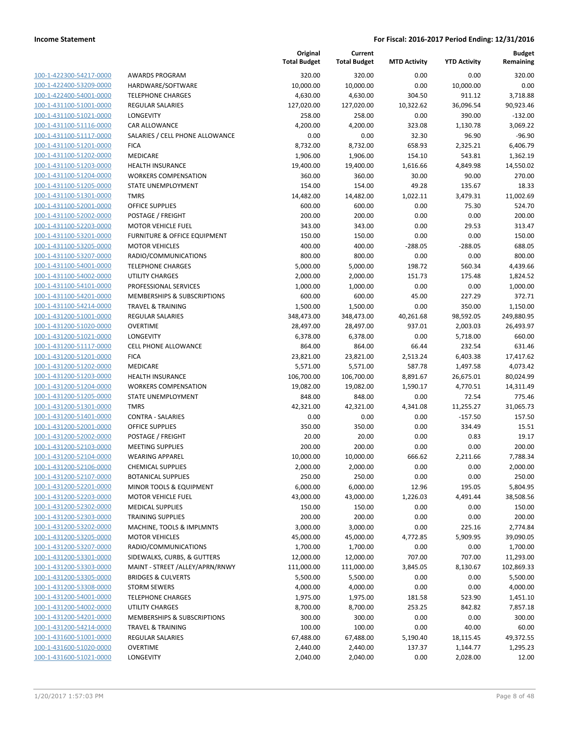**Income Statement** — For Fiscal: 2016-2017 Period Ending: 12/31/2016

| | | Original Total Budget | Current Total Budget | MTD Activity | YTD Activity | Budget Remaining |
|---|---|---|---|---|---|---|
| 100-1-422300-54217-0000 | AWARDS PROGRAM | 320.00 | 320.00 | 0.00 | 0.00 | 320.00 |
| 100-1-422400-53209-0000 | HARDWARE/SOFTWARE | 10,000.00 | 10,000.00 | 0.00 | 10,000.00 | 0.00 |
| 100-1-422400-54001-0000 | TELEPHONE CHARGES | 4,630.00 | 4,630.00 | 304.50 | 911.12 | 3,718.88 |
| 100-1-431100-51001-0000 | REGULAR SALARIES | 127,020.00 | 127,020.00 | 10,322.62 | 36,096.54 | 90,923.46 |
| 100-1-431100-51021-0000 | LONGEVITY | 258.00 | 258.00 | 0.00 | 390.00 | -132.00 |
| 100-1-431100-51116-0000 | CAR ALLOWANCE | 4,200.00 | 4,200.00 | 323.08 | 1,130.78 | 3,069.22 |
| 100-1-431100-51117-0000 | SALARIES / CELL PHONE ALLOWANCE | 0.00 | 0.00 | 32.30 | 96.90 | -96.90 |
| 100-1-431100-51201-0000 | FICA | 8,732.00 | 8,732.00 | 658.93 | 2,325.21 | 6,406.79 |
| 100-1-431100-51202-0000 | MEDICARE | 1,906.00 | 1,906.00 | 154.10 | 543.81 | 1,362.19 |
| 100-1-431100-51203-0000 | HEALTH INSURANCE | 19,400.00 | 19,400.00 | 1,616.66 | 4,849.98 | 14,550.02 |
| 100-1-431100-51204-0000 | WORKERS COMPENSATION | 360.00 | 360.00 | 30.00 | 90.00 | 270.00 |
| 100-1-431100-51205-0000 | STATE UNEMPLOYMENT | 154.00 | 154.00 | 49.28 | 135.67 | 18.33 |
| 100-1-431100-51301-0000 | TMRS | 14,482.00 | 14,482.00 | 1,022.11 | 3,479.31 | 11,002.69 |
| 100-1-431100-52001-0000 | OFFICE SUPPLIES | 600.00 | 600.00 | 0.00 | 75.30 | 524.70 |
| 100-1-431100-52002-0000 | POSTAGE / FREIGHT | 200.00 | 200.00 | 0.00 | 0.00 | 200.00 |
| 100-1-431100-52203-0000 | MOTOR VEHICLE FUEL | 343.00 | 343.00 | 0.00 | 29.53 | 313.47 |
| 100-1-431100-53201-0000 | FURNITURE & OFFICE EQUIPMENT | 150.00 | 150.00 | 0.00 | 0.00 | 150.00 |
| 100-1-431100-53205-0000 | MOTOR VEHICLES | 400.00 | 400.00 | -288.05 | -288.05 | 688.05 |
| 100-1-431100-53207-0000 | RADIO/COMMUNICATIONS | 800.00 | 800.00 | 0.00 | 0.00 | 800.00 |
| 100-1-431100-54001-0000 | TELEPHONE CHARGES | 5,000.00 | 5,000.00 | 198.72 | 560.34 | 4,439.66 |
| 100-1-431100-54002-0000 | UTILITY CHARGES | 2,000.00 | 2,000.00 | 151.73 | 175.48 | 1,824.52 |
| 100-1-431100-54101-0000 | PROFESSIONAL SERVICES | 1,000.00 | 1,000.00 | 0.00 | 0.00 | 1,000.00 |
| 100-1-431100-54201-0000 | MEMBERSHIPS & SUBSCRIPTIONS | 600.00 | 600.00 | 45.00 | 227.29 | 372.71 |
| 100-1-431100-54214-0000 | TRAVEL & TRAINING | 1,500.00 | 1,500.00 | 0.00 | 350.00 | 1,150.00 |
| 100-1-431200-51001-0000 | REGULAR SALARIES | 348,473.00 | 348,473.00 | 40,261.68 | 98,592.05 | 249,880.95 |
| 100-1-431200-51020-0000 | OVERTIME | 28,497.00 | 28,497.00 | 937.01 | 2,003.03 | 26,493.97 |
| 100-1-431200-51021-0000 | LONGEVITY | 6,378.00 | 6,378.00 | 0.00 | 5,718.00 | 660.00 |
| 100-1-431200-51117-0000 | CELL PHONE ALLOWANCE | 864.00 | 864.00 | 66.44 | 232.54 | 631.46 |
| 100-1-431200-51201-0000 | FICA | 23,821.00 | 23,821.00 | 2,513.24 | 6,403.38 | 17,417.62 |
| 100-1-431200-51202-0000 | MEDICARE | 5,571.00 | 5,571.00 | 587.78 | 1,497.58 | 4,073.42 |
| 100-1-431200-51203-0000 | HEALTH INSURANCE | 106,700.00 | 106,700.00 | 8,891.67 | 26,675.01 | 80,024.99 |
| 100-1-431200-51204-0000 | WORKERS COMPENSATION | 19,082.00 | 19,082.00 | 1,590.17 | 4,770.51 | 14,311.49 |
| 100-1-431200-51205-0000 | STATE UNEMPLOYMENT | 848.00 | 848.00 | 0.00 | 72.54 | 775.46 |
| 100-1-431200-51301-0000 | TMRS | 42,321.00 | 42,321.00 | 4,341.08 | 11,255.27 | 31,065.73 |
| 100-1-431200-51401-0000 | CONTRA - SALARIES | 0.00 | 0.00 | 0.00 | -157.50 | 157.50 |
| 100-1-431200-52001-0000 | OFFICE SUPPLIES | 350.00 | 350.00 | 0.00 | 334.49 | 15.51 |
| 100-1-431200-52002-0000 | POSTAGE / FREIGHT | 20.00 | 20.00 | 0.00 | 0.83 | 19.17 |
| 100-1-431200-52103-0000 | MEETING SUPPLIES | 200.00 | 200.00 | 0.00 | 0.00 | 200.00 |
| 100-1-431200-52104-0000 | WEARING APPAREL | 10,000.00 | 10,000.00 | 666.62 | 2,211.66 | 7,788.34 |
| 100-1-431200-52106-0000 | CHEMICAL SUPPLIES | 2,000.00 | 2,000.00 | 0.00 | 0.00 | 2,000.00 |
| 100-1-431200-52107-0000 | BOTANICAL SUPPLIES | 250.00 | 250.00 | 0.00 | 0.00 | 250.00 |
| 100-1-431200-52201-0000 | MINOR TOOLS & EQUIPMENT | 6,000.00 | 6,000.00 | 12.96 | 195.05 | 5,804.95 |
| 100-1-431200-52203-0000 | MOTOR VEHICLE FUEL | 43,000.00 | 43,000.00 | 1,226.03 | 4,491.44 | 38,508.56 |
| 100-1-431200-52302-0000 | MEDICAL SUPPLIES | 150.00 | 150.00 | 0.00 | 0.00 | 150.00 |
| 100-1-431200-52303-0000 | TRAINING SUPPLIES | 200.00 | 200.00 | 0.00 | 0.00 | 200.00 |
| 100-1-431200-53202-0000 | MACHINE, TOOLS & IMPLMNTS | 3,000.00 | 3,000.00 | 0.00 | 225.16 | 2,774.84 |
| 100-1-431200-53205-0000 | MOTOR VEHICLES | 45,000.00 | 45,000.00 | 4,772.85 | 5,909.95 | 39,090.05 |
| 100-1-431200-53207-0000 | RADIO/COMMUNICATIONS | 1,700.00 | 1,700.00 | 0.00 | 0.00 | 1,700.00 |
| 100-1-431200-53301-0000 | SIDEWALKS, CURBS, & GUTTERS | 12,000.00 | 12,000.00 | 707.00 | 707.00 | 11,293.00 |
| 100-1-431200-53303-0000 | MAINT - STREET /ALLEY/APRN/RNWY | 111,000.00 | 111,000.00 | 3,845.05 | 8,130.67 | 102,869.33 |
| 100-1-431200-53305-0000 | BRIDGES & CULVERTS | 5,500.00 | 5,500.00 | 0.00 | 0.00 | 5,500.00 |
| 100-1-431200-53308-0000 | STORM SEWERS | 4,000.00 | 4,000.00 | 0.00 | 0.00 | 4,000.00 |
| 100-1-431200-54001-0000 | TELEPHONE CHARGES | 1,975.00 | 1,975.00 | 181.58 | 523.90 | 1,451.10 |
| 100-1-431200-54002-0000 | UTILITY CHARGES | 8,700.00 | 8,700.00 | 253.25 | 842.82 | 7,857.18 |
| 100-1-431200-54201-0000 | MEMBERSHIPS & SUBSCRIPTIONS | 300.00 | 300.00 | 0.00 | 0.00 | 300.00 |
| 100-1-431200-54214-0000 | TRAVEL & TRAINING | 100.00 | 100.00 | 0.00 | 40.00 | 60.00 |
| 100-1-431600-51001-0000 | REGULAR SALARIES | 67,488.00 | 67,488.00 | 5,190.40 | 18,115.45 | 49,372.55 |
| 100-1-431600-51020-0000 | OVERTIME | 2,440.00 | 2,440.00 | 137.37 | 1,144.77 | 1,295.23 |
| 100-1-431600-51021-0000 | LONGEVITY | 2,040.00 | 2,040.00 | 0.00 | 2,028.00 | 12.00 |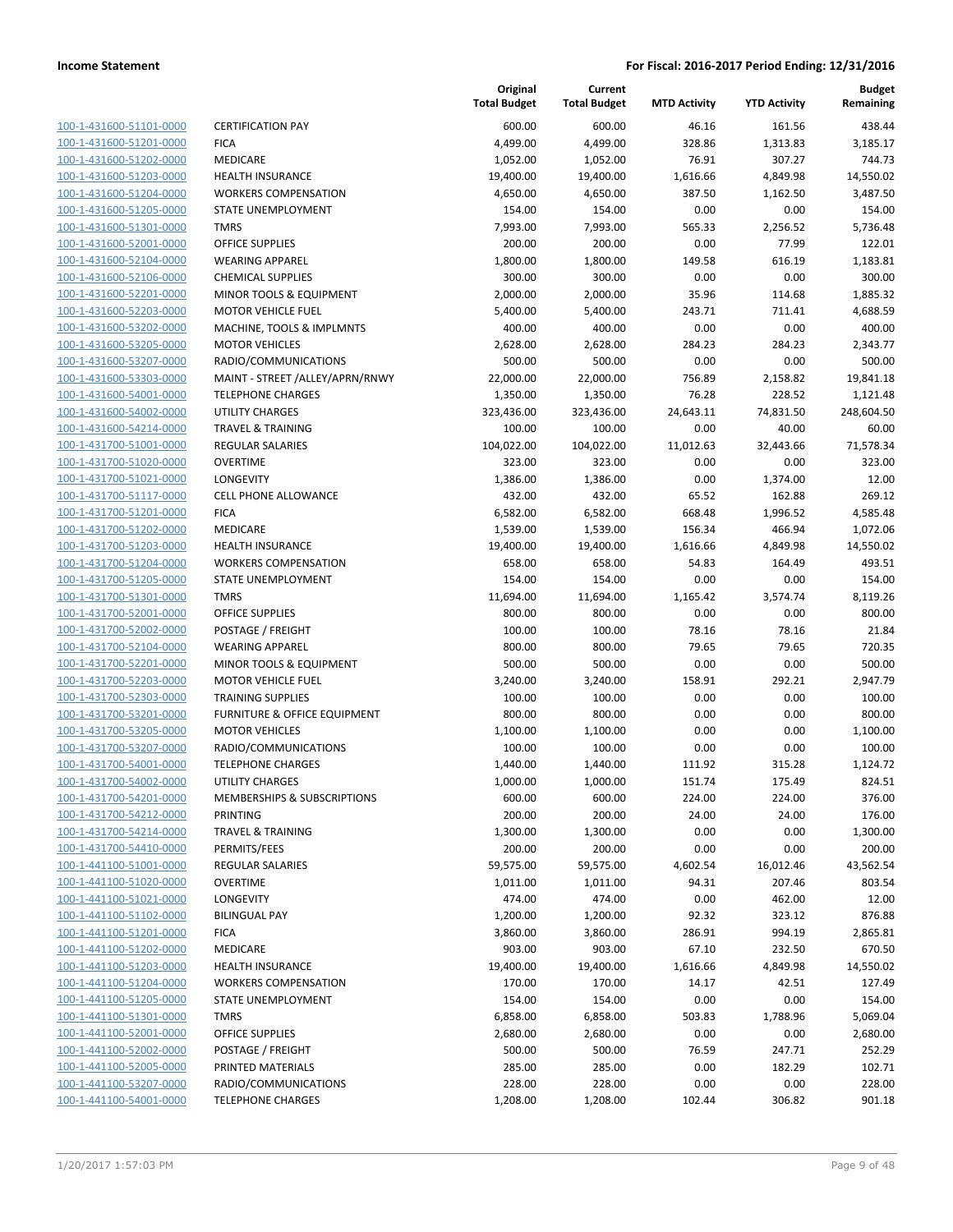| | | Original Total Budget | Current Total Budget | MTD Activity | YTD Activity | Budget Remaining |
|---|---|---|---|---|---|---|
| 100-1-431600-51101-0000 | CERTIFICATION PAY | 600.00 | 600.00 | 46.16 | 161.56 | 438.44 |
| 100-1-431600-51201-0000 | FICA | 4,499.00 | 4,499.00 | 328.86 | 1,313.83 | 3,185.17 |
| 100-1-431600-51202-0000 | MEDICARE | 1,052.00 | 1,052.00 | 76.91 | 307.27 | 744.73 |
| 100-1-431600-51203-0000 | HEALTH INSURANCE | 19,400.00 | 19,400.00 | 1,616.66 | 4,849.98 | 14,550.02 |
| 100-1-431600-51204-0000 | WORKERS COMPENSATION | 4,650.00 | 4,650.00 | 387.50 | 1,162.50 | 3,487.50 |
| 100-1-431600-51205-0000 | STATE UNEMPLOYMENT | 154.00 | 154.00 | 0.00 | 0.00 | 154.00 |
| 100-1-431600-51301-0000 | TMRS | 7,993.00 | 7,993.00 | 565.33 | 2,256.52 | 5,736.48 |
| 100-1-431600-52001-0000 | OFFICE SUPPLIES | 200.00 | 200.00 | 0.00 | 77.99 | 122.01 |
| 100-1-431600-52104-0000 | WEARING APPAREL | 1,800.00 | 1,800.00 | 149.58 | 616.19 | 1,183.81 |
| 100-1-431600-52106-0000 | CHEMICAL SUPPLIES | 300.00 | 300.00 | 0.00 | 0.00 | 300.00 |
| 100-1-431600-52201-0000 | MINOR TOOLS & EQUIPMENT | 2,000.00 | 2,000.00 | 35.96 | 114.68 | 1,885.32 |
| 100-1-431600-52203-0000 | MOTOR VEHICLE FUEL | 5,400.00 | 5,400.00 | 243.71 | 711.41 | 4,688.59 |
| 100-1-431600-53202-0000 | MACHINE, TOOLS & IMPLMNTS | 400.00 | 400.00 | 0.00 | 0.00 | 400.00 |
| 100-1-431600-53205-0000 | MOTOR VEHICLES | 2,628.00 | 2,628.00 | 284.23 | 284.23 | 2,343.77 |
| 100-1-431600-53207-0000 | RADIO/COMMUNICATIONS | 500.00 | 500.00 | 0.00 | 0.00 | 500.00 |
| 100-1-431600-53303-0000 | MAINT - STREET /ALLEY/APRN/RNWY | 22,000.00 | 22,000.00 | 756.89 | 2,158.82 | 19,841.18 |
| 100-1-431600-54001-0000 | TELEPHONE CHARGES | 1,350.00 | 1,350.00 | 76.28 | 228.52 | 1,121.48 |
| 100-1-431600-54002-0000 | UTILITY CHARGES | 323,436.00 | 323,436.00 | 24,643.11 | 74,831.50 | 248,604.50 |
| 100-1-431600-54214-0000 | TRAVEL & TRAINING | 100.00 | 100.00 | 0.00 | 40.00 | 60.00 |
| 100-1-431700-51001-0000 | REGULAR SALARIES | 104,022.00 | 104,022.00 | 11,012.63 | 32,443.66 | 71,578.34 |
| 100-1-431700-51020-0000 | OVERTIME | 323.00 | 323.00 | 0.00 | 0.00 | 323.00 |
| 100-1-431700-51021-0000 | LONGEVITY | 1,386.00 | 1,386.00 | 0.00 | 1,374.00 | 12.00 |
| 100-1-431700-51117-0000 | CELL PHONE ALLOWANCE | 432.00 | 432.00 | 65.52 | 162.88 | 269.12 |
| 100-1-431700-51201-0000 | FICA | 6,582.00 | 6,582.00 | 668.48 | 1,996.52 | 4,585.48 |
| 100-1-431700-51202-0000 | MEDICARE | 1,539.00 | 1,539.00 | 156.34 | 466.94 | 1,072.06 |
| 100-1-431700-51203-0000 | HEALTH INSURANCE | 19,400.00 | 19,400.00 | 1,616.66 | 4,849.98 | 14,550.02 |
| 100-1-431700-51204-0000 | WORKERS COMPENSATION | 658.00 | 658.00 | 54.83 | 164.49 | 493.51 |
| 100-1-431700-51205-0000 | STATE UNEMPLOYMENT | 154.00 | 154.00 | 0.00 | 0.00 | 154.00 |
| 100-1-431700-51301-0000 | TMRS | 11,694.00 | 11,694.00 | 1,165.42 | 3,574.74 | 8,119.26 |
| 100-1-431700-52001-0000 | OFFICE SUPPLIES | 800.00 | 800.00 | 0.00 | 0.00 | 800.00 |
| 100-1-431700-52002-0000 | POSTAGE / FREIGHT | 100.00 | 100.00 | 78.16 | 78.16 | 21.84 |
| 100-1-431700-52104-0000 | WEARING APPAREL | 800.00 | 800.00 | 79.65 | 79.65 | 720.35 |
| 100-1-431700-52201-0000 | MINOR TOOLS & EQUIPMENT | 500.00 | 500.00 | 0.00 | 0.00 | 500.00 |
| 100-1-431700-52203-0000 | MOTOR VEHICLE FUEL | 3,240.00 | 3,240.00 | 158.91 | 292.21 | 2,947.79 |
| 100-1-431700-52303-0000 | TRAINING SUPPLIES | 100.00 | 100.00 | 0.00 | 0.00 | 100.00 |
| 100-1-431700-53201-0000 | FURNITURE & OFFICE EQUIPMENT | 800.00 | 800.00 | 0.00 | 0.00 | 800.00 |
| 100-1-431700-53205-0000 | MOTOR VEHICLES | 1,100.00 | 1,100.00 | 0.00 | 0.00 | 1,100.00 |
| 100-1-431700-53207-0000 | RADIO/COMMUNICATIONS | 100.00 | 100.00 | 0.00 | 0.00 | 100.00 |
| 100-1-431700-54001-0000 | TELEPHONE CHARGES | 1,440.00 | 1,440.00 | 111.92 | 315.28 | 1,124.72 |
| 100-1-431700-54002-0000 | UTILITY CHARGES | 1,000.00 | 1,000.00 | 151.74 | 175.49 | 824.51 |
| 100-1-431700-54201-0000 | MEMBERSHIPS & SUBSCRIPTIONS | 600.00 | 600.00 | 224.00 | 224.00 | 376.00 |
| 100-1-431700-54212-0000 | PRINTING | 200.00 | 200.00 | 24.00 | 24.00 | 176.00 |
| 100-1-431700-54214-0000 | TRAVEL & TRAINING | 1,300.00 | 1,300.00 | 0.00 | 0.00 | 1,300.00 |
| 100-1-431700-54410-0000 | PERMITS/FEES | 200.00 | 200.00 | 0.00 | 0.00 | 200.00 |
| 100-1-441100-51001-0000 | REGULAR SALARIES | 59,575.00 | 59,575.00 | 4,602.54 | 16,012.46 | 43,562.54 |
| 100-1-441100-51020-0000 | OVERTIME | 1,011.00 | 1,011.00 | 94.31 | 207.46 | 803.54 |
| 100-1-441100-51021-0000 | LONGEVITY | 474.00 | 474.00 | 0.00 | 462.00 | 12.00 |
| 100-1-441100-51102-0000 | BILINGUAL PAY | 1,200.00 | 1,200.00 | 92.32 | 323.12 | 876.88 |
| 100-1-441100-51201-0000 | FICA | 3,860.00 | 3,860.00 | 286.91 | 994.19 | 2,865.81 |
| 100-1-441100-51202-0000 | MEDICARE | 903.00 | 903.00 | 67.10 | 232.50 | 670.50 |
| 100-1-441100-51203-0000 | HEALTH INSURANCE | 19,400.00 | 19,400.00 | 1,616.66 | 4,849.98 | 14,550.02 |
| 100-1-441100-51204-0000 | WORKERS COMPENSATION | 170.00 | 170.00 | 14.17 | 42.51 | 127.49 |
| 100-1-441100-51205-0000 | STATE UNEMPLOYMENT | 154.00 | 154.00 | 0.00 | 0.00 | 154.00 |
| 100-1-441100-51301-0000 | TMRS | 6,858.00 | 6,858.00 | 503.83 | 1,788.96 | 5,069.04 |
| 100-1-441100-52001-0000 | OFFICE SUPPLIES | 2,680.00 | 2,680.00 | 0.00 | 0.00 | 2,680.00 |
| 100-1-441100-52002-0000 | POSTAGE / FREIGHT | 500.00 | 500.00 | 76.59 | 247.71 | 252.29 |
| 100-1-441100-52005-0000 | PRINTED MATERIALS | 285.00 | 285.00 | 0.00 | 182.29 | 102.71 |
| 100-1-441100-53207-0000 | RADIO/COMMUNICATIONS | 228.00 | 228.00 | 0.00 | 0.00 | 228.00 |
| 100-1-441100-54001-0000 | TELEPHONE CHARGES | 1,208.00 | 1,208.00 | 102.44 | 306.82 | 901.18 |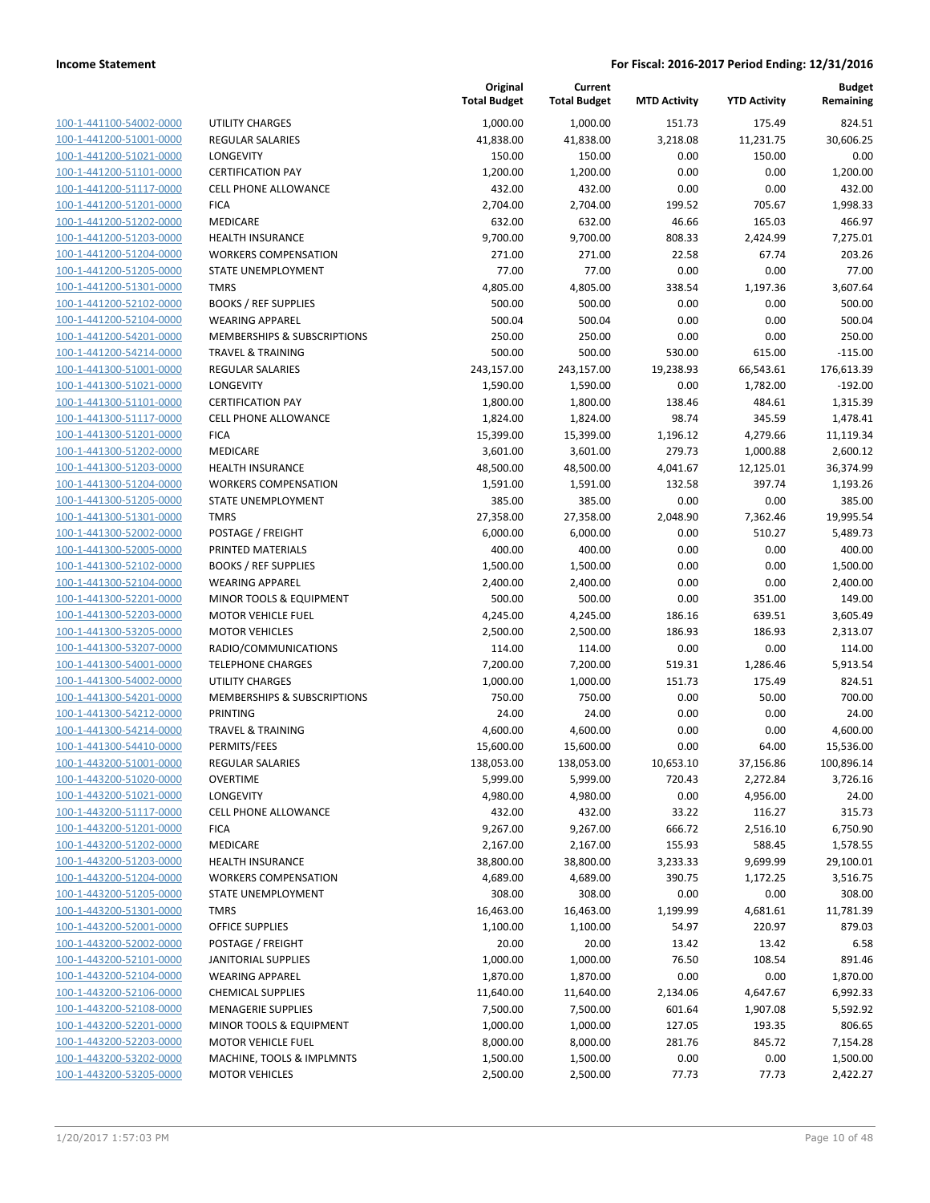| | | Original Total Budget | Current Total Budget | MTD Activity | YTD Activity | Budget Remaining |
|---|---|---|---|---|---|---|
| 100-1-441100-54002-0000 | UTILITY CHARGES | 1,000.00 | 1,000.00 | 151.73 | 175.49 | 824.51 |
| 100-1-441200-51001-0000 | REGULAR SALARIES | 41,838.00 | 41,838.00 | 3,218.08 | 11,231.75 | 30,606.25 |
| 100-1-441200-51021-0000 | LONGEVITY | 150.00 | 150.00 | 0.00 | 150.00 | 0.00 |
| 100-1-441200-51101-0000 | CERTIFICATION PAY | 1,200.00 | 1,200.00 | 0.00 | 0.00 | 1,200.00 |
| 100-1-441200-51117-0000 | CELL PHONE ALLOWANCE | 432.00 | 432.00 | 0.00 | 0.00 | 432.00 |
| 100-1-441200-51201-0000 | FICA | 2,704.00 | 2,704.00 | 199.52 | 705.67 | 1,998.33 |
| 100-1-441200-51202-0000 | MEDICARE | 632.00 | 632.00 | 46.66 | 165.03 | 466.97 |
| 100-1-441200-51203-0000 | HEALTH INSURANCE | 9,700.00 | 9,700.00 | 808.33 | 2,424.99 | 7,275.01 |
| 100-1-441200-51204-0000 | WORKERS COMPENSATION | 271.00 | 271.00 | 22.58 | 67.74 | 203.26 |
| 100-1-441200-51205-0000 | STATE UNEMPLOYMENT | 77.00 | 77.00 | 0.00 | 0.00 | 77.00 |
| 100-1-441200-51301-0000 | TMRS | 4,805.00 | 4,805.00 | 338.54 | 1,197.36 | 3,607.64 |
| 100-1-441200-52102-0000 | BOOKS / REF SUPPLIES | 500.00 | 500.00 | 0.00 | 0.00 | 500.00 |
| 100-1-441200-52104-0000 | WEARING APPAREL | 500.04 | 500.04 | 0.00 | 0.00 | 500.04 |
| 100-1-441200-54201-0000 | MEMBERSHIPS & SUBSCRIPTIONS | 250.00 | 250.00 | 0.00 | 0.00 | 250.00 |
| 100-1-441200-54214-0000 | TRAVEL & TRAINING | 500.00 | 500.00 | 530.00 | 615.00 | -115.00 |
| 100-1-441300-51001-0000 | REGULAR SALARIES | 243,157.00 | 243,157.00 | 19,238.93 | 66,543.61 | 176,613.39 |
| 100-1-441300-51021-0000 | LONGEVITY | 1,590.00 | 1,590.00 | 0.00 | 1,782.00 | -192.00 |
| 100-1-441300-51101-0000 | CERTIFICATION PAY | 1,800.00 | 1,800.00 | 138.46 | 484.61 | 1,315.39 |
| 100-1-441300-51117-0000 | CELL PHONE ALLOWANCE | 1,824.00 | 1,824.00 | 98.74 | 345.59 | 1,478.41 |
| 100-1-441300-51201-0000 | FICA | 15,399.00 | 15,399.00 | 1,196.12 | 4,279.66 | 11,119.34 |
| 100-1-441300-51202-0000 | MEDICARE | 3,601.00 | 3,601.00 | 279.73 | 1,000.88 | 2,600.12 |
| 100-1-441300-51203-0000 | HEALTH INSURANCE | 48,500.00 | 48,500.00 | 4,041.67 | 12,125.01 | 36,374.99 |
| 100-1-441300-51204-0000 | WORKERS COMPENSATION | 1,591.00 | 1,591.00 | 132.58 | 397.74 | 1,193.26 |
| 100-1-441300-51205-0000 | STATE UNEMPLOYMENT | 385.00 | 385.00 | 0.00 | 0.00 | 385.00 |
| 100-1-441300-51301-0000 | TMRS | 27,358.00 | 27,358.00 | 2,048.90 | 7,362.46 | 19,995.54 |
| 100-1-441300-52002-0000 | POSTAGE / FREIGHT | 6,000.00 | 6,000.00 | 0.00 | 510.27 | 5,489.73 |
| 100-1-441300-52005-0000 | PRINTED MATERIALS | 400.00 | 400.00 | 0.00 | 0.00 | 400.00 |
| 100-1-441300-52102-0000 | BOOKS / REF SUPPLIES | 1,500.00 | 1,500.00 | 0.00 | 0.00 | 1,500.00 |
| 100-1-441300-52104-0000 | WEARING APPAREL | 2,400.00 | 2,400.00 | 0.00 | 0.00 | 2,400.00 |
| 100-1-441300-52201-0000 | MINOR TOOLS & EQUIPMENT | 500.00 | 500.00 | 0.00 | 351.00 | 149.00 |
| 100-1-441300-52203-0000 | MOTOR VEHICLE FUEL | 4,245.00 | 4,245.00 | 186.16 | 639.51 | 3,605.49 |
| 100-1-441300-53205-0000 | MOTOR VEHICLES | 2,500.00 | 2,500.00 | 186.93 | 186.93 | 2,313.07 |
| 100-1-441300-53207-0000 | RADIO/COMMUNICATIONS | 114.00 | 114.00 | 0.00 | 0.00 | 114.00 |
| 100-1-441300-54001-0000 | TELEPHONE CHARGES | 7,200.00 | 7,200.00 | 519.31 | 1,286.46 | 5,913.54 |
| 100-1-441300-54002-0000 | UTILITY CHARGES | 1,000.00 | 1,000.00 | 151.73 | 175.49 | 824.51 |
| 100-1-441300-54201-0000 | MEMBERSHIPS & SUBSCRIPTIONS | 750.00 | 750.00 | 0.00 | 50.00 | 700.00 |
| 100-1-441300-54212-0000 | PRINTING | 24.00 | 24.00 | 0.00 | 0.00 | 24.00 |
| 100-1-441300-54214-0000 | TRAVEL & TRAINING | 4,600.00 | 4,600.00 | 0.00 | 0.00 | 4,600.00 |
| 100-1-441300-54410-0000 | PERMITS/FEES | 15,600.00 | 15,600.00 | 0.00 | 64.00 | 15,536.00 |
| 100-1-443200-51001-0000 | REGULAR SALARIES | 138,053.00 | 138,053.00 | 10,653.10 | 37,156.86 | 100,896.14 |
| 100-1-443200-51020-0000 | OVERTIME | 5,999.00 | 5,999.00 | 720.43 | 2,272.84 | 3,726.16 |
| 100-1-443200-51021-0000 | LONGEVITY | 4,980.00 | 4,980.00 | 0.00 | 4,956.00 | 24.00 |
| 100-1-443200-51117-0000 | CELL PHONE ALLOWANCE | 432.00 | 432.00 | 33.22 | 116.27 | 315.73 |
| 100-1-443200-51201-0000 | FICA | 9,267.00 | 9,267.00 | 666.72 | 2,516.10 | 6,750.90 |
| 100-1-443200-51202-0000 | MEDICARE | 2,167.00 | 2,167.00 | 155.93 | 588.45 | 1,578.55 |
| 100-1-443200-51203-0000 | HEALTH INSURANCE | 38,800.00 | 38,800.00 | 3,233.33 | 9,699.99 | 29,100.01 |
| 100-1-443200-51204-0000 | WORKERS COMPENSATION | 4,689.00 | 4,689.00 | 390.75 | 1,172.25 | 3,516.75 |
| 100-1-443200-51205-0000 | STATE UNEMPLOYMENT | 308.00 | 308.00 | 0.00 | 0.00 | 308.00 |
| 100-1-443200-51301-0000 | TMRS | 16,463.00 | 16,463.00 | 1,199.99 | 4,681.61 | 11,781.39 |
| 100-1-443200-52001-0000 | OFFICE SUPPLIES | 1,100.00 | 1,100.00 | 54.97 | 220.97 | 879.03 |
| 100-1-443200-52002-0000 | POSTAGE / FREIGHT | 20.00 | 20.00 | 13.42 | 13.42 | 6.58 |
| 100-1-443200-52101-0000 | JANITORIAL SUPPLIES | 1,000.00 | 1,000.00 | 76.50 | 108.54 | 891.46 |
| 100-1-443200-52104-0000 | WEARING APPAREL | 1,870.00 | 1,870.00 | 0.00 | 0.00 | 1,870.00 |
| 100-1-443200-52106-0000 | CHEMICAL SUPPLIES | 11,640.00 | 11,640.00 | 2,134.06 | 4,647.67 | 6,992.33 |
| 100-1-443200-52108-0000 | MENAGERIE SUPPLIES | 7,500.00 | 7,500.00 | 601.64 | 1,907.08 | 5,592.92 |
| 100-1-443200-52201-0000 | MINOR TOOLS & EQUIPMENT | 1,000.00 | 1,000.00 | 127.05 | 193.35 | 806.65 |
| 100-1-443200-52203-0000 | MOTOR VEHICLE FUEL | 8,000.00 | 8,000.00 | 281.76 | 845.72 | 7,154.28 |
| 100-1-443200-53202-0000 | MACHINE, TOOLS & IMPLMNTS | 1,500.00 | 1,500.00 | 0.00 | 0.00 | 1,500.00 |
| 100-1-443200-53205-0000 | MOTOR VEHICLES | 2,500.00 | 2,500.00 | 77.73 | 77.73 | 2,422.27 |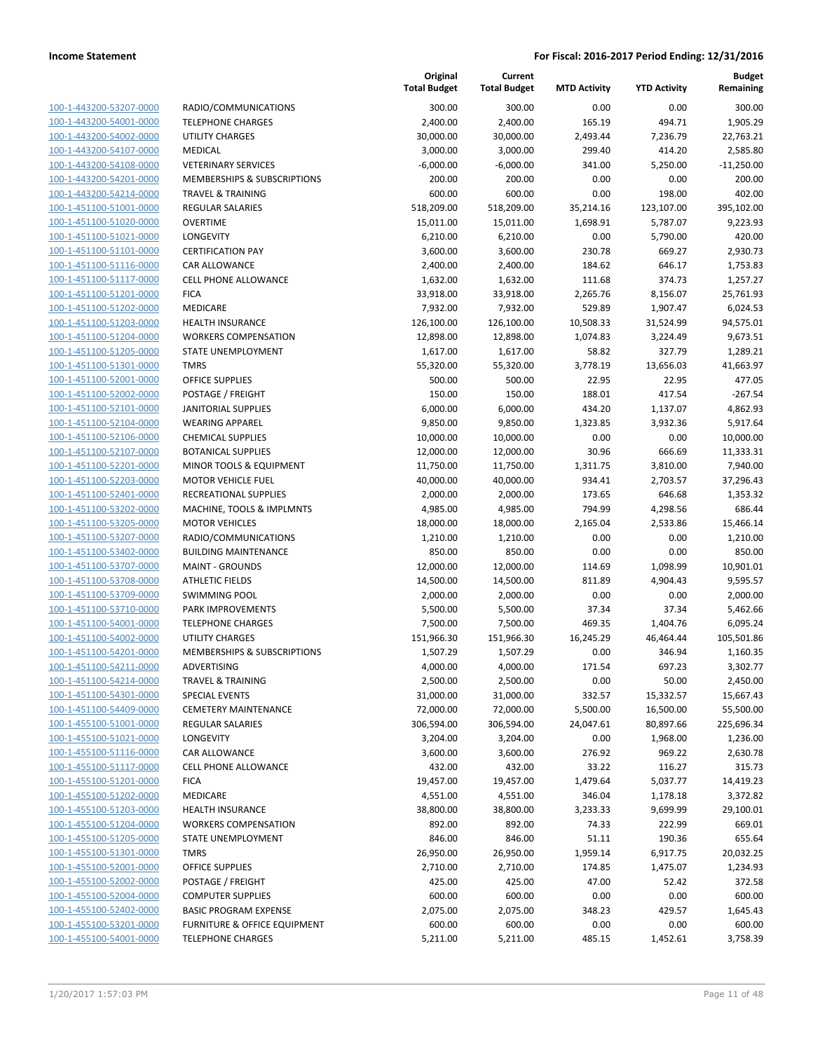**Income Statement** | **For Fiscal: 2016-2017 Period Ending: 12/31/2016**

| | | Original Total Budget | Current Total Budget | MTD Activity | YTD Activity | Budget Remaining |
|---|---|---|---|---|---|---|
| 100-1-443200-53207-0000 | RADIO/COMMUNICATIONS | 300.00 | 300.00 | 0.00 | 0.00 | 300.00 |
| 100-1-443200-54001-0000 | TELEPHONE CHARGES | 2,400.00 | 2,400.00 | 165.19 | 494.71 | 1,905.29 |
| 100-1-443200-54002-0000 | UTILITY CHARGES | 30,000.00 | 30,000.00 | 2,493.44 | 7,236.79 | 22,763.21 |
| 100-1-443200-54107-0000 | MEDICAL | 3,000.00 | 3,000.00 | 299.40 | 414.20 | 2,585.80 |
| 100-1-443200-54108-0000 | VETERINARY SERVICES | -6,000.00 | -6,000.00 | 341.00 | 5,250.00 | -11,250.00 |
| 100-1-443200-54201-0000 | MEMBERSHIPS & SUBSCRIPTIONS | 200.00 | 200.00 | 0.00 | 0.00 | 200.00 |
| 100-1-443200-54214-0000 | TRAVEL & TRAINING | 600.00 | 600.00 | 0.00 | 198.00 | 402.00 |
| 100-1-451100-51001-0000 | REGULAR SALARIES | 518,209.00 | 518,209.00 | 35,214.16 | 123,107.00 | 395,102.00 |
| 100-1-451100-51020-0000 | OVERTIME | 15,011.00 | 15,011.00 | 1,698.91 | 5,787.07 | 9,223.93 |
| 100-1-451100-51021-0000 | LONGEVITY | 6,210.00 | 6,210.00 | 0.00 | 5,790.00 | 420.00 |
| 100-1-451100-51101-0000 | CERTIFICATION PAY | 3,600.00 | 3,600.00 | 230.78 | 669.27 | 2,930.73 |
| 100-1-451100-51116-0000 | CAR ALLOWANCE | 2,400.00 | 2,400.00 | 184.62 | 646.17 | 1,753.83 |
| 100-1-451100-51117-0000 | CELL PHONE ALLOWANCE | 1,632.00 | 1,632.00 | 111.68 | 374.73 | 1,257.27 |
| 100-1-451100-51201-0000 | FICA | 33,918.00 | 33,918.00 | 2,265.76 | 8,156.07 | 25,761.93 |
| 100-1-451100-51202-0000 | MEDICARE | 7,932.00 | 7,932.00 | 529.89 | 1,907.47 | 6,024.53 |
| 100-1-451100-51203-0000 | HEALTH INSURANCE | 126,100.00 | 126,100.00 | 10,508.33 | 31,524.99 | 94,575.01 |
| 100-1-451100-51204-0000 | WORKERS COMPENSATION | 12,898.00 | 12,898.00 | 1,074.83 | 3,224.49 | 9,673.51 |
| 100-1-451100-51205-0000 | STATE UNEMPLOYMENT | 1,617.00 | 1,617.00 | 58.82 | 327.79 | 1,289.21 |
| 100-1-451100-51301-0000 | TMRS | 55,320.00 | 55,320.00 | 3,778.19 | 13,656.03 | 41,663.97 |
| 100-1-451100-52001-0000 | OFFICE SUPPLIES | 500.00 | 500.00 | 22.95 | 22.95 | 477.05 |
| 100-1-451100-52002-0000 | POSTAGE / FREIGHT | 150.00 | 150.00 | 188.01 | 417.54 | -267.54 |
| 100-1-451100-52101-0000 | JANITORIAL SUPPLIES | 6,000.00 | 6,000.00 | 434.20 | 1,137.07 | 4,862.93 |
| 100-1-451100-52104-0000 | WEARING APPAREL | 9,850.00 | 9,850.00 | 1,323.85 | 3,932.36 | 5,917.64 |
| 100-1-451100-52106-0000 | CHEMICAL SUPPLIES | 10,000.00 | 10,000.00 | 0.00 | 0.00 | 10,000.00 |
| 100-1-451100-52107-0000 | BOTANICAL SUPPLIES | 12,000.00 | 12,000.00 | 30.96 | 666.69 | 11,333.31 |
| 100-1-451100-52201-0000 | MINOR TOOLS & EQUIPMENT | 11,750.00 | 11,750.00 | 1,311.75 | 3,810.00 | 7,940.00 |
| 100-1-451100-52203-0000 | MOTOR VEHICLE FUEL | 40,000.00 | 40,000.00 | 934.41 | 2,703.57 | 37,296.43 |
| 100-1-451100-52401-0000 | RECREATIONAL SUPPLIES | 2,000.00 | 2,000.00 | 173.65 | 646.68 | 1,353.32 |
| 100-1-451100-53202-0000 | MACHINE, TOOLS & IMPLMNTS | 4,985.00 | 4,985.00 | 794.99 | 4,298.56 | 686.44 |
| 100-1-451100-53205-0000 | MOTOR VEHICLES | 18,000.00 | 18,000.00 | 2,165.04 | 2,533.86 | 15,466.14 |
| 100-1-451100-53207-0000 | RADIO/COMMUNICATIONS | 1,210.00 | 1,210.00 | 0.00 | 0.00 | 1,210.00 |
| 100-1-451100-53402-0000 | BUILDING MAINTENANCE | 850.00 | 850.00 | 0.00 | 0.00 | 850.00 |
| 100-1-451100-53707-0000 | MAINT - GROUNDS | 12,000.00 | 12,000.00 | 114.69 | 1,098.99 | 10,901.01 |
| 100-1-451100-53708-0000 | ATHLETIC FIELDS | 14,500.00 | 14,500.00 | 811.89 | 4,904.43 | 9,595.57 |
| 100-1-451100-53709-0000 | SWIMMING POOL | 2,000.00 | 2,000.00 | 0.00 | 0.00 | 2,000.00 |
| 100-1-451100-53710-0000 | PARK IMPROVEMENTS | 5,500.00 | 5,500.00 | 37.34 | 37.34 | 5,462.66 |
| 100-1-451100-54001-0000 | TELEPHONE CHARGES | 7,500.00 | 7,500.00 | 469.35 | 1,404.76 | 6,095.24 |
| 100-1-451100-54002-0000 | UTILITY CHARGES | 151,966.30 | 151,966.30 | 16,245.29 | 46,464.44 | 105,501.86 |
| 100-1-451100-54201-0000 | MEMBERSHIPS & SUBSCRIPTIONS | 1,507.29 | 1,507.29 | 0.00 | 346.94 | 1,160.35 |
| 100-1-451100-54211-0000 | ADVERTISING | 4,000.00 | 4,000.00 | 171.54 | 697.23 | 3,302.77 |
| 100-1-451100-54214-0000 | TRAVEL & TRAINING | 2,500.00 | 2,500.00 | 0.00 | 50.00 | 2,450.00 |
| 100-1-451100-54301-0000 | SPECIAL EVENTS | 31,000.00 | 31,000.00 | 332.57 | 15,332.57 | 15,667.43 |
| 100-1-451100-54409-0000 | CEMETERY MAINTENANCE | 72,000.00 | 72,000.00 | 5,500.00 | 16,500.00 | 55,500.00 |
| 100-1-455100-51001-0000 | REGULAR SALARIES | 306,594.00 | 306,594.00 | 24,047.61 | 80,897.66 | 225,696.34 |
| 100-1-455100-51021-0000 | LONGEVITY | 3,204.00 | 3,204.00 | 0.00 | 1,968.00 | 1,236.00 |
| 100-1-455100-51116-0000 | CAR ALLOWANCE | 3,600.00 | 3,600.00 | 276.92 | 969.22 | 2,630.78 |
| 100-1-455100-51117-0000 | CELL PHONE ALLOWANCE | 432.00 | 432.00 | 33.22 | 116.27 | 315.73 |
| 100-1-455100-51201-0000 | FICA | 19,457.00 | 19,457.00 | 1,479.64 | 5,037.77 | 14,419.23 |
| 100-1-455100-51202-0000 | MEDICARE | 4,551.00 | 4,551.00 | 346.04 | 1,178.18 | 3,372.82 |
| 100-1-455100-51203-0000 | HEALTH INSURANCE | 38,800.00 | 38,800.00 | 3,233.33 | 9,699.99 | 29,100.01 |
| 100-1-455100-51204-0000 | WORKERS COMPENSATION | 892.00 | 892.00 | 74.33 | 222.99 | 669.01 |
| 100-1-455100-51205-0000 | STATE UNEMPLOYMENT | 846.00 | 846.00 | 51.11 | 190.36 | 655.64 |
| 100-1-455100-51301-0000 | TMRS | 26,950.00 | 26,950.00 | 1,959.14 | 6,917.75 | 20,032.25 |
| 100-1-455100-52001-0000 | OFFICE SUPPLIES | 2,710.00 | 2,710.00 | 174.85 | 1,475.07 | 1,234.93 |
| 100-1-455100-52002-0000 | POSTAGE / FREIGHT | 425.00 | 425.00 | 47.00 | 52.42 | 372.58 |
| 100-1-455100-52004-0000 | COMPUTER SUPPLIES | 600.00 | 600.00 | 0.00 | 0.00 | 600.00 |
| 100-1-455100-52402-0000 | BASIC PROGRAM EXPENSE | 2,075.00 | 2,075.00 | 348.23 | 429.57 | 1,645.43 |
| 100-1-455100-53201-0000 | FURNITURE & OFFICE EQUIPMENT | 600.00 | 600.00 | 0.00 | 0.00 | 600.00 |
| 100-1-455100-54001-0000 | TELEPHONE CHARGES | 5,211.00 | 5,211.00 | 485.15 | 1,452.61 | 3,758.39 |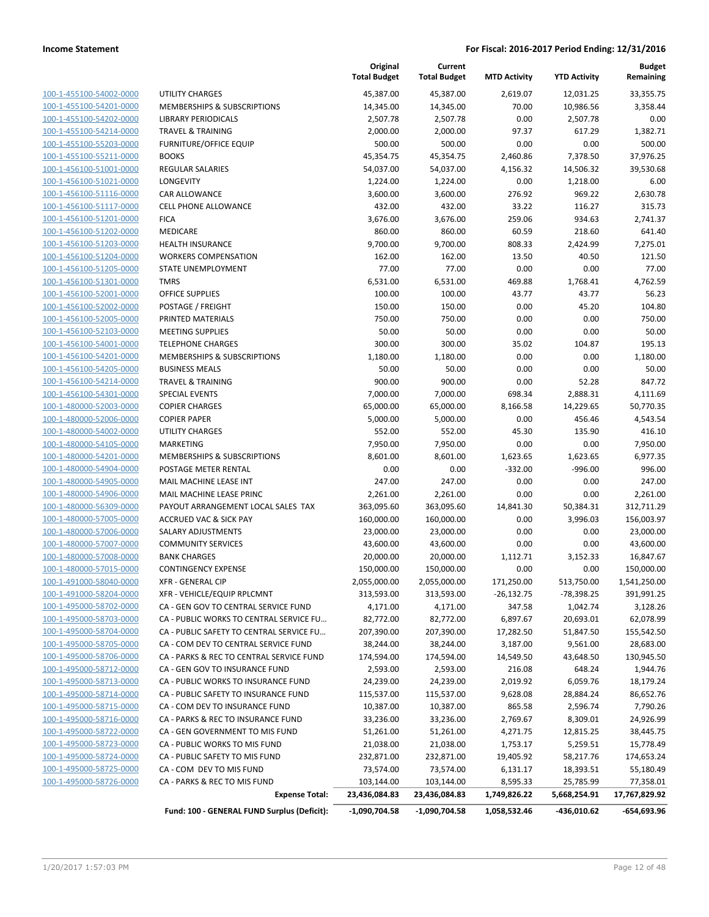**Income Statement** **For Fiscal: 2016-2017 Period Ending: 12/31/2016**

| | | Original Total Budget | Current Total Budget | MTD Activity | YTD Activity | Budget Remaining |
|---|---|---|---|---|---|---|
| 100-1-455100-54002-0000 | UTILITY CHARGES | 45,387.00 | 45,387.00 | 2,619.07 | 12,031.25 | 33,355.75 |
| 100-1-455100-54201-0000 | MEMBERSHIPS & SUBSCRIPTIONS | 14,345.00 | 14,345.00 | 70.00 | 10,986.56 | 3,358.44 |
| 100-1-455100-54202-0000 | LIBRARY PERIODICALS | 2,507.78 | 2,507.78 | 0.00 | 2,507.78 | 0.00 |
| 100-1-455100-54214-0000 | TRAVEL & TRAINING | 2,000.00 | 2,000.00 | 97.37 | 617.29 | 1,382.71 |
| 100-1-455100-55203-0000 | FURNITURE/OFFICE EQUIP | 500.00 | 500.00 | 0.00 | 0.00 | 500.00 |
| 100-1-455100-55211-0000 | BOOKS | 45,354.75 | 45,354.75 | 2,460.86 | 7,378.50 | 37,976.25 |
| 100-1-456100-51001-0000 | REGULAR SALARIES | 54,037.00 | 54,037.00 | 4,156.32 | 14,506.32 | 39,530.68 |
| 100-1-456100-51021-0000 | LONGEVITY | 1,224.00 | 1,224.00 | 0.00 | 1,218.00 | 6.00 |
| 100-1-456100-51116-0000 | CAR ALLOWANCE | 3,600.00 | 3,600.00 | 276.92 | 969.22 | 2,630.78 |
| 100-1-456100-51117-0000 | CELL PHONE ALLOWANCE | 432.00 | 432.00 | 33.22 | 116.27 | 315.73 |
| 100-1-456100-51201-0000 | FICA | 3,676.00 | 3,676.00 | 259.06 | 934.63 | 2,741.37 |
| 100-1-456100-51202-0000 | MEDICARE | 860.00 | 860.00 | 60.59 | 218.60 | 641.40 |
| 100-1-456100-51203-0000 | HEALTH INSURANCE | 9,700.00 | 9,700.00 | 808.33 | 2,424.99 | 7,275.01 |
| 100-1-456100-51204-0000 | WORKERS COMPENSATION | 162.00 | 162.00 | 13.50 | 40.50 | 121.50 |
| 100-1-456100-51205-0000 | STATE UNEMPLOYMENT | 77.00 | 77.00 | 0.00 | 0.00 | 77.00 |
| 100-1-456100-51301-0000 | TMRS | 6,531.00 | 6,531.00 | 469.88 | 1,768.41 | 4,762.59 |
| 100-1-456100-52001-0000 | OFFICE SUPPLIES | 100.00 | 100.00 | 43.77 | 43.77 | 56.23 |
| 100-1-456100-52002-0000 | POSTAGE / FREIGHT | 150.00 | 150.00 | 0.00 | 45.20 | 104.80 |
| 100-1-456100-52005-0000 | PRINTED MATERIALS | 750.00 | 750.00 | 0.00 | 0.00 | 750.00 |
| 100-1-456100-52103-0000 | MEETING SUPPLIES | 50.00 | 50.00 | 0.00 | 0.00 | 50.00 |
| 100-1-456100-54001-0000 | TELEPHONE CHARGES | 300.00 | 300.00 | 35.02 | 104.87 | 195.13 |
| 100-1-456100-54201-0000 | MEMBERSHIPS & SUBSCRIPTIONS | 1,180.00 | 1,180.00 | 0.00 | 0.00 | 1,180.00 |
| 100-1-456100-54205-0000 | BUSINESS MEALS | 50.00 | 50.00 | 0.00 | 0.00 | 50.00 |
| 100-1-456100-54214-0000 | TRAVEL & TRAINING | 900.00 | 900.00 | 0.00 | 52.28 | 847.72 |
| 100-1-456100-54301-0000 | SPECIAL EVENTS | 7,000.00 | 7,000.00 | 698.34 | 2,888.31 | 4,111.69 |
| 100-1-480000-52003-0000 | COPIER CHARGES | 65,000.00 | 65,000.00 | 8,166.58 | 14,229.65 | 50,770.35 |
| 100-1-480000-52006-0000 | COPIER PAPER | 5,000.00 | 5,000.00 | 0.00 | 456.46 | 4,543.54 |
| 100-1-480000-54002-0000 | UTILITY CHARGES | 552.00 | 552.00 | 45.30 | 135.90 | 416.10 |
| 100-1-480000-54105-0000 | MARKETING | 7,950.00 | 7,950.00 | 0.00 | 0.00 | 7,950.00 |
| 100-1-480000-54201-0000 | MEMBERSHIPS & SUBSCRIPTIONS | 8,601.00 | 8,601.00 | 1,623.65 | 1,623.65 | 6,977.35 |
| 100-1-480000-54904-0000 | POSTAGE METER RENTAL | 0.00 | 0.00 | -332.00 | -996.00 | 996.00 |
| 100-1-480000-54905-0000 | MAIL MACHINE LEASE INT | 247.00 | 247.00 | 0.00 | 0.00 | 247.00 |
| 100-1-480000-54906-0000 | MAIL MACHINE LEASE PRINC | 2,261.00 | 2,261.00 | 0.00 | 0.00 | 2,261.00 |
| 100-1-480000-56309-0000 | PAYOUT ARRANGEMENT LOCAL SALES TAX | 363,095.60 | 363,095.60 | 14,841.30 | 50,384.31 | 312,711.29 |
| 100-1-480000-57005-0000 | ACCRUED VAC & SICK PAY | 160,000.00 | 160,000.00 | 0.00 | 3,996.03 | 156,003.97 |
| 100-1-480000-57006-0000 | SALARY ADJUSTMENTS | 23,000.00 | 23,000.00 | 0.00 | 0.00 | 23,000.00 |
| 100-1-480000-57007-0000 | COMMUNITY SERVICES | 43,600.00 | 43,600.00 | 0.00 | 0.00 | 43,600.00 |
| 100-1-480000-57008-0000 | BANK CHARGES | 20,000.00 | 20,000.00 | 1,112.71 | 3,152.33 | 16,847.67 |
| 100-1-480000-57015-0000 | CONTINGENCY EXPENSE | 150,000.00 | 150,000.00 | 0.00 | 0.00 | 150,000.00 |
| 100-1-491000-58040-0000 | XFR - GENERAL CIP | 2,055,000.00 | 2,055,000.00 | 171,250.00 | 513,750.00 | 1,541,250.00 |
| 100-1-491000-58204-0000 | XFR - VEHICLE/EQUIP RPLCMNT | 313,593.00 | 313,593.00 | -26,132.75 | -78,398.25 | 391,991.25 |
| 100-1-495000-58702-0000 | CA - GEN GOV TO CENTRAL SERVICE FUND | 4,171.00 | 4,171.00 | 347.58 | 1,042.74 | 3,128.26 |
| 100-1-495000-58703-0000 | CA - PUBLIC WORKS TO CENTRAL SERVICE FU... | 82,772.00 | 82,772.00 | 6,897.67 | 20,693.01 | 62,078.99 |
| 100-1-495000-58704-0000 | CA - PUBLIC SAFETY TO CENTRAL SERVICE FU... | 207,390.00 | 207,390.00 | 17,282.50 | 51,847.50 | 155,542.50 |
| 100-1-495000-58705-0000 | CA - COM DEV TO CENTRAL SERVICE FUND | 38,244.00 | 38,244.00 | 3,187.00 | 9,561.00 | 28,683.00 |
| 100-1-495000-58706-0000 | CA - PARKS & REC TO CENTRAL SERVICE FUND | 174,594.00 | 174,594.00 | 14,549.50 | 43,648.50 | 130,945.50 |
| 100-1-495000-58712-0000 | CA - GEN GOV TO INSURANCE FUND | 2,593.00 | 2,593.00 | 216.08 | 648.24 | 1,944.76 |
| 100-1-495000-58713-0000 | CA - PUBLIC WORKS TO INSURANCE FUND | 24,239.00 | 24,239.00 | 2,019.92 | 6,059.76 | 18,179.24 |
| 100-1-495000-58714-0000 | CA - PUBLIC SAFETY TO INSURANCE FUND | 115,537.00 | 115,537.00 | 9,628.08 | 28,884.24 | 86,652.76 |
| 100-1-495000-58715-0000 | CA - COM DEV TO INSURANCE FUND | 10,387.00 | 10,387.00 | 865.58 | 2,596.74 | 7,790.26 |
| 100-1-495000-58716-0000 | CA - PARKS & REC TO INSURANCE FUND | 33,236.00 | 33,236.00 | 2,769.67 | 8,309.01 | 24,926.99 |
| 100-1-495000-58722-0000 | CA - GEN GOVERNMENT TO MIS FUND | 51,261.00 | 51,261.00 | 4,271.75 | 12,815.25 | 38,445.75 |
| 100-1-495000-58723-0000 | CA - PUBLIC WORKS TO MIS FUND | 21,038.00 | 21,038.00 | 1,753.17 | 5,259.51 | 15,778.49 |
| 100-1-495000-58724-0000 | CA - PUBLIC SAFETY TO MIS FUND | 232,871.00 | 232,871.00 | 19,405.92 | 58,217.76 | 174,653.24 |
| 100-1-495000-58725-0000 | CA - COM DEV TO MIS FUND | 73,574.00 | 73,574.00 | 6,131.17 | 18,393.51 | 55,180.49 |
| 100-1-495000-58726-0000 | CA - PARKS & REC TO MIS FUND | 103,144.00 | 103,144.00 | 8,595.33 | 25,785.99 | 77,358.01 |
| | **Expense Total:** | **23,436,084.83** | **23,436,084.83** | **1,749,826.22** | **5,668,254.91** | **17,767,829.92** |
| | **Fund: 100 - GENERAL FUND Surplus (Deficit):** | **-1,090,704.58** | **-1,090,704.58** | **1,058,532.46** | **-436,010.62** | **-654,693.96** |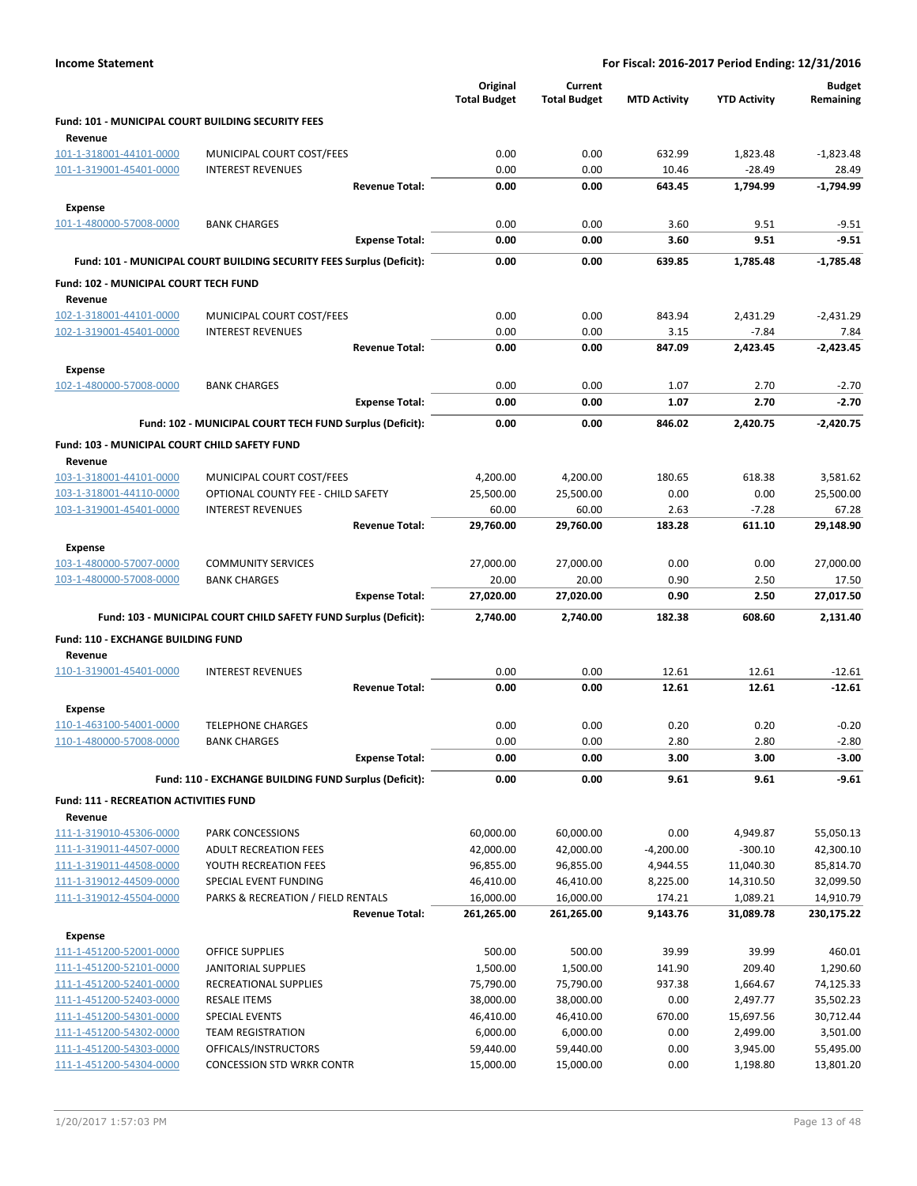**Income Statement** | **For Fiscal: 2016-2017 Period Ending: 12/31/2016**

| | | Original Total Budget | Current Total Budget | MTD Activity | YTD Activity | Budget Remaining |
|---|---|---|---|---|---|---|
| **Fund: 101 - MUNICIPAL COURT BUILDING SECURITY FEES** | | | | | | |
| **Revenue** | | | | | | |
| 101-1-318001-44101-0000 | MUNICIPAL COURT COST/FEES | 0.00 | 0.00 | 632.99 | 1,823.48 | -1,823.48 |
| 101-1-319001-45401-0000 | INTEREST REVENUES | 0.00 | 0.00 | 10.46 | -28.49 | 28.49 |
| | **Revenue Total:** | **0.00** | **0.00** | **643.45** | **1,794.99** | **-1,794.99** |
| **Expense** | | | | | | |
| 101-1-480000-57008-0000 | BANK CHARGES | 0.00 | 0.00 | 3.60 | 9.51 | -9.51 |
| | **Expense Total:** | **0.00** | **0.00** | **3.60** | **9.51** | **-9.51** |
| | **Fund: 101 - MUNICIPAL COURT BUILDING SECURITY FEES Surplus (Deficit):** | **0.00** | **0.00** | **639.85** | **1,785.48** | **-1,785.48** |
| **Fund: 102 - MUNICIPAL COURT TECH FUND** | | | | | | |
| **Revenue** | | | | | | |
| 102-1-318001-44101-0000 | MUNICIPAL COURT COST/FEES | 0.00 | 0.00 | 843.94 | 2,431.29 | -2,431.29 |
| 102-1-319001-45401-0000 | INTEREST REVENUES | 0.00 | 0.00 | 3.15 | -7.84 | 7.84 |
| | **Revenue Total:** | **0.00** | **0.00** | **847.09** | **2,423.45** | **-2,423.45** |
| **Expense** | | | | | | |
| 102-1-480000-57008-0000 | BANK CHARGES | 0.00 | 0.00 | 1.07 | 2.70 | -2.70 |
| | **Expense Total:** | **0.00** | **0.00** | **1.07** | **2.70** | **-2.70** |
| | **Fund: 102 - MUNICIPAL COURT TECH FUND Surplus (Deficit):** | **0.00** | **0.00** | **846.02** | **2,420.75** | **-2,420.75** |
| **Fund: 103 - MUNICIPAL COURT CHILD SAFETY FUND** | | | | | | |
| **Revenue** | | | | | | |
| 103-1-318001-44101-0000 | MUNICIPAL COURT COST/FEES | 4,200.00 | 4,200.00 | 180.65 | 618.38 | 3,581.62 |
| 103-1-318001-44110-0000 | OPTIONAL COUNTY FEE - CHILD SAFETY | 25,500.00 | 25,500.00 | 0.00 | 0.00 | 25,500.00 |
| 103-1-319001-45401-0000 | INTEREST REVENUES | 60.00 | 60.00 | 2.63 | -7.28 | 67.28 |
| | **Revenue Total:** | **29,760.00** | **29,760.00** | **183.28** | **611.10** | **29,148.90** |
| **Expense** | | | | | | |
| 103-1-480000-57007-0000 | COMMUNITY SERVICES | 27,000.00 | 27,000.00 | 0.00 | 0.00 | 27,000.00 |
| 103-1-480000-57008-0000 | BANK CHARGES | 20.00 | 20.00 | 0.90 | 2.50 | 17.50 |
| | **Expense Total:** | **27,020.00** | **27,020.00** | **0.90** | **2.50** | **27,017.50** |
| | **Fund: 103 - MUNICIPAL COURT CHILD SAFETY FUND Surplus (Deficit):** | **2,740.00** | **2,740.00** | **182.38** | **608.60** | **2,131.40** |
| **Fund: 110 - EXCHANGE BUILDING FUND** | | | | | | |
| **Revenue** | | | | | | |
| 110-1-319001-45401-0000 | INTEREST REVENUES | 0.00 | 0.00 | 12.61 | 12.61 | -12.61 |
| | **Revenue Total:** | **0.00** | **0.00** | **12.61** | **12.61** | **-12.61** |
| **Expense** | | | | | | |
| 110-1-463100-54001-0000 | TELEPHONE CHARGES | 0.00 | 0.00 | 0.20 | 0.20 | -0.20 |
| 110-1-480000-57008-0000 | BANK CHARGES | 0.00 | 0.00 | 2.80 | 2.80 | -2.80 |
| | **Expense Total:** | **0.00** | **0.00** | **3.00** | **3.00** | **-3.00** |
| | **Fund: 110 - EXCHANGE BUILDING FUND Surplus (Deficit):** | **0.00** | **0.00** | **9.61** | **9.61** | **-9.61** |
| **Fund: 111 - RECREATION ACTIVITIES FUND** | | | | | | |
| **Revenue** | | | | | | |
| 111-1-319010-45306-0000 | PARK CONCESSIONS | 60,000.00 | 60,000.00 | 0.00 | 4,949.87 | 55,050.13 |
| 111-1-319011-44507-0000 | ADULT RECREATION FEES | 42,000.00 | 42,000.00 | -4,200.00 | -300.10 | 42,300.10 |
| 111-1-319011-44508-0000 | YOUTH RECREATION FEES | 96,855.00 | 96,855.00 | 4,944.55 | 11,040.30 | 85,814.70 |
| 111-1-319012-44509-0000 | SPECIAL EVENT FUNDING | 46,410.00 | 46,410.00 | 8,225.00 | 14,310.50 | 32,099.50 |
| 111-1-319012-45504-0000 | PARKS & RECREATION / FIELD RENTALS | 16,000.00 | 16,000.00 | 174.21 | 1,089.21 | 14,910.79 |
| | **Revenue Total:** | **261,265.00** | **261,265.00** | **9,143.76** | **31,089.78** | **230,175.22** |
| **Expense** | | | | | | |
| 111-1-451200-52001-0000 | OFFICE SUPPLIES | 500.00 | 500.00 | 39.99 | 39.99 | 460.01 |
| 111-1-451200-52101-0000 | JANITORIAL SUPPLIES | 1,500.00 | 1,500.00 | 141.90 | 209.40 | 1,290.60 |
| 111-1-451200-52401-0000 | RECREATIONAL SUPPLIES | 75,790.00 | 75,790.00 | 937.38 | 1,664.67 | 74,125.33 |
| 111-1-451200-52403-0000 | RESALE ITEMS | 38,000.00 | 38,000.00 | 0.00 | 2,497.77 | 35,502.23 |
| 111-1-451200-54301-0000 | SPECIAL EVENTS | 46,410.00 | 46,410.00 | 670.00 | 15,697.56 | 30,712.44 |
| 111-1-451200-54302-0000 | TEAM REGISTRATION | 6,000.00 | 6,000.00 | 0.00 | 2,499.00 | 3,501.00 |
| 111-1-451200-54303-0000 | OFFICALS/INSTRUCTORS | 59,440.00 | 59,440.00 | 0.00 | 3,945.00 | 55,495.00 |
| 111-1-451200-54304-0000 | CONCESSION STD WRKR CONTR | 15,000.00 | 15,000.00 | 0.00 | 1,198.80 | 13,801.20 |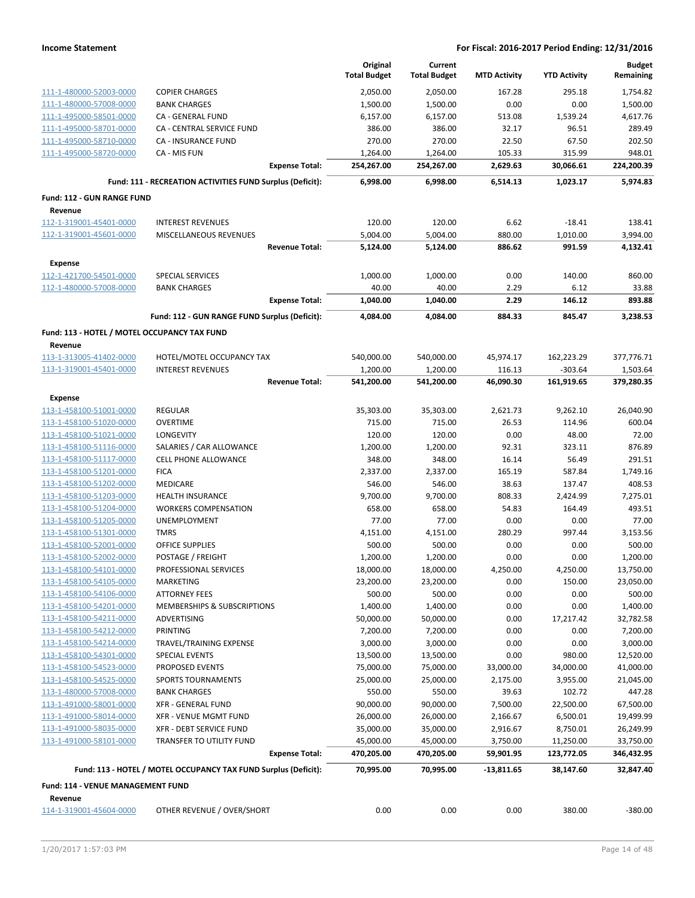| | | Original Total Budget | Current Total Budget | MTD Activity | YTD Activity | Budget Remaining |
|---|---|---|---|---|---|---|
| 111-1-480000-52003-0000 | COPIER CHARGES | 2,050.00 | 2,050.00 | 167.28 | 295.18 | 1,754.82 |
| 111-1-480000-57008-0000 | BANK CHARGES | 1,500.00 | 1,500.00 | 0.00 | 0.00 | 1,500.00 |
| 111-1-495000-58501-0000 | CA - GENERAL FUND | 6,157.00 | 6,157.00 | 513.08 | 1,539.24 | 4,617.76 |
| 111-1-495000-58701-0000 | CA - CENTRAL SERVICE FUND | 386.00 | 386.00 | 32.17 | 96.51 | 289.49 |
| 111-1-495000-58710-0000 | CA - INSURANCE FUND | 270.00 | 270.00 | 22.50 | 67.50 | 202.50 |
| 111-1-495000-58720-0000 | CA - MIS FUN | 1,264.00 | 1,264.00 | 105.33 | 315.99 | 948.01 |
| | **Expense Total:** | **254,267.00** | **254,267.00** | **2,629.63** | **30,066.61** | **224,200.39** |
| | **Fund: 111 - RECREATION ACTIVITIES FUND Surplus (Deficit):** | **6,998.00** | **6,998.00** | **6,514.13** | **1,023.17** | **5,974.83** |
| **Fund: 112 - GUN RANGE FUND** | | | | | | |
| **Revenue** | | | | | | |
| 112-1-319001-45401-0000 | INTEREST REVENUES | 120.00 | 120.00 | 6.62 | -18.41 | 138.41 |
| 112-1-319001-45601-0000 | MISCELLANEOUS REVENUES | 5,004.00 | 5,004.00 | 880.00 | 1,010.00 | 3,994.00 |
| | **Revenue Total:** | **5,124.00** | **5,124.00** | **886.62** | **991.59** | **4,132.41** |
| **Expense** | | | | | | |
| 112-1-421700-54501-0000 | SPECIAL SERVICES | 1,000.00 | 1,000.00 | 0.00 | 140.00 | 860.00 |
| 112-1-480000-57008-0000 | BANK CHARGES | 40.00 | 40.00 | 2.29 | 6.12 | 33.88 |
| | **Expense Total:** | **1,040.00** | **1,040.00** | **2.29** | **146.12** | **893.88** |
| | **Fund: 112 - GUN RANGE FUND Surplus (Deficit):** | **4,084.00** | **4,084.00** | **884.33** | **845.47** | **3,238.53** |
| **Fund: 113 - HOTEL / MOTEL OCCUPANCY TAX FUND** | | | | | | |
| **Revenue** | | | | | | |
| 113-1-313005-41402-0000 | HOTEL/MOTEL OCCUPANCY TAX | 540,000.00 | 540,000.00 | 45,974.17 | 162,223.29 | 377,776.71 |
| 113-1-319001-45401-0000 | INTEREST REVENUES | 1,200.00 | 1,200.00 | 116.13 | -303.64 | 1,503.64 |
| | **Revenue Total:** | **541,200.00** | **541,200.00** | **46,090.30** | **161,919.65** | **379,280.35** |
| **Expense** | | | | | | |
| 113-1-458100-51001-0000 | REGULAR | 35,303.00 | 35,303.00 | 2,621.73 | 9,262.10 | 26,040.90 |
| 113-1-458100-51020-0000 | OVERTIME | 715.00 | 715.00 | 26.53 | 114.96 | 600.04 |
| 113-1-458100-51021-0000 | LONGEVITY | 120.00 | 120.00 | 0.00 | 48.00 | 72.00 |
| 113-1-458100-51116-0000 | SALARIES / CAR ALLOWANCE | 1,200.00 | 1,200.00 | 92.31 | 323.11 | 876.89 |
| 113-1-458100-51117-0000 | CELL PHONE ALLOWANCE | 348.00 | 348.00 | 16.14 | 56.49 | 291.51 |
| 113-1-458100-51201-0000 | FICA | 2,337.00 | 2,337.00 | 165.19 | 587.84 | 1,749.16 |
| 113-1-458100-51202-0000 | MEDICARE | 546.00 | 546.00 | 38.63 | 137.47 | 408.53 |
| 113-1-458100-51203-0000 | HEALTH INSURANCE | 9,700.00 | 9,700.00 | 808.33 | 2,424.99 | 7,275.01 |
| 113-1-458100-51204-0000 | WORKERS COMPENSATION | 658.00 | 658.00 | 54.83 | 164.49 | 493.51 |
| 113-1-458100-51205-0000 | UNEMPLOYMENT | 77.00 | 77.00 | 0.00 | 0.00 | 77.00 |
| 113-1-458100-51301-0000 | TMRS | 4,151.00 | 4,151.00 | 280.29 | 997.44 | 3,153.56 |
| 113-1-458100-52001-0000 | OFFICE SUPPLIES | 500.00 | 500.00 | 0.00 | 0.00 | 500.00 |
| 113-1-458100-52002-0000 | POSTAGE / FREIGHT | 1,200.00 | 1,200.00 | 0.00 | 0.00 | 1,200.00 |
| 113-1-458100-54101-0000 | PROFESSIONAL SERVICES | 18,000.00 | 18,000.00 | 4,250.00 | 4,250.00 | 13,750.00 |
| 113-1-458100-54105-0000 | MARKETING | 23,200.00 | 23,200.00 | 0.00 | 150.00 | 23,050.00 |
| 113-1-458100-54106-0000 | ATTORNEY FEES | 500.00 | 500.00 | 0.00 | 0.00 | 500.00 |
| 113-1-458100-54201-0000 | MEMBERSHIPS & SUBSCRIPTIONS | 1,400.00 | 1,400.00 | 0.00 | 0.00 | 1,400.00 |
| 113-1-458100-54211-0000 | ADVERTISING | 50,000.00 | 50,000.00 | 0.00 | 17,217.42 | 32,782.58 |
| 113-1-458100-54212-0000 | PRINTING | 7,200.00 | 7,200.00 | 0.00 | 0.00 | 7,200.00 |
| 113-1-458100-54214-0000 | TRAVEL/TRAINING EXPENSE | 3,000.00 | 3,000.00 | 0.00 | 0.00 | 3,000.00 |
| 113-1-458100-54301-0000 | SPECIAL EVENTS | 13,500.00 | 13,500.00 | 0.00 | 980.00 | 12,520.00 |
| 113-1-458100-54523-0000 | PROPOSED EVENTS | 75,000.00 | 75,000.00 | 33,000.00 | 34,000.00 | 41,000.00 |
| 113-1-458100-54525-0000 | SPORTS TOURNAMENTS | 25,000.00 | 25,000.00 | 2,175.00 | 3,955.00 | 21,045.00 |
| 113-1-480000-57008-0000 | BANK CHARGES | 550.00 | 550.00 | 39.63 | 102.72 | 447.28 |
| 113-1-491000-58001-0000 | XFR - GENERAL FUND | 90,000.00 | 90,000.00 | 7,500.00 | 22,500.00 | 67,500.00 |
| 113-1-491000-58014-0000 | XFR - VENUE MGMT FUND | 26,000.00 | 26,000.00 | 2,166.67 | 6,500.01 | 19,499.99 |
| 113-1-491000-58035-0000 | XFR - DEBT SERVICE FUND | 35,000.00 | 35,000.00 | 2,916.67 | 8,750.01 | 26,249.99 |
| 113-1-491000-58101-0000 | TRANSFER TO UTILITY FUND | 45,000.00 | 45,000.00 | 3,750.00 | 11,250.00 | 33,750.00 |
| | **Expense Total:** | **470,205.00** | **470,205.00** | **59,901.95** | **123,772.05** | **346,432.95** |
| | **Fund: 113 - HOTEL / MOTEL OCCUPANCY TAX FUND Surplus (Deficit):** | **70,995.00** | **70,995.00** | **-13,811.65** | **38,147.60** | **32,847.40** |
| **Fund: 114 - VENUE MANAGEMENT FUND** | | | | | | |
| **Revenue** | | | | | | |
| 114-1-319001-45604-0000 | OTHER REVENUE / OVER/SHORT | 0.00 | 0.00 | 0.00 | 380.00 | -380.00 |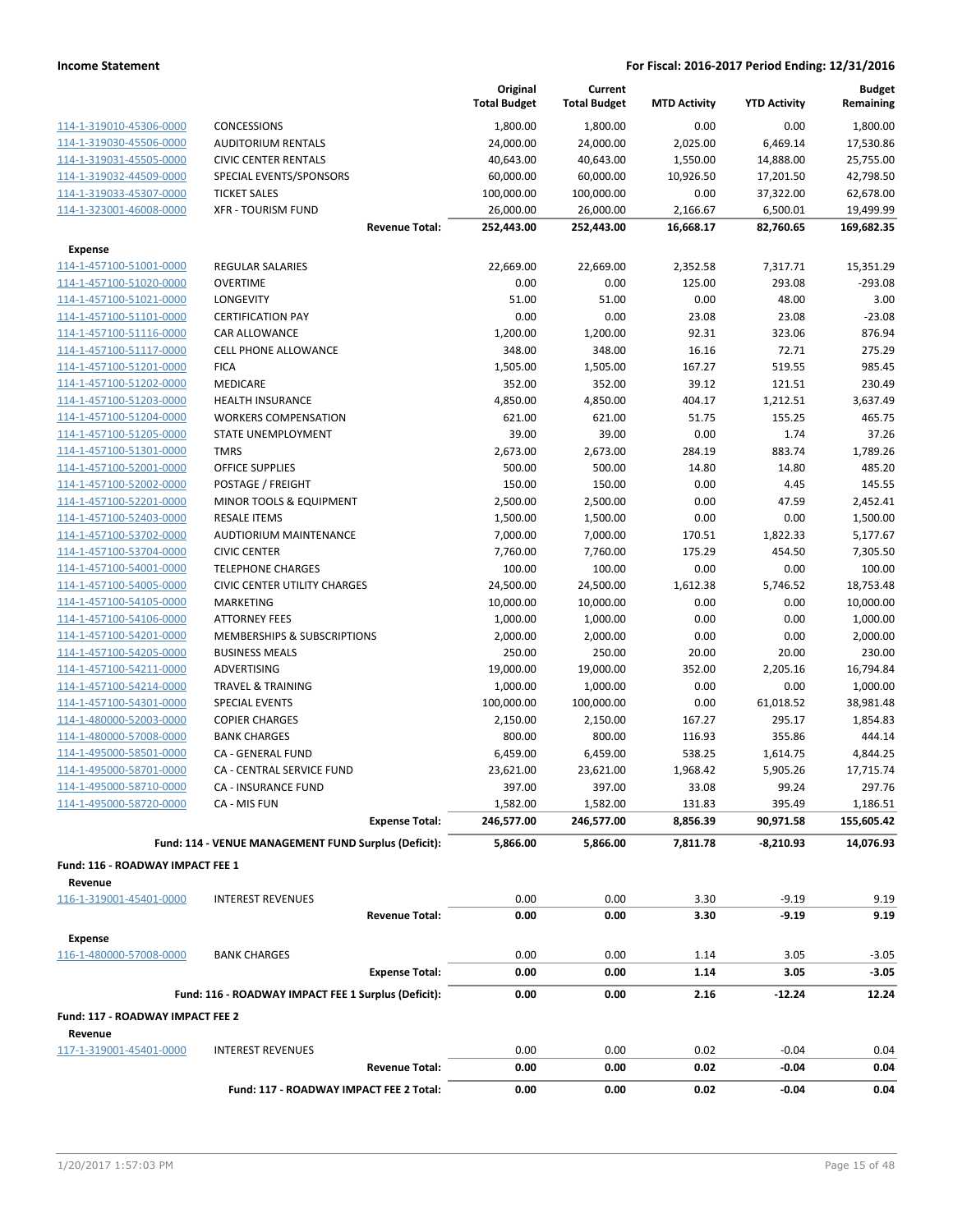**Income Statement** — **For Fiscal: 2016-2017 Period Ending: 12/31/2016**

| | | Original Total Budget | Current Total Budget | MTD Activity | YTD Activity | Budget Remaining |
|---|---|---|---|---|---|---|
| 114-1-319010-45306-0000 | CONCESSIONS | 1,800.00 | 1,800.00 | 0.00 | 0.00 | 1,800.00 |
| 114-1-319030-45506-0000 | AUDITORIUM RENTALS | 24,000.00 | 24,000.00 | 2,025.00 | 6,469.14 | 17,530.86 |
| 114-1-319031-45505-0000 | CIVIC CENTER RENTALS | 40,643.00 | 40,643.00 | 1,550.00 | 14,888.00 | 25,755.00 |
| 114-1-319032-44509-0000 | SPECIAL EVENTS/SPONSORS | 60,000.00 | 60,000.00 | 10,926.50 | 17,201.50 | 42,798.50 |
| 114-1-319033-45307-0000 | TICKET SALES | 100,000.00 | 100,000.00 | 0.00 | 37,322.00 | 62,678.00 |
| 114-1-323001-46008-0000 | XFR - TOURISM FUND | 26,000.00 | 26,000.00 | 2,166.67 | 6,500.01 | 19,499.99 |
| | **Revenue Total:** | **252,443.00** | **252,443.00** | **16,668.17** | **82,760.65** | **169,682.35** |
| **Expense** | | | | | | |
| 114-1-457100-51001-0000 | REGULAR SALARIES | 22,669.00 | 22,669.00 | 2,352.58 | 7,317.71 | 15,351.29 |
| 114-1-457100-51020-0000 | OVERTIME | 0.00 | 0.00 | 125.00 | 293.08 | -293.08 |
| 114-1-457100-51021-0000 | LONGEVITY | 51.00 | 51.00 | 0.00 | 48.00 | 3.00 |
| 114-1-457100-51101-0000 | CERTIFICATION PAY | 0.00 | 0.00 | 23.08 | 23.08 | -23.08 |
| 114-1-457100-51116-0000 | CAR ALLOWANCE | 1,200.00 | 1,200.00 | 92.31 | 323.06 | 876.94 |
| 114-1-457100-51117-0000 | CELL PHONE ALLOWANCE | 348.00 | 348.00 | 16.16 | 72.71 | 275.29 |
| 114-1-457100-51201-0000 | FICA | 1,505.00 | 1,505.00 | 167.27 | 519.55 | 985.45 |
| 114-1-457100-51202-0000 | MEDICARE | 352.00 | 352.00 | 39.12 | 121.51 | 230.49 |
| 114-1-457100-51203-0000 | HEALTH INSURANCE | 4,850.00 | 4,850.00 | 404.17 | 1,212.51 | 3,637.49 |
| 114-1-457100-51204-0000 | WORKERS COMPENSATION | 621.00 | 621.00 | 51.75 | 155.25 | 465.75 |
| 114-1-457100-51205-0000 | STATE UNEMPLOYMENT | 39.00 | 39.00 | 0.00 | 1.74 | 37.26 |
| 114-1-457100-51301-0000 | TMRS | 2,673.00 | 2,673.00 | 284.19 | 883.74 | 1,789.26 |
| 114-1-457100-52001-0000 | OFFICE SUPPLIES | 500.00 | 500.00 | 14.80 | 14.80 | 485.20 |
| 114-1-457100-52002-0000 | POSTAGE / FREIGHT | 150.00 | 150.00 | 0.00 | 4.45 | 145.55 |
| 114-1-457100-52201-0000 | MINOR TOOLS & EQUIPMENT | 2,500.00 | 2,500.00 | 0.00 | 47.59 | 2,452.41 |
| 114-1-457100-52403-0000 | RESALE ITEMS | 1,500.00 | 1,500.00 | 0.00 | 0.00 | 1,500.00 |
| 114-1-457100-53702-0000 | AUDTIORIUM MAINTENANCE | 7,000.00 | 7,000.00 | 170.51 | 1,822.33 | 5,177.67 |
| 114-1-457100-53704-0000 | CIVIC CENTER | 7,760.00 | 7,760.00 | 175.29 | 454.50 | 7,305.50 |
| 114-1-457100-54001-0000 | TELEPHONE CHARGES | 100.00 | 100.00 | 0.00 | 0.00 | 100.00 |
| 114-1-457100-54005-0000 | CIVIC CENTER UTILITY CHARGES | 24,500.00 | 24,500.00 | 1,612.38 | 5,746.52 | 18,753.48 |
| 114-1-457100-54105-0000 | MARKETING | 10,000.00 | 10,000.00 | 0.00 | 0.00 | 10,000.00 |
| 114-1-457100-54106-0000 | ATTORNEY FEES | 1,000.00 | 1,000.00 | 0.00 | 0.00 | 1,000.00 |
| 114-1-457100-54201-0000 | MEMBERSHIPS & SUBSCRIPTIONS | 2,000.00 | 2,000.00 | 0.00 | 0.00 | 2,000.00 |
| 114-1-457100-54205-0000 | BUSINESS MEALS | 250.00 | 250.00 | 20.00 | 20.00 | 230.00 |
| 114-1-457100-54211-0000 | ADVERTISING | 19,000.00 | 19,000.00 | 352.00 | 2,205.16 | 16,794.84 |
| 114-1-457100-54214-0000 | TRAVEL & TRAINING | 1,000.00 | 1,000.00 | 0.00 | 0.00 | 1,000.00 |
| 114-1-457100-54301-0000 | SPECIAL EVENTS | 100,000.00 | 100,000.00 | 0.00 | 61,018.52 | 38,981.48 |
| 114-1-480000-52003-0000 | COPIER CHARGES | 2,150.00 | 2,150.00 | 167.27 | 295.17 | 1,854.83 |
| 114-1-480000-57008-0000 | BANK CHARGES | 800.00 | 800.00 | 116.93 | 355.86 | 444.14 |
| 114-1-495000-58501-0000 | CA - GENERAL FUND | 6,459.00 | 6,459.00 | 538.25 | 1,614.75 | 4,844.25 |
| 114-1-495000-58701-0000 | CA - CENTRAL SERVICE FUND | 23,621.00 | 23,621.00 | 1,968.42 | 5,905.26 | 17,715.74 |
| 114-1-495000-58710-0000 | CA - INSURANCE FUND | 397.00 | 397.00 | 33.08 | 99.24 | 297.76 |
| 114-1-495000-58720-0000 | CA - MIS FUN | 1,582.00 | 1,582.00 | 131.83 | 395.49 | 1,186.51 |
| | **Expense Total:** | **246,577.00** | **246,577.00** | **8,856.39** | **90,971.58** | **155,605.42** |
| | **Fund: 114 - VENUE MANAGEMENT FUND Surplus (Deficit):** | **5,866.00** | **5,866.00** | **7,811.78** | **-8,210.93** | **14,076.93** |

**Fund: 116 - ROADWAY IMPACT FEE 1**

| | | Original Total Budget | Current Total Budget | MTD Activity | YTD Activity | Budget Remaining |
|---|---|---|---|---|---|---|
| **Revenue** | | | | | | |
| 116-1-319001-45401-0000 | INTEREST REVENUES | 0.00 | 0.00 | 3.30 | -9.19 | 9.19 |
| | **Revenue Total:** | **0.00** | **0.00** | **3.30** | **-9.19** | **9.19** |
| **Expense** | | | | | | |
| 116-1-480000-57008-0000 | BANK CHARGES | 0.00 | 0.00 | 1.14 | 3.05 | -3.05 |
| | **Expense Total:** | **0.00** | **0.00** | **1.14** | **3.05** | **-3.05** |
| | **Fund: 116 - ROADWAY IMPACT FEE 1 Surplus (Deficit):** | **0.00** | **0.00** | **2.16** | **-12.24** | **12.24** |

**Fund: 117 - ROADWAY IMPACT FEE 2**

| | | Original Total Budget | Current Total Budget | MTD Activity | YTD Activity | Budget Remaining |
|---|---|---|---|---|---|---|
| **Revenue** | | | | | | |
| 117-1-319001-45401-0000 | INTEREST REVENUES | 0.00 | 0.00 | 0.02 | -0.04 | 0.04 |
| | **Revenue Total:** | **0.00** | **0.00** | **0.02** | **-0.04** | **0.04** |
| | **Fund: 117 - ROADWAY IMPACT FEE 2 Total:** | **0.00** | **0.00** | **0.02** | **-0.04** | **0.04** |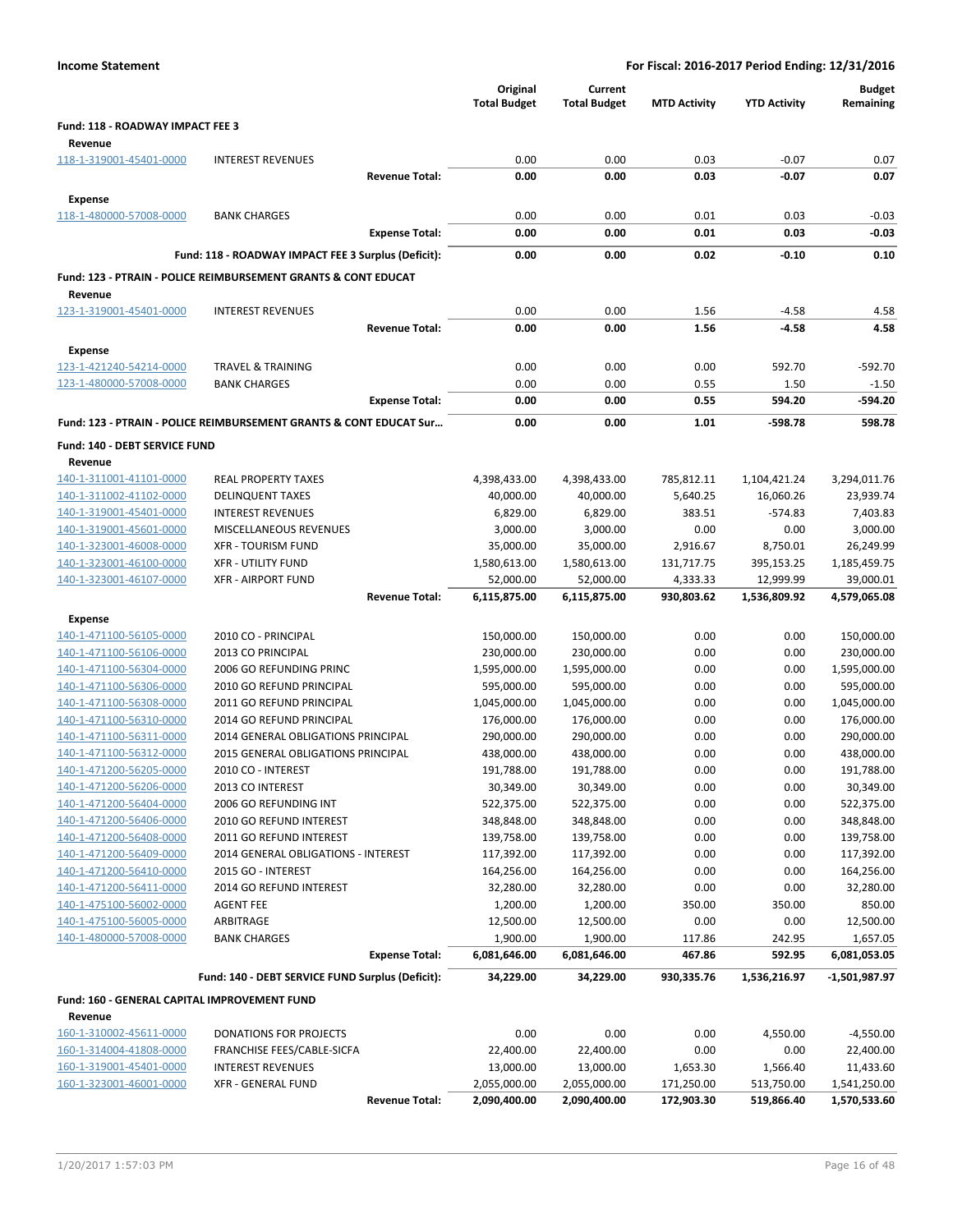**Income Statement** — **For Fiscal: 2016-2017 Period Ending: 12/31/2016**

| | | Original Total Budget | Current Total Budget | MTD Activity | YTD Activity | Budget Remaining |
|---|---|---|---|---|---|---|
| **Fund: 118 - ROADWAY IMPACT FEE 3** | | | | | | |
| **Revenue** | | | | | | |
| 118-1-319001-45401-0000 | INTEREST REVENUES | 0.00 | 0.00 | 0.03 | -0.07 | 0.07 |
| | **Revenue Total:** | **0.00** | **0.00** | **0.03** | **-0.07** | **0.07** |
| **Expense** | | | | | | |
| 118-1-480000-57008-0000 | BANK CHARGES | 0.00 | 0.00 | 0.01 | 0.03 | -0.03 |
| | **Expense Total:** | **0.00** | **0.00** | **0.01** | **0.03** | **-0.03** |
| | **Fund: 118 - ROADWAY IMPACT FEE 3 Surplus (Deficit):** | **0.00** | **0.00** | **0.02** | **-0.10** | **0.10** |
| **Fund: 123 - PTRAIN - POLICE REIMBURSEMENT GRANTS & CONT EDUCAT** | | | | | | |
| **Revenue** | | | | | | |
| 123-1-319001-45401-0000 | INTEREST REVENUES | 0.00 | 0.00 | 1.56 | -4.58 | 4.58 |
| | **Revenue Total:** | **0.00** | **0.00** | **1.56** | **-4.58** | **4.58** |
| **Expense** | | | | | | |
| 123-1-421240-54214-0000 | TRAVEL & TRAINING | 0.00 | 0.00 | 0.00 | 592.70 | -592.70 |
| 123-1-480000-57008-0000 | BANK CHARGES | 0.00 | 0.00 | 0.55 | 1.50 | -1.50 |
| | **Expense Total:** | **0.00** | **0.00** | **0.55** | **594.20** | **-594.20** |
| **Fund: 123 - PTRAIN - POLICE REIMBURSEMENT GRANTS & CONT EDUCAT Sur...** | | **0.00** | **0.00** | **1.01** | **-598.78** | **598.78** |
| **Fund: 140 - DEBT SERVICE FUND** | | | | | | |
| **Revenue** | | | | | | |
| 140-1-311001-41101-0000 | REAL PROPERTY TAXES | 4,398,433.00 | 4,398,433.00 | 785,812.11 | 1,104,421.24 | 3,294,011.76 |
| 140-1-311002-41102-0000 | DELINQUENT TAXES | 40,000.00 | 40,000.00 | 5,640.25 | 16,060.26 | 23,939.74 |
| 140-1-319001-45401-0000 | INTEREST REVENUES | 6,829.00 | 6,829.00 | 383.51 | -574.83 | 7,403.83 |
| 140-1-319001-45601-0000 | MISCELLANEOUS REVENUES | 3,000.00 | 3,000.00 | 0.00 | 0.00 | 3,000.00 |
| 140-1-323001-46008-0000 | XFR - TOURISM FUND | 35,000.00 | 35,000.00 | 2,916.67 | 8,750.01 | 26,249.99 |
| 140-1-323001-46100-0000 | XFR - UTILITY FUND | 1,580,613.00 | 1,580,613.00 | 131,717.75 | 395,153.25 | 1,185,459.75 |
| 140-1-323001-46107-0000 | XFR - AIRPORT FUND | 52,000.00 | 52,000.00 | 4,333.33 | 12,999.99 | 39,000.01 |
| | **Revenue Total:** | **6,115,875.00** | **6,115,875.00** | **930,803.62** | **1,536,809.92** | **4,579,065.08** |
| **Expense** | | | | | | |
| 140-1-471100-56105-0000 | 2010 CO - PRINCIPAL | 150,000.00 | 150,000.00 | 0.00 | 0.00 | 150,000.00 |
| 140-1-471100-56106-0000 | 2013 CO PRINCIPAL | 230,000.00 | 230,000.00 | 0.00 | 0.00 | 230,000.00 |
| 140-1-471100-56304-0000 | 2006 GO REFUNDING PRINC | 1,595,000.00 | 1,595,000.00 | 0.00 | 0.00 | 1,595,000.00 |
| 140-1-471100-56306-0000 | 2010 GO REFUND PRINCIPAL | 595,000.00 | 595,000.00 | 0.00 | 0.00 | 595,000.00 |
| 140-1-471100-56308-0000 | 2011 GO REFUND PRINCIPAL | 1,045,000.00 | 1,045,000.00 | 0.00 | 0.00 | 1,045,000.00 |
| 140-1-471100-56310-0000 | 2014 GO REFUND PRINCIPAL | 176,000.00 | 176,000.00 | 0.00 | 0.00 | 176,000.00 |
| 140-1-471100-56311-0000 | 2014 GENERAL OBLIGATIONS PRINCIPAL | 290,000.00 | 290,000.00 | 0.00 | 0.00 | 290,000.00 |
| 140-1-471100-56312-0000 | 2015 GENERAL OBLIGATIONS PRINCIPAL | 438,000.00 | 438,000.00 | 0.00 | 0.00 | 438,000.00 |
| 140-1-471200-56205-0000 | 2010 CO - INTEREST | 191,788.00 | 191,788.00 | 0.00 | 0.00 | 191,788.00 |
| 140-1-471200-56206-0000 | 2013 CO INTEREST | 30,349.00 | 30,349.00 | 0.00 | 0.00 | 30,349.00 |
| 140-1-471200-56404-0000 | 2006 GO REFUNDING INT | 522,375.00 | 522,375.00 | 0.00 | 0.00 | 522,375.00 |
| 140-1-471200-56406-0000 | 2010 GO REFUND INTEREST | 348,848.00 | 348,848.00 | 0.00 | 0.00 | 348,848.00 |
| 140-1-471200-56408-0000 | 2011 GO REFUND INTEREST | 139,758.00 | 139,758.00 | 0.00 | 0.00 | 139,758.00 |
| 140-1-471200-56409-0000 | 2014 GENERAL OBLIGATIONS - INTEREST | 117,392.00 | 117,392.00 | 0.00 | 0.00 | 117,392.00 |
| 140-1-471200-56410-0000 | 2015 GO - INTEREST | 164,256.00 | 164,256.00 | 0.00 | 0.00 | 164,256.00 |
| 140-1-471200-56411-0000 | 2014 GO REFUND INTEREST | 32,280.00 | 32,280.00 | 0.00 | 0.00 | 32,280.00 |
| 140-1-475100-56002-0000 | AGENT FEE | 1,200.00 | 1,200.00 | 350.00 | 350.00 | 850.00 |
| 140-1-475100-56005-0000 | ARBITRAGE | 12,500.00 | 12,500.00 | 0.00 | 0.00 | 12,500.00 |
| 140-1-480000-57008-0000 | BANK CHARGES | 1,900.00 | 1,900.00 | 117.86 | 242.95 | 1,657.05 |
| | **Expense Total:** | **6,081,646.00** | **6,081,646.00** | **467.86** | **592.95** | **6,081,053.05** |
| | **Fund: 140 - DEBT SERVICE FUND Surplus (Deficit):** | **34,229.00** | **34,229.00** | **930,335.76** | **1,536,216.97** | **-1,501,987.97** |
| **Fund: 160 - GENERAL CAPITAL IMPROVEMENT FUND** | | | | | | |
| **Revenue** | | | | | | |
| 160-1-310002-45611-0000 | DONATIONS FOR PROJECTS | 0.00 | 0.00 | 0.00 | 4,550.00 | -4,550.00 |
| 160-1-314004-41808-0000 | FRANCHISE FEES/CABLE-SICFA | 22,400.00 | 22,400.00 | 0.00 | 0.00 | 22,400.00 |
| 160-1-319001-45401-0000 | INTEREST REVENUES | 13,000.00 | 13,000.00 | 1,653.30 | 1,566.40 | 11,433.60 |
| 160-1-323001-46001-0000 | XFR - GENERAL FUND | 2,055,000.00 | 2,055,000.00 | 171,250.00 | 513,750.00 | 1,541,250.00 |
| | **Revenue Total:** | **2,090,400.00** | **2,090,400.00** | **172,903.30** | **519,866.40** | **1,570,533.60** |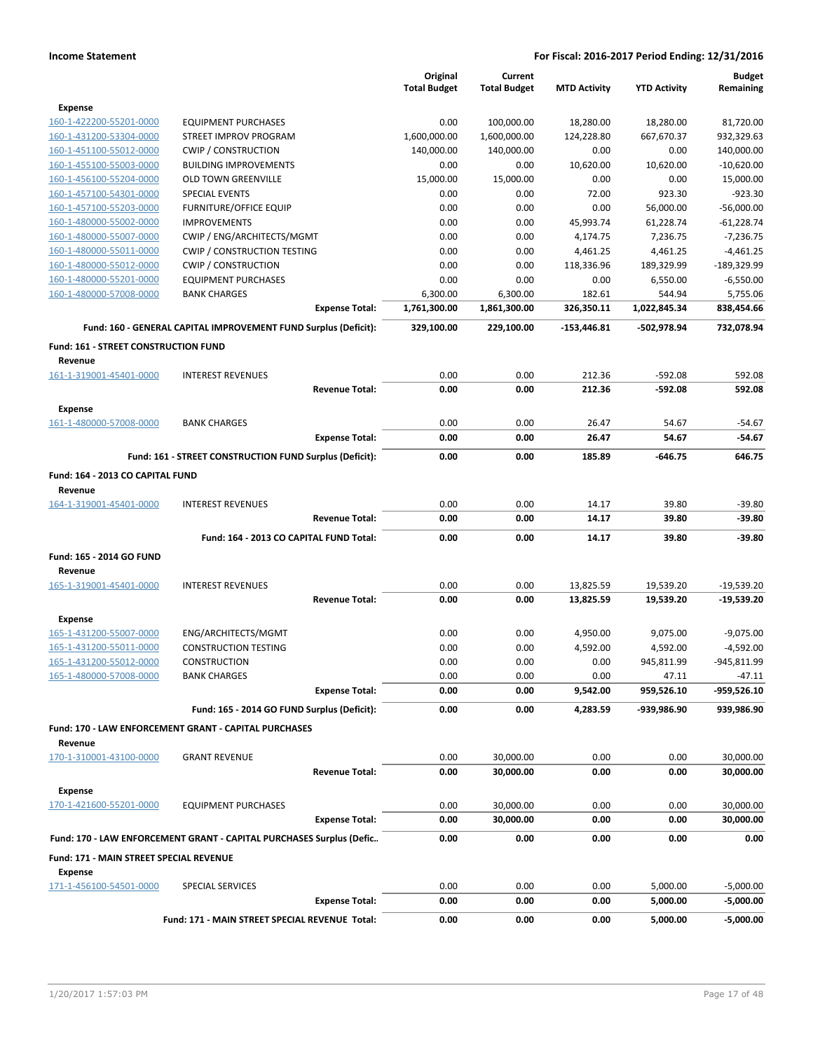| | | Original Total Budget | Current Total Budget | MTD Activity | YTD Activity | Budget Remaining |
|---|---|---|---|---|---|---|
| **Expense** | | | | | | |
| 160-1-422200-55201-0000 | EQUIPMENT PURCHASES | 0.00 | 100,000.00 | 18,280.00 | 18,280.00 | 81,720.00 |
| 160-1-431200-53304-0000 | STREET IMPROV PROGRAM | 1,600,000.00 | 1,600,000.00 | 124,228.80 | 667,670.37 | 932,329.63 |
| 160-1-451100-55012-0000 | CWIP / CONSTRUCTION | 140,000.00 | 140,000.00 | 0.00 | 0.00 | 140,000.00 |
| 160-1-455100-55003-0000 | BUILDING IMPROVEMENTS | 0.00 | 0.00 | 10,620.00 | 10,620.00 | -10,620.00 |
| 160-1-456100-55204-0000 | OLD TOWN GREENVILLE | 15,000.00 | 15,000.00 | 0.00 | 0.00 | 15,000.00 |
| 160-1-457100-54301-0000 | SPECIAL EVENTS | 0.00 | 0.00 | 72.00 | 923.30 | -923.30 |
| 160-1-457100-55203-0000 | FURNITURE/OFFICE EQUIP | 0.00 | 0.00 | 0.00 | 56,000.00 | -56,000.00 |
| 160-1-480000-55002-0000 | IMPROVEMENTS | 0.00 | 0.00 | 45,993.74 | 61,228.74 | -61,228.74 |
| 160-1-480000-55007-0000 | CWIP / ENG/ARCHITECTS/MGMT | 0.00 | 0.00 | 4,174.75 | 7,236.75 | -7,236.75 |
| 160-1-480000-55011-0000 | CWIP / CONSTRUCTION TESTING | 0.00 | 0.00 | 4,461.25 | 4,461.25 | -4,461.25 |
| 160-1-480000-55012-0000 | CWIP / CONSTRUCTION | 0.00 | 0.00 | 118,336.96 | 189,329.99 | -189,329.99 |
| 160-1-480000-55201-0000 | EQUIPMENT PURCHASES | 0.00 | 0.00 | 0.00 | 6,550.00 | -6,550.00 |
| 160-1-480000-57008-0000 | BANK CHARGES | 6,300.00 | 6,300.00 | 182.61 | 544.94 | 5,755.06 |
| | **Expense Total:** | **1,761,300.00** | **1,861,300.00** | **326,350.11** | **1,022,845.34** | **838,454.66** |
| | **Fund: 160 - GENERAL CAPITAL IMPROVEMENT FUND Surplus (Deficit):** | **329,100.00** | **229,100.00** | **-153,446.81** | **-502,978.94** | **732,078.94** |
| **Fund: 161 - STREET CONSTRUCTION FUND** | | | | | | |
| **Revenue** | | | | | | |
| 161-1-319001-45401-0000 | INTEREST REVENUES | 0.00 | 0.00 | 212.36 | -592.08 | 592.08 |
| | **Revenue Total:** | **0.00** | **0.00** | **212.36** | **-592.08** | **592.08** |
| **Expense** | | | | | | |
| 161-1-480000-57008-0000 | BANK CHARGES | 0.00 | 0.00 | 26.47 | 54.67 | -54.67 |
| | **Expense Total:** | **0.00** | **0.00** | **26.47** | **54.67** | **-54.67** |
| | **Fund: 161 - STREET CONSTRUCTION FUND Surplus (Deficit):** | **0.00** | **0.00** | **185.89** | **-646.75** | **646.75** |
| **Fund: 164 - 2013 CO CAPITAL FUND** | | | | | | |
| **Revenue** | | | | | | |
| 164-1-319001-45401-0000 | INTEREST REVENUES | 0.00 | 0.00 | 14.17 | 39.80 | -39.80 |
| | **Revenue Total:** | **0.00** | **0.00** | **14.17** | **39.80** | **-39.80** |
| | **Fund: 164 - 2013 CO CAPITAL FUND Total:** | **0.00** | **0.00** | **14.17** | **39.80** | **-39.80** |
| **Fund: 165 - 2014 GO FUND** | | | | | | |
| **Revenue** | | | | | | |
| 165-1-319001-45401-0000 | INTEREST REVENUES | 0.00 | 0.00 | 13,825.59 | 19,539.20 | -19,539.20 |
| | **Revenue Total:** | **0.00** | **0.00** | **13,825.59** | **19,539.20** | **-19,539.20** |
| **Expense** | | | | | | |
| 165-1-480000-55007-0000 | ENG/ARCHITECTS/MGMT | 0.00 | 0.00 | 4,950.00 | 9,075.00 | -9,075.00 |
| 165-1-431200-55011-0000 | CONSTRUCTION TESTING | 0.00 | 0.00 | 4,592.00 | 4,592.00 | -4,592.00 |
| 165-1-431200-55012-0000 | CONSTRUCTION | 0.00 | 0.00 | 0.00 | 945,811.99 | -945,811.99 |
| 165-1-480000-57008-0000 | BANK CHARGES | 0.00 | 0.00 | 0.00 | 47.11 | -47.11 |
| | **Expense Total:** | **0.00** | **0.00** | **9,542.00** | **959,526.10** | **-959,526.10** |
| | **Fund: 165 - 2014 GO FUND Surplus (Deficit):** | **0.00** | **0.00** | **4,283.59** | **-939,986.90** | **939,986.90** |
| **Fund: 170 - LAW ENFORCEMENT GRANT - CAPITAL PURCHASES** | | | | | | |
| **Revenue** | | | | | | |
| 170-1-310001-43100-0000 | GRANT REVENUE | 0.00 | 30,000.00 | 0.00 | 0.00 | 30,000.00 |
| | **Revenue Total:** | **0.00** | **30,000.00** | **0.00** | **0.00** | **30,000.00** |
| **Expense** | | | | | | |
| 170-1-421600-55201-0000 | EQUIPMENT PURCHASES | 0.00 | 30,000.00 | 0.00 | 0.00 | 30,000.00 |
| | **Expense Total:** | **0.00** | **30,000.00** | **0.00** | **0.00** | **30,000.00** |
| | **Fund: 170 - LAW ENFORCEMENT GRANT - CAPITAL PURCHASES Surplus (Defic..** | **0.00** | **0.00** | **0.00** | **0.00** | **0.00** |
| **Fund: 171 - MAIN STREET SPECIAL REVENUE** | | | | | | |
| **Expense** | | | | | | |
| 171-1-456100-54501-0000 | SPECIAL SERVICES | 0.00 | 0.00 | 0.00 | 5,000.00 | -5,000.00 |
| | **Expense Total:** | **0.00** | **0.00** | **0.00** | **5,000.00** | **-5,000.00** |
| | **Fund: 171 - MAIN STREET SPECIAL REVENUE Total:** | **0.00** | **0.00** | **0.00** | **5,000.00** | **-5,000.00** |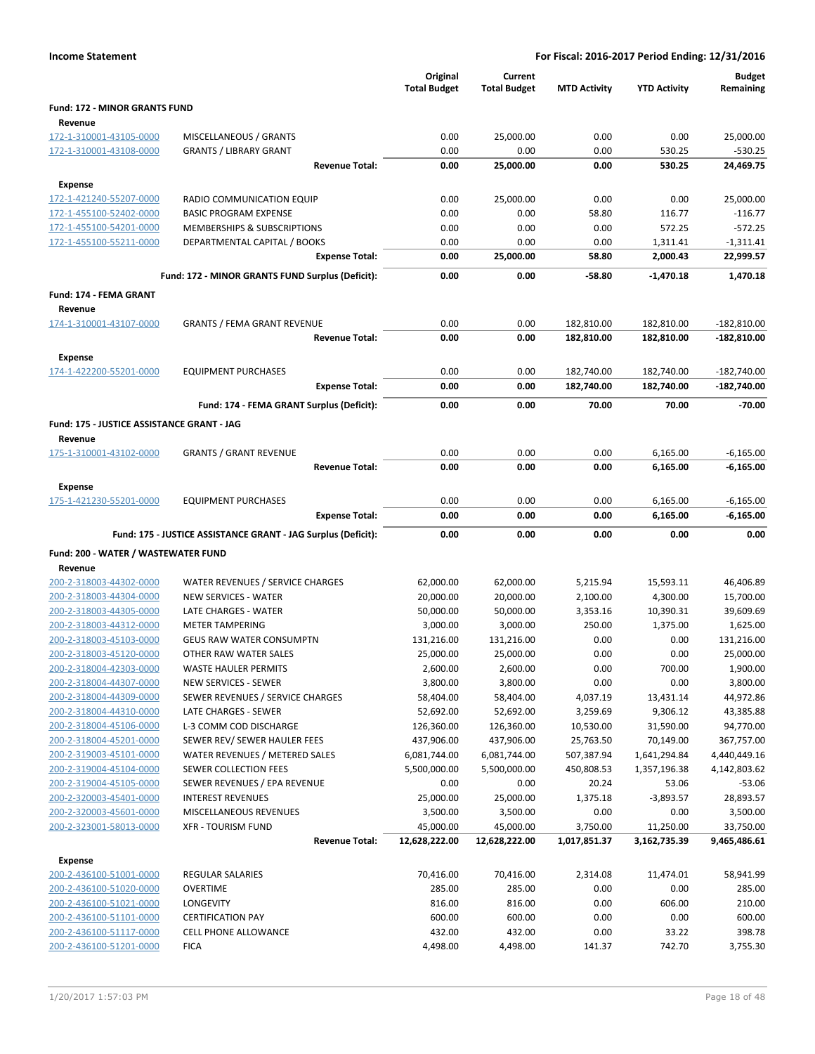**Income Statement** — For Fiscal: 2016-2017 Period Ending: 12/31/2016

| | | Original Total Budget | Current Total Budget | MTD Activity | YTD Activity | Budget Remaining |
|---|---|---|---|---|---|---|
| **Fund: 172 - MINOR GRANTS FUND** | | | | | | |
| **Revenue** | | | | | | |
| 172-1-310001-43105-0000 | MISCELLANEOUS / GRANTS | 0.00 | 25,000.00 | 0.00 | 0.00 | 25,000.00 |
| 172-1-310001-43108-0000 | GRANTS / LIBRARY GRANT | 0.00 | 0.00 | 0.00 | 530.25 | -530.25 |
| | **Revenue Total:** | **0.00** | **25,000.00** | **0.00** | **530.25** | **24,469.75** |
| **Expense** | | | | | | |
| 172-1-421240-55207-0000 | RADIO COMMUNICATION EQUIP | 0.00 | 25,000.00 | 0.00 | 0.00 | 25,000.00 |
| 172-1-455100-52402-0000 | BASIC PROGRAM EXPENSE | 0.00 | 0.00 | 58.80 | 116.77 | -116.77 |
| 172-1-455100-54201-0000 | MEMBERSHIPS & SUBSCRIPTIONS | 0.00 | 0.00 | 0.00 | 572.25 | -572.25 |
| 172-1-455100-55211-0000 | DEPARTMENTAL CAPITAL / BOOKS | 0.00 | 0.00 | 0.00 | 1,311.41 | -1,311.41 |
| | **Expense Total:** | **0.00** | **25,000.00** | **58.80** | **2,000.43** | **22,999.57** |
| | **Fund: 172 - MINOR GRANTS FUND Surplus (Deficit):** | **0.00** | **0.00** | **-58.80** | **-1,470.18** | **1,470.18** |
| **Fund: 174 - FEMA GRANT** | | | | | | |
| **Revenue** | | | | | | |
| 174-1-310001-43107-0000 | GRANTS / FEMA GRANT REVENUE | 0.00 | 0.00 | 182,810.00 | 182,810.00 | -182,810.00 |
| | **Revenue Total:** | **0.00** | **0.00** | **182,810.00** | **182,810.00** | **-182,810.00** |
| **Expense** | | | | | | |
| 174-1-422200-55201-0000 | EQUIPMENT PURCHASES | 0.00 | 0.00 | 182,740.00 | 182,740.00 | -182,740.00 |
| | **Expense Total:** | **0.00** | **0.00** | **182,740.00** | **182,740.00** | **-182,740.00** |
| | **Fund: 174 - FEMA GRANT Surplus (Deficit):** | **0.00** | **0.00** | **70.00** | **70.00** | **-70.00** |
| **Fund: 175 - JUSTICE ASSISTANCE GRANT - JAG** | | | | | | |
| **Revenue** | | | | | | |
| 175-1-310001-43102-0000 | GRANTS / GRANT REVENUE | 0.00 | 0.00 | 0.00 | 6,165.00 | -6,165.00 |
| | **Revenue Total:** | **0.00** | **0.00** | **0.00** | **6,165.00** | **-6,165.00** |
| **Expense** | | | | | | |
| 175-1-421230-55201-0000 | EQUIPMENT PURCHASES | 0.00 | 0.00 | 0.00 | 6,165.00 | -6,165.00 |
| | **Expense Total:** | **0.00** | **0.00** | **0.00** | **6,165.00** | **-6,165.00** |
| | **Fund: 175 - JUSTICE ASSISTANCE GRANT - JAG Surplus (Deficit):** | **0.00** | **0.00** | **0.00** | **0.00** | **0.00** |
| **Fund: 200 - WATER / WASTEWATER FUND** | | | | | | |
| **Revenue** | | | | | | |
| 200-2-318003-44302-0000 | WATER REVENUES / SERVICE CHARGES | 62,000.00 | 62,000.00 | 5,215.94 | 15,593.11 | 46,406.89 |
| 200-2-318003-44304-0000 | NEW SERVICES - WATER | 20,000.00 | 20,000.00 | 2,100.00 | 4,300.00 | 15,700.00 |
| 200-2-318003-44305-0000 | LATE CHARGES - WATER | 50,000.00 | 50,000.00 | 3,353.16 | 10,390.31 | 39,609.69 |
| 200-2-318003-44312-0000 | METER TAMPERING | 3,000.00 | 3,000.00 | 250.00 | 1,375.00 | 1,625.00 |
| 200-2-318003-45103-0000 | GEUS RAW WATER CONSUMPTN | 131,216.00 | 131,216.00 | 0.00 | 0.00 | 131,216.00 |
| 200-2-318003-45120-0000 | OTHER RAW WATER SALES | 25,000.00 | 25,000.00 | 0.00 | 0.00 | 25,000.00 |
| 200-2-318004-42303-0000 | WASTE HAULER PERMITS | 2,600.00 | 2,600.00 | 0.00 | 700.00 | 1,900.00 |
| 200-2-318004-44307-0000 | NEW SERVICES - SEWER | 3,800.00 | 3,800.00 | 0.00 | 0.00 | 3,800.00 |
| 200-2-318004-44309-0000 | SEWER REVENUES / SERVICE CHARGES | 58,404.00 | 58,404.00 | 4,037.19 | 13,431.14 | 44,972.86 |
| 200-2-318004-44310-0000 | LATE CHARGES - SEWER | 52,692.00 | 52,692.00 | 3,259.69 | 9,306.12 | 43,385.88 |
| 200-2-318004-45106-0000 | L-3 COMM COD DISCHARGE | 126,360.00 | 126,360.00 | 10,530.00 | 31,590.00 | 94,770.00 |
| 200-2-318004-45201-0000 | SEWER REV/ SEWER HAULER FEES | 437,906.00 | 437,906.00 | 25,763.50 | 70,149.00 | 367,757.00 |
| 200-2-319003-45101-0000 | WATER REVENUES / METERED SALES | 6,081,744.00 | 6,081,744.00 | 507,387.94 | 1,641,294.84 | 4,440,449.16 |
| 200-2-319004-45104-0000 | SEWER COLLECTION FEES | 5,500,000.00 | 5,500,000.00 | 450,808.53 | 1,357,196.38 | 4,142,803.62 |
| 200-2-319004-45105-0000 | SEWER REVENUES / EPA REVENUE | 0.00 | 0.00 | 20.24 | 53.06 | -53.06 |
| 200-2-320003-45401-0000 | INTEREST REVENUES | 25,000.00 | 25,000.00 | 1,375.18 | -3,893.57 | 28,893.57 |
| 200-2-320003-45601-0000 | MISCELLANEOUS REVENUES | 3,500.00 | 3,500.00 | 0.00 | 0.00 | 3,500.00 |
| 200-2-323001-58013-0000 | XFR - TOURISM FUND | 45,000.00 | 45,000.00 | 3,750.00 | 11,250.00 | 33,750.00 |
| | **Revenue Total:** | **12,628,222.00** | **12,628,222.00** | **1,017,851.37** | **3,162,735.39** | **9,465,486.61** |
| **Expense** | | | | | | |
| 200-2-436100-51001-0000 | REGULAR SALARIES | 70,416.00 | 70,416.00 | 2,314.08 | 11,474.01 | 58,941.99 |
| 200-2-436100-51020-0000 | OVERTIME | 285.00 | 285.00 | 0.00 | 0.00 | 285.00 |
| 200-2-436100-51021-0000 | LONGEVITY | 816.00 | 816.00 | 0.00 | 606.00 | 210.00 |
| 200-2-436100-51101-0000 | CERTIFICATION PAY | 600.00 | 600.00 | 0.00 | 0.00 | 600.00 |
| 200-2-436100-51117-0000 | CELL PHONE ALLOWANCE | 432.00 | 432.00 | 0.00 | 33.22 | 398.78 |
| 200-2-436100-51201-0000 | FICA | 4,498.00 | 4,498.00 | 141.37 | 742.70 | 3,755.30 |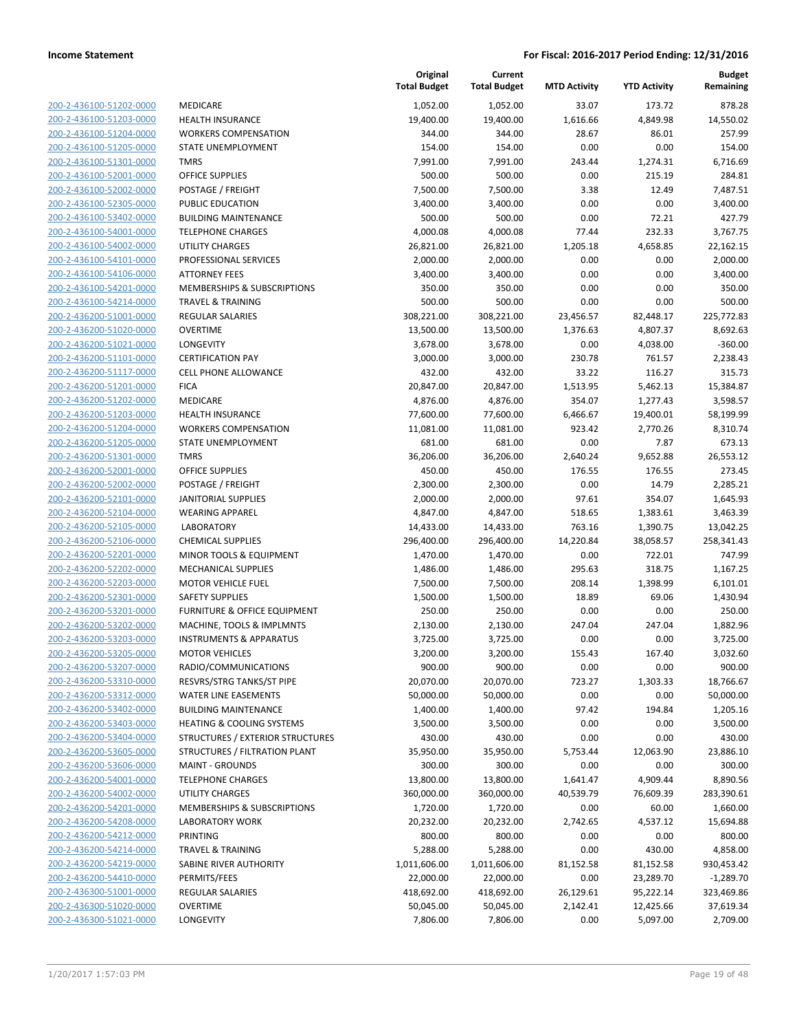**Income Statement** **For Fiscal: 2016-2017 Period Ending: 12/31/2016**

| | | Original Total Budget | Current Total Budget | MTD Activity | YTD Activity | Budget Remaining |
|---|---|---|---|---|---|---|
| 200-2-436100-51202-0000 | MEDICARE | 1,052.00 | 1,052.00 | 33.07 | 173.72 | 878.28 |
| 200-2-436100-51203-0000 | HEALTH INSURANCE | 19,400.00 | 19,400.00 | 1,616.66 | 4,849.98 | 14,550.02 |
| 200-2-436100-51204-0000 | WORKERS COMPENSATION | 344.00 | 344.00 | 28.67 | 86.01 | 257.99 |
| 200-2-436100-51205-0000 | STATE UNEMPLOYMENT | 154.00 | 154.00 | 0.00 | 0.00 | 154.00 |
| 200-2-436100-51301-0000 | TMRS | 7,991.00 | 7,991.00 | 243.44 | 1,274.31 | 6,716.69 |
| 200-2-436100-52001-0000 | OFFICE SUPPLIES | 500.00 | 500.00 | 0.00 | 215.19 | 284.81 |
| 200-2-436100-52002-0000 | POSTAGE / FREIGHT | 7,500.00 | 7,500.00 | 3.38 | 12.49 | 7,487.51 |
| 200-2-436100-52305-0000 | PUBLIC EDUCATION | 3,400.00 | 3,400.00 | 0.00 | 0.00 | 3,400.00 |
| 200-2-436100-53402-0000 | BUILDING MAINTENANCE | 500.00 | 500.00 | 0.00 | 72.21 | 427.79 |
| 200-2-436100-54001-0000 | TELEPHONE CHARGES | 4,000.08 | 4,000.08 | 77.44 | 232.33 | 3,767.75 |
| 200-2-436100-54002-0000 | UTILITY CHARGES | 26,821.00 | 26,821.00 | 1,205.18 | 4,658.85 | 22,162.15 |
| 200-2-436100-54101-0000 | PROFESSIONAL SERVICES | 2,000.00 | 2,000.00 | 0.00 | 0.00 | 2,000.00 |
| 200-2-436100-54106-0000 | ATTORNEY FEES | 3,400.00 | 3,400.00 | 0.00 | 0.00 | 3,400.00 |
| 200-2-436100-54201-0000 | MEMBERSHIPS & SUBSCRIPTIONS | 350.00 | 350.00 | 0.00 | 0.00 | 350.00 |
| 200-2-436100-54214-0000 | TRAVEL & TRAINING | 500.00 | 500.00 | 0.00 | 0.00 | 500.00 |
| 200-2-436200-51001-0000 | REGULAR SALARIES | 308,221.00 | 308,221.00 | 23,456.57 | 82,448.17 | 225,772.83 |
| 200-2-436200-51020-0000 | OVERTIME | 13,500.00 | 13,500.00 | 1,376.63 | 4,807.37 | 8,692.63 |
| 200-2-436200-51021-0000 | LONGEVITY | 3,678.00 | 3,678.00 | 0.00 | 4,038.00 | -360.00 |
| 200-2-436200-51101-0000 | CERTIFICATION PAY | 3,000.00 | 3,000.00 | 230.78 | 761.57 | 2,238.43 |
| 200-2-436200-51117-0000 | CELL PHONE ALLOWANCE | 432.00 | 432.00 | 33.22 | 116.27 | 315.73 |
| 200-2-436200-51201-0000 | FICA | 20,847.00 | 20,847.00 | 1,513.95 | 5,462.13 | 15,384.87 |
| 200-2-436200-51202-0000 | MEDICARE | 4,876.00 | 4,876.00 | 354.07 | 1,277.43 | 3,598.57 |
| 200-2-436200-51203-0000 | HEALTH INSURANCE | 77,600.00 | 77,600.00 | 6,466.67 | 19,400.01 | 58,199.99 |
| 200-2-436200-51204-0000 | WORKERS COMPENSATION | 11,081.00 | 11,081.00 | 923.42 | 2,770.26 | 8,310.74 |
| 200-2-436200-51205-0000 | STATE UNEMPLOYMENT | 681.00 | 681.00 | 0.00 | 7.87 | 673.13 |
| 200-2-436200-51301-0000 | TMRS | 36,206.00 | 36,206.00 | 2,640.24 | 9,652.88 | 26,553.12 |
| 200-2-436200-52001-0000 | OFFICE SUPPLIES | 450.00 | 450.00 | 176.55 | 176.55 | 273.45 |
| 200-2-436200-52002-0000 | POSTAGE / FREIGHT | 2,300.00 | 2,300.00 | 0.00 | 14.79 | 2,285.21 |
| 200-2-436200-52101-0000 | JANITORIAL SUPPLIES | 2,000.00 | 2,000.00 | 97.61 | 354.07 | 1,645.93 |
| 200-2-436200-52104-0000 | WEARING APPAREL | 4,847.00 | 4,847.00 | 518.65 | 1,383.61 | 3,463.39 |
| 200-2-436200-52105-0000 | LABORATORY | 14,433.00 | 14,433.00 | 763.16 | 1,390.75 | 13,042.25 |
| 200-2-436200-52106-0000 | CHEMICAL SUPPLIES | 296,400.00 | 296,400.00 | 14,220.84 | 38,058.57 | 258,341.43 |
| 200-2-436200-52201-0000 | MINOR TOOLS & EQUIPMENT | 1,470.00 | 1,470.00 | 0.00 | 722.01 | 747.99 |
| 200-2-436200-52202-0000 | MECHANICAL SUPPLIES | 1,486.00 | 1,486.00 | 295.63 | 318.75 | 1,167.25 |
| 200-2-436200-52203-0000 | MOTOR VEHICLE FUEL | 7,500.00 | 7,500.00 | 208.14 | 1,398.99 | 6,101.01 |
| 200-2-436200-52301-0000 | SAFETY SUPPLIES | 1,500.00 | 1,500.00 | 18.89 | 69.06 | 1,430.94 |
| 200-2-436200-53201-0000 | FURNITURE & OFFICE EQUIPMENT | 250.00 | 250.00 | 0.00 | 0.00 | 250.00 |
| 200-2-436200-53202-0000 | MACHINE, TOOLS & IMPLMNTS | 2,130.00 | 2,130.00 | 247.04 | 247.04 | 1,882.96 |
| 200-2-436200-53203-0000 | INSTRUMENTS & APPARATUS | 3,725.00 | 3,725.00 | 0.00 | 0.00 | 3,725.00 |
| 200-2-436200-53205-0000 | MOTOR VEHICLES | 3,200.00 | 3,200.00 | 155.43 | 167.40 | 3,032.60 |
| 200-2-436200-53207-0000 | RADIO/COMMUNICATIONS | 900.00 | 900.00 | 0.00 | 0.00 | 900.00 |
| 200-2-436200-53310-0000 | RESVRS/STRG TANKS/ST PIPE | 20,070.00 | 20,070.00 | 723.27 | 1,303.33 | 18,766.67 |
| 200-2-436200-53312-0000 | WATER LINE EASEMENTS | 50,000.00 | 50,000.00 | 0.00 | 0.00 | 50,000.00 |
| 200-2-436200-53402-0000 | BUILDING MAINTENANCE | 1,400.00 | 1,400.00 | 97.42 | 194.84 | 1,205.16 |
| 200-2-436200-53403-0000 | HEATING & COOLING SYSTEMS | 3,500.00 | 3,500.00 | 0.00 | 0.00 | 3,500.00 |
| 200-2-436200-53404-0000 | STRUCTURES / EXTERIOR STRUCTURES | 430.00 | 430.00 | 0.00 | 0.00 | 430.00 |
| 200-2-436200-53605-0000 | STRUCTURES / FILTRATION PLANT | 35,950.00 | 35,950.00 | 5,753.44 | 12,063.90 | 23,886.10 |
| 200-2-436200-53606-0000 | MAINT - GROUNDS | 300.00 | 300.00 | 0.00 | 0.00 | 300.00 |
| 200-2-436200-54001-0000 | TELEPHONE CHARGES | 13,800.00 | 13,800.00 | 1,641.47 | 4,909.44 | 8,890.56 |
| 200-2-436200-54002-0000 | UTILITY CHARGES | 360,000.00 | 360,000.00 | 40,539.79 | 76,609.39 | 283,390.61 |
| 200-2-436200-54201-0000 | MEMBERSHIPS & SUBSCRIPTIONS | 1,720.00 | 1,720.00 | 0.00 | 60.00 | 1,660.00 |
| 200-2-436200-54208-0000 | LABORATORY WORK | 20,232.00 | 20,232.00 | 2,742.65 | 4,537.12 | 15,694.88 |
| 200-2-436200-54212-0000 | PRINTING | 800.00 | 800.00 | 0.00 | 0.00 | 800.00 |
| 200-2-436200-54214-0000 | TRAVEL & TRAINING | 5,288.00 | 5,288.00 | 0.00 | 430.00 | 4,858.00 |
| 200-2-436200-54219-0000 | SABINE RIVER AUTHORITY | 1,011,606.00 | 1,011,606.00 | 81,152.58 | 81,152.58 | 930,453.42 |
| 200-2-436200-54410-0000 | PERMITS/FEES | 22,000.00 | 22,000.00 | 0.00 | 23,289.70 | -1,289.70 |
| 200-2-436300-51001-0000 | REGULAR SALARIES | 418,692.00 | 418,692.00 | 26,129.61 | 95,222.14 | 323,469.86 |
| 200-2-436300-51020-0000 | OVERTIME | 50,045.00 | 50,045.00 | 2,142.41 | 12,425.66 | 37,619.34 |
| 200-2-436300-51021-0000 | LONGEVITY | 7,806.00 | 7,806.00 | 0.00 | 5,097.00 | 2,709.00 |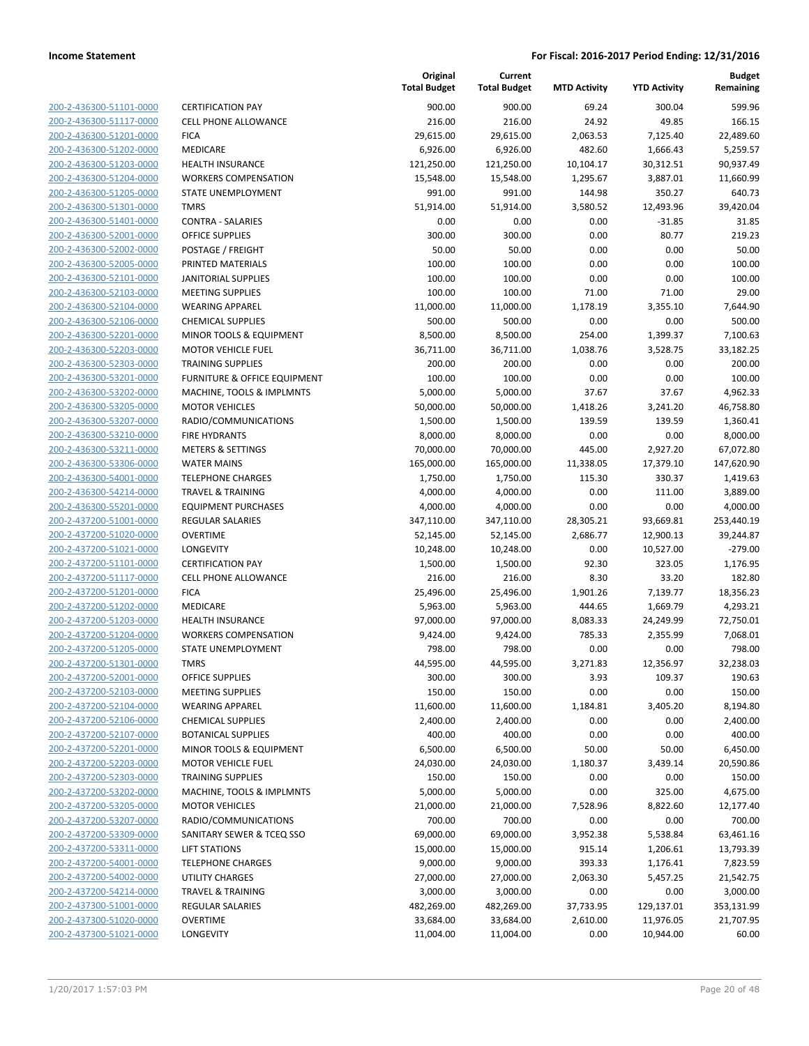| | | Original Total Budget | Current Total Budget | MTD Activity | YTD Activity | Budget Remaining |
|---|---|---|---|---|---|---|
| 200-2-436300-51101-0000 | CERTIFICATION PAY | 900.00 | 900.00 | 69.24 | 300.04 | 599.96 |
| 200-2-436300-51117-0000 | CELL PHONE ALLOWANCE | 216.00 | 216.00 | 24.92 | 49.85 | 166.15 |
| 200-2-436300-51201-0000 | FICA | 29,615.00 | 29,615.00 | 2,063.53 | 7,125.40 | 22,489.60 |
| 200-2-436300-51202-0000 | MEDICARE | 6,926.00 | 6,926.00 | 482.60 | 1,666.43 | 5,259.57 |
| 200-2-436300-51203-0000 | HEALTH INSURANCE | 121,250.00 | 121,250.00 | 10,104.17 | 30,312.51 | 90,937.49 |
| 200-2-436300-51204-0000 | WORKERS COMPENSATION | 15,548.00 | 15,548.00 | 1,295.67 | 3,887.01 | 11,660.99 |
| 200-2-436300-51205-0000 | STATE UNEMPLOYMENT | 991.00 | 991.00 | 144.98 | 350.27 | 640.73 |
| 200-2-436300-51301-0000 | TMRS | 51,914.00 | 51,914.00 | 3,580.52 | 12,493.96 | 39,420.04 |
| 200-2-436300-51401-0000 | CONTRA - SALARIES | 0.00 | 0.00 | 0.00 | -31.85 | 31.85 |
| 200-2-436300-52001-0000 | OFFICE SUPPLIES | 300.00 | 300.00 | 0.00 | 80.77 | 219.23 |
| 200-2-436300-52002-0000 | POSTAGE / FREIGHT | 50.00 | 50.00 | 0.00 | 0.00 | 50.00 |
| 200-2-436300-52005-0000 | PRINTED MATERIALS | 100.00 | 100.00 | 0.00 | 0.00 | 100.00 |
| 200-2-436300-52101-0000 | JANITORIAL SUPPLIES | 100.00 | 100.00 | 0.00 | 0.00 | 100.00 |
| 200-2-436300-52103-0000 | MEETING SUPPLIES | 100.00 | 100.00 | 71.00 | 71.00 | 29.00 |
| 200-2-436300-52104-0000 | WEARING APPAREL | 11,000.00 | 11,000.00 | 1,178.19 | 3,355.10 | 7,644.90 |
| 200-2-436300-52106-0000 | CHEMICAL SUPPLIES | 500.00 | 500.00 | 0.00 | 0.00 | 500.00 |
| 200-2-436300-52201-0000 | MINOR TOOLS & EQUIPMENT | 8,500.00 | 8,500.00 | 254.00 | 1,399.37 | 7,100.63 |
| 200-2-436300-52203-0000 | MOTOR VEHICLE FUEL | 36,711.00 | 36,711.00 | 1,038.76 | 3,528.75 | 33,182.25 |
| 200-2-436300-52303-0000 | TRAINING SUPPLIES | 200.00 | 200.00 | 0.00 | 0.00 | 200.00 |
| 200-2-436300-53201-0000 | FURNITURE & OFFICE EQUIPMENT | 100.00 | 100.00 | 0.00 | 0.00 | 100.00 |
| 200-2-436300-53202-0000 | MACHINE, TOOLS & IMPLMNTS | 5,000.00 | 5,000.00 | 37.67 | 37.67 | 4,962.33 |
| 200-2-436300-53205-0000 | MOTOR VEHICLES | 50,000.00 | 50,000.00 | 1,418.26 | 3,241.20 | 46,758.80 |
| 200-2-436300-53207-0000 | RADIO/COMMUNICATIONS | 1,500.00 | 1,500.00 | 139.59 | 139.59 | 1,360.41 |
| 200-2-436300-53210-0000 | FIRE HYDRANTS | 8,000.00 | 8,000.00 | 0.00 | 0.00 | 8,000.00 |
| 200-2-436300-53211-0000 | METERS & SETTINGS | 70,000.00 | 70,000.00 | 445.00 | 2,927.20 | 67,072.80 |
| 200-2-436300-53306-0000 | WATER MAINS | 165,000.00 | 165,000.00 | 11,338.05 | 17,379.10 | 147,620.90 |
| 200-2-436300-54001-0000 | TELEPHONE CHARGES | 1,750.00 | 1,750.00 | 115.30 | 330.37 | 1,419.63 |
| 200-2-436300-54214-0000 | TRAVEL & TRAINING | 4,000.00 | 4,000.00 | 0.00 | 111.00 | 3,889.00 |
| 200-2-436300-55201-0000 | EQUIPMENT PURCHASES | 4,000.00 | 4,000.00 | 0.00 | 0.00 | 4,000.00 |
| 200-2-437200-51001-0000 | REGULAR SALARIES | 347,110.00 | 347,110.00 | 28,305.21 | 93,669.81 | 253,440.19 |
| 200-2-437200-51020-0000 | OVERTIME | 52,145.00 | 52,145.00 | 2,686.77 | 12,900.13 | 39,244.87 |
| 200-2-437200-51021-0000 | LONGEVITY | 10,248.00 | 10,248.00 | 0.00 | 10,527.00 | -279.00 |
| 200-2-437200-51101-0000 | CERTIFICATION PAY | 1,500.00 | 1,500.00 | 92.30 | 323.05 | 1,176.95 |
| 200-2-437200-51117-0000 | CELL PHONE ALLOWANCE | 216.00 | 216.00 | 8.30 | 33.20 | 182.80 |
| 200-2-437200-51201-0000 | FICA | 25,496.00 | 25,496.00 | 1,901.26 | 7,139.77 | 18,356.23 |
| 200-2-437200-51202-0000 | MEDICARE | 5,963.00 | 5,963.00 | 444.65 | 1,669.79 | 4,293.21 |
| 200-2-437200-51203-0000 | HEALTH INSURANCE | 97,000.00 | 97,000.00 | 8,083.33 | 24,249.99 | 72,750.01 |
| 200-2-437200-51204-0000 | WORKERS COMPENSATION | 9,424.00 | 9,424.00 | 785.33 | 2,355.99 | 7,068.01 |
| 200-2-437200-51205-0000 | STATE UNEMPLOYMENT | 798.00 | 798.00 | 0.00 | 0.00 | 798.00 |
| 200-2-437200-51301-0000 | TMRS | 44,595.00 | 44,595.00 | 3,271.83 | 12,356.97 | 32,238.03 |
| 200-2-437200-52001-0000 | OFFICE SUPPLIES | 300.00 | 300.00 | 3.93 | 109.37 | 190.63 |
| 200-2-437200-52103-0000 | MEETING SUPPLIES | 150.00 | 150.00 | 0.00 | 0.00 | 150.00 |
| 200-2-437200-52104-0000 | WEARING APPAREL | 11,600.00 | 11,600.00 | 1,184.81 | 3,405.20 | 8,194.80 |
| 200-2-437200-52106-0000 | CHEMICAL SUPPLIES | 2,400.00 | 2,400.00 | 0.00 | 0.00 | 2,400.00 |
| 200-2-437200-52107-0000 | BOTANICAL SUPPLIES | 400.00 | 400.00 | 0.00 | 0.00 | 400.00 |
| 200-2-437200-52201-0000 | MINOR TOOLS & EQUIPMENT | 6,500.00 | 6,500.00 | 50.00 | 50.00 | 6,450.00 |
| 200-2-437200-52203-0000 | MOTOR VEHICLE FUEL | 24,030.00 | 24,030.00 | 1,180.37 | 3,439.14 | 20,590.86 |
| 200-2-437200-52303-0000 | TRAINING SUPPLIES | 150.00 | 150.00 | 0.00 | 0.00 | 150.00 |
| 200-2-437200-53202-0000 | MACHINE, TOOLS & IMPLMNTS | 5,000.00 | 5,000.00 | 0.00 | 325.00 | 4,675.00 |
| 200-2-437200-53205-0000 | MOTOR VEHICLES | 21,000.00 | 21,000.00 | 7,528.96 | 8,822.60 | 12,177.40 |
| 200-2-437200-53207-0000 | RADIO/COMMUNICATIONS | 700.00 | 700.00 | 0.00 | 0.00 | 700.00 |
| 200-2-437200-53309-0000 | SANITARY SEWER & TCEQ SSO | 69,000.00 | 69,000.00 | 3,952.38 | 5,538.84 | 63,461.16 |
| 200-2-437200-53311-0000 | LIFT STATIONS | 15,000.00 | 15,000.00 | 915.14 | 1,206.61 | 13,793.39 |
| 200-2-437200-54001-0000 | TELEPHONE CHARGES | 9,000.00 | 9,000.00 | 393.33 | 1,176.41 | 7,823.59 |
| 200-2-437200-54002-0000 | UTILITY CHARGES | 27,000.00 | 27,000.00 | 2,063.30 | 5,457.25 | 21,542.75 |
| 200-2-437200-54214-0000 | TRAVEL & TRAINING | 3,000.00 | 3,000.00 | 0.00 | 0.00 | 3,000.00 |
| 200-2-437300-51001-0000 | REGULAR SALARIES | 482,269.00 | 482,269.00 | 37,733.95 | 129,137.01 | 353,131.99 |
| 200-2-437300-51020-0000 | OVERTIME | 33,684.00 | 33,684.00 | 2,610.00 | 11,976.05 | 21,707.95 |
| 200-2-437300-51021-0000 | LONGEVITY | 11,004.00 | 11,004.00 | 0.00 | 10,944.00 | 60.00 |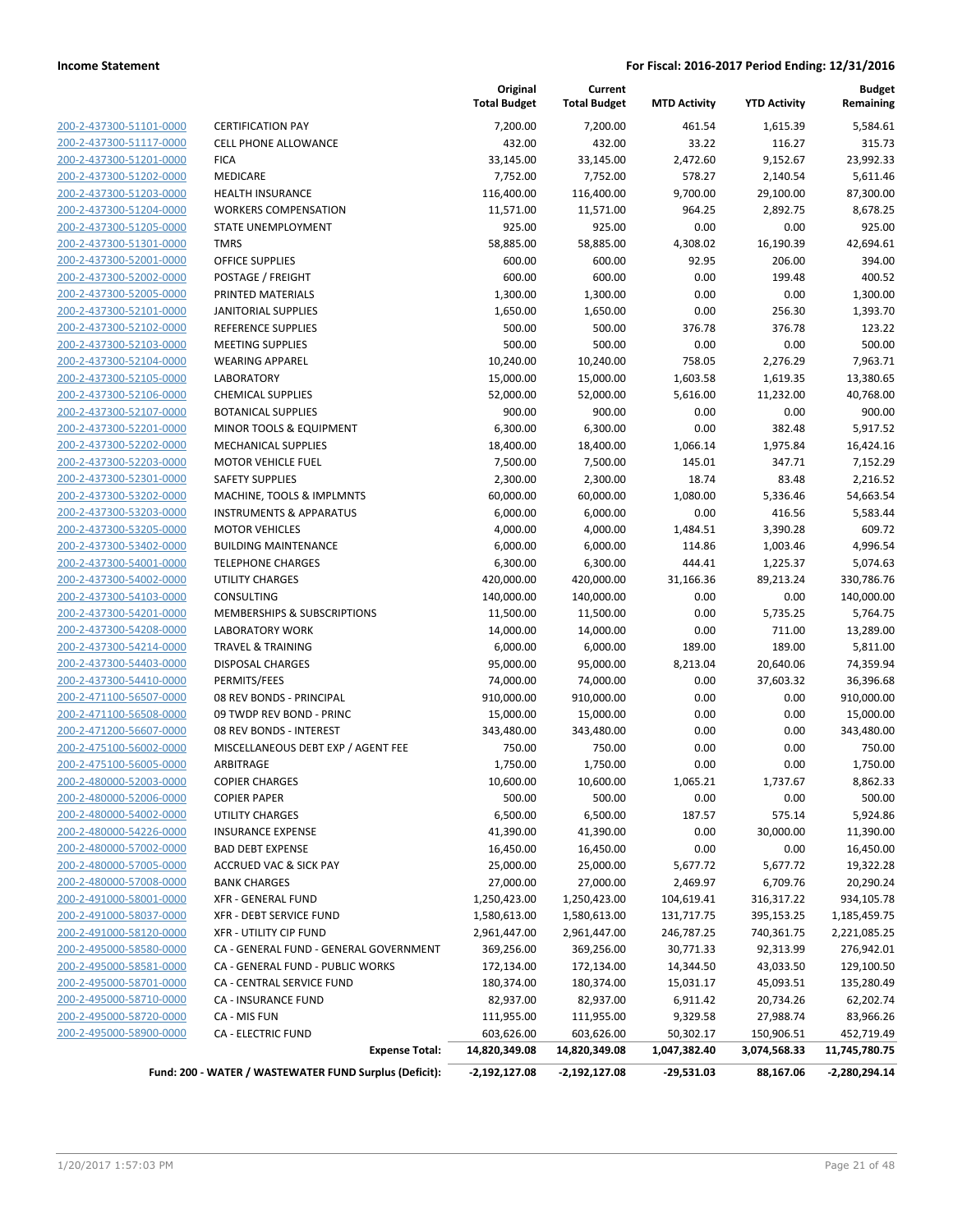**Income Statement** — **For Fiscal: 2016-2017 Period Ending: 12/31/2016**

| | | Original Total Budget | Current Total Budget | MTD Activity | YTD Activity | Budget Remaining |
|---|---|---|---|---|---|---|
| 200-2-437300-51101-0000 | CERTIFICATION PAY | 7,200.00 | 7,200.00 | 461.54 | 1,615.39 | 5,584.61 |
| 200-2-437300-51117-0000 | CELL PHONE ALLOWANCE | 432.00 | 432.00 | 33.22 | 116.27 | 315.73 |
| 200-2-437300-51201-0000 | FICA | 33,145.00 | 33,145.00 | 2,472.60 | 9,152.67 | 23,992.33 |
| 200-2-437300-51202-0000 | MEDICARE | 7,752.00 | 7,752.00 | 578.27 | 2,140.54 | 5,611.46 |
| 200-2-437300-51203-0000 | HEALTH INSURANCE | 116,400.00 | 116,400.00 | 9,700.00 | 29,100.00 | 87,300.00 |
| 200-2-437300-51204-0000 | WORKERS COMPENSATION | 11,571.00 | 11,571.00 | 964.25 | 2,892.75 | 8,678.25 |
| 200-2-437300-51205-0000 | STATE UNEMPLOYMENT | 925.00 | 925.00 | 0.00 | 0.00 | 925.00 |
| 200-2-437300-51301-0000 | TMRS | 58,885.00 | 58,885.00 | 4,308.02 | 16,190.39 | 42,694.61 |
| 200-2-437300-52001-0000 | OFFICE SUPPLIES | 600.00 | 600.00 | 92.95 | 206.00 | 394.00 |
| 200-2-437300-52002-0000 | POSTAGE / FREIGHT | 600.00 | 600.00 | 0.00 | 199.48 | 400.52 |
| 200-2-437300-52005-0000 | PRINTED MATERIALS | 1,300.00 | 1,300.00 | 0.00 | 0.00 | 1,300.00 |
| 200-2-437300-52101-0000 | JANITORIAL SUPPLIES | 1,650.00 | 1,650.00 | 0.00 | 256.30 | 1,393.70 |
| 200-2-437300-52102-0000 | REFERENCE SUPPLIES | 500.00 | 500.00 | 376.78 | 376.78 | 123.22 |
| 200-2-437300-52103-0000 | MEETING SUPPLIES | 500.00 | 500.00 | 0.00 | 0.00 | 500.00 |
| 200-2-437300-52104-0000 | WEARING APPAREL | 10,240.00 | 10,240.00 | 758.05 | 2,276.29 | 7,963.71 |
| 200-2-437300-52105-0000 | LABORATORY | 15,000.00 | 15,000.00 | 1,603.58 | 1,619.35 | 13,380.65 |
| 200-2-437300-52106-0000 | CHEMICAL SUPPLIES | 52,000.00 | 52,000.00 | 5,616.00 | 11,232.00 | 40,768.00 |
| 200-2-437300-52107-0000 | BOTANICAL SUPPLIES | 900.00 | 900.00 | 0.00 | 0.00 | 900.00 |
| 200-2-437300-52201-0000 | MINOR TOOLS & EQUIPMENT | 6,300.00 | 6,300.00 | 0.00 | 382.48 | 5,917.52 |
| 200-2-437300-52202-0000 | MECHANICAL SUPPLIES | 18,400.00 | 18,400.00 | 1,066.14 | 1,975.84 | 16,424.16 |
| 200-2-437300-52203-0000 | MOTOR VEHICLE FUEL | 7,500.00 | 7,500.00 | 145.01 | 347.71 | 7,152.29 |
| 200-2-437300-52301-0000 | SAFETY SUPPLIES | 2,300.00 | 2,300.00 | 18.74 | 83.48 | 2,216.52 |
| 200-2-437300-53202-0000 | MACHINE, TOOLS & IMPLMNTS | 60,000.00 | 60,000.00 | 1,080.00 | 5,336.46 | 54,663.54 |
| 200-2-437300-53203-0000 | INSTRUMENTS & APPARATUS | 6,000.00 | 6,000.00 | 0.00 | 416.56 | 5,583.44 |
| 200-2-437300-53205-0000 | MOTOR VEHICLES | 4,000.00 | 4,000.00 | 1,484.51 | 3,390.28 | 609.72 |
| 200-2-437300-53402-0000 | BUILDING MAINTENANCE | 6,000.00 | 6,000.00 | 114.86 | 1,003.46 | 4,996.54 |
| 200-2-437300-54001-0000 | TELEPHONE CHARGES | 6,300.00 | 6,300.00 | 444.41 | 1,225.37 | 5,074.63 |
| 200-2-437300-54002-0000 | UTILITY CHARGES | 420,000.00 | 420,000.00 | 31,166.36 | 89,213.24 | 330,786.76 |
| 200-2-437300-54103-0000 | CONSULTING | 140,000.00 | 140,000.00 | 0.00 | 0.00 | 140,000.00 |
| 200-2-437300-54201-0000 | MEMBERSHIPS & SUBSCRIPTIONS | 11,500.00 | 11,500.00 | 0.00 | 5,735.25 | 5,764.75 |
| 200-2-437300-54208-0000 | LABORATORY WORK | 14,000.00 | 14,000.00 | 0.00 | 711.00 | 13,289.00 |
| 200-2-437300-54214-0000 | TRAVEL & TRAINING | 6,000.00 | 6,000.00 | 189.00 | 189.00 | 5,811.00 |
| 200-2-437300-54403-0000 | DISPOSAL CHARGES | 95,000.00 | 95,000.00 | 8,213.04 | 20,640.06 | 74,359.94 |
| 200-2-437300-54410-0000 | PERMITS/FEES | 74,000.00 | 74,000.00 | 0.00 | 37,603.32 | 36,396.68 |
| 200-2-471100-56507-0000 | 08 REV BONDS - PRINCIPAL | 910,000.00 | 910,000.00 | 0.00 | 0.00 | 910,000.00 |
| 200-2-471100-56508-0000 | 09 TWDP REV BOND - PRINC | 15,000.00 | 15,000.00 | 0.00 | 0.00 | 15,000.00 |
| 200-2-471200-56607-0000 | 08 REV BONDS - INTEREST | 343,480.00 | 343,480.00 | 0.00 | 0.00 | 343,480.00 |
| 200-2-475100-56002-0000 | MISCELLANEOUS DEBT EXP / AGENT FEE | 750.00 | 750.00 | 0.00 | 0.00 | 750.00 |
| 200-2-475100-56005-0000 | ARBITRAGE | 1,750.00 | 1,750.00 | 0.00 | 0.00 | 1,750.00 |
| 200-2-480000-52003-0000 | COPIER CHARGES | 10,600.00 | 10,600.00 | 1,065.21 | 1,737.67 | 8,862.33 |
| 200-2-480000-52006-0000 | COPIER PAPER | 500.00 | 500.00 | 0.00 | 0.00 | 500.00 |
| 200-2-480000-54002-0000 | UTILITY CHARGES | 6,500.00 | 6,500.00 | 187.57 | 575.14 | 5,924.86 |
| 200-2-480000-54226-0000 | INSURANCE EXPENSE | 41,390.00 | 41,390.00 | 0.00 | 30,000.00 | 11,390.00 |
| 200-2-480000-57002-0000 | BAD DEBT EXPENSE | 16,450.00 | 16,450.00 | 0.00 | 0.00 | 16,450.00 |
| 200-2-480000-57005-0000 | ACCRUED VAC & SICK PAY | 25,000.00 | 25,000.00 | 5,677.72 | 5,677.72 | 19,322.28 |
| 200-2-480000-57008-0000 | BANK CHARGES | 27,000.00 | 27,000.00 | 2,469.97 | 6,709.76 | 20,290.24 |
| 200-2-491000-58001-0000 | XFR - GENERAL FUND | 1,250,423.00 | 1,250,423.00 | 104,619.41 | 316,317.22 | 934,105.78 |
| 200-2-491000-58037-0000 | XFR - DEBT SERVICE FUND | 1,580,613.00 | 1,580,613.00 | 131,717.75 | 395,153.25 | 1,185,459.75 |
| 200-2-491000-58120-0000 | XFR - UTILITY CIP FUND | 2,961,447.00 | 2,961,447.00 | 246,787.25 | 740,361.75 | 2,221,085.25 |
| 200-2-495000-58580-0000 | CA - GENERAL FUND - GENERAL GOVERNMENT | 369,256.00 | 369,256.00 | 30,771.33 | 92,313.99 | 276,942.01 |
| 200-2-495000-58581-0000 | CA - GENERAL FUND - PUBLIC WORKS | 172,134.00 | 172,134.00 | 14,344.50 | 43,033.50 | 129,100.50 |
| 200-2-495000-58701-0000 | CA - CENTRAL SERVICE FUND | 180,374.00 | 180,374.00 | 15,031.17 | 45,093.51 | 135,280.49 |
| 200-2-495000-58710-0000 | CA - INSURANCE FUND | 82,937.00 | 82,937.00 | 6,911.42 | 20,734.26 | 62,202.74 |
| 200-2-495000-58720-0000 | CA - MIS FUN | 111,955.00 | 111,955.00 | 9,329.58 | 27,988.74 | 83,966.26 |
| 200-2-495000-58900-0000 | CA - ELECTRIC FUND | 603,626.00 | 603,626.00 | 50,302.17 | 150,906.51 | 452,719.49 |
| | **Expense Total:** | **14,820,349.08** | **14,820,349.08** | **1,047,382.40** | **3,074,568.33** | **11,745,780.75** |
| | **Fund: 200 - WATER / WASTEWATER FUND Surplus (Deficit):** | **-2,192,127.08** | **-2,192,127.08** | **-29,531.03** | **88,167.06** | **-2,280,294.14** |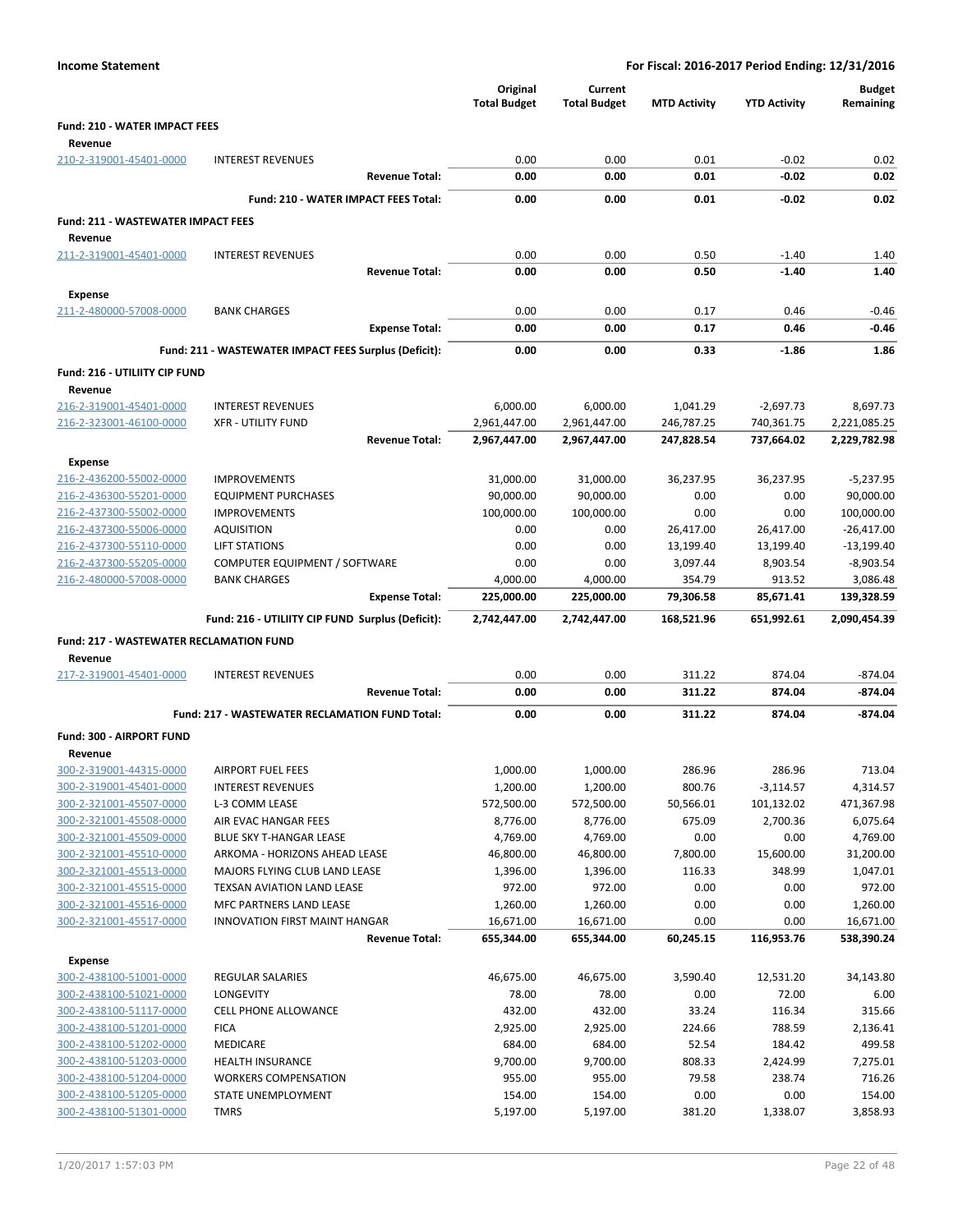**Income Statement** — For Fiscal: 2016-2017 Period Ending: 12/31/2016

| | | Original Total Budget | Current Total Budget | MTD Activity | YTD Activity | Budget Remaining |
|---|---|---|---|---|---|---|
| **Fund: 210 - WATER IMPACT FEES** | | | | | | |
| **Revenue** | | | | | | |
| 210-2-319001-45401-0000 | INTEREST REVENUES | 0.00 | 0.00 | 0.01 | -0.02 | 0.02 |
| | **Revenue Total:** | **0.00** | **0.00** | **0.01** | **-0.02** | **0.02** |
| | **Fund: 210 - WATER IMPACT FEES Total:** | **0.00** | **0.00** | **0.01** | **-0.02** | **0.02** |
| **Fund: 211 - WASTEWATER IMPACT FEES** | | | | | | |
| **Revenue** | | | | | | |
| 211-2-319001-45401-0000 | INTEREST REVENUES | 0.00 | 0.00 | 0.50 | -1.40 | 1.40 |
| | **Revenue Total:** | **0.00** | **0.00** | **0.50** | **-1.40** | **1.40** |
| **Expense** | | | | | | |
| 211-2-480000-57008-0000 | BANK CHARGES | 0.00 | 0.00 | 0.17 | 0.46 | -0.46 |
| | **Expense Total:** | **0.00** | **0.00** | **0.17** | **0.46** | **-0.46** |
| | **Fund: 211 - WASTEWATER IMPACT FEES Surplus (Deficit):** | **0.00** | **0.00** | **0.33** | **-1.86** | **1.86** |
| **Fund: 216 - UTILIITY CIP FUND** | | | | | | |
| **Revenue** | | | | | | |
| 216-2-319001-45401-0000 | INTEREST REVENUES | 6,000.00 | 6,000.00 | 1,041.29 | -2,697.73 | 8,697.73 |
| 216-2-323001-46100-0000 | XFR - UTILITY FUND | 2,961,447.00 | 2,961,447.00 | 246,787.25 | 740,361.75 | 2,221,085.25 |
| | **Revenue Total:** | **2,967,447.00** | **2,967,447.00** | **247,828.54** | **737,664.02** | **2,229,782.98** |
| **Expense** | | | | | | |
| 216-2-436200-55002-0000 | IMPROVEMENTS | 31,000.00 | 31,000.00 | 36,237.95 | 36,237.95 | -5,237.95 |
| 216-2-436300-55201-0000 | EQUIPMENT PURCHASES | 90,000.00 | 90,000.00 | 0.00 | 0.00 | 90,000.00 |
| 216-2-437300-55002-0000 | IMPROVEMENTS | 100,000.00 | 100,000.00 | 0.00 | 0.00 | 100,000.00 |
| 216-2-437300-55006-0000 | AQUISITION | 0.00 | 0.00 | 26,417.00 | 26,417.00 | -26,417.00 |
| 216-2-437300-55110-0000 | LIFT STATIONS | 0.00 | 0.00 | 13,199.40 | 13,199.40 | -13,199.40 |
| 216-2-437300-55205-0000 | COMPUTER EQUIPMENT / SOFTWARE | 0.00 | 0.00 | 3,097.44 | 8,903.54 | -8,903.54 |
| 216-2-480000-57008-0000 | BANK CHARGES | 4,000.00 | 4,000.00 | 354.79 | 913.52 | 3,086.48 |
| | **Expense Total:** | **225,000.00** | **225,000.00** | **79,306.58** | **85,671.41** | **139,328.59** |
| | **Fund: 216 - UTILIITY CIP FUND Surplus (Deficit):** | **2,742,447.00** | **2,742,447.00** | **168,521.96** | **651,992.61** | **2,090,454.39** |
| **Fund: 217 - WASTEWATER RECLAMATION FUND** | | | | | | |
| **Revenue** | | | | | | |
| 217-2-319001-45401-0000 | INTEREST REVENUES | 0.00 | 0.00 | 311.22 | 874.04 | -874.04 |
| | **Revenue Total:** | **0.00** | **0.00** | **311.22** | **874.04** | **-874.04** |
| | **Fund: 217 - WASTEWATER RECLAMATION FUND Total:** | **0.00** | **0.00** | **311.22** | **874.04** | **-874.04** |
| **Fund: 300 - AIRPORT FUND** | | | | | | |
| **Revenue** | | | | | | |
| 300-2-319001-44315-0000 | AIRPORT FUEL FEES | 1,000.00 | 1,000.00 | 286.96 | 286.96 | 713.04 |
| 300-2-319001-45401-0000 | INTEREST REVENUES | 1,200.00 | 1,200.00 | 800.76 | -3,114.57 | 4,314.57 |
| 300-2-321001-45507-0000 | L-3 COMM LEASE | 572,500.00 | 572,500.00 | 50,566.01 | 101,132.02 | 471,367.98 |
| 300-2-321001-45508-0000 | AIR EVAC HANGAR FEES | 8,776.00 | 8,776.00 | 675.09 | 2,700.36 | 6,075.64 |
| 300-2-321001-45509-0000 | BLUE SKY T-HANGAR LEASE | 4,769.00 | 4,769.00 | 0.00 | 0.00 | 4,769.00 |
| 300-2-321001-45510-0000 | ARKOMA - HORIZONS AHEAD LEASE | 46,800.00 | 46,800.00 | 7,800.00 | 15,600.00 | 31,200.00 |
| 300-2-321001-45513-0000 | MAJORS FLYING CLUB LAND LEASE | 1,396.00 | 1,396.00 | 116.33 | 348.99 | 1,047.01 |
| 300-2-321001-45515-0000 | TEXSAN AVIATION LAND LEASE | 972.00 | 972.00 | 0.00 | 0.00 | 972.00 |
| 300-2-321001-45516-0000 | MFC PARTNERS LAND LEASE | 1,260.00 | 1,260.00 | 0.00 | 0.00 | 1,260.00 |
| 300-2-321001-45517-0000 | INNOVATION FIRST MAINT HANGAR | 16,671.00 | 16,671.00 | 0.00 | 0.00 | 16,671.00 |
| | **Revenue Total:** | **655,344.00** | **655,344.00** | **60,245.15** | **116,953.76** | **538,390.24** |
| **Expense** | | | | | | |
| 300-2-438100-51001-0000 | REGULAR SALARIES | 46,675.00 | 46,675.00 | 3,590.40 | 12,531.20 | 34,143.80 |
| 300-2-438100-51021-0000 | LONGEVITY | 78.00 | 78.00 | 0.00 | 72.00 | 6.00 |
| 300-2-438100-51117-0000 | CELL PHONE ALLOWANCE | 432.00 | 432.00 | 33.24 | 116.34 | 315.66 |
| 300-2-438100-51201-0000 | FICA | 2,925.00 | 2,925.00 | 224.66 | 788.59 | 2,136.41 |
| 300-2-438100-51202-0000 | MEDICARE | 684.00 | 684.00 | 52.54 | 184.42 | 499.58 |
| 300-2-438100-51203-0000 | HEALTH INSURANCE | 9,700.00 | 9,700.00 | 808.33 | 2,424.99 | 7,275.01 |
| 300-2-438100-51204-0000 | WORKERS COMPENSATION | 955.00 | 955.00 | 79.58 | 238.74 | 716.26 |
| 300-2-438100-51205-0000 | STATE UNEMPLOYMENT | 154.00 | 154.00 | 0.00 | 0.00 | 154.00 |
| 300-2-438100-51301-0000 | TMRS | 5,197.00 | 5,197.00 | 381.20 | 1,338.07 | 3,858.93 |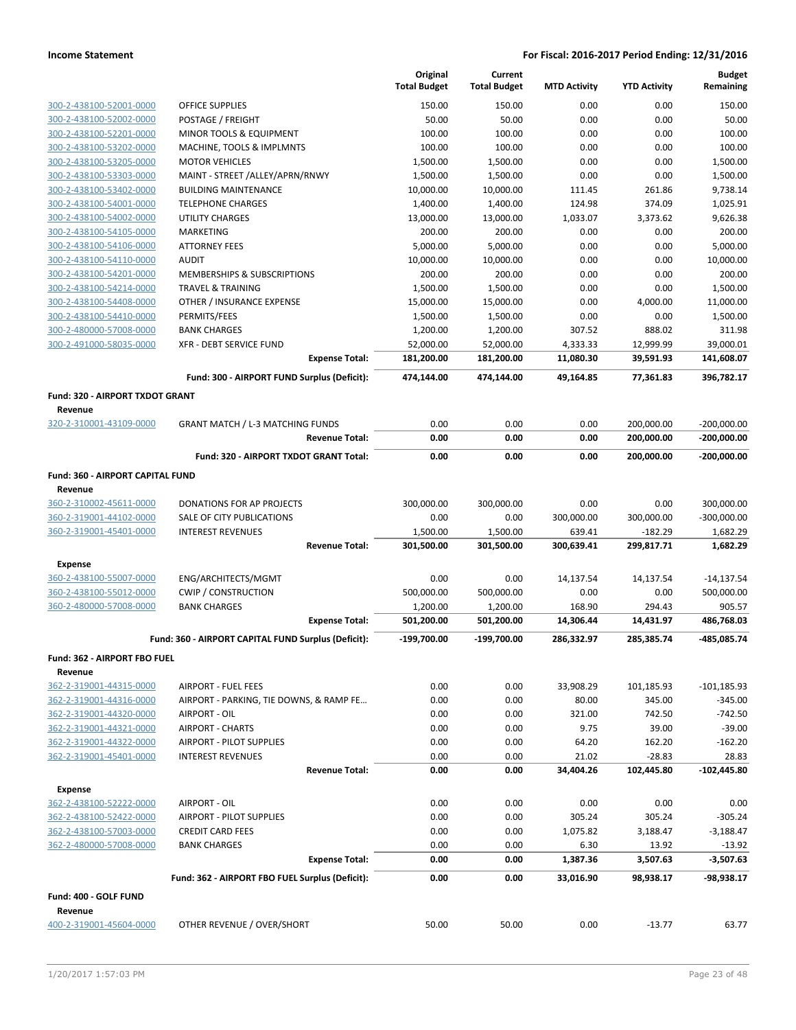| | | Original Total Budget | Current Total Budget | MTD Activity | YTD Activity | Budget Remaining |
|---|---|---|---|---|---|---|
| 300-2-438100-52001-0000 | OFFICE SUPPLIES | 150.00 | 150.00 | 0.00 | 0.00 | 150.00 |
| 300-2-438100-52002-0000 | POSTAGE / FREIGHT | 50.00 | 50.00 | 0.00 | 0.00 | 50.00 |
| 300-2-438100-52201-0000 | MINOR TOOLS & EQUIPMENT | 100.00 | 100.00 | 0.00 | 0.00 | 100.00 |
| 300-2-438100-53202-0000 | MACHINE, TOOLS & IMPLMNTS | 100.00 | 100.00 | 0.00 | 0.00 | 100.00 |
| 300-2-438100-53205-0000 | MOTOR VEHICLES | 1,500.00 | 1,500.00 | 0.00 | 0.00 | 1,500.00 |
| 300-2-438100-53303-0000 | MAINT - STREET /ALLEY/APRN/RNWY | 1,500.00 | 1,500.00 | 0.00 | 0.00 | 1,500.00 |
| 300-2-438100-53402-0000 | BUILDING MAINTENANCE | 10,000.00 | 10,000.00 | 111.45 | 261.86 | 9,738.14 |
| 300-2-438100-54001-0000 | TELEPHONE CHARGES | 1,400.00 | 1,400.00 | 124.98 | 374.09 | 1,025.91 |
| 300-2-438100-54002-0000 | UTILITY CHARGES | 13,000.00 | 13,000.00 | 1,033.07 | 3,373.62 | 9,626.38 |
| 300-2-438100-54105-0000 | MARKETING | 200.00 | 200.00 | 0.00 | 0.00 | 200.00 |
| 300-2-438100-54106-0000 | ATTORNEY FEES | 5,000.00 | 5,000.00 | 0.00 | 0.00 | 5,000.00 |
| 300-2-438100-54110-0000 | AUDIT | 10,000.00 | 10,000.00 | 0.00 | 0.00 | 10,000.00 |
| 300-2-438100-54201-0000 | MEMBERSHIPS & SUBSCRIPTIONS | 200.00 | 200.00 | 0.00 | 0.00 | 200.00 |
| 300-2-438100-54214-0000 | TRAVEL & TRAINING | 1,500.00 | 1,500.00 | 0.00 | 0.00 | 1,500.00 |
| 300-2-438100-54408-0000 | OTHER / INSURANCE EXPENSE | 15,000.00 | 15,000.00 | 0.00 | 4,000.00 | 11,000.00 |
| 300-2-438100-54410-0000 | PERMITS/FEES | 1,500.00 | 1,500.00 | 0.00 | 0.00 | 1,500.00 |
| 300-2-480000-57008-0000 | BANK CHARGES | 1,200.00 | 1,200.00 | 307.52 | 888.02 | 311.98 |
| 300-2-491000-58035-0000 | XFR - DEBT SERVICE FUND | 52,000.00 | 52,000.00 | 4,333.33 | 12,999.99 | 39,000.01 |
| | **Expense Total:** | **181,200.00** | **181,200.00** | **11,080.30** | **39,591.93** | **141,608.07** |
| | **Fund: 300 - AIRPORT FUND Surplus (Deficit):** | **474,144.00** | **474,144.00** | **49,164.85** | **77,361.83** | **396,782.17** |
| **Fund: 320 - AIRPORT TXDOT GRANT** | | | | | | |
| **Revenue** | | | | | | |
| 320-2-310001-43109-0000 | GRANT MATCH / L-3 MATCHING FUNDS | 0.00 | 0.00 | 0.00 | 200,000.00 | -200,000.00 |
| | **Revenue Total:** | **0.00** | **0.00** | **0.00** | **200,000.00** | **-200,000.00** |
| | **Fund: 320 - AIRPORT TXDOT GRANT Total:** | **0.00** | **0.00** | **0.00** | **200,000.00** | **-200,000.00** |
| **Fund: 360 - AIRPORT CAPITAL FUND** | | | | | | |
| **Revenue** | | | | | | |
| 360-2-310002-45611-0000 | DONATIONS FOR AP PROJECTS | 300,000.00 | 300,000.00 | 0.00 | 0.00 | 300,000.00 |
| 360-2-319001-44102-0000 | SALE OF CITY PUBLICATIONS | 0.00 | 0.00 | 300,000.00 | 300,000.00 | -300,000.00 |
| 360-2-319001-45401-0000 | INTEREST REVENUES | 1,500.00 | 1,500.00 | 639.41 | -182.29 | 1,682.29 |
| | **Revenue Total:** | **301,500.00** | **301,500.00** | **300,639.41** | **299,817.71** | **1,682.29** |
| **Expense** | | | | | | |
| 360-2-438100-55007-0000 | ENG/ARCHITECTS/MGMT | 0.00 | 0.00 | 14,137.54 | 14,137.54 | -14,137.54 |
| 360-2-438100-55012-0000 | CWIP / CONSTRUCTION | 500,000.00 | 500,000.00 | 0.00 | 0.00 | 500,000.00 |
| 360-2-480000-57008-0000 | BANK CHARGES | 1,200.00 | 1,200.00 | 168.90 | 294.43 | 905.57 |
| | **Expense Total:** | **501,200.00** | **501,200.00** | **14,306.44** | **14,431.97** | **486,768.03** |
| | **Fund: 360 - AIRPORT CAPITAL FUND Surplus (Deficit):** | **-199,700.00** | **-199,700.00** | **286,332.97** | **285,385.74** | **-485,085.74** |
| **Fund: 362 - AIRPORT FBO FUEL** | | | | | | |
| **Revenue** | | | | | | |
| 362-2-319001-44315-0000 | AIRPORT - FUEL FEES | 0.00 | 0.00 | 33,908.29 | 101,185.93 | -101,185.93 |
| 362-2-319001-44316-0000 | AIRPORT - PARKING, TIE DOWNS, & RAMP FE… | 0.00 | 0.00 | 80.00 | 345.00 | -345.00 |
| 362-2-319001-44320-0000 | AIRPORT - OIL | 0.00 | 0.00 | 321.00 | 742.50 | -742.50 |
| 362-2-319001-44321-0000 | AIRPORT - CHARTS | 0.00 | 0.00 | 9.75 | 39.00 | -39.00 |
| 362-2-319001-44322-0000 | AIRPORT - PILOT SUPPLIES | 0.00 | 0.00 | 64.20 | 162.20 | -162.20 |
| 362-2-319001-45401-0000 | INTEREST REVENUES | 0.00 | 0.00 | 21.02 | -28.83 | 28.83 |
| | **Revenue Total:** | **0.00** | **0.00** | **34,404.26** | **102,445.80** | **-102,445.80** |
| **Expense** | | | | | | |
| 362-2-438100-52222-0000 | AIRPORT - OIL | 0.00 | 0.00 | 0.00 | 0.00 | 0.00 |
| 362-2-438100-52422-0000 | AIRPORT - PILOT SUPPLIES | 0.00 | 0.00 | 305.24 | 305.24 | -305.24 |
| 362-2-438100-57003-0000 | CREDIT CARD FEES | 0.00 | 0.00 | 1,075.82 | 3,188.47 | -3,188.47 |
| 362-2-480000-57008-0000 | BANK CHARGES | 0.00 | 0.00 | 6.30 | 13.92 | -13.92 |
| | **Expense Total:** | **0.00** | **0.00** | **1,387.36** | **3,507.63** | **-3,507.63** |
| | **Fund: 362 - AIRPORT FBO FUEL Surplus (Deficit):** | **0.00** | **0.00** | **33,016.90** | **98,938.17** | **-98,938.17** |
| **Fund: 400 - GOLF FUND** | | | | | | |
| **Revenue** | | | | | | |
| 400-2-319001-45604-0000 | OTHER REVENUE / OVER/SHORT | 50.00 | 50.00 | 0.00 | -13.77 | 63.77 |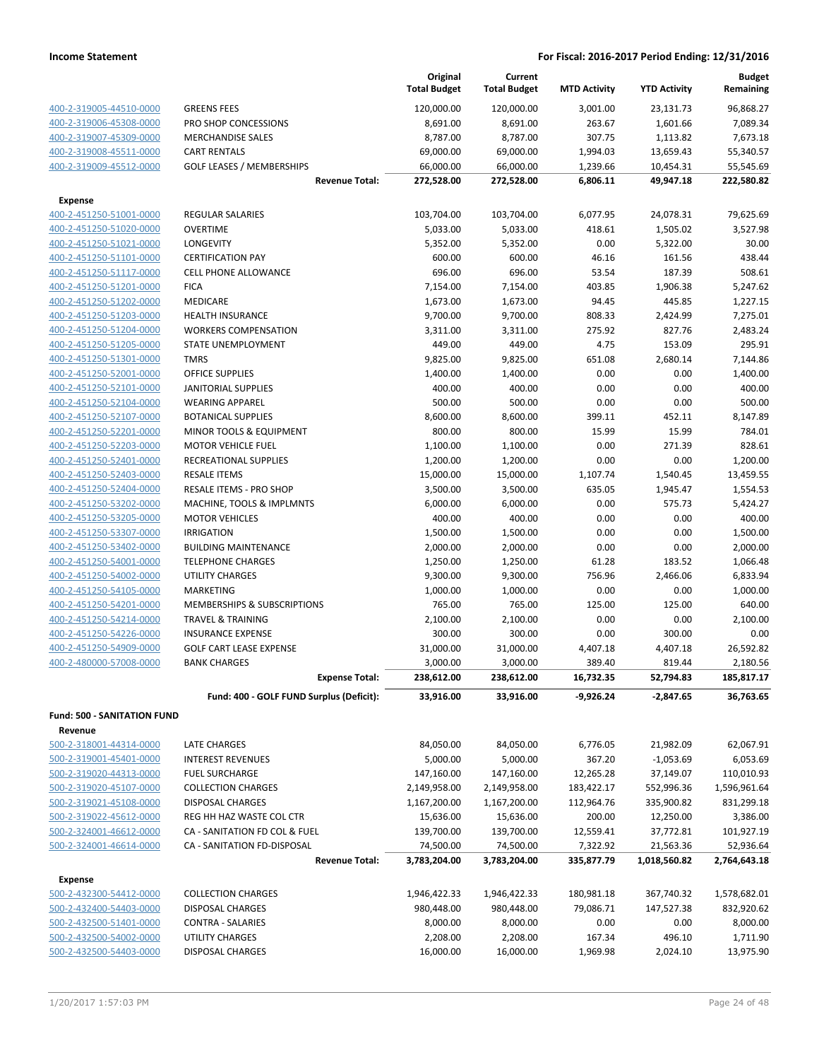**Income Statement** — **For Fiscal: 2016-2017 Period Ending: 12/31/2016**

| | | Original Total Budget | Current Total Budget | MTD Activity | YTD Activity | Budget Remaining |
|---|---|---|---|---|---|---|
| 400-2-319005-44510-0000 | GREENS FEES | 120,000.00 | 120,000.00 | 3,001.00 | 23,131.73 | 96,868.27 |
| 400-2-319006-45308-0000 | PRO SHOP CONCESSIONS | 8,691.00 | 8,691.00 | 263.67 | 1,601.66 | 7,089.34 |
| 400-2-319007-45309-0000 | MERCHANDISE SALES | 8,787.00 | 8,787.00 | 307.75 | 1,113.82 | 7,673.18 |
| 400-2-319008-45511-0000 | CART RENTALS | 69,000.00 | 69,000.00 | 1,994.03 | 13,659.43 | 55,340.57 |
| 400-2-319009-45512-0000 | GOLF LEASES / MEMBERSHIPS | 66,000.00 | 66,000.00 | 1,239.66 | 10,454.31 | 55,545.69 |
| | **Revenue Total:** | **272,528.00** | **272,528.00** | **6,806.11** | **49,947.18** | **222,580.82** |
| **Expense** | | | | | | |
| 400-2-451250-51001-0000 | REGULAR SALARIES | 103,704.00 | 103,704.00 | 6,077.95 | 24,078.31 | 79,625.69 |
| 400-2-451250-51020-0000 | OVERTIME | 5,033.00 | 5,033.00 | 418.61 | 1,505.02 | 3,527.98 |
| 400-2-451250-51021-0000 | LONGEVITY | 5,352.00 | 5,352.00 | 0.00 | 5,322.00 | 30.00 |
| 400-2-451250-51101-0000 | CERTIFICATION PAY | 600.00 | 600.00 | 46.16 | 161.56 | 438.44 |
| 400-2-451250-51117-0000 | CELL PHONE ALLOWANCE | 696.00 | 696.00 | 53.54 | 187.39 | 508.61 |
| 400-2-451250-51201-0000 | FICA | 7,154.00 | 7,154.00 | 403.85 | 1,906.38 | 5,247.62 |
| 400-2-451250-51202-0000 | MEDICARE | 1,673.00 | 1,673.00 | 94.45 | 445.85 | 1,227.15 |
| 400-2-451250-51203-0000 | HEALTH INSURANCE | 9,700.00 | 9,700.00 | 808.33 | 2,424.99 | 7,275.01 |
| 400-2-451250-51204-0000 | WORKERS COMPENSATION | 3,311.00 | 3,311.00 | 275.92 | 827.76 | 2,483.24 |
| 400-2-451250-51205-0000 | STATE UNEMPLOYMENT | 449.00 | 449.00 | 4.75 | 153.09 | 295.91 |
| 400-2-451250-51301-0000 | TMRS | 9,825.00 | 9,825.00 | 651.08 | 2,680.14 | 7,144.86 |
| 400-2-451250-52001-0000 | OFFICE SUPPLIES | 1,400.00 | 1,400.00 | 0.00 | 0.00 | 1,400.00 |
| 400-2-451250-52101-0000 | JANITORIAL SUPPLIES | 400.00 | 400.00 | 0.00 | 0.00 | 400.00 |
| 400-2-451250-52104-0000 | WEARING APPAREL | 500.00 | 500.00 | 0.00 | 0.00 | 500.00 |
| 400-2-451250-52107-0000 | BOTANICAL SUPPLIES | 8,600.00 | 8,600.00 | 399.11 | 452.11 | 8,147.89 |
| 400-2-451250-52201-0000 | MINOR TOOLS & EQUIPMENT | 800.00 | 800.00 | 15.99 | 15.99 | 784.01 |
| 400-2-451250-52203-0000 | MOTOR VEHICLE FUEL | 1,100.00 | 1,100.00 | 0.00 | 271.39 | 828.61 |
| 400-2-451250-52401-0000 | RECREATIONAL SUPPLIES | 1,200.00 | 1,200.00 | 0.00 | 0.00 | 1,200.00 |
| 400-2-451250-52403-0000 | RESALE ITEMS | 15,000.00 | 15,000.00 | 1,107.74 | 1,540.45 | 13,459.55 |
| 400-2-451250-52404-0000 | RESALE ITEMS - PRO SHOP | 3,500.00 | 3,500.00 | 635.05 | 1,945.47 | 1,554.53 |
| 400-2-451250-53202-0000 | MACHINE, TOOLS & IMPLMNTS | 6,000.00 | 6,000.00 | 0.00 | 575.73 | 5,424.27 |
| 400-2-451250-53205-0000 | MOTOR VEHICLES | 400.00 | 400.00 | 0.00 | 0.00 | 400.00 |
| 400-2-451250-53307-0000 | IRRIGATION | 1,500.00 | 1,500.00 | 0.00 | 0.00 | 1,500.00 |
| 400-2-451250-53402-0000 | BUILDING MAINTENANCE | 2,000.00 | 2,000.00 | 0.00 | 0.00 | 2,000.00 |
| 400-2-451250-54001-0000 | TELEPHONE CHARGES | 1,250.00 | 1,250.00 | 61.28 | 183.52 | 1,066.48 |
| 400-2-451250-54002-0000 | UTILITY CHARGES | 9,300.00 | 9,300.00 | 756.96 | 2,466.06 | 6,833.94 |
| 400-2-451250-54105-0000 | MARKETING | 1,000.00 | 1,000.00 | 0.00 | 0.00 | 1,000.00 |
| 400-2-451250-54201-0000 | MEMBERSHIPS & SUBSCRIPTIONS | 765.00 | 765.00 | 125.00 | 125.00 | 640.00 |
| 400-2-451250-54214-0000 | TRAVEL & TRAINING | 2,100.00 | 2,100.00 | 0.00 | 0.00 | 2,100.00 |
| 400-2-451250-54226-0000 | INSURANCE EXPENSE | 300.00 | 300.00 | 0.00 | 300.00 | 0.00 |
| 400-2-451250-54909-0000 | GOLF CART LEASE EXPENSE | 31,000.00 | 31,000.00 | 4,407.18 | 4,407.18 | 26,592.82 |
| 400-2-480000-57008-0000 | BANK CHARGES | 3,000.00 | 3,000.00 | 389.40 | 819.44 | 2,180.56 |
| | **Expense Total:** | **238,612.00** | **238,612.00** | **16,732.35** | **52,794.83** | **185,817.17** |
| | **Fund: 400 - GOLF FUND Surplus (Deficit):** | **33,916.00** | **33,916.00** | **-9,926.24** | **-2,847.65** | **36,763.65** |
| **Fund: 500 - SANITATION FUND** | | | | | | |
| **Revenue** | | | | | | |
| 500-2-318001-44314-0000 | LATE CHARGES | 84,050.00 | 84,050.00 | 6,776.05 | 21,982.09 | 62,067.91 |
| 500-2-319001-45401-0000 | INTEREST REVENUES | 5,000.00 | 5,000.00 | 367.20 | -1,053.69 | 6,053.69 |
| 500-2-319020-44313-0000 | FUEL SURCHARGE | 147,160.00 | 147,160.00 | 12,265.28 | 37,149.07 | 110,010.93 |
| 500-2-319020-45107-0000 | COLLECTION CHARGES | 2,149,958.00 | 2,149,958.00 | 183,422.17 | 552,996.36 | 1,596,961.64 |
| 500-2-319021-45108-0000 | DISPOSAL CHARGES | 1,167,200.00 | 1,167,200.00 | 112,964.76 | 335,900.82 | 831,299.18 |
| 500-2-319022-45612-0000 | REG HH HAZ WASTE COL CTR | 15,636.00 | 15,636.00 | 200.00 | 12,250.00 | 3,386.00 |
| 500-2-324001-46612-0000 | CA - SANITATION FD COL & FUEL | 139,700.00 | 139,700.00 | 12,559.41 | 37,772.81 | 101,927.19 |
| 500-2-324001-46614-0000 | CA - SANITATION FD-DISPOSAL | 74,500.00 | 74,500.00 | 7,322.92 | 21,563.36 | 52,936.64 |
| | **Revenue Total:** | **3,783,204.00** | **3,783,204.00** | **335,877.79** | **1,018,560.82** | **2,764,643.18** |
| **Expense** | | | | | | |
| 500-2-432300-54412-0000 | COLLECTION CHARGES | 1,946,422.33 | 1,946,422.33 | 180,981.18 | 367,740.32 | 1,578,682.01 |
| 500-2-432400-54403-0000 | DISPOSAL CHARGES | 980,448.00 | 980,448.00 | 79,086.71 | 147,527.38 | 832,920.62 |
| 500-2-432500-51401-0000 | CONTRA - SALARIES | 8,000.00 | 8,000.00 | 0.00 | 0.00 | 8,000.00 |
| 500-2-432500-54002-0000 | UTILITY CHARGES | 2,208.00 | 2,208.00 | 167.34 | 496.10 | 1,711.90 |
| 500-2-432500-54403-0000 | DISPOSAL CHARGES | 16,000.00 | 16,000.00 | 1,969.98 | 2,024.10 | 13,975.90 |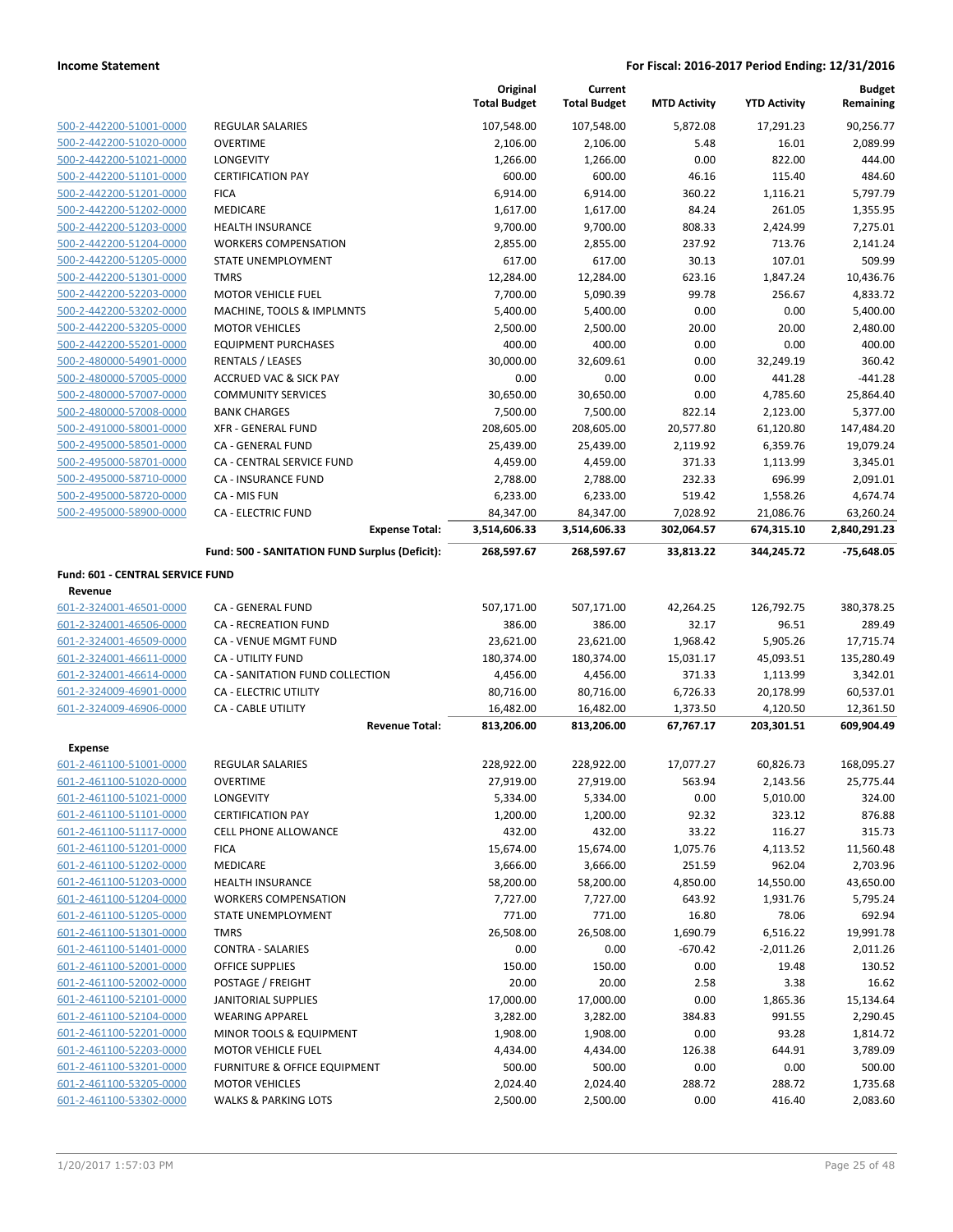## Income Statement

**For Fiscal: 2016-2017 Period Ending: 12/31/2016**

| | | Original Total Budget | Current Total Budget | MTD Activity | YTD Activity | Budget Remaining |
|---|---|---|---|---|---|---|
| 500-2-442200-51001-0000 | REGULAR SALARIES | 107,548.00 | 107,548.00 | 5,872.08 | 17,291.23 | 90,256.77 |
| 500-2-442200-51020-0000 | OVERTIME | 2,106.00 | 2,106.00 | 5.48 | 16.01 | 2,089.99 |
| 500-2-442200-51021-0000 | LONGEVITY | 1,266.00 | 1,266.00 | 0.00 | 822.00 | 444.00 |
| 500-2-442200-51101-0000 | CERTIFICATION PAY | 600.00 | 600.00 | 46.16 | 115.40 | 484.60 |
| 500-2-442200-51201-0000 | FICA | 6,914.00 | 6,914.00 | 360.22 | 1,116.21 | 5,797.79 |
| 500-2-442200-51202-0000 | MEDICARE | 1,617.00 | 1,617.00 | 84.24 | 261.05 | 1,355.95 |
| 500-2-442200-51203-0000 | HEALTH INSURANCE | 9,700.00 | 9,700.00 | 808.33 | 2,424.99 | 7,275.01 |
| 500-2-442200-51204-0000 | WORKERS COMPENSATION | 2,855.00 | 2,855.00 | 237.92 | 713.76 | 2,141.24 |
| 500-2-442200-51205-0000 | STATE UNEMPLOYMENT | 617.00 | 617.00 | 30.13 | 107.01 | 509.99 |
| 500-2-442200-51301-0000 | TMRS | 12,284.00 | 12,284.00 | 623.16 | 1,847.24 | 10,436.76 |
| 500-2-442200-52203-0000 | MOTOR VEHICLE FUEL | 7,700.00 | 5,090.39 | 99.78 | 256.67 | 4,833.72 |
| 500-2-442200-53202-0000 | MACHINE, TOOLS & IMPLMNTS | 5,400.00 | 5,400.00 | 0.00 | 0.00 | 5,400.00 |
| 500-2-442200-53205-0000 | MOTOR VEHICLES | 2,500.00 | 2,500.00 | 20.00 | 20.00 | 2,480.00 |
| 500-2-442200-55201-0000 | EQUIPMENT PURCHASES | 400.00 | 400.00 | 0.00 | 0.00 | 400.00 |
| 500-2-480000-54901-0000 | RENTALS / LEASES | 30,000.00 | 32,609.61 | 0.00 | 32,249.19 | 360.42 |
| 500-2-480000-57005-0000 | ACCRUED VAC & SICK PAY | 0.00 | 0.00 | 0.00 | 441.28 | -441.28 |
| 500-2-480000-57007-0000 | COMMUNITY SERVICES | 30,650.00 | 30,650.00 | 0.00 | 4,785.60 | 25,864.40 |
| 500-2-480000-57008-0000 | BANK CHARGES | 7,500.00 | 7,500.00 | 822.14 | 2,123.00 | 5,377.00 |
| 500-2-491000-58001-0000 | XFR - GENERAL FUND | 208,605.00 | 208,605.00 | 20,577.80 | 61,120.80 | 147,484.20 |
| 500-2-495000-58501-0000 | CA - GENERAL FUND | 25,439.00 | 25,439.00 | 2,119.92 | 6,359.76 | 19,079.24 |
| 500-2-495000-58701-0000 | CA - CENTRAL SERVICE FUND | 4,459.00 | 4,459.00 | 371.33 | 1,113.99 | 3,345.01 |
| 500-2-495000-58710-0000 | CA - INSURANCE FUND | 2,788.00 | 2,788.00 | 232.33 | 696.99 | 2,091.01 |
| 500-2-495000-58720-0000 | CA - MIS FUN | 6,233.00 | 6,233.00 | 519.42 | 1,558.26 | 4,674.74 |
| 500-2-495000-58900-0000 | CA - ELECTRIC FUND | 84,347.00 | 84,347.00 | 7,028.92 | 21,086.76 | 63,260.24 |
| | **Expense Total:** | **3,514,606.33** | **3,514,606.33** | **302,064.57** | **674,315.10** | **2,840,291.23** |
| | **Fund: 500 - SANITATION FUND Surplus (Deficit):** | **268,597.67** | **268,597.67** | **33,813.22** | **344,245.72** | **-75,648.05** |

**Fund: 601 - CENTRAL SERVICE FUND**

**Revenue**

| | | Original Total Budget | Current Total Budget | MTD Activity | YTD Activity | Budget Remaining |
|---|---|---|---|---|---|---|
| 601-2-324001-46501-0000 | CA - GENERAL FUND | 507,171.00 | 507,171.00 | 42,264.25 | 126,792.75 | 380,378.25 |
| 601-2-324001-46506-0000 | CA - RECREATION FUND | 386.00 | 386.00 | 32.17 | 96.51 | 289.49 |
| 601-2-324001-46509-0000 | CA - VENUE MGMT FUND | 23,621.00 | 23,621.00 | 1,968.42 | 5,905.26 | 17,715.74 |
| 601-2-324001-46611-0000 | CA - UTILITY FUND | 180,374.00 | 180,374.00 | 15,031.17 | 45,093.51 | 135,280.49 |
| 601-2-324001-46614-0000 | CA - SANITATION FUND COLLECTION | 4,456.00 | 4,456.00 | 371.33 | 1,113.99 | 3,342.01 |
| 601-2-324009-46901-0000 | CA - ELECTRIC UTILITY | 80,716.00 | 80,716.00 | 6,726.33 | 20,178.99 | 60,537.01 |
| 601-2-324009-46906-0000 | CA - CABLE UTILITY | 16,482.00 | 16,482.00 | 1,373.50 | 4,120.50 | 12,361.50 |
| | **Revenue Total:** | **813,206.00** | **813,206.00** | **67,767.17** | **203,301.51** | **609,904.49** |

**Expense**

| | | Original Total Budget | Current Total Budget | MTD Activity | YTD Activity | Budget Remaining |
|---|---|---|---|---|---|---|
| 601-2-461100-51001-0000 | REGULAR SALARIES | 228,922.00 | 228,922.00 | 17,077.27 | 60,826.73 | 168,095.27 |
| 601-2-461100-51020-0000 | OVERTIME | 27,919.00 | 27,919.00 | 563.94 | 2,143.56 | 25,775.44 |
| 601-2-461100-51021-0000 | LONGEVITY | 5,334.00 | 5,334.00 | 0.00 | 5,010.00 | 324.00 |
| 601-2-461100-51101-0000 | CERTIFICATION PAY | 1,200.00 | 1,200.00 | 92.32 | 323.12 | 876.88 |
| 601-2-461100-51117-0000 | CELL PHONE ALLOWANCE | 432.00 | 432.00 | 33.22 | 116.27 | 315.73 |
| 601-2-461100-51201-0000 | FICA | 15,674.00 | 15,674.00 | 1,075.76 | 4,113.52 | 11,560.48 |
| 601-2-461100-51202-0000 | MEDICARE | 3,666.00 | 3,666.00 | 251.59 | 962.04 | 2,703.96 |
| 601-2-461100-51203-0000 | HEALTH INSURANCE | 58,200.00 | 58,200.00 | 4,850.00 | 14,550.00 | 43,650.00 |
| 601-2-461100-51204-0000 | WORKERS COMPENSATION | 7,727.00 | 7,727.00 | 643.92 | 1,931.76 | 5,795.24 |
| 601-2-461100-51205-0000 | STATE UNEMPLOYMENT | 771.00 | 771.00 | 16.80 | 78.06 | 692.94 |
| 601-2-461100-51301-0000 | TMRS | 26,508.00 | 26,508.00 | 1,690.79 | 6,516.22 | 19,991.78 |
| 601-2-461100-51401-0000 | CONTRA - SALARIES | 0.00 | 0.00 | -670.42 | -2,011.26 | 2,011.26 |
| 601-2-461100-52001-0000 | OFFICE SUPPLIES | 150.00 | 150.00 | 0.00 | 19.48 | 130.52 |
| 601-2-461100-52002-0000 | POSTAGE / FREIGHT | 20.00 | 20.00 | 2.58 | 3.38 | 16.62 |
| 601-2-461100-52101-0000 | JANITORIAL SUPPLIES | 17,000.00 | 17,000.00 | 0.00 | 1,865.36 | 15,134.64 |
| 601-2-461100-52104-0000 | WEARING APPAREL | 3,282.00 | 3,282.00 | 384.83 | 991.55 | 2,290.45 |
| 601-2-461100-52201-0000 | MINOR TOOLS & EQUIPMENT | 1,908.00 | 1,908.00 | 0.00 | 93.28 | 1,814.72 |
| 601-2-461100-52203-0000 | MOTOR VEHICLE FUEL | 4,434.00 | 4,434.00 | 126.38 | 644.91 | 3,789.09 |
| 601-2-461100-53201-0000 | FURNITURE & OFFICE EQUIPMENT | 500.00 | 500.00 | 0.00 | 0.00 | 500.00 |
| 601-2-461100-53205-0000 | MOTOR VEHICLES | 2,024.40 | 2,024.40 | 288.72 | 288.72 | 1,735.68 |
| 601-2-461100-53302-0000 | WALKS & PARKING LOTS | 2,500.00 | 2,500.00 | 0.00 | 416.40 | 2,083.60 |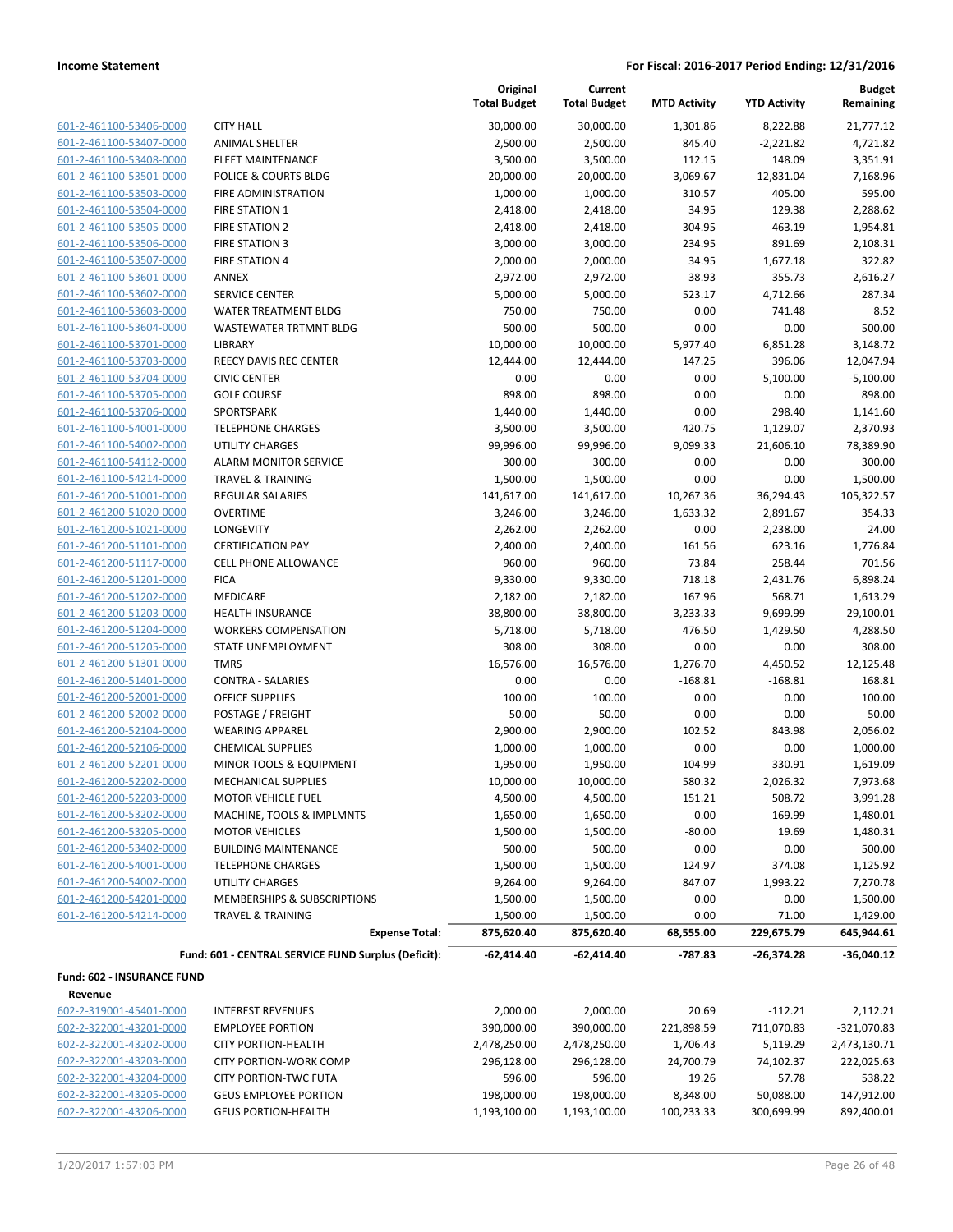**Income Statement** — For Fiscal: 2016-2017 Period Ending: 12/31/2016

| | | Original Total Budget | Current Total Budget | MTD Activity | YTD Activity | Budget Remaining |
|---|---|---|---|---|---|---|
| 601-2-461100-53406-0000 | CITY HALL | 30,000.00 | 30,000.00 | 1,301.86 | 8,222.88 | 21,777.12 |
| 601-2-461100-53407-0000 | ANIMAL SHELTER | 2,500.00 | 2,500.00 | 845.40 | -2,221.82 | 4,721.82 |
| 601-2-461100-53408-0000 | FLEET MAINTENANCE | 3,500.00 | 3,500.00 | 112.15 | 148.09 | 3,351.91 |
| 601-2-461100-53501-0000 | POLICE & COURTS BLDG | 20,000.00 | 20,000.00 | 3,069.67 | 12,831.04 | 7,168.96 |
| 601-2-461100-53503-0000 | FIRE ADMINISTRATION | 1,000.00 | 1,000.00 | 310.57 | 405.00 | 595.00 |
| 601-2-461100-53504-0000 | FIRE STATION 1 | 2,418.00 | 2,418.00 | 34.95 | 129.38 | 2,288.62 |
| 601-2-461100-53505-0000 | FIRE STATION 2 | 2,418.00 | 2,418.00 | 304.95 | 463.19 | 1,954.81 |
| 601-2-461100-53506-0000 | FIRE STATION 3 | 3,000.00 | 3,000.00 | 234.95 | 891.69 | 2,108.31 |
| 601-2-461100-53507-0000 | FIRE STATION 4 | 2,000.00 | 2,000.00 | 34.95 | 1,677.18 | 322.82 |
| 601-2-461100-53601-0000 | ANNEX | 2,972.00 | 2,972.00 | 38.93 | 355.73 | 2,616.27 |
| 601-2-461100-53602-0000 | SERVICE CENTER | 5,000.00 | 5,000.00 | 523.17 | 4,712.66 | 287.34 |
| 601-2-461100-53603-0000 | WATER TREATMENT BLDG | 750.00 | 750.00 | 0.00 | 741.48 | 8.52 |
| 601-2-461100-53604-0000 | WASTEWATER TRTMNT BLDG | 500.00 | 500.00 | 0.00 | 0.00 | 500.00 |
| 601-2-461100-53701-0000 | LIBRARY | 10,000.00 | 10,000.00 | 5,977.40 | 6,851.28 | 3,148.72 |
| 601-2-461100-53703-0000 | REECY DAVIS REC CENTER | 12,444.00 | 12,444.00 | 147.25 | 396.06 | 12,047.94 |
| 601-2-461100-53704-0000 | CIVIC CENTER | 0.00 | 0.00 | 0.00 | 5,100.00 | -5,100.00 |
| 601-2-461100-53705-0000 | GOLF COURSE | 898.00 | 898.00 | 0.00 | 0.00 | 898.00 |
| 601-2-461100-53706-0000 | SPORTSPARK | 1,440.00 | 1,440.00 | 0.00 | 298.40 | 1,141.60 |
| 601-2-461100-54001-0000 | TELEPHONE CHARGES | 3,500.00 | 3,500.00 | 420.75 | 1,129.07 | 2,370.93 |
| 601-2-461100-54002-0000 | UTILITY CHARGES | 99,996.00 | 99,996.00 | 9,099.33 | 21,606.10 | 78,389.90 |
| 601-2-461100-54112-0000 | ALARM MONITOR SERVICE | 300.00 | 300.00 | 0.00 | 0.00 | 300.00 |
| 601-2-461100-54214-0000 | TRAVEL & TRAINING | 1,500.00 | 1,500.00 | 0.00 | 0.00 | 1,500.00 |
| 601-2-461200-51001-0000 | REGULAR SALARIES | 141,617.00 | 141,617.00 | 10,267.36 | 36,294.43 | 105,322.57 |
| 601-2-461200-51020-0000 | OVERTIME | 3,246.00 | 3,246.00 | 1,633.32 | 2,891.67 | 354.33 |
| 601-2-461200-51021-0000 | LONGEVITY | 2,262.00 | 2,262.00 | 0.00 | 2,238.00 | 24.00 |
| 601-2-461200-51101-0000 | CERTIFICATION PAY | 2,400.00 | 2,400.00 | 161.56 | 623.16 | 1,776.84 |
| 601-2-461200-51117-0000 | CELL PHONE ALLOWANCE | 960.00 | 960.00 | 73.84 | 258.44 | 701.56 |
| 601-2-461200-51201-0000 | FICA | 9,330.00 | 9,330.00 | 718.18 | 2,431.76 | 6,898.24 |
| 601-2-461200-51202-0000 | MEDICARE | 2,182.00 | 2,182.00 | 167.96 | 568.71 | 1,613.29 |
| 601-2-461200-51203-0000 | HEALTH INSURANCE | 38,800.00 | 38,800.00 | 3,233.33 | 9,699.99 | 29,100.01 |
| 601-2-461200-51204-0000 | WORKERS COMPENSATION | 5,718.00 | 5,718.00 | 476.50 | 1,429.50 | 4,288.50 |
| 601-2-461200-51205-0000 | STATE UNEMPLOYMENT | 308.00 | 308.00 | 0.00 | 0.00 | 308.00 |
| 601-2-461200-51301-0000 | TMRS | 16,576.00 | 16,576.00 | 1,276.70 | 4,450.52 | 12,125.48 |
| 601-2-461200-51401-0000 | CONTRA - SALARIES | 0.00 | 0.00 | -168.81 | -168.81 | 168.81 |
| 601-2-461200-52001-0000 | OFFICE SUPPLIES | 100.00 | 100.00 | 0.00 | 0.00 | 100.00 |
| 601-2-461200-52002-0000 | POSTAGE / FREIGHT | 50.00 | 50.00 | 0.00 | 0.00 | 50.00 |
| 601-2-461200-52104-0000 | WEARING APPAREL | 2,900.00 | 2,900.00 | 102.52 | 843.98 | 2,056.02 |
| 601-2-461200-52106-0000 | CHEMICAL SUPPLIES | 1,000.00 | 1,000.00 | 0.00 | 0.00 | 1,000.00 |
| 601-2-461200-52201-0000 | MINOR TOOLS & EQUIPMENT | 1,950.00 | 1,950.00 | 104.99 | 330.91 | 1,619.09 |
| 601-2-461200-52202-0000 | MECHANICAL SUPPLIES | 10,000.00 | 10,000.00 | 580.32 | 2,026.32 | 7,973.68 |
| 601-2-461200-52203-0000 | MOTOR VEHICLE FUEL | 4,500.00 | 4,500.00 | 151.21 | 508.72 | 3,991.28 |
| 601-2-461200-53202-0000 | MACHINE, TOOLS & IMPLMNTS | 1,650.00 | 1,650.00 | 0.00 | 169.99 | 1,480.01 |
| 601-2-461200-53205-0000 | MOTOR VEHICLES | 1,500.00 | 1,500.00 | -80.00 | 19.69 | 1,480.31 |
| 601-2-461200-53402-0000 | BUILDING MAINTENANCE | 500.00 | 500.00 | 0.00 | 0.00 | 500.00 |
| 601-2-461200-54001-0000 | TELEPHONE CHARGES | 1,500.00 | 1,500.00 | 124.97 | 374.08 | 1,125.92 |
| 601-2-461200-54002-0000 | UTILITY CHARGES | 9,264.00 | 9,264.00 | 847.07 | 1,993.22 | 7,270.78 |
| 601-2-461200-54201-0000 | MEMBERSHIPS & SUBSCRIPTIONS | 1,500.00 | 1,500.00 | 0.00 | 0.00 | 1,500.00 |
| 601-2-461200-54214-0000 | TRAVEL & TRAINING | 1,500.00 | 1,500.00 | 0.00 | 71.00 | 1,429.00 |
| | **Expense Total:** | **875,620.40** | **875,620.40** | **68,555.00** | **229,675.79** | **645,944.61** |
| | **Fund: 601 - CENTRAL SERVICE FUND Surplus (Deficit):** | **-62,414.40** | **-62,414.40** | **-787.83** | **-26,374.28** | **-36,040.12** |

**Fund: 602 - INSURANCE FUND**

**Revenue**

| | | Original Total Budget | Current Total Budget | MTD Activity | YTD Activity | Budget Remaining |
|---|---|---|---|---|---|---|
| 602-2-319001-45401-0000 | INTEREST REVENUES | 2,000.00 | 2,000.00 | 20.69 | -112.21 | 2,112.21 |
| 602-2-322001-43201-0000 | EMPLOYEE PORTION | 390,000.00 | 390,000.00 | 221,898.59 | 711,070.83 | -321,070.83 |
| 602-2-322001-43202-0000 | CITY PORTION-HEALTH | 2,478,250.00 | 2,478,250.00 | 1,706.43 | 5,119.29 | 2,473,130.71 |
| 602-2-322001-43203-0000 | CITY PORTION-WORK COMP | 296,128.00 | 296,128.00 | 24,700.79 | 74,102.37 | 222,025.63 |
| 602-2-322001-43204-0000 | CITY PORTION-TWC FUTA | 596.00 | 596.00 | 19.26 | 57.78 | 538.22 |
| 602-2-322001-43205-0000 | GEUS EMPLOYEE PORTION | 198,000.00 | 198,000.00 | 8,348.00 | 50,088.00 | 147,912.00 |
| 602-2-322001-43206-0000 | GEUS PORTION-HEALTH | 1,193,100.00 | 1,193,100.00 | 100,233.33 | 300,699.99 | 892,400.01 |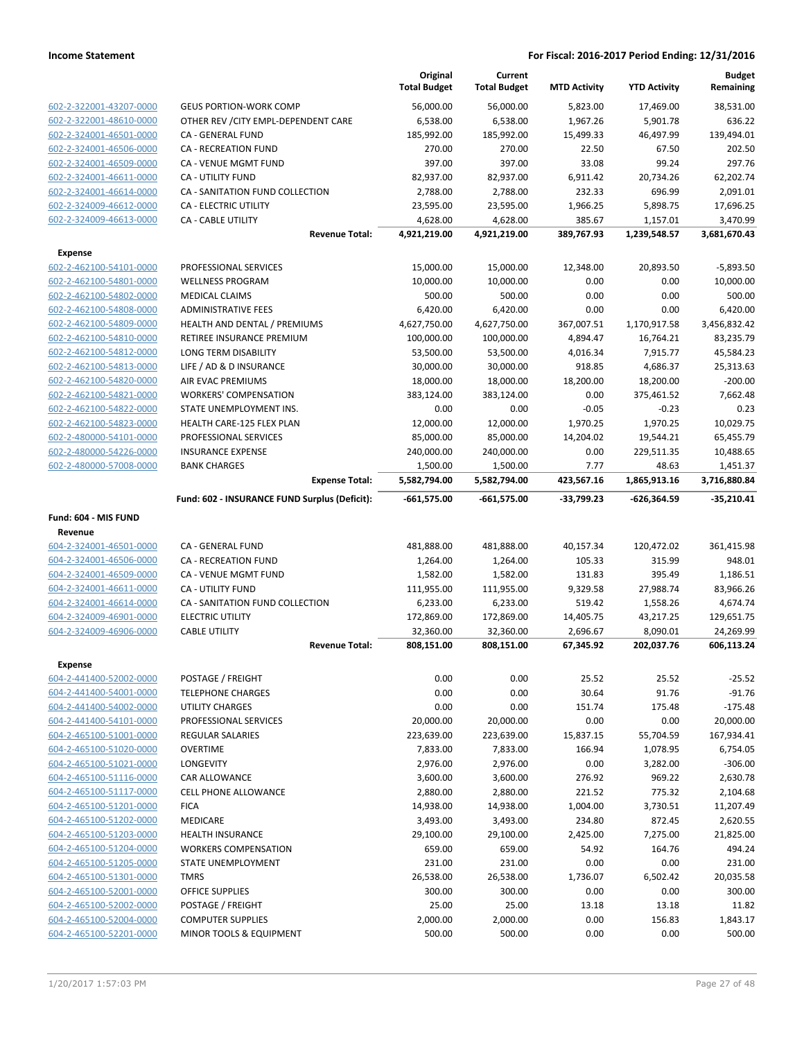| | | Original Total Budget | Current Total Budget | MTD Activity | YTD Activity | Budget Remaining |
|---|---|---|---|---|---|---|
| 602-2-322001-43207-0000 | GEUS PORTION-WORK COMP | 56,000.00 | 56,000.00 | 5,823.00 | 17,469.00 | 38,531.00 |
| 602-2-322001-48610-0000 | OTHER REV /CITY EMPL-DEPENDENT CARE | 6,538.00 | 6,538.00 | 1,967.26 | 5,901.78 | 636.22 |
| 602-2-324001-46501-0000 | CA - GENERAL FUND | 185,992.00 | 185,992.00 | 15,499.33 | 46,497.99 | 139,494.01 |
| 602-2-324001-46506-0000 | CA - RECREATION FUND | 270.00 | 270.00 | 22.50 | 67.50 | 202.50 |
| 602-2-324001-46509-0000 | CA - VENUE MGMT FUND | 397.00 | 397.00 | 33.08 | 99.24 | 297.76 |
| 602-2-324001-46611-0000 | CA - UTILITY FUND | 82,937.00 | 82,937.00 | 6,911.42 | 20,734.26 | 62,202.74 |
| 602-2-324001-46614-0000 | CA - SANITATION FUND COLLECTION | 2,788.00 | 2,788.00 | 232.33 | 696.99 | 2,091.01 |
| 602-2-324009-46612-0000 | CA - ELECTRIC UTILITY | 23,595.00 | 23,595.00 | 1,966.25 | 5,898.75 | 17,696.25 |
| 602-2-324009-46613-0000 | CA - CABLE UTILITY | 4,628.00 | 4,628.00 | 385.67 | 1,157.01 | 3,470.99 |
| | **Revenue Total:** | **4,921,219.00** | **4,921,219.00** | **389,767.93** | **1,239,548.57** | **3,681,670.43** |
| **Expense** | | | | | | |
| 602-2-462100-54101-0000 | PROFESSIONAL SERVICES | 15,000.00 | 15,000.00 | 12,348.00 | 20,893.50 | -5,893.50 |
| 602-2-462100-54801-0000 | WELLNESS PROGRAM | 10,000.00 | 10,000.00 | 0.00 | 0.00 | 10,000.00 |
| 602-2-462100-54802-0000 | MEDICAL CLAIMS | 500.00 | 500.00 | 0.00 | 0.00 | 500.00 |
| 602-2-462100-54808-0000 | ADMINISTRATIVE FEES | 6,420.00 | 6,420.00 | 0.00 | 0.00 | 6,420.00 |
| 602-2-462100-54809-0000 | HEALTH AND DENTAL / PREMIUMS | 4,627,750.00 | 4,627,750.00 | 367,007.51 | 1,170,917.58 | 3,456,832.42 |
| 602-2-462100-54810-0000 | RETIREE INSURANCE PREMIUM | 100,000.00 | 100,000.00 | 4,894.47 | 16,764.21 | 83,235.79 |
| 602-2-462100-54812-0000 | LONG TERM DISABILITY | 53,500.00 | 53,500.00 | 4,016.34 | 7,915.77 | 45,584.23 |
| 602-2-462100-54813-0000 | LIFE / AD & D INSURANCE | 30,000.00 | 30,000.00 | 918.85 | 4,686.37 | 25,313.63 |
| 602-2-462100-54820-0000 | AIR EVAC PREMIUMS | 18,000.00 | 18,000.00 | 18,200.00 | 18,200.00 | -200.00 |
| 602-2-462100-54821-0000 | WORKERS' COMPENSATION | 383,124.00 | 383,124.00 | 0.00 | 375,461.52 | 7,662.48 |
| 602-2-462100-54822-0000 | STATE UNEMPLOYMENT INS. | 0.00 | 0.00 | -0.05 | -0.23 | 0.23 |
| 602-2-462100-54823-0000 | HEALTH CARE-125 FLEX PLAN | 12,000.00 | 12,000.00 | 1,970.25 | 1,970.25 | 10,029.75 |
| 602-2-480000-54101-0000 | PROFESSIONAL SERVICES | 85,000.00 | 85,000.00 | 14,204.02 | 19,544.21 | 65,455.79 |
| 602-2-480000-54226-0000 | INSURANCE EXPENSE | 240,000.00 | 240,000.00 | 0.00 | 229,511.35 | 10,488.65 |
| 602-2-480000-57008-0000 | BANK CHARGES | 1,500.00 | 1,500.00 | 7.77 | 48.63 | 1,451.37 |
| | **Expense Total:** | **5,582,794.00** | **5,582,794.00** | **423,567.16** | **1,865,913.16** | **3,716,880.84** |
| | **Fund: 602 - INSURANCE FUND Surplus (Deficit):** | **-661,575.00** | **-661,575.00** | **-33,799.23** | **-626,364.59** | **-35,210.41** |
| **Fund: 604 - MIS FUND** | | | | | | |
| **Revenue** | | | | | | |
| 604-2-324001-46501-0000 | CA - GENERAL FUND | 481,888.00 | 481,888.00 | 40,157.34 | 120,472.02 | 361,415.98 |
| 604-2-324001-46506-0000 | CA - RECREATION FUND | 1,264.00 | 1,264.00 | 105.33 | 315.99 | 948.01 |
| 604-2-324001-46509-0000 | CA - VENUE MGMT FUND | 1,582.00 | 1,582.00 | 131.83 | 395.49 | 1,186.51 |
| 604-2-324001-46611-0000 | CA - UTILITY FUND | 111,955.00 | 111,955.00 | 9,329.58 | 27,988.74 | 83,966.26 |
| 604-2-324001-46614-0000 | CA - SANITATION FUND COLLECTION | 6,233.00 | 6,233.00 | 519.42 | 1,558.26 | 4,674.74 |
| 604-2-324009-46901-0000 | ELECTRIC UTILITY | 172,869.00 | 172,869.00 | 14,405.75 | 43,217.25 | 129,651.75 |
| 604-2-324009-46906-0000 | CABLE UTILITY | 32,360.00 | 32,360.00 | 2,696.67 | 8,090.01 | 24,269.99 |
| | **Revenue Total:** | **808,151.00** | **808,151.00** | **67,345.92** | **202,037.76** | **606,113.24** |
| **Expense** | | | | | | |
| 604-2-441400-52002-0000 | POSTAGE / FREIGHT | 0.00 | 0.00 | 25.52 | 25.52 | -25.52 |
| 604-2-441400-54001-0000 | TELEPHONE CHARGES | 0.00 | 0.00 | 30.64 | 91.76 | -91.76 |
| 604-2-441400-54002-0000 | UTILITY CHARGES | 0.00 | 0.00 | 151.74 | 175.48 | -175.48 |
| 604-2-441400-54101-0000 | PROFESSIONAL SERVICES | 20,000.00 | 20,000.00 | 0.00 | 0.00 | 20,000.00 |
| 604-2-465100-51001-0000 | REGULAR SALARIES | 223,639.00 | 223,639.00 | 15,837.15 | 55,704.59 | 167,934.41 |
| 604-2-465100-51020-0000 | OVERTIME | 7,833.00 | 7,833.00 | 166.94 | 1,078.95 | 6,754.05 |
| 604-2-465100-51021-0000 | LONGEVITY | 2,976.00 | 2,976.00 | 0.00 | 3,282.00 | -306.00 |
| 604-2-465100-51116-0000 | CAR ALLOWANCE | 3,600.00 | 3,600.00 | 276.92 | 969.22 | 2,630.78 |
| 604-2-465100-51117-0000 | CELL PHONE ALLOWANCE | 2,880.00 | 2,880.00 | 221.52 | 775.32 | 2,104.68 |
| 604-2-465100-51201-0000 | FICA | 14,938.00 | 14,938.00 | 1,004.00 | 3,730.51 | 11,207.49 |
| 604-2-465100-51202-0000 | MEDICARE | 3,493.00 | 3,493.00 | 234.80 | 872.45 | 2,620.55 |
| 604-2-465100-51203-0000 | HEALTH INSURANCE | 29,100.00 | 29,100.00 | 2,425.00 | 7,275.00 | 21,825.00 |
| 604-2-465100-51204-0000 | WORKERS COMPENSATION | 659.00 | 659.00 | 54.92 | 164.76 | 494.24 |
| 604-2-465100-51205-0000 | STATE UNEMPLOYMENT | 231.00 | 231.00 | 0.00 | 0.00 | 231.00 |
| 604-2-465100-51301-0000 | TMRS | 26,538.00 | 26,538.00 | 1,736.07 | 6,502.42 | 20,035.58 |
| 604-2-465100-52001-0000 | OFFICE SUPPLIES | 300.00 | 300.00 | 0.00 | 0.00 | 300.00 |
| 604-2-465100-52002-0000 | POSTAGE / FREIGHT | 25.00 | 25.00 | 13.18 | 13.18 | 11.82 |
| 604-2-465100-52004-0000 | COMPUTER SUPPLIES | 2,000.00 | 2,000.00 | 0.00 | 156.83 | 1,843.17 |
| 604-2-465100-52201-0000 | MINOR TOOLS & EQUIPMENT | 500.00 | 500.00 | 0.00 | 0.00 | 500.00 |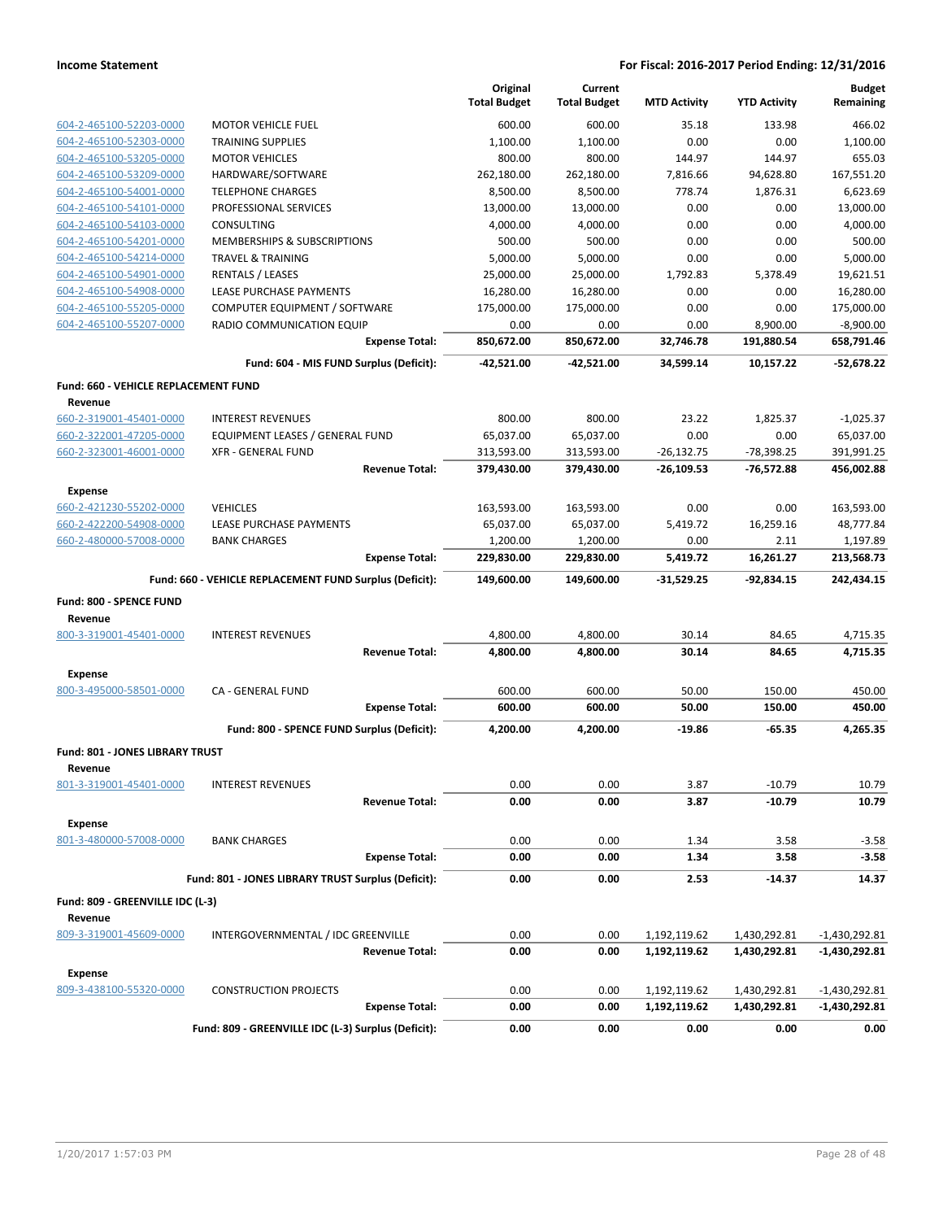| | | Original Total Budget | Current Total Budget | MTD Activity | YTD Activity | Budget Remaining |
|---|---|---|---|---|---|---|
| 604-2-465100-52203-0000 | MOTOR VEHICLE FUEL | 600.00 | 600.00 | 35.18 | 133.98 | 466.02 |
| 604-2-465100-52303-0000 | TRAINING SUPPLIES | 1,100.00 | 1,100.00 | 0.00 | 0.00 | 1,100.00 |
| 604-2-465100-53205-0000 | MOTOR VEHICLES | 800.00 | 800.00 | 144.97 | 144.97 | 655.03 |
| 604-2-465100-53209-0000 | HARDWARE/SOFTWARE | 262,180.00 | 262,180.00 | 7,816.66 | 94,628.80 | 167,551.20 |
| 604-2-465100-54001-0000 | TELEPHONE CHARGES | 8,500.00 | 8,500.00 | 778.74 | 1,876.31 | 6,623.69 |
| 604-2-465100-54101-0000 | PROFESSIONAL SERVICES | 13,000.00 | 13,000.00 | 0.00 | 0.00 | 13,000.00 |
| 604-2-465100-54103-0000 | CONSULTING | 4,000.00 | 4,000.00 | 0.00 | 0.00 | 4,000.00 |
| 604-2-465100-54201-0000 | MEMBERSHIPS & SUBSCRIPTIONS | 500.00 | 500.00 | 0.00 | 0.00 | 500.00 |
| 604-2-465100-54214-0000 | TRAVEL & TRAINING | 5,000.00 | 5,000.00 | 0.00 | 0.00 | 5,000.00 |
| 604-2-465100-54901-0000 | RENTALS / LEASES | 25,000.00 | 25,000.00 | 1,792.83 | 5,378.49 | 19,621.51 |
| 604-2-465100-54908-0000 | LEASE PURCHASE PAYMENTS | 16,280.00 | 16,280.00 | 0.00 | 0.00 | 16,280.00 |
| 604-2-465100-55205-0000 | COMPUTER EQUIPMENT / SOFTWARE | 175,000.00 | 175,000.00 | 0.00 | 0.00 | 175,000.00 |
| 604-2-465100-55207-0000 | RADIO COMMUNICATION EQUIP | 0.00 | 0.00 | 0.00 | 8,900.00 | -8,900.00 |
| | **Expense Total:** | **850,672.00** | **850,672.00** | **32,746.78** | **191,880.54** | **658,791.46** |
| | **Fund: 604 - MIS FUND Surplus (Deficit):** | **-42,521.00** | **-42,521.00** | **34,599.14** | **10,157.22** | **-52,678.22** |
| **Fund: 660 - VEHICLE REPLACEMENT FUND** | | | | | | |
| **Revenue** | | | | | | |
| 660-2-319001-45401-0000 | INTEREST REVENUES | 800.00 | 800.00 | 23.22 | 1,825.37 | -1,025.37 |
| 660-2-322001-47205-0000 | EQUIPMENT LEASES / GENERAL FUND | 65,037.00 | 65,037.00 | 0.00 | 0.00 | 65,037.00 |
| 660-2-323001-46001-0000 | XFR - GENERAL FUND | 313,593.00 | 313,593.00 | -26,132.75 | -78,398.25 | 391,991.25 |
| | **Revenue Total:** | **379,430.00** | **379,430.00** | **-26,109.53** | **-76,572.88** | **456,002.88** |
| **Expense** | | | | | | |
| 660-2-421230-55202-0000 | VEHICLES | 163,593.00 | 163,593.00 | 0.00 | 0.00 | 163,593.00 |
| 660-2-422200-54908-0000 | LEASE PURCHASE PAYMENTS | 65,037.00 | 65,037.00 | 5,419.72 | 16,259.16 | 48,777.84 |
| 660-2-480000-57008-0000 | BANK CHARGES | 1,200.00 | 1,200.00 | 0.00 | 2.11 | 1,197.89 |
| | **Expense Total:** | **229,830.00** | **229,830.00** | **5,419.72** | **16,261.27** | **213,568.73** |
| | **Fund: 660 - VEHICLE REPLACEMENT FUND Surplus (Deficit):** | **149,600.00** | **149,600.00** | **-31,529.25** | **-92,834.15** | **242,434.15** |
| **Fund: 800 - SPENCE FUND** | | | | | | |
| **Revenue** | | | | | | |
| 800-3-319001-45401-0000 | INTEREST REVENUES | 4,800.00 | 4,800.00 | 30.14 | 84.65 | 4,715.35 |
| | **Revenue Total:** | **4,800.00** | **4,800.00** | **30.14** | **84.65** | **4,715.35** |
| **Expense** | | | | | | |
| 800-3-495000-58501-0000 | CA - GENERAL FUND | 600.00 | 600.00 | 50.00 | 150.00 | 450.00 |
| | **Expense Total:** | **600.00** | **600.00** | **50.00** | **150.00** | **450.00** |
| | **Fund: 800 - SPENCE FUND Surplus (Deficit):** | **4,200.00** | **4,200.00** | **-19.86** | **-65.35** | **4,265.35** |
| **Fund: 801 - JONES LIBRARY TRUST** | | | | | | |
| **Revenue** | | | | | | |
| 801-3-319001-45401-0000 | INTEREST REVENUES | 0.00 | 0.00 | 3.87 | -10.79 | 10.79 |
| | **Revenue Total:** | **0.00** | **0.00** | **3.87** | **-10.79** | **10.79** |
| **Expense** | | | | | | |
| 801-3-480000-57008-0000 | BANK CHARGES | 0.00 | 0.00 | 1.34 | 3.58 | -3.58 |
| | **Expense Total:** | **0.00** | **0.00** | **1.34** | **3.58** | **-3.58** |
| | **Fund: 801 - JONES LIBRARY TRUST Surplus (Deficit):** | **0.00** | **0.00** | **2.53** | **-14.37** | **14.37** |
| **Fund: 809 - GREENVILLE IDC (L-3)** | | | | | | |
| **Revenue** | | | | | | |
| 809-3-319001-45609-0000 | INTERGOVERNMENTAL / IDC GREENVILLE | 0.00 | 0.00 | 1,192,119.62 | 1,430,292.81 | -1,430,292.81 |
| | **Revenue Total:** | **0.00** | **0.00** | **1,192,119.62** | **1,430,292.81** | **-1,430,292.81** |
| **Expense** | | | | | | |
| 809-3-438100-55320-0000 | CONSTRUCTION PROJECTS | 0.00 | 0.00 | 1,192,119.62 | 1,430,292.81 | -1,430,292.81 |
| | **Expense Total:** | **0.00** | **0.00** | **1,192,119.62** | **1,430,292.81** | **-1,430,292.81** |
| | **Fund: 809 - GREENVILLE IDC (L-3) Surplus (Deficit):** | **0.00** | **0.00** | **0.00** | **0.00** | **0.00** |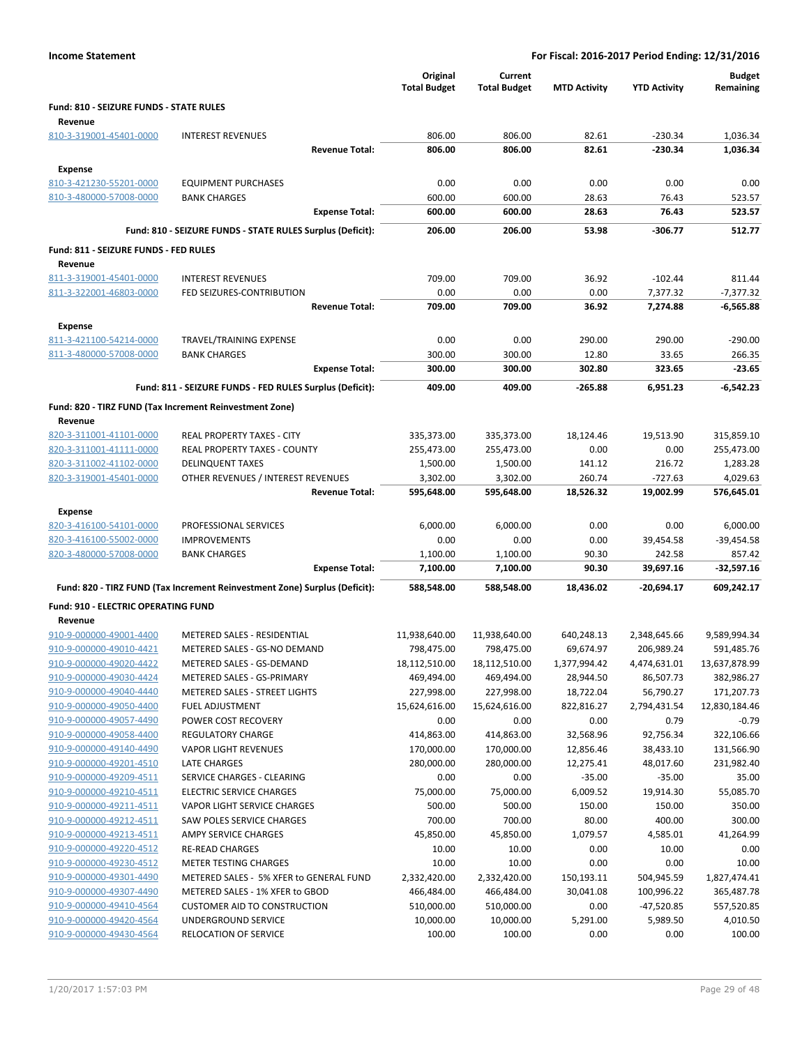**Income Statement** — For Fiscal: 2016-2017 Period Ending: 12/31/2016

| | | Original Total Budget | Current Total Budget | MTD Activity | YTD Activity | Budget Remaining |
|---|---|---|---|---|---|---|
| **Fund: 810 - SEIZURE FUNDS - STATE RULES** | | | | | | |
| **Revenue** | | | | | | |
| 810-3-319001-45401-0000 | INTEREST REVENUES | 806.00 | 806.00 | 82.61 | -230.34 | 1,036.34 |
| | **Revenue Total:** | **806.00** | **806.00** | **82.61** | **-230.34** | **1,036.34** |
| **Expense** | | | | | | |
| 810-3-421230-55201-0000 | EQUIPMENT PURCHASES | 0.00 | 0.00 | 0.00 | 0.00 | 0.00 |
| 810-3-480000-57008-0000 | BANK CHARGES | 600.00 | 600.00 | 28.63 | 76.43 | 523.57 |
| | **Expense Total:** | **600.00** | **600.00** | **28.63** | **76.43** | **523.57** |
| | **Fund: 810 - SEIZURE FUNDS - STATE RULES Surplus (Deficit):** | **206.00** | **206.00** | **53.98** | **-306.77** | **512.77** |
| **Fund: 811 - SEIZURE FUNDS - FED RULES** | | | | | | |
| **Revenue** | | | | | | |
| 811-3-319001-45401-0000 | INTEREST REVENUES | 709.00 | 709.00 | 36.92 | -102.44 | 811.44 |
| 811-3-322001-46803-0000 | FED SEIZURES-CONTRIBUTION | 0.00 | 0.00 | 0.00 | 7,377.32 | -7,377.32 |
| | **Revenue Total:** | **709.00** | **709.00** | **36.92** | **7,274.88** | **-6,565.88** |
| **Expense** | | | | | | |
| 811-3-421100-54214-0000 | TRAVEL/TRAINING EXPENSE | 0.00 | 0.00 | 290.00 | 290.00 | -290.00 |
| 811-3-480000-57008-0000 | BANK CHARGES | 300.00 | 300.00 | 12.80 | 33.65 | 266.35 |
| | **Expense Total:** | **300.00** | **300.00** | **302.80** | **323.65** | **-23.65** |
| | **Fund: 811 - SEIZURE FUNDS - FED RULES Surplus (Deficit):** | **409.00** | **409.00** | **-265.88** | **6,951.23** | **-6,542.23** |
| **Fund: 820 - TIRZ FUND (Tax Increment Reinvestment Zone)** | | | | | | |
| **Revenue** | | | | | | |
| 820-3-311001-41101-0000 | REAL PROPERTY TAXES - CITY | 335,373.00 | 335,373.00 | 18,124.46 | 19,513.90 | 315,859.10 |
| 820-3-311001-41111-0000 | REAL PROPERTY TAXES - COUNTY | 255,473.00 | 255,473.00 | 0.00 | 0.00 | 255,473.00 |
| 820-3-311002-41102-0000 | DELINQUENT TAXES | 1,500.00 | 1,500.00 | 141.12 | 216.72 | 1,283.28 |
| 820-3-319001-45401-0000 | OTHER REVENUES / INTEREST REVENUES | 3,302.00 | 3,302.00 | 260.74 | -727.63 | 4,029.63 |
| | **Revenue Total:** | **595,648.00** | **595,648.00** | **18,526.32** | **19,002.99** | **576,645.01** |
| **Expense** | | | | | | |
| 820-3-416100-54101-0000 | PROFESSIONAL SERVICES | 6,000.00 | 6,000.00 | 0.00 | 0.00 | 6,000.00 |
| 820-3-416100-55002-0000 | IMPROVEMENTS | 0.00 | 0.00 | 0.00 | 39,454.58 | -39,454.58 |
| 820-3-480000-57008-0000 | BANK CHARGES | 1,100.00 | 1,100.00 | 90.30 | 242.58 | 857.42 |
| | **Expense Total:** | **7,100.00** | **7,100.00** | **90.30** | **39,697.16** | **-32,597.16** |
| | **Fund: 820 - TIRZ FUND (Tax Increment Reinvestment Zone) Surplus (Deficit):** | **588,548.00** | **588,548.00** | **18,436.02** | **-20,694.17** | **609,242.17** |
| **Fund: 910 - ELECTRIC OPERATING FUND** | | | | | | |
| **Revenue** | | | | | | |
| 910-9-000000-49001-4400 | METERED SALES - RESIDENTIAL | 11,938,640.00 | 11,938,640.00 | 640,248.13 | 2,348,645.66 | 9,589,994.34 |
| 910-9-000000-49010-4421 | METERED SALES - GS-NO DEMAND | 798,475.00 | 798,475.00 | 69,674.97 | 206,989.24 | 591,485.76 |
| 910-9-000000-49020-4422 | METERED SALES - GS-DEMAND | 18,112,510.00 | 18,112,510.00 | 1,377,994.42 | 4,474,631.01 | 13,637,878.99 |
| 910-9-000000-49030-4424 | METERED SALES - GS-PRIMARY | 469,494.00 | 469,494.00 | 28,944.50 | 86,507.73 | 382,986.27 |
| 910-9-000000-49040-4440 | METERED SALES - STREET LIGHTS | 227,998.00 | 227,998.00 | 18,722.04 | 56,790.27 | 171,207.73 |
| 910-9-000000-49050-4400 | FUEL ADJUSTMENT | 15,624,616.00 | 15,624,616.00 | 822,816.27 | 2,794,431.54 | 12,830,184.46 |
| 910-9-000000-49057-4490 | POWER COST RECOVERY | 0.00 | 0.00 | 0.00 | 0.79 | -0.79 |
| 910-9-000000-49058-4400 | REGULATORY CHARGE | 414,863.00 | 414,863.00 | 32,568.96 | 92,756.34 | 322,106.66 |
| 910-9-000000-49140-4490 | VAPOR LIGHT REVENUES | 170,000.00 | 170,000.00 | 12,856.46 | 38,433.10 | 131,566.90 |
| 910-9-000000-49201-4510 | LATE CHARGES | 280,000.00 | 280,000.00 | 12,275.41 | 48,017.60 | 231,982.40 |
| 910-9-000000-49209-4511 | SERVICE CHARGES - CLEARING | 0.00 | 0.00 | -35.00 | -35.00 | 35.00 |
| 910-9-000000-49210-4511 | ELECTRIC SERVICE CHARGES | 75,000.00 | 75,000.00 | 6,009.52 | 19,914.30 | 55,085.70 |
| 910-9-000000-49211-4511 | VAPOR LIGHT SERVICE CHARGES | 500.00 | 500.00 | 150.00 | 150.00 | 350.00 |
| 910-9-000000-49212-4511 | SAW POLES SERVICE CHARGES | 700.00 | 700.00 | 80.00 | 400.00 | 300.00 |
| 910-9-000000-49213-4511 | AMPY SERVICE CHARGES | 45,850.00 | 45,850.00 | 1,079.57 | 4,585.01 | 41,264.99 |
| 910-9-000000-49220-4512 | RE-READ CHARGES | 10.00 | 10.00 | 0.00 | 10.00 | 0.00 |
| 910-9-000000-49230-4512 | METER TESTING CHARGES | 10.00 | 10.00 | 0.00 | 0.00 | 10.00 |
| 910-9-000000-49301-4490 | METERED SALES - 5% XFER to GENERAL FUND | 2,332,420.00 | 2,332,420.00 | 150,193.11 | 504,945.59 | 1,827,474.41 |
| 910-9-000000-49307-4490 | METERED SALES - 1% XFER to GBOD | 466,484.00 | 466,484.00 | 30,041.08 | 100,996.22 | 365,487.78 |
| 910-9-000000-49410-4564 | CUSTOMER AID TO CONSTRUCTION | 510,000.00 | 510,000.00 | 0.00 | -47,520.85 | 557,520.85 |
| 910-9-000000-49420-4564 | UNDERGROUND SERVICE | 10,000.00 | 10,000.00 | 5,291.00 | 5,989.50 | 4,010.50 |
| 910-9-000000-49430-4564 | RELOCATION OF SERVICE | 100.00 | 100.00 | 0.00 | 0.00 | 100.00 |

1/20/2017 1:57:03 PM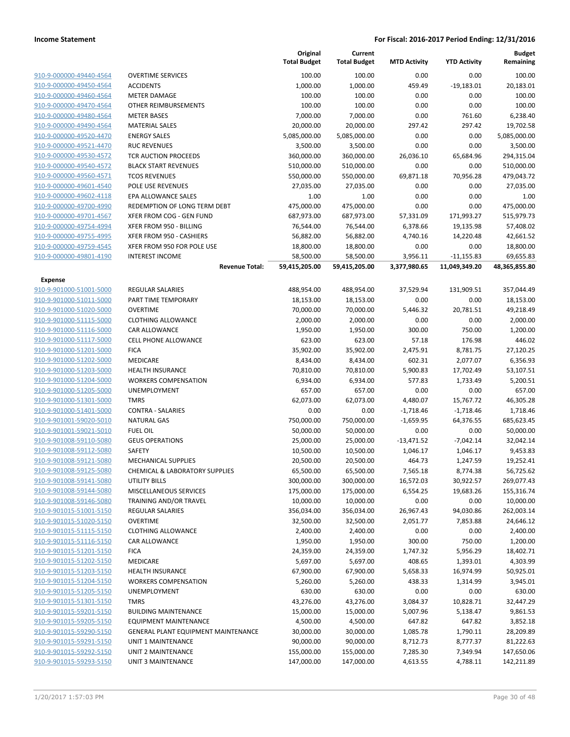**Income Statement** — **For Fiscal: 2016-2017 Period Ending: 12/31/2016**

| | | Original Total Budget | Current Total Budget | MTD Activity | YTD Activity | Budget Remaining |
|---|---|---|---|---|---|---|
| 910-9-000000-49440-4564 | OVERTIME SERVICES | 100.00 | 100.00 | 0.00 | 0.00 | 100.00 |
| 910-9-000000-49450-4564 | ACCIDENTS | 1,000.00 | 1,000.00 | 459.49 | -19,183.01 | 20,183.01 |
| 910-9-000000-49460-4564 | METER DAMAGE | 100.00 | 100.00 | 0.00 | 0.00 | 100.00 |
| 910-9-000000-49470-4564 | OTHER REIMBURSEMENTS | 100.00 | 100.00 | 0.00 | 0.00 | 100.00 |
| 910-9-000000-49480-4564 | METER BASES | 7,000.00 | 7,000.00 | 0.00 | 761.60 | 6,238.40 |
| 910-9-000000-49490-4564 | MATERIAL SALES | 20,000.00 | 20,000.00 | 297.42 | 297.42 | 19,702.58 |
| 910-9-000000-49520-4470 | ENERGY SALES | 5,085,000.00 | 5,085,000.00 | 0.00 | 0.00 | 5,085,000.00 |
| 910-9-000000-49521-4470 | RUC REVENUES | 3,500.00 | 3,500.00 | 0.00 | 0.00 | 3,500.00 |
| 910-9-000000-49530-4572 | TCR AUCTION PROCEEDS | 360,000.00 | 360,000.00 | 26,036.10 | 65,684.96 | 294,315.04 |
| 910-9-000000-49540-4572 | BLACK START REVENUES | 510,000.00 | 510,000.00 | 0.00 | 0.00 | 510,000.00 |
| 910-9-000000-49560-4571 | TCOS REVENUES | 550,000.00 | 550,000.00 | 69,871.18 | 70,956.28 | 479,043.72 |
| 910-9-000000-49601-4540 | POLE USE REVENUES | 27,035.00 | 27,035.00 | 0.00 | 0.00 | 27,035.00 |
| 910-9-000000-49602-4118 | EPA ALLOWANCE SALES | 1.00 | 1.00 | 0.00 | 0.00 | 1.00 |
| 910-9-000000-49700-4990 | REDEMPTION OF LONG TERM DEBT | 475,000.00 | 475,000.00 | 0.00 | 0.00 | 475,000.00 |
| 910-9-000000-49701-4567 | XFER FROM COG - GEN FUND | 687,973.00 | 687,973.00 | 57,331.09 | 171,993.27 | 515,979.73 |
| 910-9-000000-49754-4994 | XFER FROM 950 - BILLING | 76,544.00 | 76,544.00 | 6,378.66 | 19,135.98 | 57,408.02 |
| 910-9-000000-49755-4995 | XFER FROM 950 - CASHIERS | 56,882.00 | 56,882.00 | 4,740.16 | 14,220.48 | 42,661.52 |
| 910-9-000000-49759-4545 | XFER FROM 950 FOR POLE USE | 18,800.00 | 18,800.00 | 0.00 | 0.00 | 18,800.00 |
| 910-9-000000-49801-4190 | INTEREST INCOME | 58,500.00 | 58,500.00 | 3,956.11 | -11,155.83 | 69,655.83 |
| | **Revenue Total:** | **59,415,205.00** | **59,415,205.00** | **3,377,980.65** | **11,049,349.20** | **48,365,855.80** |
| **Expense** | | | | | | |
| 910-9-901000-51001-5000 | REGULAR SALARIES | 488,954.00 | 488,954.00 | 37,529.94 | 131,909.51 | 357,044.49 |
| 910-9-901000-51011-5000 | PART TIME TEMPORARY | 18,153.00 | 18,153.00 | 0.00 | 0.00 | 18,153.00 |
| 910-9-901000-51020-5000 | OVERTIME | 70,000.00 | 70,000.00 | 5,446.32 | 20,781.51 | 49,218.49 |
| 910-9-901000-51115-5000 | CLOTHING ALLOWANCE | 2,000.00 | 2,000.00 | 0.00 | 0.00 | 2,000.00 |
| 910-9-901000-51116-5000 | CAR ALLOWANCE | 1,950.00 | 1,950.00 | 300.00 | 750.00 | 1,200.00 |
| 910-9-901000-51117-5000 | CELL PHONE ALLOWANCE | 623.00 | 623.00 | 57.18 | 176.98 | 446.02 |
| 910-9-901000-51201-5000 | FICA | 35,902.00 | 35,902.00 | 2,475.91 | 8,781.75 | 27,120.25 |
| 910-9-901000-51202-5000 | MEDICARE | 8,434.00 | 8,434.00 | 602.31 | 2,077.07 | 6,356.93 |
| 910-9-901000-51203-5000 | HEALTH INSURANCE | 70,810.00 | 70,810.00 | 5,900.83 | 17,702.49 | 53,107.51 |
| 910-9-901000-51204-5000 | WORKERS COMPENSATION | 6,934.00 | 6,934.00 | 577.83 | 1,733.49 | 5,200.51 |
| 910-9-901000-51205-5000 | UNEMPLOYMENT | 657.00 | 657.00 | 0.00 | 0.00 | 657.00 |
| 910-9-901000-51301-5000 | TMRS | 62,073.00 | 62,073.00 | 4,480.07 | 15,767.72 | 46,305.28 |
| 910-9-901000-51401-5000 | CONTRA - SALARIES | 0.00 | 0.00 | -1,718.46 | -1,718.46 | 1,718.46 |
| 910-9-901001-59020-5010 | NATURAL GAS | 750,000.00 | 750,000.00 | -1,659.95 | 64,376.55 | 685,623.45 |
| 910-9-901001-59021-5010 | FUEL OIL | 50,000.00 | 50,000.00 | 0.00 | 0.00 | 50,000.00 |
| 910-9-901008-59110-5080 | GEUS OPERATIONS | 25,000.00 | 25,000.00 | -13,471.52 | -7,042.14 | 32,042.14 |
| 910-9-901008-59112-5080 | SAFETY | 10,500.00 | 10,500.00 | 1,046.17 | 1,046.17 | 9,453.83 |
| 910-9-901008-59121-5080 | MECHANICAL SUPPLIES | 20,500.00 | 20,500.00 | 464.73 | 1,247.59 | 19,252.41 |
| 910-9-901008-59125-5080 | CHEMICAL & LABORATORY SUPPLIES | 65,500.00 | 65,500.00 | 7,565.18 | 8,774.38 | 56,725.62 |
| 910-9-901008-59141-5080 | UTILITY BILLS | 300,000.00 | 300,000.00 | 16,572.03 | 30,922.57 | 269,077.43 |
| 910-9-901008-59144-5080 | MISCELLANEOUS SERVICES | 175,000.00 | 175,000.00 | 6,554.25 | 19,683.26 | 155,316.74 |
| 910-9-901008-59146-5080 | TRAINING AND/OR TRAVEL | 10,000.00 | 10,000.00 | 0.00 | 0.00 | 10,000.00 |
| 910-9-901015-51001-5150 | REGULAR SALARIES | 356,034.00 | 356,034.00 | 26,967.43 | 94,030.86 | 262,003.14 |
| 910-9-901015-51020-5150 | OVERTIME | 32,500.00 | 32,500.00 | 2,051.77 | 7,853.88 | 24,646.12 |
| 910-9-901015-51115-5150 | CLOTHING ALLOWANCE | 2,400.00 | 2,400.00 | 0.00 | 0.00 | 2,400.00 |
| 910-9-901015-51116-5150 | CAR ALLOWANCE | 1,950.00 | 1,950.00 | 300.00 | 750.00 | 1,200.00 |
| 910-9-901015-51201-5150 | FICA | 24,359.00 | 24,359.00 | 1,747.32 | 5,956.29 | 18,402.71 |
| 910-9-901015-51202-5150 | MEDICARE | 5,697.00 | 5,697.00 | 408.65 | 1,393.01 | 4,303.99 |
| 910-9-901015-51203-5150 | HEALTH INSURANCE | 67,900.00 | 67,900.00 | 5,658.33 | 16,974.99 | 50,925.01 |
| 910-9-901015-51204-5150 | WORKERS COMPENSATION | 5,260.00 | 5,260.00 | 438.33 | 1,314.99 | 3,945.01 |
| 910-9-901015-51205-5150 | UNEMPLOYMENT | 630.00 | 630.00 | 0.00 | 0.00 | 630.00 |
| 910-9-901015-51301-5150 | TMRS | 43,276.00 | 43,276.00 | 3,084.37 | 10,828.71 | 32,447.29 |
| 910-9-901015-59201-5150 | BUILDING MAINTENANCE | 15,000.00 | 15,000.00 | 5,007.96 | 5,138.47 | 9,861.53 |
| 910-9-901015-59205-5150 | EQUIPMENT MAINTENANCE | 4,500.00 | 4,500.00 | 647.82 | 647.82 | 3,852.18 |
| 910-9-901015-59290-5150 | GENERAL PLANT EQUIPMENT MAINTENANCE | 30,000.00 | 30,000.00 | 1,085.78 | 1,790.11 | 28,209.89 |
| 910-9-901015-59291-5150 | UNIT 1 MAINTENANCE | 90,000.00 | 90,000.00 | 8,712.73 | 8,777.37 | 81,222.63 |
| 910-9-901015-59292-5150 | UNIT 2 MAINTENANCE | 155,000.00 | 155,000.00 | 7,285.30 | 7,349.94 | 147,650.06 |
| 910-9-901015-59293-5150 | UNIT 3 MAINTENANCE | 147,000.00 | 147,000.00 | 4,613.55 | 4,788.11 | 142,211.89 |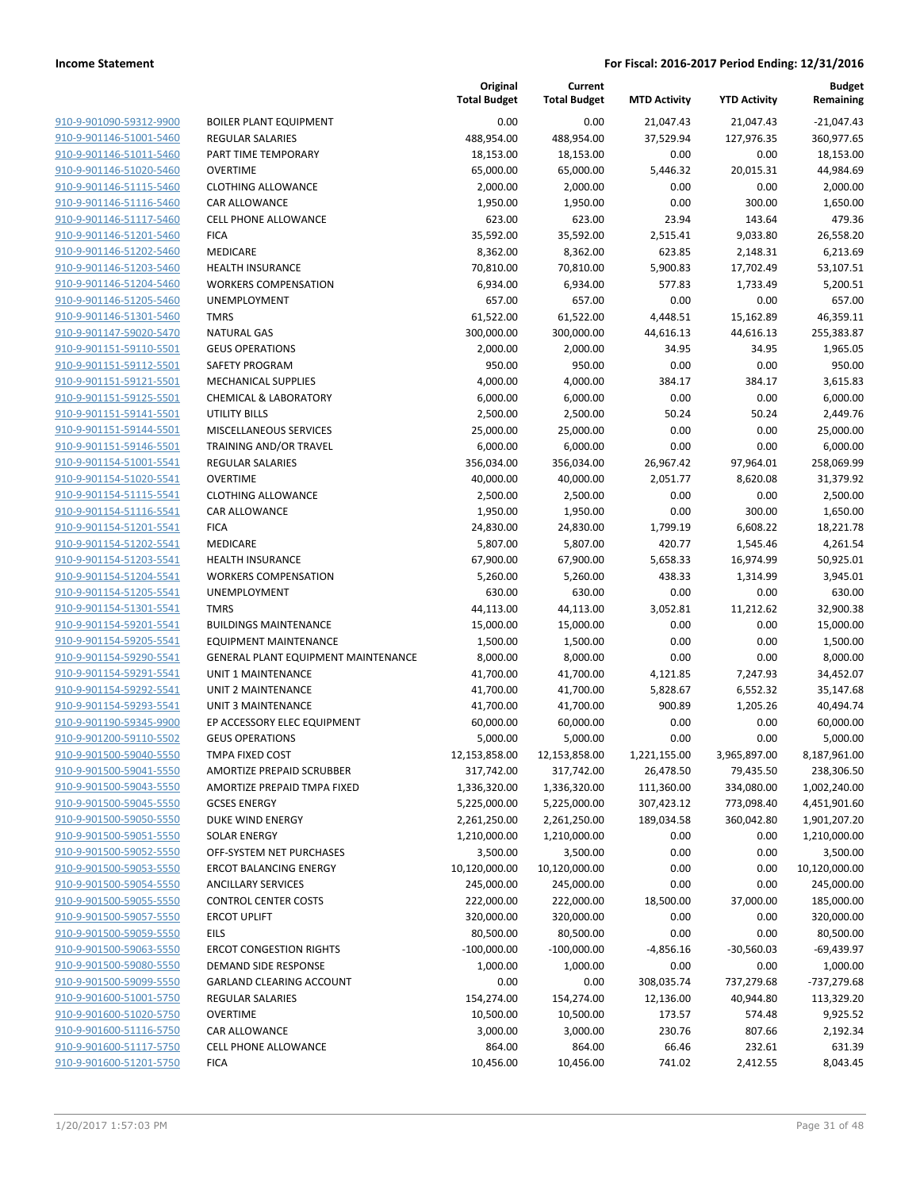| | | Original Total Budget | Current Total Budget | MTD Activity | YTD Activity | Budget Remaining |
|---|---|---|---|---|---|---|
| 910-9-901090-59312-9900 | BOILER PLANT EQUIPMENT | 0.00 | 0.00 | 21,047.43 | 21,047.43 | -21,047.43 |
| 910-9-901146-51001-5460 | REGULAR SALARIES | 488,954.00 | 488,954.00 | 37,529.94 | 127,976.35 | 360,977.65 |
| 910-9-901146-51011-5460 | PART TIME TEMPORARY | 18,153.00 | 18,153.00 | 0.00 | 0.00 | 18,153.00 |
| 910-9-901146-51020-5460 | OVERTIME | 65,000.00 | 65,000.00 | 5,446.32 | 20,015.31 | 44,984.69 |
| 910-9-901146-51115-5460 | CLOTHING ALLOWANCE | 2,000.00 | 2,000.00 | 0.00 | 0.00 | 2,000.00 |
| 910-9-901146-51116-5460 | CAR ALLOWANCE | 1,950.00 | 1,950.00 | 0.00 | 300.00 | 1,650.00 |
| 910-9-901146-51117-5460 | CELL PHONE ALLOWANCE | 623.00 | 623.00 | 23.94 | 143.64 | 479.36 |
| 910-9-901146-51201-5460 | FICA | 35,592.00 | 35,592.00 | 2,515.41 | 9,033.80 | 26,558.20 |
| 910-9-901146-51202-5460 | MEDICARE | 8,362.00 | 8,362.00 | 623.85 | 2,148.31 | 6,213.69 |
| 910-9-901146-51203-5460 | HEALTH INSURANCE | 70,810.00 | 70,810.00 | 5,900.83 | 17,702.49 | 53,107.51 |
| 910-9-901146-51204-5460 | WORKERS COMPENSATION | 6,934.00 | 6,934.00 | 577.83 | 1,733.49 | 5,200.51 |
| 910-9-901146-51205-5460 | UNEMPLOYMENT | 657.00 | 657.00 | 0.00 | 0.00 | 657.00 |
| 910-9-901146-51301-5460 | TMRS | 61,522.00 | 61,522.00 | 4,448.51 | 15,162.89 | 46,359.11 |
| 910-9-901147-59020-5470 | NATURAL GAS | 300,000.00 | 300,000.00 | 44,616.13 | 44,616.13 | 255,383.87 |
| 910-9-901151-59110-5501 | GEUS OPERATIONS | 2,000.00 | 2,000.00 | 34.95 | 34.95 | 1,965.05 |
| 910-9-901151-59112-5501 | SAFETY PROGRAM | 950.00 | 950.00 | 0.00 | 0.00 | 950.00 |
| 910-9-901151-59121-5501 | MECHANICAL SUPPLIES | 4,000.00 | 4,000.00 | 384.17 | 384.17 | 3,615.83 |
| 910-9-901151-59125-5501 | CHEMICAL & LABORATORY | 6,000.00 | 6,000.00 | 0.00 | 0.00 | 6,000.00 |
| 910-9-901151-59141-5501 | UTILITY BILLS | 2,500.00 | 2,500.00 | 50.24 | 50.24 | 2,449.76 |
| 910-9-901151-59144-5501 | MISCELLANEOUS SERVICES | 25,000.00 | 25,000.00 | 0.00 | 0.00 | 25,000.00 |
| 910-9-901151-59146-5501 | TRAINING AND/OR TRAVEL | 6,000.00 | 6,000.00 | 0.00 | 0.00 | 6,000.00 |
| 910-9-901154-51001-5541 | REGULAR SALARIES | 356,034.00 | 356,034.00 | 26,967.42 | 97,964.01 | 258,069.99 |
| 910-9-901154-51020-5541 | OVERTIME | 40,000.00 | 40,000.00 | 2,051.77 | 8,620.08 | 31,379.92 |
| 910-9-901154-51115-5541 | CLOTHING ALLOWANCE | 2,500.00 | 2,500.00 | 0.00 | 0.00 | 2,500.00 |
| 910-9-901154-51116-5541 | CAR ALLOWANCE | 1,950.00 | 1,950.00 | 0.00 | 300.00 | 1,650.00 |
| 910-9-901154-51201-5541 | FICA | 24,830.00 | 24,830.00 | 1,799.19 | 6,608.22 | 18,221.78 |
| 910-9-901154-51202-5541 | MEDICARE | 5,807.00 | 5,807.00 | 420.77 | 1,545.46 | 4,261.54 |
| 910-9-901154-51203-5541 | HEALTH INSURANCE | 67,900.00 | 67,900.00 | 5,658.33 | 16,974.99 | 50,925.01 |
| 910-9-901154-51204-5541 | WORKERS COMPENSATION | 5,260.00 | 5,260.00 | 438.33 | 1,314.99 | 3,945.01 |
| 910-9-901154-51205-5541 | UNEMPLOYMENT | 630.00 | 630.00 | 0.00 | 0.00 | 630.00 |
| 910-9-901154-51301-5541 | TMRS | 44,113.00 | 44,113.00 | 3,052.81 | 11,212.62 | 32,900.38 |
| 910-9-901154-59201-5541 | BUILDINGS MAINTENANCE | 15,000.00 | 15,000.00 | 0.00 | 0.00 | 15,000.00 |
| 910-9-901154-59205-5541 | EQUIPMENT MAINTENANCE | 1,500.00 | 1,500.00 | 0.00 | 0.00 | 1,500.00 |
| 910-9-901154-59290-5541 | GENERAL PLANT EQUIPMENT MAINTENANCE | 8,000.00 | 8,000.00 | 0.00 | 0.00 | 8,000.00 |
| 910-9-901154-59291-5541 | UNIT 1 MAINTENANCE | 41,700.00 | 41,700.00 | 4,121.85 | 7,247.93 | 34,452.07 |
| 910-9-901154-59292-5541 | UNIT 2 MAINTENANCE | 41,700.00 | 41,700.00 | 5,828.67 | 6,552.32 | 35,147.68 |
| 910-9-901154-59293-5541 | UNIT 3 MAINTENANCE | 41,700.00 | 41,700.00 | 900.89 | 1,205.26 | 40,494.74 |
| 910-9-901190-59345-9900 | EP ACCESSORY ELEC EQUIPMENT | 60,000.00 | 60,000.00 | 0.00 | 0.00 | 60,000.00 |
| 910-9-901200-59110-5502 | GEUS OPERATIONS | 5,000.00 | 5,000.00 | 0.00 | 0.00 | 5,000.00 |
| 910-9-901500-59040-5550 | TMPA FIXED COST | 12,153,858.00 | 12,153,858.00 | 1,221,155.00 | 3,965,897.00 | 8,187,961.00 |
| 910-9-901500-59041-5550 | AMORTIZE PREPAID SCRUBBER | 317,742.00 | 317,742.00 | 26,478.50 | 79,435.50 | 238,306.50 |
| 910-9-901500-59043-5550 | AMORTIZE PREPAID TMPA FIXED | 1,336,320.00 | 1,336,320.00 | 111,360.00 | 334,080.00 | 1,002,240.00 |
| 910-9-901500-59045-5550 | GCSES ENERGY | 5,225,000.00 | 5,225,000.00 | 307,423.12 | 773,098.40 | 4,451,901.60 |
| 910-9-901500-59050-5550 | DUKE WIND ENERGY | 2,261,250.00 | 2,261,250.00 | 189,034.58 | 360,042.80 | 1,901,207.20 |
| 910-9-901500-59051-5550 | SOLAR ENERGY | 1,210,000.00 | 1,210,000.00 | 0.00 | 0.00 | 1,210,000.00 |
| 910-9-901500-59052-5550 | OFF-SYSTEM NET PURCHASES | 3,500.00 | 3,500.00 | 0.00 | 0.00 | 3,500.00 |
| 910-9-901500-59053-5550 | ERCOT BALANCING ENERGY | 10,120,000.00 | 10,120,000.00 | 0.00 | 0.00 | 10,120,000.00 |
| 910-9-901500-59054-5550 | ANCILLARY SERVICES | 245,000.00 | 245,000.00 | 0.00 | 0.00 | 245,000.00 |
| 910-9-901500-59055-5550 | CONTROL CENTER COSTS | 222,000.00 | 222,000.00 | 18,500.00 | 37,000.00 | 185,000.00 |
| 910-9-901500-59057-5550 | ERCOT UPLIFT | 320,000.00 | 320,000.00 | 0.00 | 0.00 | 320,000.00 |
| 910-9-901500-59059-5550 | EILS | 80,500.00 | 80,500.00 | 0.00 | 0.00 | 80,500.00 |
| 910-9-901500-59063-5550 | ERCOT CONGESTION RIGHTS | -100,000.00 | -100,000.00 | -4,856.16 | -30,560.03 | -69,439.97 |
| 910-9-901500-59080-5550 | DEMAND SIDE RESPONSE | 1,000.00 | 1,000.00 | 0.00 | 0.00 | 1,000.00 |
| 910-9-901500-59099-5550 | GARLAND CLEARING ACCOUNT | 0.00 | 0.00 | 308,035.74 | 737,279.68 | -737,279.68 |
| 910-9-901600-51001-5750 | REGULAR SALARIES | 154,274.00 | 154,274.00 | 12,136.00 | 40,944.80 | 113,329.20 |
| 910-9-901600-51020-5750 | OVERTIME | 10,500.00 | 10,500.00 | 173.57 | 574.48 | 9,925.52 |
| 910-9-901600-51116-5750 | CAR ALLOWANCE | 3,000.00 | 3,000.00 | 230.76 | 807.66 | 2,192.34 |
| 910-9-901600-51117-5750 | CELL PHONE ALLOWANCE | 864.00 | 864.00 | 66.46 | 232.61 | 631.39 |
| 910-9-901600-51201-5750 | FICA | 10,456.00 | 10,456.00 | 741.02 | 2,412.55 | 8,043.45 |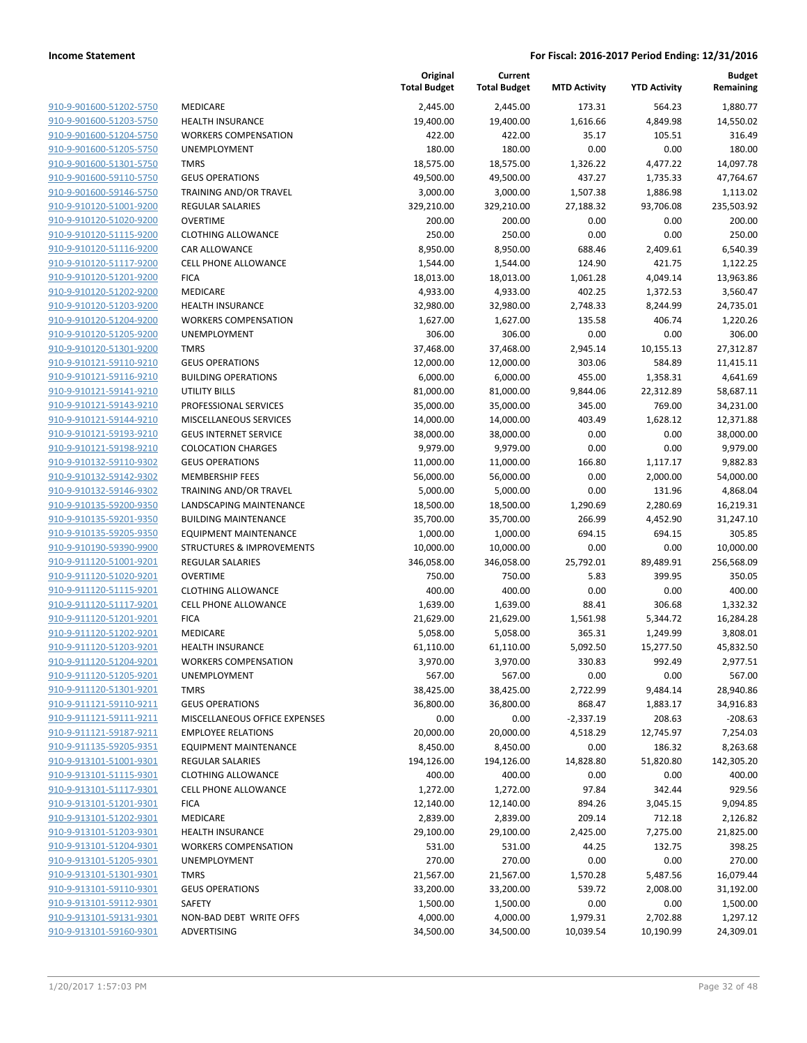| | | Original Total Budget | Current Total Budget | MTD Activity | YTD Activity | Budget Remaining |
|---|---|---|---|---|---|---|
| 910-9-901600-51202-5750 | MEDICARE | 2,445.00 | 2,445.00 | 173.31 | 564.23 | 1,880.77 |
| 910-9-901600-51203-5750 | HEALTH INSURANCE | 19,400.00 | 19,400.00 | 1,616.66 | 4,849.98 | 14,550.02 |
| 910-9-901600-51204-5750 | WORKERS COMPENSATION | 422.00 | 422.00 | 35.17 | 105.51 | 316.49 |
| 910-9-901600-51205-5750 | UNEMPLOYMENT | 180.00 | 180.00 | 0.00 | 0.00 | 180.00 |
| 910-9-901600-51301-5750 | TMRS | 18,575.00 | 18,575.00 | 1,326.22 | 4,477.22 | 14,097.78 |
| 910-9-901600-59110-5750 | GEUS OPERATIONS | 49,500.00 | 49,500.00 | 437.27 | 1,735.33 | 47,764.67 |
| 910-9-901600-59146-5750 | TRAINING AND/OR TRAVEL | 3,000.00 | 3,000.00 | 1,507.38 | 1,886.98 | 1,113.02 |
| 910-9-910120-51001-9200 | REGULAR SALARIES | 329,210.00 | 329,210.00 | 27,188.32 | 93,706.08 | 235,503.92 |
| 910-9-910120-51020-9200 | OVERTIME | 200.00 | 200.00 | 0.00 | 0.00 | 200.00 |
| 910-9-910120-51115-9200 | CLOTHING ALLOWANCE | 250.00 | 250.00 | 0.00 | 0.00 | 250.00 |
| 910-9-910120-51116-9200 | CAR ALLOWANCE | 8,950.00 | 8,950.00 | 688.46 | 2,409.61 | 6,540.39 |
| 910-9-910120-51117-9200 | CELL PHONE ALLOWANCE | 1,544.00 | 1,544.00 | 124.90 | 421.75 | 1,122.25 |
| 910-9-910120-51201-9200 | FICA | 18,013.00 | 18,013.00 | 1,061.28 | 4,049.14 | 13,963.86 |
| 910-9-910120-51202-9200 | MEDICARE | 4,933.00 | 4,933.00 | 402.25 | 1,372.53 | 3,560.47 |
| 910-9-910120-51203-9200 | HEALTH INSURANCE | 32,980.00 | 32,980.00 | 2,748.33 | 8,244.99 | 24,735.01 |
| 910-9-910120-51204-9200 | WORKERS COMPENSATION | 1,627.00 | 1,627.00 | 135.58 | 406.74 | 1,220.26 |
| 910-9-910120-51205-9200 | UNEMPLOYMENT | 306.00 | 306.00 | 0.00 | 0.00 | 306.00 |
| 910-9-910120-51301-9200 | TMRS | 37,468.00 | 37,468.00 | 2,945.14 | 10,155.13 | 27,312.87 |
| 910-9-910121-59110-9210 | GEUS OPERATIONS | 12,000.00 | 12,000.00 | 303.06 | 584.89 | 11,415.11 |
| 910-9-910121-59116-9210 | BUILDING OPERATIONS | 6,000.00 | 6,000.00 | 455.00 | 1,358.31 | 4,641.69 |
| 910-9-910121-59141-9210 | UTILITY BILLS | 81,000.00 | 81,000.00 | 9,844.06 | 22,312.89 | 58,687.11 |
| 910-9-910121-59143-9210 | PROFESSIONAL SERVICES | 35,000.00 | 35,000.00 | 345.00 | 769.00 | 34,231.00 |
| 910-9-910121-59144-9210 | MISCELLANEOUS SERVICES | 14,000.00 | 14,000.00 | 403.49 | 1,628.12 | 12,371.88 |
| 910-9-910121-59193-9210 | GEUS INTERNET SERVICE | 38,000.00 | 38,000.00 | 0.00 | 0.00 | 38,000.00 |
| 910-9-910121-59198-9210 | COLOCATION CHARGES | 9,979.00 | 9,979.00 | 0.00 | 0.00 | 9,979.00 |
| 910-9-910132-59110-9302 | GEUS OPERATIONS | 11,000.00 | 11,000.00 | 166.80 | 1,117.17 | 9,882.83 |
| 910-9-910132-59142-9302 | MEMBERSHIP FEES | 56,000.00 | 56,000.00 | 0.00 | 2,000.00 | 54,000.00 |
| 910-9-910132-59146-9302 | TRAINING AND/OR TRAVEL | 5,000.00 | 5,000.00 | 0.00 | 131.96 | 4,868.04 |
| 910-9-910135-59200-9350 | LANDSCAPING MAINTENANCE | 18,500.00 | 18,500.00 | 1,290.69 | 2,280.69 | 16,219.31 |
| 910-9-910135-59201-9350 | BUILDING MAINTENANCE | 35,700.00 | 35,700.00 | 266.99 | 4,452.90 | 31,247.10 |
| 910-9-910135-59205-9350 | EQUIPMENT MAINTENANCE | 1,000.00 | 1,000.00 | 694.15 | 694.15 | 305.85 |
| 910-9-910190-59390-9900 | STRUCTURES & IMPROVEMENTS | 10,000.00 | 10,000.00 | 0.00 | 0.00 | 10,000.00 |
| 910-9-911120-51001-9201 | REGULAR SALARIES | 346,058.00 | 346,058.00 | 25,792.01 | 89,489.91 | 256,568.09 |
| 910-9-911120-51020-9201 | OVERTIME | 750.00 | 750.00 | 5.83 | 399.95 | 350.05 |
| 910-9-911120-51115-9201 | CLOTHING ALLOWANCE | 400.00 | 400.00 | 0.00 | 0.00 | 400.00 |
| 910-9-911120-51117-9201 | CELL PHONE ALLOWANCE | 1,639.00 | 1,639.00 | 88.41 | 306.68 | 1,332.32 |
| 910-9-911120-51201-9201 | FICA | 21,629.00 | 21,629.00 | 1,561.98 | 5,344.72 | 16,284.28 |
| 910-9-911120-51202-9201 | MEDICARE | 5,058.00 | 5,058.00 | 365.31 | 1,249.99 | 3,808.01 |
| 910-9-911120-51203-9201 | HEALTH INSURANCE | 61,110.00 | 61,110.00 | 5,092.50 | 15,277.50 | 45,832.50 |
| 910-9-911120-51204-9201 | WORKERS COMPENSATION | 3,970.00 | 3,970.00 | 330.83 | 992.49 | 2,977.51 |
| 910-9-911120-51205-9201 | UNEMPLOYMENT | 567.00 | 567.00 | 0.00 | 0.00 | 567.00 |
| 910-9-911120-51301-9201 | TMRS | 38,425.00 | 38,425.00 | 2,722.99 | 9,484.14 | 28,940.86 |
| 910-9-911121-59110-9211 | GEUS OPERATIONS | 36,800.00 | 36,800.00 | 868.47 | 1,883.17 | 34,916.83 |
| 910-9-911121-59111-9211 | MISCELLANEOUS OFFICE EXPENSES | 0.00 | 0.00 | -2,337.19 | 208.63 | -208.63 |
| 910-9-911121-59187-9211 | EMPLOYEE RELATIONS | 20,000.00 | 20,000.00 | 4,518.29 | 12,745.97 | 7,254.03 |
| 910-9-911135-59205-9351 | EQUIPMENT MAINTENANCE | 8,450.00 | 8,450.00 | 0.00 | 186.32 | 8,263.68 |
| 910-9-913101-51001-9301 | REGULAR SALARIES | 194,126.00 | 194,126.00 | 14,828.80 | 51,820.80 | 142,305.20 |
| 910-9-913101-51115-9301 | CLOTHING ALLOWANCE | 400.00 | 400.00 | 0.00 | 0.00 | 400.00 |
| 910-9-913101-51117-9301 | CELL PHONE ALLOWANCE | 1,272.00 | 1,272.00 | 97.84 | 342.44 | 929.56 |
| 910-9-913101-51201-9301 | FICA | 12,140.00 | 12,140.00 | 894.26 | 3,045.15 | 9,094.85 |
| 910-9-913101-51202-9301 | MEDICARE | 2,839.00 | 2,839.00 | 209.14 | 712.18 | 2,126.82 |
| 910-9-913101-51203-9301 | HEALTH INSURANCE | 29,100.00 | 29,100.00 | 2,425.00 | 7,275.00 | 21,825.00 |
| 910-9-913101-51204-9301 | WORKERS COMPENSATION | 531.00 | 531.00 | 44.25 | 132.75 | 398.25 |
| 910-9-913101-51205-9301 | UNEMPLOYMENT | 270.00 | 270.00 | 0.00 | 0.00 | 270.00 |
| 910-9-913101-51301-9301 | TMRS | 21,567.00 | 21,567.00 | 1,570.28 | 5,487.56 | 16,079.44 |
| 910-9-913101-59110-9301 | GEUS OPERATIONS | 33,200.00 | 33,200.00 | 539.72 | 2,008.00 | 31,192.00 |
| 910-9-913101-59112-9301 | SAFETY | 1,500.00 | 1,500.00 | 0.00 | 0.00 | 1,500.00 |
| 910-9-913101-59131-9301 | NON-BAD DEBT WRITE OFFS | 4,000.00 | 4,000.00 | 1,979.31 | 2,702.88 | 1,297.12 |
| 910-9-913101-59160-9301 | ADVERTISING | 34,500.00 | 34,500.00 | 10,039.54 | 10,190.99 | 24,309.01 |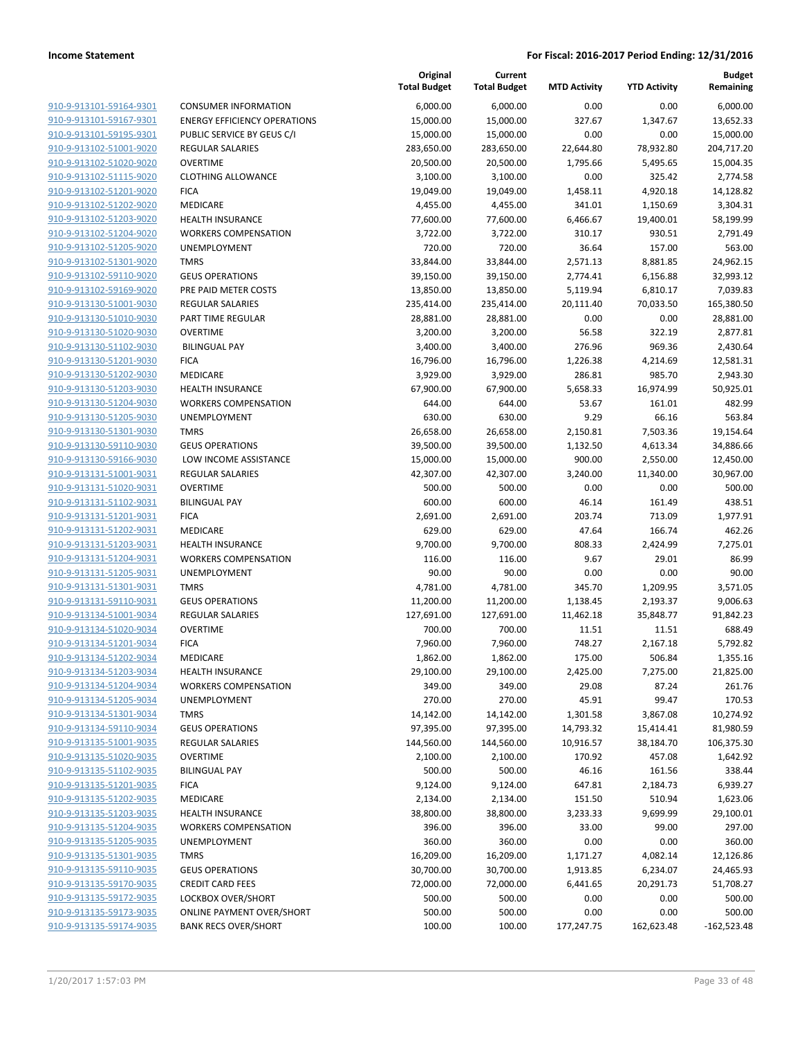**Income Statement** | **For Fiscal: 2016-2017 Period Ending: 12/31/2016**

| | | Original Total Budget | Current Total Budget | MTD Activity | YTD Activity | Budget Remaining |
|---|---|---|---|---|---|---|
| 910-9-913101-59164-9301 | CONSUMER INFORMATION | 6,000.00 | 6,000.00 | 0.00 | 0.00 | 6,000.00 |
| 910-9-913101-59167-9301 | ENERGY EFFICIENCY OPERATIONS | 15,000.00 | 15,000.00 | 327.67 | 1,347.67 | 13,652.33 |
| 910-9-913101-59195-9301 | PUBLIC SERVICE BY GEUS C/I | 15,000.00 | 15,000.00 | 0.00 | 0.00 | 15,000.00 |
| 910-9-913102-51001-9020 | REGULAR SALARIES | 283,650.00 | 283,650.00 | 22,644.80 | 78,932.80 | 204,717.20 |
| 910-9-913102-51020-9020 | OVERTIME | 20,500.00 | 20,500.00 | 1,795.66 | 5,495.65 | 15,004.35 |
| 910-9-913102-51115-9020 | CLOTHING ALLOWANCE | 3,100.00 | 3,100.00 | 0.00 | 325.42 | 2,774.58 |
| 910-9-913102-51201-9020 | FICA | 19,049.00 | 19,049.00 | 1,458.11 | 4,920.18 | 14,128.82 |
| 910-9-913102-51202-9020 | MEDICARE | 4,455.00 | 4,455.00 | 341.01 | 1,150.69 | 3,304.31 |
| 910-9-913102-51203-9020 | HEALTH INSURANCE | 77,600.00 | 77,600.00 | 6,466.67 | 19,400.01 | 58,199.99 |
| 910-9-913102-51204-9020 | WORKERS COMPENSATION | 3,722.00 | 3,722.00 | 310.17 | 930.51 | 2,791.49 |
| 910-9-913102-51205-9020 | UNEMPLOYMENT | 720.00 | 720.00 | 36.64 | 157.00 | 563.00 |
| 910-9-913102-51301-9020 | TMRS | 33,844.00 | 33,844.00 | 2,571.13 | 8,881.85 | 24,962.15 |
| 910-9-913102-59110-9020 | GEUS OPERATIONS | 39,150.00 | 39,150.00 | 2,774.41 | 6,156.88 | 32,993.12 |
| 910-9-913102-59169-9020 | PRE PAID METER COSTS | 13,850.00 | 13,850.00 | 5,119.94 | 6,810.17 | 7,039.83 |
| 910-9-913130-51001-9030 | REGULAR SALARIES | 235,414.00 | 235,414.00 | 20,111.40 | 70,033.50 | 165,380.50 |
| 910-9-913130-51010-9030 | PART TIME REGULAR | 28,881.00 | 28,881.00 | 0.00 | 0.00 | 28,881.00 |
| 910-9-913130-51020-9030 | OVERTIME | 3,200.00 | 3,200.00 | 56.58 | 322.19 | 2,877.81 |
| 910-9-913130-51102-9030 | BILINGUAL PAY | 3,400.00 | 3,400.00 | 276.96 | 969.36 | 2,430.64 |
| 910-9-913130-51201-9030 | FICA | 16,796.00 | 16,796.00 | 1,226.38 | 4,214.69 | 12,581.31 |
| 910-9-913130-51202-9030 | MEDICARE | 3,929.00 | 3,929.00 | 286.81 | 985.70 | 2,943.30 |
| 910-9-913130-51203-9030 | HEALTH INSURANCE | 67,900.00 | 67,900.00 | 5,658.33 | 16,974.99 | 50,925.01 |
| 910-9-913130-51204-9030 | WORKERS COMPENSATION | 644.00 | 644.00 | 53.67 | 161.01 | 482.99 |
| 910-9-913130-51205-9030 | UNEMPLOYMENT | 630.00 | 630.00 | 9.29 | 66.16 | 563.84 |
| 910-9-913130-51301-9030 | TMRS | 26,658.00 | 26,658.00 | 2,150.81 | 7,503.36 | 19,154.64 |
| 910-9-913130-59110-9030 | GEUS OPERATIONS | 39,500.00 | 39,500.00 | 1,132.50 | 4,613.34 | 34,886.66 |
| 910-9-913130-59166-9030 | LOW INCOME ASSISTANCE | 15,000.00 | 15,000.00 | 900.00 | 2,550.00 | 12,450.00 |
| 910-9-913131-51001-9031 | REGULAR SALARIES | 42,307.00 | 42,307.00 | 3,240.00 | 11,340.00 | 30,967.00 |
| 910-9-913131-51020-9031 | OVERTIME | 500.00 | 500.00 | 0.00 | 0.00 | 500.00 |
| 910-9-913131-51102-9031 | BILINGUAL PAY | 600.00 | 600.00 | 46.14 | 161.49 | 438.51 |
| 910-9-913131-51201-9031 | FICA | 2,691.00 | 2,691.00 | 203.74 | 713.09 | 1,977.91 |
| 910-9-913131-51202-9031 | MEDICARE | 629.00 | 629.00 | 47.64 | 166.74 | 462.26 |
| 910-9-913131-51203-9031 | HEALTH INSURANCE | 9,700.00 | 9,700.00 | 808.33 | 2,424.99 | 7,275.01 |
| 910-9-913131-51204-9031 | WORKERS COMPENSATION | 116.00 | 116.00 | 9.67 | 29.01 | 86.99 |
| 910-9-913131-51205-9031 | UNEMPLOYMENT | 90.00 | 90.00 | 0.00 | 0.00 | 90.00 |
| 910-9-913131-51301-9031 | TMRS | 4,781.00 | 4,781.00 | 345.70 | 1,209.95 | 3,571.05 |
| 910-9-913131-59110-9031 | GEUS OPERATIONS | 11,200.00 | 11,200.00 | 1,138.45 | 2,193.37 | 9,006.63 |
| 910-9-913134-51001-9034 | REGULAR SALARIES | 127,691.00 | 127,691.00 | 11,462.18 | 35,848.77 | 91,842.23 |
| 910-9-913134-51020-9034 | OVERTIME | 700.00 | 700.00 | 11.51 | 11.51 | 688.49 |
| 910-9-913134-51201-9034 | FICA | 7,960.00 | 7,960.00 | 748.27 | 2,167.18 | 5,792.82 |
| 910-9-913134-51202-9034 | MEDICARE | 1,862.00 | 1,862.00 | 175.00 | 506.84 | 1,355.16 |
| 910-9-913134-51203-9034 | HEALTH INSURANCE | 29,100.00 | 29,100.00 | 2,425.00 | 7,275.00 | 21,825.00 |
| 910-9-913134-51204-9034 | WORKERS COMPENSATION | 349.00 | 349.00 | 29.08 | 87.24 | 261.76 |
| 910-9-913134-51205-9034 | UNEMPLOYMENT | 270.00 | 270.00 | 45.91 | 99.47 | 170.53 |
| 910-9-913134-51301-9034 | TMRS | 14,142.00 | 14,142.00 | 1,301.58 | 3,867.08 | 10,274.92 |
| 910-9-913134-59110-9034 | GEUS OPERATIONS | 97,395.00 | 97,395.00 | 14,793.32 | 15,414.41 | 81,980.59 |
| 910-9-913135-51001-9035 | REGULAR SALARIES | 144,560.00 | 144,560.00 | 10,916.57 | 38,184.70 | 106,375.30 |
| 910-9-913135-51020-9035 | OVERTIME | 2,100.00 | 2,100.00 | 170.92 | 457.08 | 1,642.92 |
| 910-9-913135-51102-9035 | BILINGUAL PAY | 500.00 | 500.00 | 46.16 | 161.56 | 338.44 |
| 910-9-913135-51201-9035 | FICA | 9,124.00 | 9,124.00 | 647.81 | 2,184.73 | 6,939.27 |
| 910-9-913135-51202-9035 | MEDICARE | 2,134.00 | 2,134.00 | 151.50 | 510.94 | 1,623.06 |
| 910-9-913135-51203-9035 | HEALTH INSURANCE | 38,800.00 | 38,800.00 | 3,233.33 | 9,699.99 | 29,100.01 |
| 910-9-913135-51204-9035 | WORKERS COMPENSATION | 396.00 | 396.00 | 33.00 | 99.00 | 297.00 |
| 910-9-913135-51205-9035 | UNEMPLOYMENT | 360.00 | 360.00 | 0.00 | 0.00 | 360.00 |
| 910-9-913135-51301-9035 | TMRS | 16,209.00 | 16,209.00 | 1,171.27 | 4,082.14 | 12,126.86 |
| 910-9-913135-59110-9035 | GEUS OPERATIONS | 30,700.00 | 30,700.00 | 1,913.85 | 6,234.07 | 24,465.93 |
| 910-9-913135-59170-9035 | CREDIT CARD FEES | 72,000.00 | 72,000.00 | 6,441.65 | 20,291.73 | 51,708.27 |
| 910-9-913135-59172-9035 | LOCKBOX OVER/SHORT | 500.00 | 500.00 | 0.00 | 0.00 | 500.00 |
| 910-9-913135-59173-9035 | ONLINE PAYMENT OVER/SHORT | 500.00 | 500.00 | 0.00 | 0.00 | 500.00 |
| 910-9-913135-59174-9035 | BANK RECS OVER/SHORT | 100.00 | 100.00 | 177,247.75 | 162,623.48 | -162,523.48 |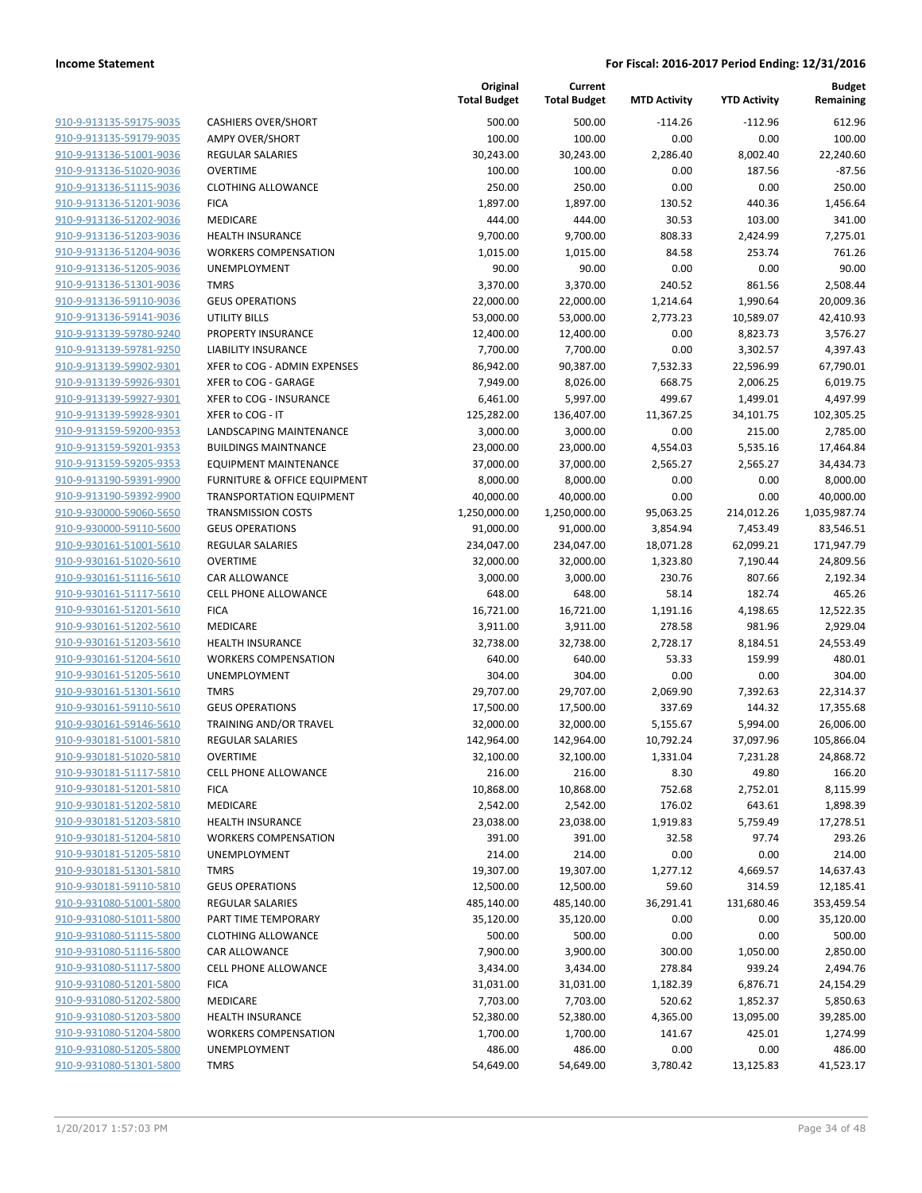**Income Statement**

**For Fiscal: 2016-2017 Period Ending: 12/31/2016**

| | | Original Total Budget | Current Total Budget | MTD Activity | YTD Activity | Budget Remaining |
|---|---|---|---|---|---|---|
| 910-9-913135-59175-9035 | CASHIERS OVER/SHORT | 500.00 | 500.00 | -114.26 | -112.96 | 612.96 |
| 910-9-913135-59179-9035 | AMPY OVER/SHORT | 100.00 | 100.00 | 0.00 | 0.00 | 100.00 |
| 910-9-913136-51001-9036 | REGULAR SALARIES | 30,243.00 | 30,243.00 | 2,286.40 | 8,002.40 | 22,240.60 |
| 910-9-913136-51020-9036 | OVERTIME | 100.00 | 100.00 | 0.00 | 187.56 | -87.56 |
| 910-9-913136-51115-9036 | CLOTHING ALLOWANCE | 250.00 | 250.00 | 0.00 | 0.00 | 250.00 |
| 910-9-913136-51201-9036 | FICA | 1,897.00 | 1,897.00 | 130.52 | 440.36 | 1,456.64 |
| 910-9-913136-51202-9036 | MEDICARE | 444.00 | 444.00 | 30.53 | 103.00 | 341.00 |
| 910-9-913136-51203-9036 | HEALTH INSURANCE | 9,700.00 | 9,700.00 | 808.33 | 2,424.99 | 7,275.01 |
| 910-9-913136-51204-9036 | WORKERS COMPENSATION | 1,015.00 | 1,015.00 | 84.58 | 253.74 | 761.26 |
| 910-9-913136-51205-9036 | UNEMPLOYMENT | 90.00 | 90.00 | 0.00 | 0.00 | 90.00 |
| 910-9-913136-51301-9036 | TMRS | 3,370.00 | 3,370.00 | 240.52 | 861.56 | 2,508.44 |
| 910-9-913136-59110-9036 | GEUS OPERATIONS | 22,000.00 | 22,000.00 | 1,214.64 | 1,990.64 | 20,009.36 |
| 910-9-913136-59141-9036 | UTILITY BILLS | 53,000.00 | 53,000.00 | 2,773.23 | 10,589.07 | 42,410.93 |
| 910-9-913139-59780-9240 | PROPERTY INSURANCE | 12,400.00 | 12,400.00 | 0.00 | 8,823.73 | 3,576.27 |
| 910-9-913139-59781-9250 | LIABILITY INSURANCE | 7,700.00 | 7,700.00 | 0.00 | 3,302.57 | 4,397.43 |
| 910-9-913139-59902-9301 | XFER to COG - ADMIN EXPENSES | 86,942.00 | 90,387.00 | 7,532.33 | 22,596.99 | 67,790.01 |
| 910-9-913139-59926-9301 | XFER to COG - GARAGE | 7,949.00 | 8,026.00 | 668.75 | 2,006.25 | 6,019.75 |
| 910-9-913139-59927-9301 | XFER to COG - INSURANCE | 6,461.00 | 5,997.00 | 499.67 | 1,499.01 | 4,497.99 |
| 910-9-913139-59928-9301 | XFER to COG - IT | 125,282.00 | 136,407.00 | 11,367.25 | 34,101.75 | 102,305.25 |
| 910-9-913159-59200-9353 | LANDSCAPING MAINTENANCE | 3,000.00 | 3,000.00 | 0.00 | 215.00 | 2,785.00 |
| 910-9-913159-59201-9353 | BUILDINGS MAINTNANCE | 23,000.00 | 23,000.00 | 4,554.03 | 5,535.16 | 17,464.84 |
| 910-9-913159-59205-9353 | EQUIPMENT MAINTENANCE | 37,000.00 | 37,000.00 | 2,565.27 | 2,565.27 | 34,434.73 |
| 910-9-913190-59391-9900 | FURNITURE & OFFICE EQUIPMENT | 8,000.00 | 8,000.00 | 0.00 | 0.00 | 8,000.00 |
| 910-9-913190-59392-9900 | TRANSPORTATION EQUIPMENT | 40,000.00 | 40,000.00 | 0.00 | 0.00 | 40,000.00 |
| 910-9-930000-59060-5650 | TRANSMISSION COSTS | 1,250,000.00 | 1,250,000.00 | 95,063.25 | 214,012.26 | 1,035,987.74 |
| 910-9-930000-59110-5600 | GEUS OPERATIONS | 91,000.00 | 91,000.00 | 3,854.94 | 7,453.49 | 83,546.51 |
| 910-9-930161-51001-5610 | REGULAR SALARIES | 234,047.00 | 234,047.00 | 18,071.28 | 62,099.21 | 171,947.79 |
| 910-9-930161-51020-5610 | OVERTIME | 32,000.00 | 32,000.00 | 1,323.80 | 7,190.44 | 24,809.56 |
| 910-9-930161-51116-5610 | CAR ALLOWANCE | 3,000.00 | 3,000.00 | 230.76 | 807.66 | 2,192.34 |
| 910-9-930161-51117-5610 | CELL PHONE ALLOWANCE | 648.00 | 648.00 | 58.14 | 182.74 | 465.26 |
| 910-9-930161-51201-5610 | FICA | 16,721.00 | 16,721.00 | 1,191.16 | 4,198.65 | 12,522.35 |
| 910-9-930161-51202-5610 | MEDICARE | 3,911.00 | 3,911.00 | 278.58 | 981.96 | 2,929.04 |
| 910-9-930161-51203-5610 | HEALTH INSURANCE | 32,738.00 | 32,738.00 | 2,728.17 | 8,184.51 | 24,553.49 |
| 910-9-930161-51204-5610 | WORKERS COMPENSATION | 640.00 | 640.00 | 53.33 | 159.99 | 480.01 |
| 910-9-930161-51205-5610 | UNEMPLOYMENT | 304.00 | 304.00 | 0.00 | 0.00 | 304.00 |
| 910-9-930161-51301-5610 | TMRS | 29,707.00 | 29,707.00 | 2,069.90 | 7,392.63 | 22,314.37 |
| 910-9-930161-59110-5610 | GEUS OPERATIONS | 17,500.00 | 17,500.00 | 337.69 | 144.32 | 17,355.68 |
| 910-9-930161-59146-5610 | TRAINING AND/OR TRAVEL | 32,000.00 | 32,000.00 | 5,155.67 | 5,994.00 | 26,006.00 |
| 910-9-930181-51001-5810 | REGULAR SALARIES | 142,964.00 | 142,964.00 | 10,792.24 | 37,097.96 | 105,866.04 |
| 910-9-930181-51020-5810 | OVERTIME | 32,100.00 | 32,100.00 | 1,331.04 | 7,231.28 | 24,868.72 |
| 910-9-930181-51117-5810 | CELL PHONE ALLOWANCE | 216.00 | 216.00 | 8.30 | 49.80 | 166.20 |
| 910-9-930181-51201-5810 | FICA | 10,868.00 | 10,868.00 | 752.68 | 2,752.01 | 8,115.99 |
| 910-9-930181-51202-5810 | MEDICARE | 2,542.00 | 2,542.00 | 176.02 | 643.61 | 1,898.39 |
| 910-9-930181-51203-5810 | HEALTH INSURANCE | 23,038.00 | 23,038.00 | 1,919.83 | 5,759.49 | 17,278.51 |
| 910-9-930181-51204-5810 | WORKERS COMPENSATION | 391.00 | 391.00 | 32.58 | 97.74 | 293.26 |
| 910-9-930181-51205-5810 | UNEMPLOYMENT | 214.00 | 214.00 | 0.00 | 0.00 | 214.00 |
| 910-9-930181-51301-5810 | TMRS | 19,307.00 | 19,307.00 | 1,277.12 | 4,669.57 | 14,637.43 |
| 910-9-930181-59110-5810 | GEUS OPERATIONS | 12,500.00 | 12,500.00 | 59.60 | 314.59 | 12,185.41 |
| 910-9-931080-51001-5800 | REGULAR SALARIES | 485,140.00 | 485,140.00 | 36,291.41 | 131,680.46 | 353,459.54 |
| 910-9-931080-51011-5800 | PART TIME TEMPORARY | 35,120.00 | 35,120.00 | 0.00 | 0.00 | 35,120.00 |
| 910-9-931080-51115-5800 | CLOTHING ALLOWANCE | 500.00 | 500.00 | 0.00 | 0.00 | 500.00 |
| 910-9-931080-51116-5800 | CAR ALLOWANCE | 7,900.00 | 3,900.00 | 300.00 | 1,050.00 | 2,850.00 |
| 910-9-931080-51117-5800 | CELL PHONE ALLOWANCE | 3,434.00 | 3,434.00 | 278.84 | 939.24 | 2,494.76 |
| 910-9-931080-51201-5800 | FICA | 31,031.00 | 31,031.00 | 1,182.39 | 6,876.71 | 24,154.29 |
| 910-9-931080-51202-5800 | MEDICARE | 7,703.00 | 7,703.00 | 520.62 | 1,852.37 | 5,850.63 |
| 910-9-931080-51203-5800 | HEALTH INSURANCE | 52,380.00 | 52,380.00 | 4,365.00 | 13,095.00 | 39,285.00 |
| 910-9-931080-51204-5800 | WORKERS COMPENSATION | 1,700.00 | 1,700.00 | 141.67 | 425.01 | 1,274.99 |
| 910-9-931080-51205-5800 | UNEMPLOYMENT | 486.00 | 486.00 | 0.00 | 0.00 | 486.00 |
| 910-9-931080-51301-5800 | TMRS | 54,649.00 | 54,649.00 | 3,780.42 | 13,125.83 | 41,523.17 |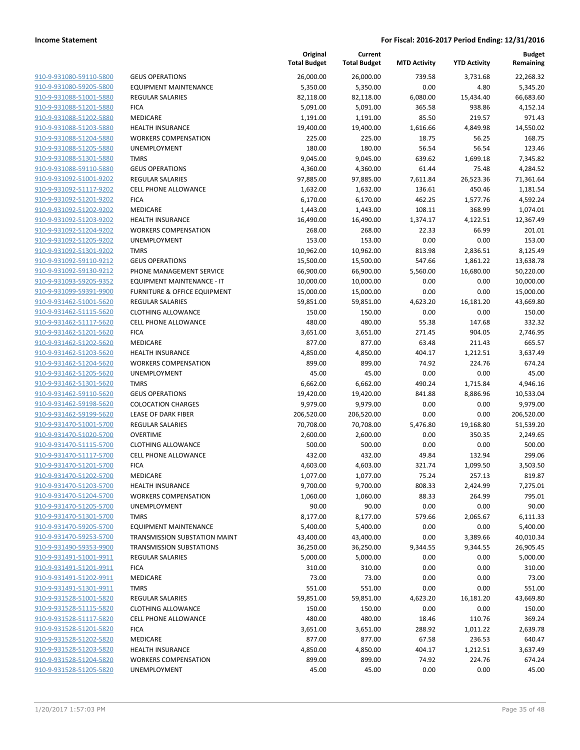| | | Original Total Budget | Current Total Budget | MTD Activity | YTD Activity | Budget Remaining |
|---|---|---|---|---|---|---|
| 910-9-931080-59110-5800 | GEUS OPERATIONS | 26,000.00 | 26,000.00 | 739.58 | 3,731.68 | 22,268.32 |
| 910-9-931080-59205-5800 | EQUIPMENT MAINTENANCE | 5,350.00 | 5,350.00 | 0.00 | 4.80 | 5,345.20 |
| 910-9-931088-51001-5880 | REGULAR SALARIES | 82,118.00 | 82,118.00 | 6,080.00 | 15,434.40 | 66,683.60 |
| 910-9-931088-51201-5880 | FICA | 5,091.00 | 5,091.00 | 365.58 | 938.86 | 4,152.14 |
| 910-9-931088-51202-5880 | MEDICARE | 1,191.00 | 1,191.00 | 85.50 | 219.57 | 971.43 |
| 910-9-931088-51203-5880 | HEALTH INSURANCE | 19,400.00 | 19,400.00 | 1,616.66 | 4,849.98 | 14,550.02 |
| 910-9-931088-51204-5880 | WORKERS COMPENSATION | 225.00 | 225.00 | 18.75 | 56.25 | 168.75 |
| 910-9-931088-51205-5880 | UNEMPLOYMENT | 180.00 | 180.00 | 56.54 | 56.54 | 123.46 |
| 910-9-931088-51301-5880 | TMRS | 9,045.00 | 9,045.00 | 639.62 | 1,699.18 | 7,345.82 |
| 910-9-931088-59110-5880 | GEUS OPERATIONS | 4,360.00 | 4,360.00 | 61.44 | 75.48 | 4,284.52 |
| 910-9-931092-51001-9202 | REGULAR SALARIES | 97,885.00 | 97,885.00 | 7,611.84 | 26,523.36 | 71,361.64 |
| 910-9-931092-51117-9202 | CELL PHONE ALLOWANCE | 1,632.00 | 1,632.00 | 136.61 | 450.46 | 1,181.54 |
| 910-9-931092-51201-9202 | FICA | 6,170.00 | 6,170.00 | 462.25 | 1,577.76 | 4,592.24 |
| 910-9-931092-51202-9202 | MEDICARE | 1,443.00 | 1,443.00 | 108.11 | 368.99 | 1,074.01 |
| 910-9-931092-51203-9202 | HEALTH INSURANCE | 16,490.00 | 16,490.00 | 1,374.17 | 4,122.51 | 12,367.49 |
| 910-9-931092-51204-9202 | WORKERS COMPENSATION | 268.00 | 268.00 | 22.33 | 66.99 | 201.01 |
| 910-9-931092-51205-9202 | UNEMPLOYMENT | 153.00 | 153.00 | 0.00 | 0.00 | 153.00 |
| 910-9-931092-51301-9202 | TMRS | 10,962.00 | 10,962.00 | 813.98 | 2,836.51 | 8,125.49 |
| 910-9-931092-59110-9212 | GEUS OPERATIONS | 15,500.00 | 15,500.00 | 547.66 | 1,861.22 | 13,638.78 |
| 910-9-931092-59130-9212 | PHONE MANAGEMENT SERVICE | 66,900.00 | 66,900.00 | 5,560.00 | 16,680.00 | 50,220.00 |
| 910-9-931093-59205-9352 | EQUIPMENT MAINTENANCE - IT | 10,000.00 | 10,000.00 | 0.00 | 0.00 | 10,000.00 |
| 910-9-931099-59391-9900 | FURNITURE & OFFICE EQUIPMENT | 15,000.00 | 15,000.00 | 0.00 | 0.00 | 15,000.00 |
| 910-9-931462-51001-5620 | REGULAR SALARIES | 59,851.00 | 59,851.00 | 4,623.20 | 16,181.20 | 43,669.80 |
| 910-9-931462-51115-5620 | CLOTHING ALLOWANCE | 150.00 | 150.00 | 0.00 | 0.00 | 150.00 |
| 910-9-931462-51117-5620 | CELL PHONE ALLOWANCE | 480.00 | 480.00 | 55.38 | 147.68 | 332.32 |
| 910-9-931462-51201-5620 | FICA | 3,651.00 | 3,651.00 | 271.45 | 904.05 | 2,746.95 |
| 910-9-931462-51202-5620 | MEDICARE | 877.00 | 877.00 | 63.48 | 211.43 | 665.57 |
| 910-9-931462-51203-5620 | HEALTH INSURANCE | 4,850.00 | 4,850.00 | 404.17 | 1,212.51 | 3,637.49 |
| 910-9-931462-51204-5620 | WORKERS COMPENSATION | 899.00 | 899.00 | 74.92 | 224.76 | 674.24 |
| 910-9-931462-51205-5620 | UNEMPLOYMENT | 45.00 | 45.00 | 0.00 | 0.00 | 45.00 |
| 910-9-931462-51301-5620 | TMRS | 6,662.00 | 6,662.00 | 490.24 | 1,715.84 | 4,946.16 |
| 910-9-931462-59110-5620 | GEUS OPERATIONS | 19,420.00 | 19,420.00 | 841.88 | 8,886.96 | 10,533.04 |
| 910-9-931462-59198-5620 | COLOCATION CHARGES | 9,979.00 | 9,979.00 | 0.00 | 0.00 | 9,979.00 |
| 910-9-931462-59199-5620 | LEASE OF DARK FIBER | 206,520.00 | 206,520.00 | 0.00 | 0.00 | 206,520.00 |
| 910-9-931470-51001-5700 | REGULAR SALARIES | 70,708.00 | 70,708.00 | 5,476.80 | 19,168.80 | 51,539.20 |
| 910-9-931470-51020-5700 | OVERTIME | 2,600.00 | 2,600.00 | 0.00 | 350.35 | 2,249.65 |
| 910-9-931470-51115-5700 | CLOTHING ALLOWANCE | 500.00 | 500.00 | 0.00 | 0.00 | 500.00 |
| 910-9-931470-51117-5700 | CELL PHONE ALLOWANCE | 432.00 | 432.00 | 49.84 | 132.94 | 299.06 |
| 910-9-931470-51201-5700 | FICA | 4,603.00 | 4,603.00 | 321.74 | 1,099.50 | 3,503.50 |
| 910-9-931470-51202-5700 | MEDICARE | 1,077.00 | 1,077.00 | 75.24 | 257.13 | 819.87 |
| 910-9-931470-51203-5700 | HEALTH INSURANCE | 9,700.00 | 9,700.00 | 808.33 | 2,424.99 | 7,275.01 |
| 910-9-931470-51204-5700 | WORKERS COMPENSATION | 1,060.00 | 1,060.00 | 88.33 | 264.99 | 795.01 |
| 910-9-931470-51205-5700 | UNEMPLOYMENT | 90.00 | 90.00 | 0.00 | 0.00 | 90.00 |
| 910-9-931470-51301-5700 | TMRS | 8,177.00 | 8,177.00 | 579.66 | 2,065.67 | 6,111.33 |
| 910-9-931470-59205-5700 | EQUIPMENT MAINTENANCE | 5,400.00 | 5,400.00 | 0.00 | 0.00 | 5,400.00 |
| 910-9-931470-59253-5700 | TRANSMISSION SUBSTATION MAINT | 43,400.00 | 43,400.00 | 0.00 | 3,389.66 | 40,010.34 |
| 910-9-931490-59353-9900 | TRANSMISSION SUBSTATIONS | 36,250.00 | 36,250.00 | 9,344.55 | 9,344.55 | 26,905.45 |
| 910-9-931491-51001-9911 | REGULAR SALARIES | 5,000.00 | 5,000.00 | 0.00 | 0.00 | 5,000.00 |
| 910-9-931491-51201-9911 | FICA | 310.00 | 310.00 | 0.00 | 0.00 | 310.00 |
| 910-9-931491-51202-9911 | MEDICARE | 73.00 | 73.00 | 0.00 | 0.00 | 73.00 |
| 910-9-931491-51301-9911 | TMRS | 551.00 | 551.00 | 0.00 | 0.00 | 551.00 |
| 910-9-931528-51001-5820 | REGULAR SALARIES | 59,851.00 | 59,851.00 | 4,623.20 | 16,181.20 | 43,669.80 |
| 910-9-931528-51115-5820 | CLOTHING ALLOWANCE | 150.00 | 150.00 | 0.00 | 0.00 | 150.00 |
| 910-9-931528-51117-5820 | CELL PHONE ALLOWANCE | 480.00 | 480.00 | 18.46 | 110.76 | 369.24 |
| 910-9-931528-51201-5820 | FICA | 3,651.00 | 3,651.00 | 288.92 | 1,011.22 | 2,639.78 |
| 910-9-931528-51202-5820 | MEDICARE | 877.00 | 877.00 | 67.58 | 236.53 | 640.47 |
| 910-9-931528-51203-5820 | HEALTH INSURANCE | 4,850.00 | 4,850.00 | 404.17 | 1,212.51 | 3,637.49 |
| 910-9-931528-51204-5820 | WORKERS COMPENSATION | 899.00 | 899.00 | 74.92 | 224.76 | 674.24 |
| 910-9-931528-51205-5820 | UNEMPLOYMENT | 45.00 | 45.00 | 0.00 | 0.00 | 45.00 |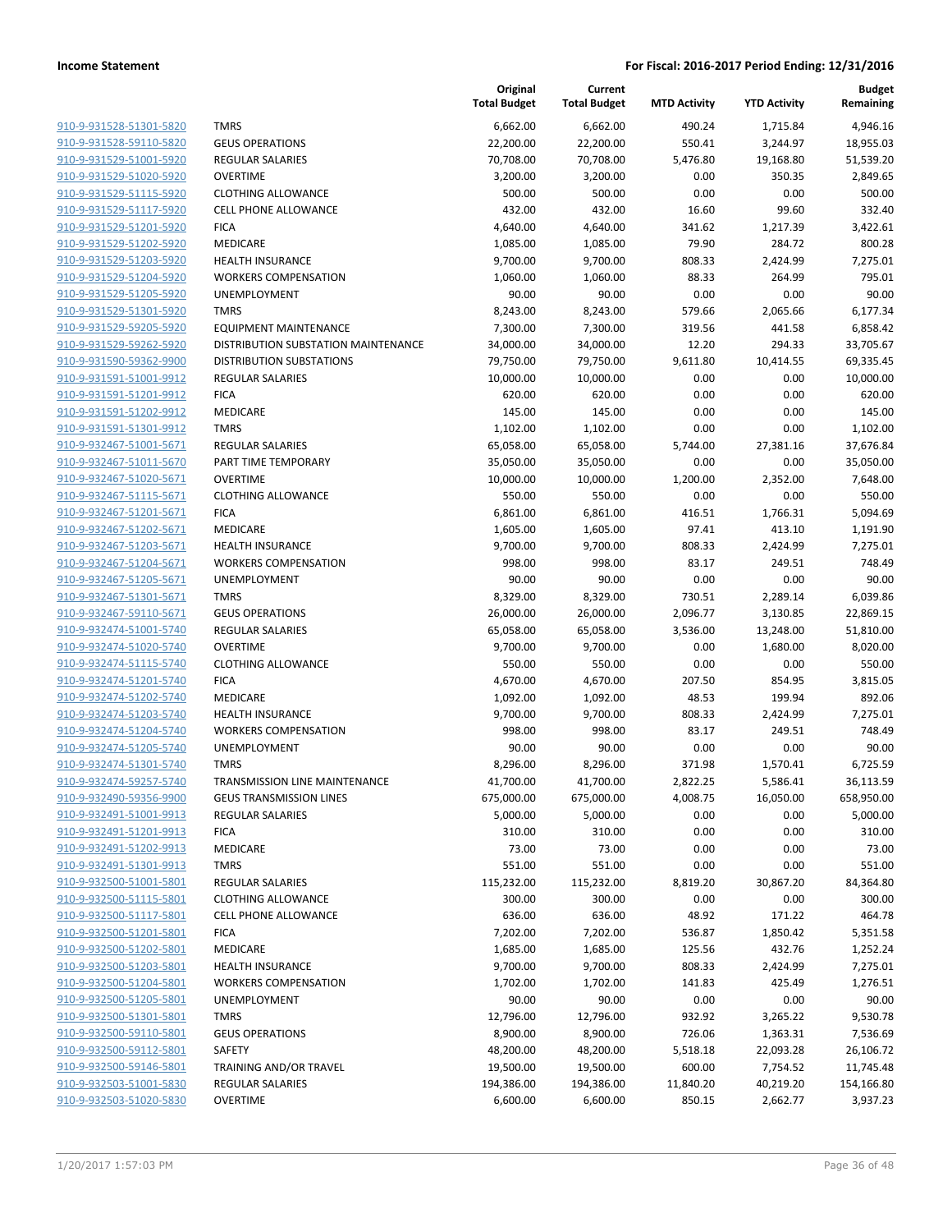**Income Statement** **For Fiscal: 2016-2017 Period Ending: 12/31/2016**

| | | Original Total Budget | Current Total Budget | MTD Activity | YTD Activity | Budget Remaining |
|---|---|---|---|---|---|---|
| 910-9-931528-51301-5820 | TMRS | 6,662.00 | 6,662.00 | 490.24 | 1,715.84 | 4,946.16 |
| 910-9-931528-59110-5820 | GEUS OPERATIONS | 22,200.00 | 22,200.00 | 550.41 | 3,244.97 | 18,955.03 |
| 910-9-931529-51001-5920 | REGULAR SALARIES | 70,708.00 | 70,708.00 | 5,476.80 | 19,168.80 | 51,539.20 |
| 910-9-931529-51020-5920 | OVERTIME | 3,200.00 | 3,200.00 | 0.00 | 350.35 | 2,849.65 |
| 910-9-931529-51115-5920 | CLOTHING ALLOWANCE | 500.00 | 500.00 | 0.00 | 0.00 | 500.00 |
| 910-9-931529-51117-5920 | CELL PHONE ALLOWANCE | 432.00 | 432.00 | 16.60 | 99.60 | 332.40 |
| 910-9-931529-51201-5920 | FICA | 4,640.00 | 4,640.00 | 341.62 | 1,217.39 | 3,422.61 |
| 910-9-931529-51202-5920 | MEDICARE | 1,085.00 | 1,085.00 | 79.90 | 284.72 | 800.28 |
| 910-9-931529-51203-5920 | HEALTH INSURANCE | 9,700.00 | 9,700.00 | 808.33 | 2,424.99 | 7,275.01 |
| 910-9-931529-51204-5920 | WORKERS COMPENSATION | 1,060.00 | 1,060.00 | 88.33 | 264.99 | 795.01 |
| 910-9-931529-51205-5920 | UNEMPLOYMENT | 90.00 | 90.00 | 0.00 | 0.00 | 90.00 |
| 910-9-931529-51301-5920 | TMRS | 8,243.00 | 8,243.00 | 579.66 | 2,065.66 | 6,177.34 |
| 910-9-931529-59205-5920 | EQUIPMENT MAINTENANCE | 7,300.00 | 7,300.00 | 319.56 | 441.58 | 6,858.42 |
| 910-9-931529-59262-5920 | DISTRIBUTION SUBSTATION MAINTENANCE | 34,000.00 | 34,000.00 | 12.20 | 294.33 | 33,705.67 |
| 910-9-931590-59362-9900 | DISTRIBUTION SUBSTATIONS | 79,750.00 | 79,750.00 | 9,611.80 | 10,414.55 | 69,335.45 |
| 910-9-931591-51001-9912 | REGULAR SALARIES | 10,000.00 | 10,000.00 | 0.00 | 0.00 | 10,000.00 |
| 910-9-931591-51201-9912 | FICA | 620.00 | 620.00 | 0.00 | 0.00 | 620.00 |
| 910-9-931591-51202-9912 | MEDICARE | 145.00 | 145.00 | 0.00 | 0.00 | 145.00 |
| 910-9-931591-51301-9912 | TMRS | 1,102.00 | 1,102.00 | 0.00 | 0.00 | 1,102.00 |
| 910-9-932467-51001-5671 | REGULAR SALARIES | 65,058.00 | 65,058.00 | 5,744.00 | 27,381.16 | 37,676.84 |
| 910-9-932467-51011-5670 | PART TIME TEMPORARY | 35,050.00 | 35,050.00 | 0.00 | 0.00 | 35,050.00 |
| 910-9-932467-51020-5671 | OVERTIME | 10,000.00 | 10,000.00 | 1,200.00 | 2,352.00 | 7,648.00 |
| 910-9-932467-51115-5671 | CLOTHING ALLOWANCE | 550.00 | 550.00 | 0.00 | 0.00 | 550.00 |
| 910-9-932467-51201-5671 | FICA | 6,861.00 | 6,861.00 | 416.51 | 1,766.31 | 5,094.69 |
| 910-9-932467-51202-5671 | MEDICARE | 1,605.00 | 1,605.00 | 97.41 | 413.10 | 1,191.90 |
| 910-9-932467-51203-5671 | HEALTH INSURANCE | 9,700.00 | 9,700.00 | 808.33 | 2,424.99 | 7,275.01 |
| 910-9-932467-51204-5671 | WORKERS COMPENSATION | 998.00 | 998.00 | 83.17 | 249.51 | 748.49 |
| 910-9-932467-51205-5671 | UNEMPLOYMENT | 90.00 | 90.00 | 0.00 | 0.00 | 90.00 |
| 910-9-932467-51301-5671 | TMRS | 8,329.00 | 8,329.00 | 730.51 | 2,289.14 | 6,039.86 |
| 910-9-932467-59110-5671 | GEUS OPERATIONS | 26,000.00 | 26,000.00 | 2,096.77 | 3,130.85 | 22,869.15 |
| 910-9-932474-51001-5740 | REGULAR SALARIES | 65,058.00 | 65,058.00 | 3,536.00 | 13,248.00 | 51,810.00 |
| 910-9-932474-51020-5740 | OVERTIME | 9,700.00 | 9,700.00 | 0.00 | 1,680.00 | 8,020.00 |
| 910-9-932474-51115-5740 | CLOTHING ALLOWANCE | 550.00 | 550.00 | 0.00 | 0.00 | 550.00 |
| 910-9-932474-51201-5740 | FICA | 4,670.00 | 4,670.00 | 207.50 | 854.95 | 3,815.05 |
| 910-9-932474-51202-5740 | MEDICARE | 1,092.00 | 1,092.00 | 48.53 | 199.94 | 892.06 |
| 910-9-932474-51203-5740 | HEALTH INSURANCE | 9,700.00 | 9,700.00 | 808.33 | 2,424.99 | 7,275.01 |
| 910-9-932474-51204-5740 | WORKERS COMPENSATION | 998.00 | 998.00 | 83.17 | 249.51 | 748.49 |
| 910-9-932474-51205-5740 | UNEMPLOYMENT | 90.00 | 90.00 | 0.00 | 0.00 | 90.00 |
| 910-9-932474-51301-5740 | TMRS | 8,296.00 | 8,296.00 | 371.98 | 1,570.41 | 6,725.59 |
| 910-9-932474-59257-5740 | TRANSMISSION LINE MAINTENANCE | 41,700.00 | 41,700.00 | 2,822.25 | 5,586.41 | 36,113.59 |
| 910-9-932490-59356-9900 | GEUS TRANSMISSION LINES | 675,000.00 | 675,000.00 | 4,008.75 | 16,050.00 | 658,950.00 |
| 910-9-932491-51001-9913 | REGULAR SALARIES | 5,000.00 | 5,000.00 | 0.00 | 0.00 | 5,000.00 |
| 910-9-932491-51201-9913 | FICA | 310.00 | 310.00 | 0.00 | 0.00 | 310.00 |
| 910-9-932491-51202-9913 | MEDICARE | 73.00 | 73.00 | 0.00 | 0.00 | 73.00 |
| 910-9-932491-51301-9913 | TMRS | 551.00 | 551.00 | 0.00 | 0.00 | 551.00 |
| 910-9-932500-51001-5801 | REGULAR SALARIES | 115,232.00 | 115,232.00 | 8,819.20 | 30,867.20 | 84,364.80 |
| 910-9-932500-51115-5801 | CLOTHING ALLOWANCE | 300.00 | 300.00 | 0.00 | 0.00 | 300.00 |
| 910-9-932500-51117-5801 | CELL PHONE ALLOWANCE | 636.00 | 636.00 | 48.92 | 171.22 | 464.78 |
| 910-9-932500-51201-5801 | FICA | 7,202.00 | 7,202.00 | 536.87 | 1,850.42 | 5,351.58 |
| 910-9-932500-51202-5801 | MEDICARE | 1,685.00 | 1,685.00 | 125.56 | 432.76 | 1,252.24 |
| 910-9-932500-51203-5801 | HEALTH INSURANCE | 9,700.00 | 9,700.00 | 808.33 | 2,424.99 | 7,275.01 |
| 910-9-932500-51204-5801 | WORKERS COMPENSATION | 1,702.00 | 1,702.00 | 141.83 | 425.49 | 1,276.51 |
| 910-9-932500-51205-5801 | UNEMPLOYMENT | 90.00 | 90.00 | 0.00 | 0.00 | 90.00 |
| 910-9-932500-51301-5801 | TMRS | 12,796.00 | 12,796.00 | 932.92 | 3,265.22 | 9,530.78 |
| 910-9-932500-59110-5801 | GEUS OPERATIONS | 8,900.00 | 8,900.00 | 726.06 | 1,363.31 | 7,536.69 |
| 910-9-932500-59112-5801 | SAFETY | 48,200.00 | 48,200.00 | 5,518.18 | 22,093.28 | 26,106.72 |
| 910-9-932500-59146-5801 | TRAINING AND/OR TRAVEL | 19,500.00 | 19,500.00 | 600.00 | 7,754.52 | 11,745.48 |
| 910-9-932503-51001-5830 | REGULAR SALARIES | 194,386.00 | 194,386.00 | 11,840.20 | 40,219.20 | 154,166.80 |
| 910-9-932503-51020-5830 | OVERTIME | 6,600.00 | 6,600.00 | 850.15 | 2,662.77 | 3,937.23 |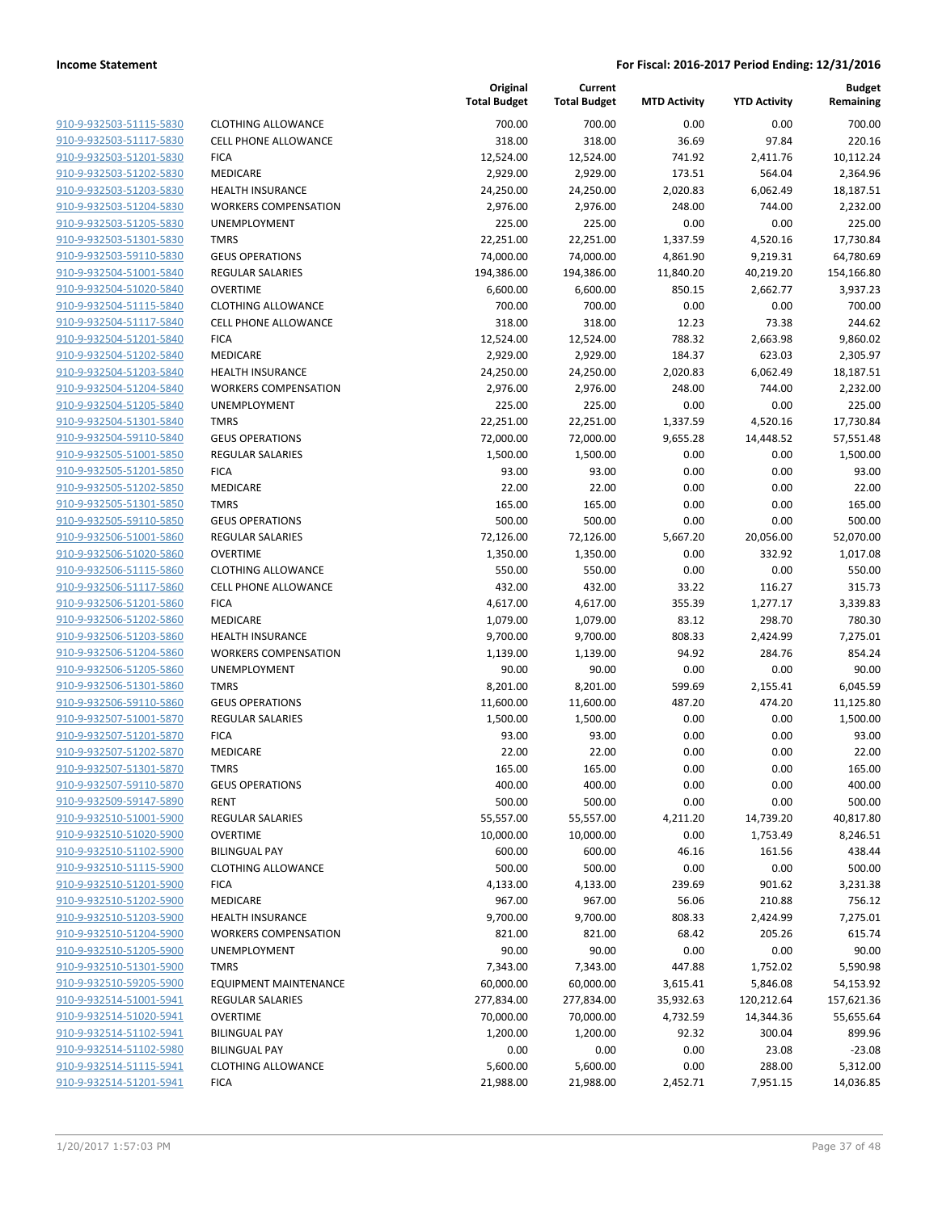| | | Original Total Budget | Current Total Budget | MTD Activity | YTD Activity | Budget Remaining |
|---|---|---|---|---|---|---|
| 910-9-932503-51115-5830 | CLOTHING ALLOWANCE | 700.00 | 700.00 | 0.00 | 0.00 | 700.00 |
| 910-9-932503-51117-5830 | CELL PHONE ALLOWANCE | 318.00 | 318.00 | 36.69 | 97.84 | 220.16 |
| 910-9-932503-51201-5830 | FICA | 12,524.00 | 12,524.00 | 741.92 | 2,411.76 | 10,112.24 |
| 910-9-932503-51202-5830 | MEDICARE | 2,929.00 | 2,929.00 | 173.51 | 564.04 | 2,364.96 |
| 910-9-932503-51203-5830 | HEALTH INSURANCE | 24,250.00 | 24,250.00 | 2,020.83 | 6,062.49 | 18,187.51 |
| 910-9-932503-51204-5830 | WORKERS COMPENSATION | 2,976.00 | 2,976.00 | 248.00 | 744.00 | 2,232.00 |
| 910-9-932503-51205-5830 | UNEMPLOYMENT | 225.00 | 225.00 | 0.00 | 0.00 | 225.00 |
| 910-9-932503-51301-5830 | TMRS | 22,251.00 | 22,251.00 | 1,337.59 | 4,520.16 | 17,730.84 |
| 910-9-932503-59110-5830 | GEUS OPERATIONS | 74,000.00 | 74,000.00 | 4,861.90 | 9,219.31 | 64,780.69 |
| 910-9-932504-51001-5840 | REGULAR SALARIES | 194,386.00 | 194,386.00 | 11,840.20 | 40,219.20 | 154,166.80 |
| 910-9-932504-51020-5840 | OVERTIME | 6,600.00 | 6,600.00 | 850.15 | 2,662.77 | 3,937.23 |
| 910-9-932504-51115-5840 | CLOTHING ALLOWANCE | 700.00 | 700.00 | 0.00 | 0.00 | 700.00 |
| 910-9-932504-51117-5840 | CELL PHONE ALLOWANCE | 318.00 | 318.00 | 12.23 | 73.38 | 244.62 |
| 910-9-932504-51201-5840 | FICA | 12,524.00 | 12,524.00 | 788.32 | 2,663.98 | 9,860.02 |
| 910-9-932504-51202-5840 | MEDICARE | 2,929.00 | 2,929.00 | 184.37 | 623.03 | 2,305.97 |
| 910-9-932504-51203-5840 | HEALTH INSURANCE | 24,250.00 | 24,250.00 | 2,020.83 | 6,062.49 | 18,187.51 |
| 910-9-932504-51204-5840 | WORKERS COMPENSATION | 2,976.00 | 2,976.00 | 248.00 | 744.00 | 2,232.00 |
| 910-9-932504-51205-5840 | UNEMPLOYMENT | 225.00 | 225.00 | 0.00 | 0.00 | 225.00 |
| 910-9-932504-51301-5840 | TMRS | 22,251.00 | 22,251.00 | 1,337.59 | 4,520.16 | 17,730.84 |
| 910-9-932504-59110-5840 | GEUS OPERATIONS | 72,000.00 | 72,000.00 | 9,655.28 | 14,448.52 | 57,551.48 |
| 910-9-932505-51001-5850 | REGULAR SALARIES | 1,500.00 | 1,500.00 | 0.00 | 0.00 | 1,500.00 |
| 910-9-932505-51201-5850 | FICA | 93.00 | 93.00 | 0.00 | 0.00 | 93.00 |
| 910-9-932505-51202-5850 | MEDICARE | 22.00 | 22.00 | 0.00 | 0.00 | 22.00 |
| 910-9-932505-51301-5850 | TMRS | 165.00 | 165.00 | 0.00 | 0.00 | 165.00 |
| 910-9-932505-59110-5850 | GEUS OPERATIONS | 500.00 | 500.00 | 0.00 | 0.00 | 500.00 |
| 910-9-932506-51001-5860 | REGULAR SALARIES | 72,126.00 | 72,126.00 | 5,667.20 | 20,056.00 | 52,070.00 |
| 910-9-932506-51020-5860 | OVERTIME | 1,350.00 | 1,350.00 | 0.00 | 332.92 | 1,017.08 |
| 910-9-932506-51115-5860 | CLOTHING ALLOWANCE | 550.00 | 550.00 | 0.00 | 0.00 | 550.00 |
| 910-9-932506-51117-5860 | CELL PHONE ALLOWANCE | 432.00 | 432.00 | 33.22 | 116.27 | 315.73 |
| 910-9-932506-51201-5860 | FICA | 4,617.00 | 4,617.00 | 355.39 | 1,277.17 | 3,339.83 |
| 910-9-932506-51202-5860 | MEDICARE | 1,079.00 | 1,079.00 | 83.12 | 298.70 | 780.30 |
| 910-9-932506-51203-5860 | HEALTH INSURANCE | 9,700.00 | 9,700.00 | 808.33 | 2,424.99 | 7,275.01 |
| 910-9-932506-51204-5860 | WORKERS COMPENSATION | 1,139.00 | 1,139.00 | 94.92 | 284.76 | 854.24 |
| 910-9-932506-51205-5860 | UNEMPLOYMENT | 90.00 | 90.00 | 0.00 | 0.00 | 90.00 |
| 910-9-932506-51301-5860 | TMRS | 8,201.00 | 8,201.00 | 599.69 | 2,155.41 | 6,045.59 |
| 910-9-932506-59110-5860 | GEUS OPERATIONS | 11,600.00 | 11,600.00 | 487.20 | 474.20 | 11,125.80 |
| 910-9-932507-51001-5870 | REGULAR SALARIES | 1,500.00 | 1,500.00 | 0.00 | 0.00 | 1,500.00 |
| 910-9-932507-51201-5870 | FICA | 93.00 | 93.00 | 0.00 | 0.00 | 93.00 |
| 910-9-932507-51202-5870 | MEDICARE | 22.00 | 22.00 | 0.00 | 0.00 | 22.00 |
| 910-9-932507-51301-5870 | TMRS | 165.00 | 165.00 | 0.00 | 0.00 | 165.00 |
| 910-9-932507-59110-5870 | GEUS OPERATIONS | 400.00 | 400.00 | 0.00 | 0.00 | 400.00 |
| 910-9-932509-59147-5890 | RENT | 500.00 | 500.00 | 0.00 | 0.00 | 500.00 |
| 910-9-932510-51001-5900 | REGULAR SALARIES | 55,557.00 | 55,557.00 | 4,211.20 | 14,739.20 | 40,817.80 |
| 910-9-932510-51020-5900 | OVERTIME | 10,000.00 | 10,000.00 | 0.00 | 1,753.49 | 8,246.51 |
| 910-9-932510-51102-5900 | BILINGUAL PAY | 600.00 | 600.00 | 46.16 | 161.56 | 438.44 |
| 910-9-932510-51115-5900 | CLOTHING ALLOWANCE | 500.00 | 500.00 | 0.00 | 0.00 | 500.00 |
| 910-9-932510-51201-5900 | FICA | 4,133.00 | 4,133.00 | 239.69 | 901.62 | 3,231.38 |
| 910-9-932510-51202-5900 | MEDICARE | 967.00 | 967.00 | 56.06 | 210.88 | 756.12 |
| 910-9-932510-51203-5900 | HEALTH INSURANCE | 9,700.00 | 9,700.00 | 808.33 | 2,424.99 | 7,275.01 |
| 910-9-932510-51204-5900 | WORKERS COMPENSATION | 821.00 | 821.00 | 68.42 | 205.26 | 615.74 |
| 910-9-932510-51205-5900 | UNEMPLOYMENT | 90.00 | 90.00 | 0.00 | 0.00 | 90.00 |
| 910-9-932510-51301-5900 | TMRS | 7,343.00 | 7,343.00 | 447.88 | 1,752.02 | 5,590.98 |
| 910-9-932510-59205-5900 | EQUIPMENT MAINTENANCE | 60,000.00 | 60,000.00 | 3,615.41 | 5,846.08 | 54,153.92 |
| 910-9-932514-51001-5941 | REGULAR SALARIES | 277,834.00 | 277,834.00 | 35,932.63 | 120,212.64 | 157,621.36 |
| 910-9-932514-51020-5941 | OVERTIME | 70,000.00 | 70,000.00 | 4,732.59 | 14,344.36 | 55,655.64 |
| 910-9-932514-51102-5941 | BILINGUAL PAY | 1,200.00 | 1,200.00 | 92.32 | 300.04 | 899.96 |
| 910-9-932514-51102-5980 | BILINGUAL PAY | 0.00 | 0.00 | 0.00 | 23.08 | -23.08 |
| 910-9-932514-51115-5941 | CLOTHING ALLOWANCE | 5,600.00 | 5,600.00 | 0.00 | 288.00 | 5,312.00 |
| 910-9-932514-51201-5941 | FICA | 21,988.00 | 21,988.00 | 2,452.71 | 7,951.15 | 14,036.85 |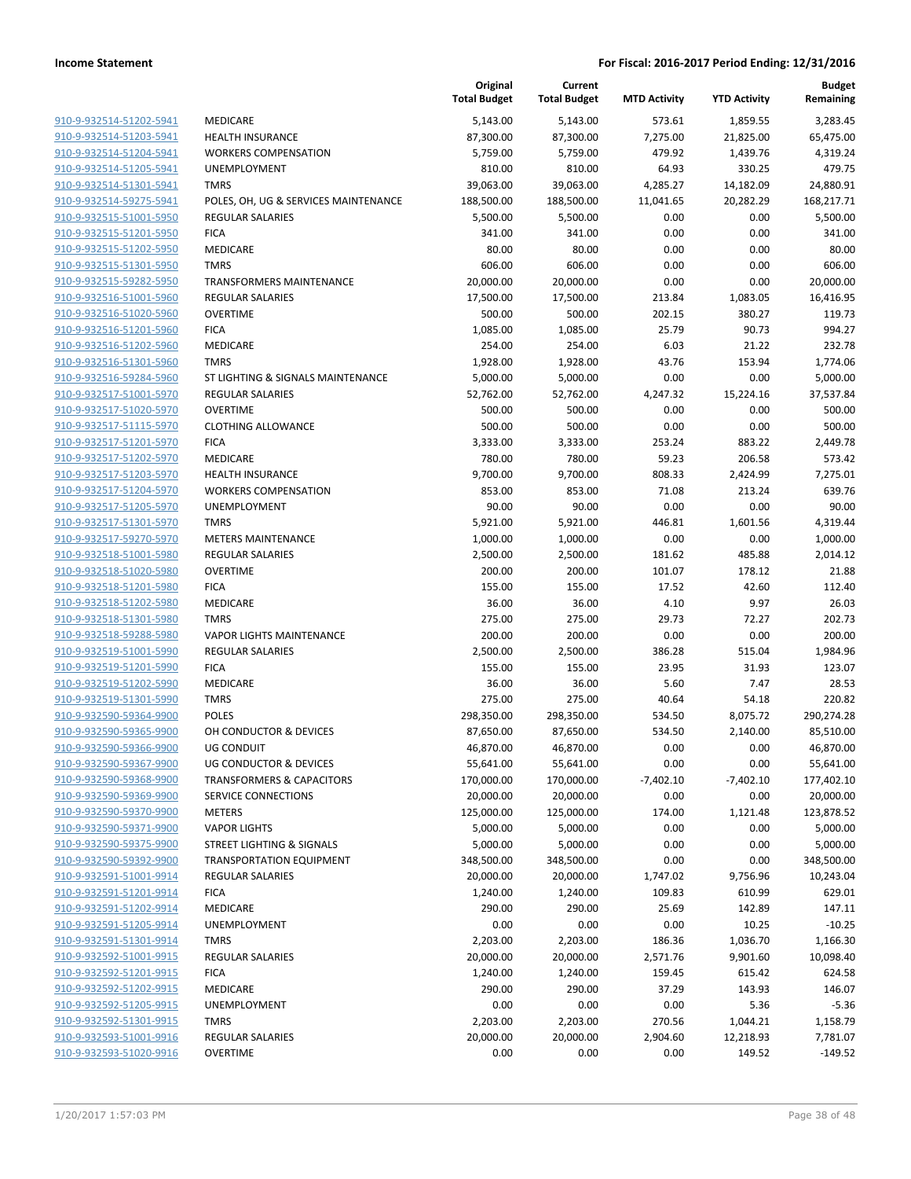| | | Original Total Budget | Current Total Budget | MTD Activity | YTD Activity | Budget Remaining |
|---|---|---|---|---|---|---|
| 910-9-932514-51202-5941 | MEDICARE | 5,143.00 | 5,143.00 | 573.61 | 1,859.55 | 3,283.45 |
| 910-9-932514-51203-5941 | HEALTH INSURANCE | 87,300.00 | 87,300.00 | 7,275.00 | 21,825.00 | 65,475.00 |
| 910-9-932514-51204-5941 | WORKERS COMPENSATION | 5,759.00 | 5,759.00 | 479.92 | 1,439.76 | 4,319.24 |
| 910-9-932514-51205-5941 | UNEMPLOYMENT | 810.00 | 810.00 | 64.93 | 330.25 | 479.75 |
| 910-9-932514-51301-5941 | TMRS | 39,063.00 | 39,063.00 | 4,285.27 | 14,182.09 | 24,880.91 |
| 910-9-932514-59275-5941 | POLES, OH, UG & SERVICES MAINTENANCE | 188,500.00 | 188,500.00 | 11,041.65 | 20,282.29 | 168,217.71 |
| 910-9-932515-51001-5950 | REGULAR SALARIES | 5,500.00 | 5,500.00 | 0.00 | 0.00 | 5,500.00 |
| 910-9-932515-51201-5950 | FICA | 341.00 | 341.00 | 0.00 | 0.00 | 341.00 |
| 910-9-932515-51202-5950 | MEDICARE | 80.00 | 80.00 | 0.00 | 0.00 | 80.00 |
| 910-9-932515-51301-5950 | TMRS | 606.00 | 606.00 | 0.00 | 0.00 | 606.00 |
| 910-9-932515-59282-5950 | TRANSFORMERS MAINTENANCE | 20,000.00 | 20,000.00 | 0.00 | 0.00 | 20,000.00 |
| 910-9-932516-51001-5960 | REGULAR SALARIES | 17,500.00 | 17,500.00 | 213.84 | 1,083.05 | 16,416.95 |
| 910-9-932516-51020-5960 | OVERTIME | 500.00 | 500.00 | 202.15 | 380.27 | 119.73 |
| 910-9-932516-51201-5960 | FICA | 1,085.00 | 1,085.00 | 25.79 | 90.73 | 994.27 |
| 910-9-932516-51202-5960 | MEDICARE | 254.00 | 254.00 | 6.03 | 21.22 | 232.78 |
| 910-9-932516-51301-5960 | TMRS | 1,928.00 | 1,928.00 | 43.76 | 153.94 | 1,774.06 |
| 910-9-932516-59284-5960 | ST LIGHTING & SIGNALS MAINTENANCE | 5,000.00 | 5,000.00 | 0.00 | 0.00 | 5,000.00 |
| 910-9-932517-51001-5970 | REGULAR SALARIES | 52,762.00 | 52,762.00 | 4,247.32 | 15,224.16 | 37,537.84 |
| 910-9-932517-51020-5970 | OVERTIME | 500.00 | 500.00 | 0.00 | 0.00 | 500.00 |
| 910-9-932517-51115-5970 | CLOTHING ALLOWANCE | 500.00 | 500.00 | 0.00 | 0.00 | 500.00 |
| 910-9-932517-51201-5970 | FICA | 3,333.00 | 3,333.00 | 253.24 | 883.22 | 2,449.78 |
| 910-9-932517-51202-5970 | MEDICARE | 780.00 | 780.00 | 59.23 | 206.58 | 573.42 |
| 910-9-932517-51203-5970 | HEALTH INSURANCE | 9,700.00 | 9,700.00 | 808.33 | 2,424.99 | 7,275.01 |
| 910-9-932517-51204-5970 | WORKERS COMPENSATION | 853.00 | 853.00 | 71.08 | 213.24 | 639.76 |
| 910-9-932517-51205-5970 | UNEMPLOYMENT | 90.00 | 90.00 | 0.00 | 0.00 | 90.00 |
| 910-9-932517-51301-5970 | TMRS | 5,921.00 | 5,921.00 | 446.81 | 1,601.56 | 4,319.44 |
| 910-9-932517-59270-5970 | METERS MAINTENANCE | 1,000.00 | 1,000.00 | 0.00 | 0.00 | 1,000.00 |
| 910-9-932518-51001-5980 | REGULAR SALARIES | 2,500.00 | 2,500.00 | 181.62 | 485.88 | 2,014.12 |
| 910-9-932518-51020-5980 | OVERTIME | 200.00 | 200.00 | 101.07 | 178.12 | 21.88 |
| 910-9-932518-51201-5980 | FICA | 155.00 | 155.00 | 17.52 | 42.60 | 112.40 |
| 910-9-932518-51202-5980 | MEDICARE | 36.00 | 36.00 | 4.10 | 9.97 | 26.03 |
| 910-9-932518-51301-5980 | TMRS | 275.00 | 275.00 | 29.73 | 72.27 | 202.73 |
| 910-9-932518-59288-5980 | VAPOR LIGHTS MAINTENANCE | 200.00 | 200.00 | 0.00 | 0.00 | 200.00 |
| 910-9-932519-51001-5990 | REGULAR SALARIES | 2,500.00 | 2,500.00 | 386.28 | 515.04 | 1,984.96 |
| 910-9-932519-51201-5990 | FICA | 155.00 | 155.00 | 23.95 | 31.93 | 123.07 |
| 910-9-932519-51202-5990 | MEDICARE | 36.00 | 36.00 | 5.60 | 7.47 | 28.53 |
| 910-9-932519-51301-5990 | TMRS | 275.00 | 275.00 | 40.64 | 54.18 | 220.82 |
| 910-9-932590-59364-9900 | POLES | 298,350.00 | 298,350.00 | 534.50 | 8,075.72 | 290,274.28 |
| 910-9-932590-59365-9900 | OH CONDUCTOR & DEVICES | 87,650.00 | 87,650.00 | 534.50 | 2,140.00 | 85,510.00 |
| 910-9-932590-59366-9900 | UG CONDUIT | 46,870.00 | 46,870.00 | 0.00 | 0.00 | 46,870.00 |
| 910-9-932590-59367-9900 | UG CONDUCTOR & DEVICES | 55,641.00 | 55,641.00 | 0.00 | 0.00 | 55,641.00 |
| 910-9-932590-59368-9900 | TRANSFORMERS & CAPACITORS | 170,000.00 | 170,000.00 | -7,402.10 | -7,402.10 | 177,402.10 |
| 910-9-932590-59369-9900 | SERVICE CONNECTIONS | 20,000.00 | 20,000.00 | 0.00 | 0.00 | 20,000.00 |
| 910-9-932590-59370-9900 | METERS | 125,000.00 | 125,000.00 | 174.00 | 1,121.48 | 123,878.52 |
| 910-9-932590-59371-9900 | VAPOR LIGHTS | 5,000.00 | 5,000.00 | 0.00 | 0.00 | 5,000.00 |
| 910-9-932590-59375-9900 | STREET LIGHTING & SIGNALS | 5,000.00 | 5,000.00 | 0.00 | 0.00 | 5,000.00 |
| 910-9-932590-59392-9900 | TRANSPORTATION EQUIPMENT | 348,500.00 | 348,500.00 | 0.00 | 0.00 | 348,500.00 |
| 910-9-932591-51001-9914 | REGULAR SALARIES | 20,000.00 | 20,000.00 | 1,747.02 | 9,756.96 | 10,243.04 |
| 910-9-932591-51201-9914 | FICA | 1,240.00 | 1,240.00 | 109.83 | 610.99 | 629.01 |
| 910-9-932591-51202-9914 | MEDICARE | 290.00 | 290.00 | 25.69 | 142.89 | 147.11 |
| 910-9-932591-51205-9914 | UNEMPLOYMENT | 0.00 | 0.00 | 0.00 | 10.25 | -10.25 |
| 910-9-932591-51301-9914 | TMRS | 2,203.00 | 2,203.00 | 186.36 | 1,036.70 | 1,166.30 |
| 910-9-932592-51001-9915 | REGULAR SALARIES | 20,000.00 | 20,000.00 | 2,571.76 | 9,901.60 | 10,098.40 |
| 910-9-932592-51201-9915 | FICA | 1,240.00 | 1,240.00 | 159.45 | 615.42 | 624.58 |
| 910-9-932592-51202-9915 | MEDICARE | 290.00 | 290.00 | 37.29 | 143.93 | 146.07 |
| 910-9-932592-51205-9915 | UNEMPLOYMENT | 0.00 | 0.00 | 0.00 | 5.36 | -5.36 |
| 910-9-932592-51301-9915 | TMRS | 2,203.00 | 2,203.00 | 270.56 | 1,044.21 | 1,158.79 |
| 910-9-932593-51001-9916 | REGULAR SALARIES | 20,000.00 | 20,000.00 | 2,904.60 | 12,218.93 | 7,781.07 |
| 910-9-932593-51020-9916 | OVERTIME | 0.00 | 0.00 | 0.00 | 149.52 | -149.52 |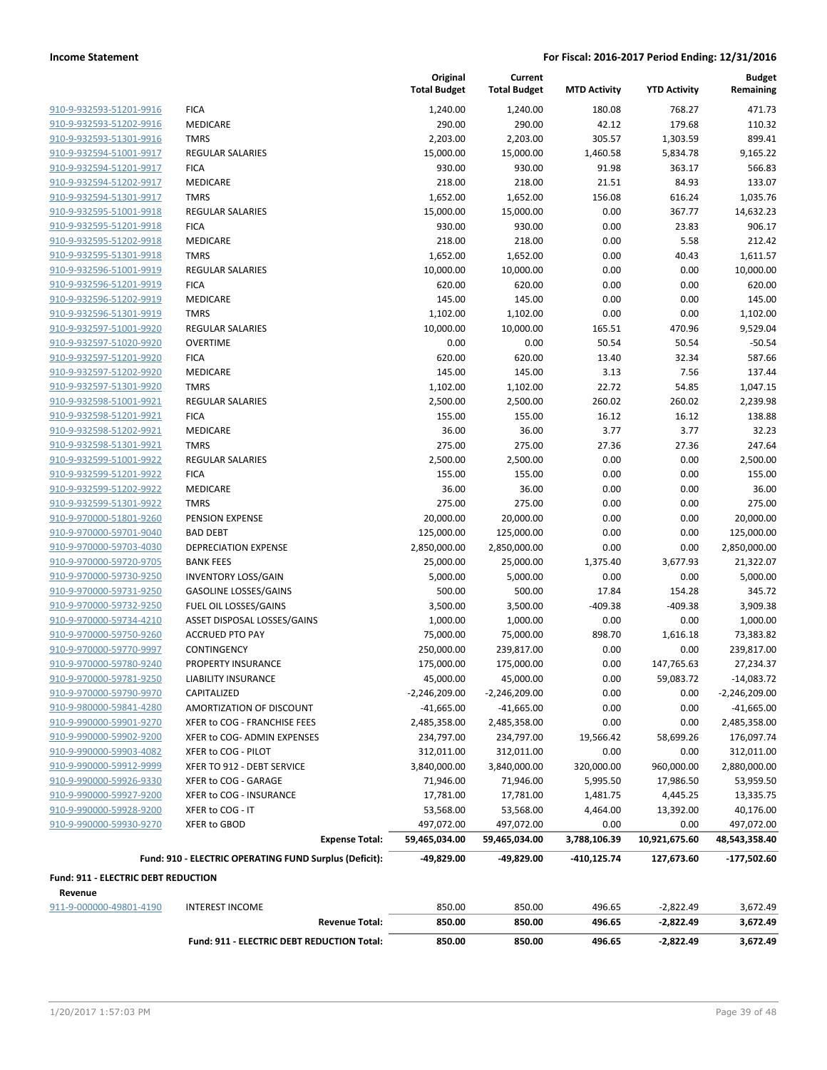**Income Statement** | **For Fiscal: 2016-2017 Period Ending: 12/31/2016**

| | | Original Total Budget | Current Total Budget | MTD Activity | YTD Activity | Budget Remaining |
|---|---|---|---|---|---|---|
| 910-9-932593-51201-9916 | FICA | 1,240.00 | 1,240.00 | 180.08 | 768.27 | 471.73 |
| 910-9-932593-51202-9916 | MEDICARE | 290.00 | 290.00 | 42.12 | 179.68 | 110.32 |
| 910-9-932593-51301-9916 | TMRS | 2,203.00 | 2,203.00 | 305.57 | 1,303.59 | 899.41 |
| 910-9-932594-51001-9917 | REGULAR SALARIES | 15,000.00 | 15,000.00 | 1,460.58 | 5,834.78 | 9,165.22 |
| 910-9-932594-51201-9917 | FICA | 930.00 | 930.00 | 91.98 | 363.17 | 566.83 |
| 910-9-932594-51202-9917 | MEDICARE | 218.00 | 218.00 | 21.51 | 84.93 | 133.07 |
| 910-9-932594-51301-9917 | TMRS | 1,652.00 | 1,652.00 | 156.08 | 616.24 | 1,035.76 |
| 910-9-932595-51001-9918 | REGULAR SALARIES | 15,000.00 | 15,000.00 | 0.00 | 367.77 | 14,632.23 |
| 910-9-932595-51201-9918 | FICA | 930.00 | 930.00 | 0.00 | 23.83 | 906.17 |
| 910-9-932595-51202-9918 | MEDICARE | 218.00 | 218.00 | 0.00 | 5.58 | 212.42 |
| 910-9-932595-51301-9918 | TMRS | 1,652.00 | 1,652.00 | 0.00 | 40.43 | 1,611.57 |
| 910-9-932596-51001-9919 | REGULAR SALARIES | 10,000.00 | 10,000.00 | 0.00 | 0.00 | 10,000.00 |
| 910-9-932596-51201-9919 | FICA | 620.00 | 620.00 | 0.00 | 0.00 | 620.00 |
| 910-9-932596-51202-9919 | MEDICARE | 145.00 | 145.00 | 0.00 | 0.00 | 145.00 |
| 910-9-932596-51301-9919 | TMRS | 1,102.00 | 1,102.00 | 0.00 | 0.00 | 1,102.00 |
| 910-9-932597-51001-9920 | REGULAR SALARIES | 10,000.00 | 10,000.00 | 165.51 | 470.96 | 9,529.04 |
| 910-9-932597-51020-9920 | OVERTIME | 0.00 | 0.00 | 50.54 | 50.54 | -50.54 |
| 910-9-932597-51201-9920 | FICA | 620.00 | 620.00 | 13.40 | 32.34 | 587.66 |
| 910-9-932597-51202-9920 | MEDICARE | 145.00 | 145.00 | 3.13 | 7.56 | 137.44 |
| 910-9-932597-51301-9920 | TMRS | 1,102.00 | 1,102.00 | 22.72 | 54.85 | 1,047.15 |
| 910-9-932598-51001-9921 | REGULAR SALARIES | 2,500.00 | 2,500.00 | 260.02 | 260.02 | 2,239.98 |
| 910-9-932598-51201-9921 | FICA | 155.00 | 155.00 | 16.12 | 16.12 | 138.88 |
| 910-9-932598-51202-9921 | MEDICARE | 36.00 | 36.00 | 3.77 | 3.77 | 32.23 |
| 910-9-932598-51301-9921 | TMRS | 275.00 | 275.00 | 27.36 | 27.36 | 247.64 |
| 910-9-932599-51001-9922 | REGULAR SALARIES | 2,500.00 | 2,500.00 | 0.00 | 0.00 | 2,500.00 |
| 910-9-932599-51201-9922 | FICA | 155.00 | 155.00 | 0.00 | 0.00 | 155.00 |
| 910-9-932599-51202-9922 | MEDICARE | 36.00 | 36.00 | 0.00 | 0.00 | 36.00 |
| 910-9-932599-51301-9922 | TMRS | 275.00 | 275.00 | 0.00 | 0.00 | 275.00 |
| 910-9-970000-51801-9260 | PENSION EXPENSE | 20,000.00 | 20,000.00 | 0.00 | 0.00 | 20,000.00 |
| 910-9-970000-59701-9040 | BAD DEBT | 125,000.00 | 125,000.00 | 0.00 | 0.00 | 125,000.00 |
| 910-9-970000-59703-4030 | DEPRECIATION EXPENSE | 2,850,000.00 | 2,850,000.00 | 0.00 | 0.00 | 2,850,000.00 |
| 910-9-970000-59720-9705 | BANK FEES | 25,000.00 | 25,000.00 | 1,375.40 | 3,677.93 | 21,322.07 |
| 910-9-970000-59730-9250 | INVENTORY LOSS/GAIN | 5,000.00 | 5,000.00 | 0.00 | 0.00 | 5,000.00 |
| 910-9-970000-59731-9250 | GASOLINE LOSSES/GAINS | 500.00 | 500.00 | 17.84 | 154.28 | 345.72 |
| 910-9-970000-59732-9250 | FUEL OIL LOSSES/GAINS | 3,500.00 | 3,500.00 | -409.38 | -409.38 | 3,909.38 |
| 910-9-970000-59734-4210 | ASSET DISPOSAL LOSSES/GAINS | 1,000.00 | 1,000.00 | 0.00 | 0.00 | 1,000.00 |
| 910-9-970000-59750-9260 | ACCRUED PTO PAY | 75,000.00 | 75,000.00 | 898.70 | 1,616.18 | 73,383.82 |
| 910-9-970000-59770-9997 | CONTINGENCY | 250,000.00 | 239,817.00 | 0.00 | 0.00 | 239,817.00 |
| 910-9-970000-59780-9240 | PROPERTY INSURANCE | 175,000.00 | 175,000.00 | 0.00 | 147,765.63 | 27,234.37 |
| 910-9-970000-59781-9250 | LIABILITY INSURANCE | 45,000.00 | 45,000.00 | 0.00 | 59,083.72 | -14,083.72 |
| 910-9-970000-59790-9970 | CAPITALIZED | -2,246,209.00 | -2,246,209.00 | 0.00 | 0.00 | -2,246,209.00 |
| 910-9-980000-59841-4280 | AMORTIZATION OF DISCOUNT | -41,665.00 | -41,665.00 | 0.00 | 0.00 | -41,665.00 |
| 910-9-990000-59901-9270 | XFER to COG - FRANCHISE FEES | 2,485,358.00 | 2,485,358.00 | 0.00 | 0.00 | 2,485,358.00 |
| 910-9-990000-59902-9200 | XFER to COG- ADMIN EXPENSES | 234,797.00 | 234,797.00 | 19,566.42 | 58,699.26 | 176,097.74 |
| 910-9-990000-59903-4082 | XFER to COG - PILOT | 312,011.00 | 312,011.00 | 0.00 | 0.00 | 312,011.00 |
| 910-9-990000-59912-9999 | XFER TO 912 - DEBT SERVICE | 3,840,000.00 | 3,840,000.00 | 320,000.00 | 960,000.00 | 2,880,000.00 |
| 910-9-990000-59926-9330 | XFER to COG - GARAGE | 71,946.00 | 71,946.00 | 5,995.50 | 17,986.50 | 53,959.50 |
| 910-9-990000-59927-9200 | XFER to COG - INSURANCE | 17,781.00 | 17,781.00 | 1,481.75 | 4,445.25 | 13,335.75 |
| 910-9-990000-59928-9200 | XFER to COG - IT | 53,568.00 | 53,568.00 | 4,464.00 | 13,392.00 | 40,176.00 |
| 910-9-990000-59930-9270 | XFER to GBOD | 497,072.00 | 497,072.00 | 0.00 | 0.00 | 497,072.00 |
| | **Expense Total:** | **59,465,034.00** | **59,465,034.00** | **3,788,106.39** | **10,921,675.60** | **48,543,358.40** |
| | **Fund: 910 - ELECTRIC OPERATING FUND Surplus (Deficit):** | **-49,829.00** | **-49,829.00** | **-410,125.74** | **127,673.60** | **-177,502.60** |

**Fund: 911 - ELECTRIC DEBT REDUCTION**

**Revenue**

| | | Original Total Budget | Current Total Budget | MTD Activity | YTD Activity | Budget Remaining |
|---|---|---|---|---|---|---|
| 911-9-000000-49801-4190 | INTEREST INCOME | 850.00 | 850.00 | 496.65 | -2,822.49 | 3,672.49 |
| | **Revenue Total:** | **850.00** | **850.00** | **496.65** | **-2,822.49** | **3,672.49** |
| | **Fund: 911 - ELECTRIC DEBT REDUCTION Total:** | **850.00** | **850.00** | **496.65** | **-2,822.49** | **3,672.49** |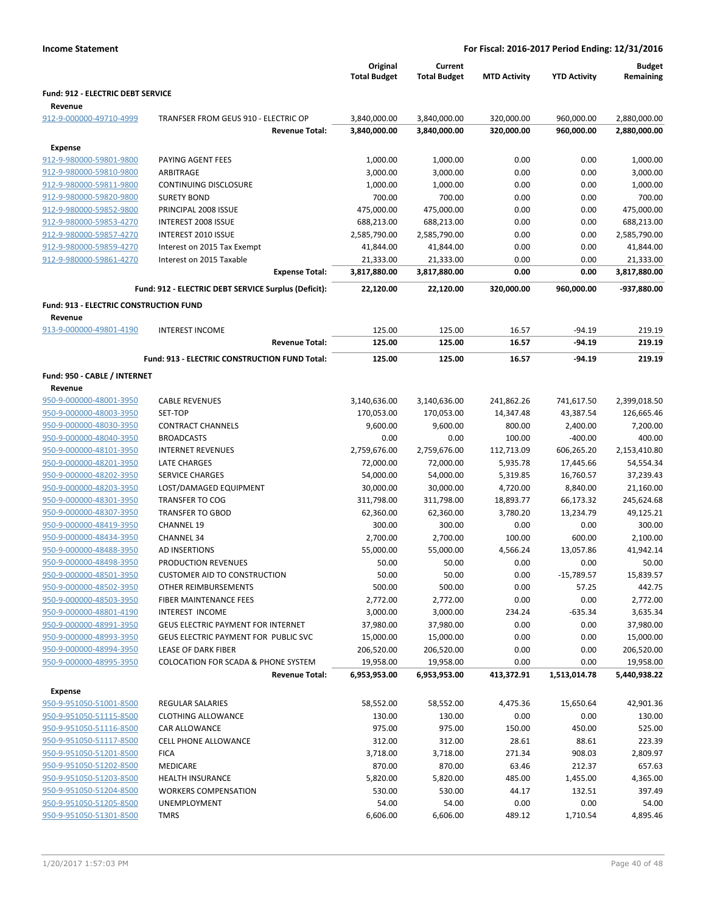**Income Statement** | **For Fiscal: 2016-2017 Period Ending: 12/31/2016**

| | | Original Total Budget | Current Total Budget | MTD Activity | YTD Activity | Budget Remaining |
|---|---|---|---|---|---|---|
| **Fund: 912 - ELECTRIC DEBT SERVICE** | | | | | | |
| **Revenue** | | | | | | |
| 912-9-000000-49710-4999 | TRANFSER FROM GEUS 910 - ELECTRIC OP | 3,840,000.00 | 3,840,000.00 | 320,000.00 | 960,000.00 | 2,880,000.00 |
| | **Revenue Total:** | **3,840,000.00** | **3,840,000.00** | **320,000.00** | **960,000.00** | **2,880,000.00** |
| **Expense** | | | | | | |
| 912-9-980000-59801-9800 | PAYING AGENT FEES | 1,000.00 | 1,000.00 | 0.00 | 0.00 | 1,000.00 |
| 912-9-980000-59810-9800 | ARBITRAGE | 3,000.00 | 3,000.00 | 0.00 | 0.00 | 3,000.00 |
| 912-9-980000-59811-9800 | CONTINUING DISCLOSURE | 1,000.00 | 1,000.00 | 0.00 | 0.00 | 1,000.00 |
| 912-9-980000-59820-9800 | SURETY BOND | 700.00 | 700.00 | 0.00 | 0.00 | 700.00 |
| 912-9-980000-59852-9800 | PRINCIPAL 2008 ISSUE | 475,000.00 | 475,000.00 | 0.00 | 0.00 | 475,000.00 |
| 912-9-980000-59853-4270 | INTEREST 2008 ISSUE | 688,213.00 | 688,213.00 | 0.00 | 0.00 | 688,213.00 |
| 912-9-980000-59857-4270 | INTEREST 2010 ISSUE | 2,585,790.00 | 2,585,790.00 | 0.00 | 0.00 | 2,585,790.00 |
| 912-9-980000-59859-4270 | Interest on 2015 Tax Exempt | 41,844.00 | 41,844.00 | 0.00 | 0.00 | 41,844.00 |
| 912-9-980000-59861-4270 | Interest on 2015 Taxable | 21,333.00 | 21,333.00 | 0.00 | 0.00 | 21,333.00 |
| | **Expense Total:** | **3,817,880.00** | **3,817,880.00** | **0.00** | **0.00** | **3,817,880.00** |
| | **Fund: 912 - ELECTRIC DEBT SERVICE Surplus (Deficit):** | **22,120.00** | **22,120.00** | **320,000.00** | **960,000.00** | **-937,880.00** |
| **Fund: 913 - ELECTRIC CONSTRUCTION FUND** | | | | | | |
| **Revenue** | | | | | | |
| 913-9-000000-49801-4190 | INTEREST INCOME | 125.00 | 125.00 | 16.57 | -94.19 | 219.19 |
| | **Revenue Total:** | **125.00** | **125.00** | **16.57** | **-94.19** | **219.19** |
| | **Fund: 913 - ELECTRIC CONSTRUCTION FUND Total:** | **125.00** | **125.00** | **16.57** | **-94.19** | **219.19** |
| **Fund: 950 - CABLE / INTERNET** | | | | | | |
| **Revenue** | | | | | | |
| 950-9-000000-48001-3950 | CABLE REVENUES | 3,140,636.00 | 3,140,636.00 | 241,862.26 | 741,617.50 | 2,399,018.50 |
| 950-9-000000-48003-3950 | SET-TOP | 170,053.00 | 170,053.00 | 14,347.48 | 43,387.54 | 126,665.46 |
| 950-9-000000-48030-3950 | CONTRACT CHANNELS | 9,600.00 | 9,600.00 | 800.00 | 2,400.00 | 7,200.00 |
| 950-9-000000-48040-3950 | BROADCASTS | 0.00 | 0.00 | 100.00 | -400.00 | 400.00 |
| 950-9-000000-48101-3950 | INTERNET REVENUES | 2,759,676.00 | 2,759,676.00 | 112,713.09 | 606,265.20 | 2,153,410.80 |
| 950-9-000000-48201-3950 | LATE CHARGES | 72,000.00 | 72,000.00 | 5,935.78 | 17,445.66 | 54,554.34 |
| 950-9-000000-48202-3950 | SERVICE CHARGES | 54,000.00 | 54,000.00 | 5,319.85 | 16,760.57 | 37,239.43 |
| 950-9-000000-48203-3950 | LOST/DAMAGED EQUIPMENT | 30,000.00 | 30,000.00 | 4,720.00 | 8,840.00 | 21,160.00 |
| 950-9-000000-48301-3950 | TRANSFER TO COG | 311,798.00 | 311,798.00 | 18,893.77 | 66,173.32 | 245,624.68 |
| 950-9-000000-48307-3950 | TRANSFER TO GBOD | 62,360.00 | 62,360.00 | 3,780.20 | 13,234.79 | 49,125.21 |
| 950-9-000000-48419-3950 | CHANNEL 19 | 300.00 | 300.00 | 0.00 | 0.00 | 300.00 |
| 950-9-000000-48434-3950 | CHANNEL 34 | 2,700.00 | 2,700.00 | 100.00 | 600.00 | 2,100.00 |
| 950-9-000000-48488-3950 | AD INSERTIONS | 55,000.00 | 55,000.00 | 4,566.24 | 13,057.86 | 41,942.14 |
| 950-9-000000-48498-3950 | PRODUCTION REVENUES | 50.00 | 50.00 | 0.00 | 0.00 | 50.00 |
| 950-9-000000-48501-3950 | CUSTOMER AID TO CONSTRUCTION | 50.00 | 50.00 | 0.00 | -15,789.57 | 15,839.57 |
| 950-9-000000-48502-3950 | OTHER REIMBURSEMENTS | 500.00 | 500.00 | 0.00 | 57.25 | 442.75 |
| 950-9-000000-48503-3950 | FIBER MAINTENANCE FEES | 2,772.00 | 2,772.00 | 0.00 | 0.00 | 2,772.00 |
| 950-9-000000-48801-4190 | INTEREST INCOME | 3,000.00 | 3,000.00 | 234.24 | -635.34 | 3,635.34 |
| 950-9-000000-48991-3950 | GEUS ELECTRIC PAYMENT FOR INTERNET | 37,980.00 | 37,980.00 | 0.00 | 0.00 | 37,980.00 |
| 950-9-000000-48993-3950 | GEUS ELECTRIC PAYMENT FOR PUBLIC SVC | 15,000.00 | 15,000.00 | 0.00 | 0.00 | 15,000.00 |
| 950-9-000000-48994-3950 | LEASE OF DARK FIBER | 206,520.00 | 206,520.00 | 0.00 | 0.00 | 206,520.00 |
| 950-9-000000-48995-3950 | COLOCATION FOR SCADA & PHONE SYSTEM | 19,958.00 | 19,958.00 | 0.00 | 0.00 | 19,958.00 |
| | **Revenue Total:** | **6,953,953.00** | **6,953,953.00** | **413,372.91** | **1,513,014.78** | **5,440,938.22** |
| **Expense** | | | | | | |
| 950-9-951050-51001-8500 | REGULAR SALARIES | 58,552.00 | 58,552.00 | 4,475.36 | 15,650.64 | 42,901.36 |
| 950-9-951050-51115-8500 | CLOTHING ALLOWANCE | 130.00 | 130.00 | 0.00 | 0.00 | 130.00 |
| 950-9-951050-51116-8500 | CAR ALLOWANCE | 975.00 | 975.00 | 150.00 | 450.00 | 525.00 |
| 950-9-951050-51117-8500 | CELL PHONE ALLOWANCE | 312.00 | 312.00 | 28.61 | 88.61 | 223.39 |
| 950-9-951050-51201-8500 | FICA | 3,718.00 | 3,718.00 | 271.34 | 908.03 | 2,809.97 |
| 950-9-951050-51202-8500 | MEDICARE | 870.00 | 870.00 | 63.46 | 212.37 | 657.63 |
| 950-9-951050-51203-8500 | HEALTH INSURANCE | 5,820.00 | 5,820.00 | 485.00 | 1,455.00 | 4,365.00 |
| 950-9-951050-51204-8500 | WORKERS COMPENSATION | 530.00 | 530.00 | 44.17 | 132.51 | 397.49 |
| 950-9-951050-51205-8500 | UNEMPLOYMENT | 54.00 | 54.00 | 0.00 | 0.00 | 54.00 |
| 950-9-951050-51301-8500 | TMRS | 6,606.00 | 6,606.00 | 489.12 | 1,710.54 | 4,895.46 |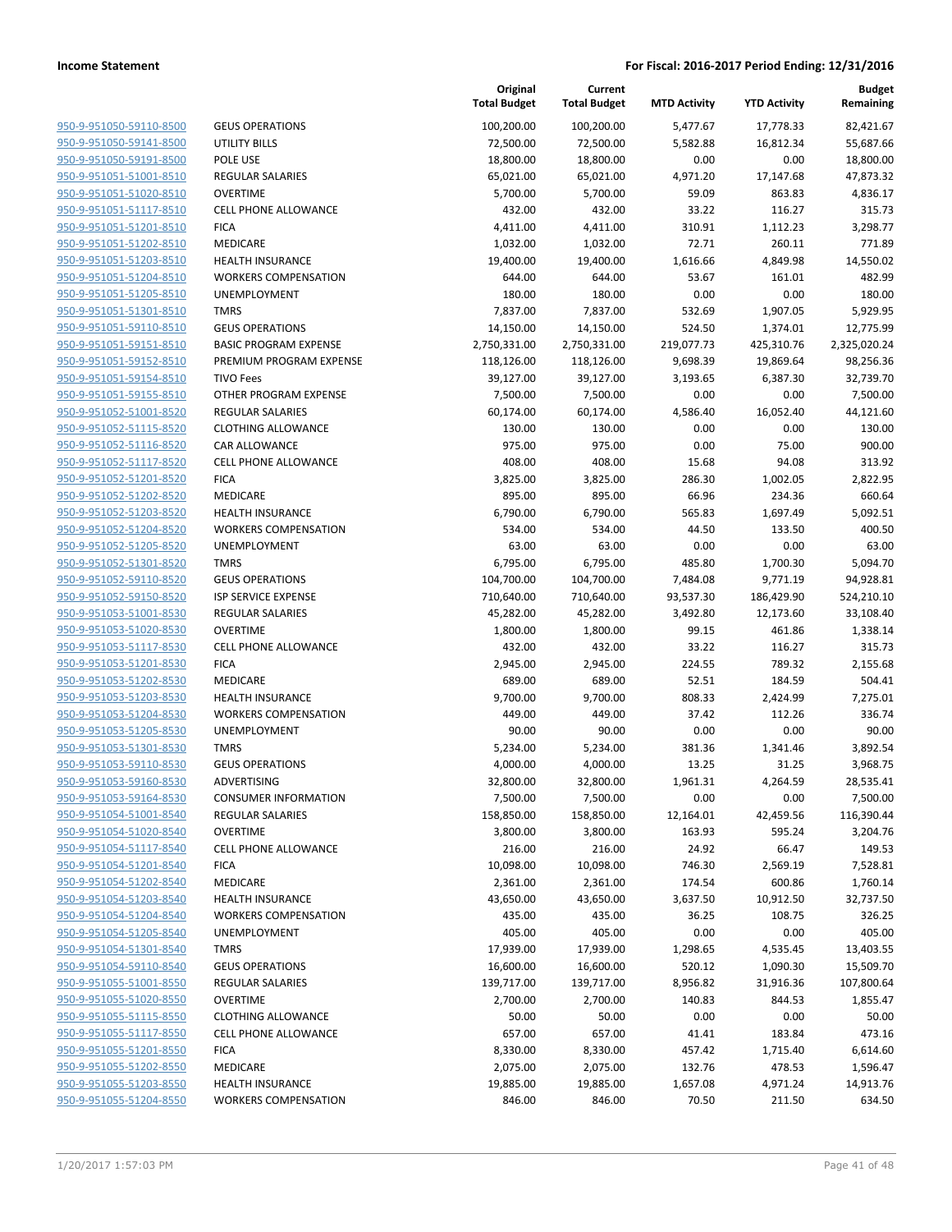**Income Statement** **For Fiscal: 2016-2017 Period Ending: 12/31/2016**

| | | Original Total Budget | Current Total Budget | MTD Activity | YTD Activity | Budget Remaining |
|---|---|---|---|---|---|---|
| 950-9-951050-59110-8500 | GEUS OPERATIONS | 100,200.00 | 100,200.00 | 5,477.67 | 17,778.33 | 82,421.67 |
| 950-9-951050-59141-8500 | UTILITY BILLS | 72,500.00 | 72,500.00 | 5,582.88 | 16,812.34 | 55,687.66 |
| 950-9-951050-59191-8500 | POLE USE | 18,800.00 | 18,800.00 | 0.00 | 0.00 | 18,800.00 |
| 950-9-951051-51001-8510 | REGULAR SALARIES | 65,021.00 | 65,021.00 | 4,971.20 | 17,147.68 | 47,873.32 |
| 950-9-951051-51020-8510 | OVERTIME | 5,700.00 | 5,700.00 | 59.09 | 863.83 | 4,836.17 |
| 950-9-951051-51117-8510 | CELL PHONE ALLOWANCE | 432.00 | 432.00 | 33.22 | 116.27 | 315.73 |
| 950-9-951051-51201-8510 | FICA | 4,411.00 | 4,411.00 | 310.91 | 1,112.23 | 3,298.77 |
| 950-9-951051-51202-8510 | MEDICARE | 1,032.00 | 1,032.00 | 72.71 | 260.11 | 771.89 |
| 950-9-951051-51203-8510 | HEALTH INSURANCE | 19,400.00 | 19,400.00 | 1,616.66 | 4,849.98 | 14,550.02 |
| 950-9-951051-51204-8510 | WORKERS COMPENSATION | 644.00 | 644.00 | 53.67 | 161.01 | 482.99 |
| 950-9-951051-51205-8510 | UNEMPLOYMENT | 180.00 | 180.00 | 0.00 | 0.00 | 180.00 |
| 950-9-951051-51301-8510 | TMRS | 7,837.00 | 7,837.00 | 532.69 | 1,907.05 | 5,929.95 |
| 950-9-951051-59110-8510 | GEUS OPERATIONS | 14,150.00 | 14,150.00 | 524.50 | 1,374.01 | 12,775.99 |
| 950-9-951051-59151-8510 | BASIC PROGRAM EXPENSE | 2,750,331.00 | 2,750,331.00 | 219,077.73 | 425,310.76 | 2,325,020.24 |
| 950-9-951051-59152-8510 | PREMIUM PROGRAM EXPENSE | 118,126.00 | 118,126.00 | 9,698.39 | 19,869.64 | 98,256.36 |
| 950-9-951051-59154-8510 | TIVO Fees | 39,127.00 | 39,127.00 | 3,193.65 | 6,387.30 | 32,739.70 |
| 950-9-951051-59155-8510 | OTHER PROGRAM EXPENSE | 7,500.00 | 7,500.00 | 0.00 | 0.00 | 7,500.00 |
| 950-9-951052-51001-8520 | REGULAR SALARIES | 60,174.00 | 60,174.00 | 4,586.40 | 16,052.40 | 44,121.60 |
| 950-9-951052-51115-8520 | CLOTHING ALLOWANCE | 130.00 | 130.00 | 0.00 | 0.00 | 130.00 |
| 950-9-951052-51116-8520 | CAR ALLOWANCE | 975.00 | 975.00 | 0.00 | 75.00 | 900.00 |
| 950-9-951052-51117-8520 | CELL PHONE ALLOWANCE | 408.00 | 408.00 | 15.68 | 94.08 | 313.92 |
| 950-9-951052-51201-8520 | FICA | 3,825.00 | 3,825.00 | 286.30 | 1,002.05 | 2,822.95 |
| 950-9-951052-51202-8520 | MEDICARE | 895.00 | 895.00 | 66.96 | 234.36 | 660.64 |
| 950-9-951052-51203-8520 | HEALTH INSURANCE | 6,790.00 | 6,790.00 | 565.83 | 1,697.49 | 5,092.51 |
| 950-9-951052-51204-8520 | WORKERS COMPENSATION | 534.00 | 534.00 | 44.50 | 133.50 | 400.50 |
| 950-9-951052-51205-8520 | UNEMPLOYMENT | 63.00 | 63.00 | 0.00 | 0.00 | 63.00 |
| 950-9-951052-51301-8520 | TMRS | 6,795.00 | 6,795.00 | 485.80 | 1,700.30 | 5,094.70 |
| 950-9-951052-59110-8520 | GEUS OPERATIONS | 104,700.00 | 104,700.00 | 7,484.08 | 9,771.19 | 94,928.81 |
| 950-9-951052-59150-8520 | ISP SERVICE EXPENSE | 710,640.00 | 710,640.00 | 93,537.30 | 186,429.90 | 524,210.10 |
| 950-9-951053-51001-8530 | REGULAR SALARIES | 45,282.00 | 45,282.00 | 3,492.80 | 12,173.60 | 33,108.40 |
| 950-9-951053-51020-8530 | OVERTIME | 1,800.00 | 1,800.00 | 99.15 | 461.86 | 1,338.14 |
| 950-9-951053-51117-8530 | CELL PHONE ALLOWANCE | 432.00 | 432.00 | 33.22 | 116.27 | 315.73 |
| 950-9-951053-51201-8530 | FICA | 2,945.00 | 2,945.00 | 224.55 | 789.32 | 2,155.68 |
| 950-9-951053-51202-8530 | MEDICARE | 689.00 | 689.00 | 52.51 | 184.59 | 504.41 |
| 950-9-951053-51203-8530 | HEALTH INSURANCE | 9,700.00 | 9,700.00 | 808.33 | 2,424.99 | 7,275.01 |
| 950-9-951053-51204-8530 | WORKERS COMPENSATION | 449.00 | 449.00 | 37.42 | 112.26 | 336.74 |
| 950-9-951053-51205-8530 | UNEMPLOYMENT | 90.00 | 90.00 | 0.00 | 0.00 | 90.00 |
| 950-9-951053-51301-8530 | TMRS | 5,234.00 | 5,234.00 | 381.36 | 1,341.46 | 3,892.54 |
| 950-9-951053-59110-8530 | GEUS OPERATIONS | 4,000.00 | 4,000.00 | 13.25 | 31.25 | 3,968.75 |
| 950-9-951053-59160-8530 | ADVERTISING | 32,800.00 | 32,800.00 | 1,961.31 | 4,264.59 | 28,535.41 |
| 950-9-951053-59164-8530 | CONSUMER INFORMATION | 7,500.00 | 7,500.00 | 0.00 | 0.00 | 7,500.00 |
| 950-9-951054-51001-8540 | REGULAR SALARIES | 158,850.00 | 158,850.00 | 12,164.01 | 42,459.56 | 116,390.44 |
| 950-9-951054-51020-8540 | OVERTIME | 3,800.00 | 3,800.00 | 163.93 | 595.24 | 3,204.76 |
| 950-9-951054-51117-8540 | CELL PHONE ALLOWANCE | 216.00 | 216.00 | 24.92 | 66.47 | 149.53 |
| 950-9-951054-51201-8540 | FICA | 10,098.00 | 10,098.00 | 746.30 | 2,569.19 | 7,528.81 |
| 950-9-951054-51202-8540 | MEDICARE | 2,361.00 | 2,361.00 | 174.54 | 600.86 | 1,760.14 |
| 950-9-951054-51203-8540 | HEALTH INSURANCE | 43,650.00 | 43,650.00 | 3,637.50 | 10,912.50 | 32,737.50 |
| 950-9-951054-51204-8540 | WORKERS COMPENSATION | 435.00 | 435.00 | 36.25 | 108.75 | 326.25 |
| 950-9-951054-51205-8540 | UNEMPLOYMENT | 405.00 | 405.00 | 0.00 | 0.00 | 405.00 |
| 950-9-951054-51301-8540 | TMRS | 17,939.00 | 17,939.00 | 1,298.65 | 4,535.45 | 13,403.55 |
| 950-9-951054-59110-8540 | GEUS OPERATIONS | 16,600.00 | 16,600.00 | 520.12 | 1,090.30 | 15,509.70 |
| 950-9-951055-51001-8550 | REGULAR SALARIES | 139,717.00 | 139,717.00 | 8,956.82 | 31,916.36 | 107,800.64 |
| 950-9-951055-51020-8550 | OVERTIME | 2,700.00 | 2,700.00 | 140.83 | 844.53 | 1,855.47 |
| 950-9-951055-51115-8550 | CLOTHING ALLOWANCE | 50.00 | 50.00 | 0.00 | 0.00 | 50.00 |
| 950-9-951055-51117-8550 | CELL PHONE ALLOWANCE | 657.00 | 657.00 | 41.41 | 183.84 | 473.16 |
| 950-9-951055-51201-8550 | FICA | 8,330.00 | 8,330.00 | 457.42 | 1,715.40 | 6,614.60 |
| 950-9-951055-51202-8550 | MEDICARE | 2,075.00 | 2,075.00 | 132.76 | 478.53 | 1,596.47 |
| 950-9-951055-51203-8550 | HEALTH INSURANCE | 19,885.00 | 19,885.00 | 1,657.08 | 4,971.24 | 14,913.76 |
| 950-9-951055-51204-8550 | WORKERS COMPENSATION | 846.00 | 846.00 | 70.50 | 211.50 | 634.50 |

1/20/2017 1:57:03 PM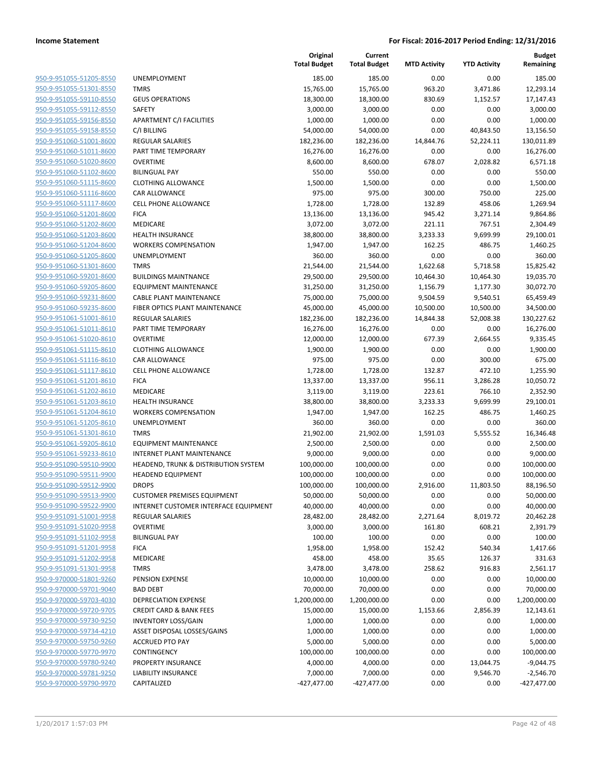**Income Statement** — **For Fiscal: 2016-2017 Period Ending: 12/31/2016**

| | | Original Total Budget | Current Total Budget | MTD Activity | YTD Activity | Budget Remaining |
|---|---|---|---|---|---|---|
| 950-9-951055-51205-8550 | UNEMPLOYMENT | 185.00 | 185.00 | 0.00 | 0.00 | 185.00 |
| 950-9-951055-51301-8550 | TMRS | 15,765.00 | 15,765.00 | 963.20 | 3,471.86 | 12,293.14 |
| 950-9-951055-59110-8550 | GEUS OPERATIONS | 18,300.00 | 18,300.00 | 830.69 | 1,152.57 | 17,147.43 |
| 950-9-951055-59112-8550 | SAFETY | 3,000.00 | 3,000.00 | 0.00 | 0.00 | 3,000.00 |
| 950-9-951055-59156-8550 | APARTMENT C/I FACILITIES | 1,000.00 | 1,000.00 | 0.00 | 0.00 | 1,000.00 |
| 950-9-951055-59158-8550 | C/I BILLING | 54,000.00 | 54,000.00 | 0.00 | 40,843.50 | 13,156.50 |
| 950-9-951060-51001-8600 | REGULAR SALARIES | 182,236.00 | 182,236.00 | 14,844.76 | 52,224.11 | 130,011.89 |
| 950-9-951060-51011-8600 | PART TIME TEMPORARY | 16,276.00 | 16,276.00 | 0.00 | 0.00 | 16,276.00 |
| 950-9-951060-51020-8600 | OVERTIME | 8,600.00 | 8,600.00 | 678.07 | 2,028.82 | 6,571.18 |
| 950-9-951060-51102-8600 | BILINGUAL PAY | 550.00 | 550.00 | 0.00 | 0.00 | 550.00 |
| 950-9-951060-51115-8600 | CLOTHING ALLOWANCE | 1,500.00 | 1,500.00 | 0.00 | 0.00 | 1,500.00 |
| 950-9-951060-51116-8600 | CAR ALLOWANCE | 975.00 | 975.00 | 300.00 | 750.00 | 225.00 |
| 950-9-951060-51117-8600 | CELL PHONE ALLOWANCE | 1,728.00 | 1,728.00 | 132.89 | 458.06 | 1,269.94 |
| 950-9-951060-51201-8600 | FICA | 13,136.00 | 13,136.00 | 945.42 | 3,271.14 | 9,864.86 |
| 950-9-951060-51202-8600 | MEDICARE | 3,072.00 | 3,072.00 | 221.11 | 767.51 | 2,304.49 |
| 950-9-951060-51203-8600 | HEALTH INSURANCE | 38,800.00 | 38,800.00 | 3,233.33 | 9,699.99 | 29,100.01 |
| 950-9-951060-51204-8600 | WORKERS COMPENSATION | 1,947.00 | 1,947.00 | 162.25 | 486.75 | 1,460.25 |
| 950-9-951060-51205-8600 | UNEMPLOYMENT | 360.00 | 360.00 | 0.00 | 0.00 | 360.00 |
| 950-9-951060-51301-8600 | TMRS | 21,544.00 | 21,544.00 | 1,622.68 | 5,718.58 | 15,825.42 |
| 950-9-951060-59201-8600 | BUILDINGS MAINTNANCE | 29,500.00 | 29,500.00 | 10,464.30 | 10,464.30 | 19,035.70 |
| 950-9-951060-59205-8600 | EQUIPMENT MAINTENANCE | 31,250.00 | 31,250.00 | 1,156.79 | 1,177.30 | 30,072.70 |
| 950-9-951060-59231-8600 | CABLE PLANT MAINTENANCE | 75,000.00 | 75,000.00 | 9,504.59 | 9,540.51 | 65,459.49 |
| 950-9-951060-59235-8600 | FIBER OPTICS PLANT MAINTENANCE | 45,000.00 | 45,000.00 | 10,500.00 | 10,500.00 | 34,500.00 |
| 950-9-951061-51001-8610 | REGULAR SALARIES | 182,236.00 | 182,236.00 | 14,844.38 | 52,008.38 | 130,227.62 |
| 950-9-951061-51011-8610 | PART TIME TEMPORARY | 16,276.00 | 16,276.00 | 0.00 | 0.00 | 16,276.00 |
| 950-9-951061-51020-8610 | OVERTIME | 12,000.00 | 12,000.00 | 677.39 | 2,664.55 | 9,335.45 |
| 950-9-951061-51115-8610 | CLOTHING ALLOWANCE | 1,900.00 | 1,900.00 | 0.00 | 0.00 | 1,900.00 |
| 950-9-951061-51116-8610 | CAR ALLOWANCE | 975.00 | 975.00 | 0.00 | 300.00 | 675.00 |
| 950-9-951061-51117-8610 | CELL PHONE ALLOWANCE | 1,728.00 | 1,728.00 | 132.87 | 472.10 | 1,255.90 |
| 950-9-951061-51201-8610 | FICA | 13,337.00 | 13,337.00 | 956.11 | 3,286.28 | 10,050.72 |
| 950-9-951061-51202-8610 | MEDICARE | 3,119.00 | 3,119.00 | 223.61 | 766.10 | 2,352.90 |
| 950-9-951061-51203-8610 | HEALTH INSURANCE | 38,800.00 | 38,800.00 | 3,233.33 | 9,699.99 | 29,100.01 |
| 950-9-951061-51204-8610 | WORKERS COMPENSATION | 1,947.00 | 1,947.00 | 162.25 | 486.75 | 1,460.25 |
| 950-9-951061-51205-8610 | UNEMPLOYMENT | 360.00 | 360.00 | 0.00 | 0.00 | 360.00 |
| 950-9-951061-51301-8610 | TMRS | 21,902.00 | 21,902.00 | 1,591.03 | 5,555.52 | 16,346.48 |
| 950-9-951061-59205-8610 | EQUIPMENT MAINTENANCE | 2,500.00 | 2,500.00 | 0.00 | 0.00 | 2,500.00 |
| 950-9-951061-59233-8610 | INTERNET PLANT MAINTENANCE | 9,000.00 | 9,000.00 | 0.00 | 0.00 | 9,000.00 |
| 950-9-951090-59510-9900 | HEADEND, TRUNK & DISTRIBUTION SYSTEM | 100,000.00 | 100,000.00 | 0.00 | 0.00 | 100,000.00 |
| 950-9-951090-59511-9900 | HEADEND EQUIPMENT | 100,000.00 | 100,000.00 | 0.00 | 0.00 | 100,000.00 |
| 950-9-951090-59512-9900 | DROPS | 100,000.00 | 100,000.00 | 2,916.00 | 11,803.50 | 88,196.50 |
| 950-9-951090-59513-9900 | CUSTOMER PREMISES EQUIPMENT | 50,000.00 | 50,000.00 | 0.00 | 0.00 | 50,000.00 |
| 950-9-951090-59522-9900 | INTERNET CUSTOMER INTERFACE EQUIPMENT | 40,000.00 | 40,000.00 | 0.00 | 0.00 | 40,000.00 |
| 950-9-951091-51001-9958 | REGULAR SALARIES | 28,482.00 | 28,482.00 | 2,271.64 | 8,019.72 | 20,462.28 |
| 950-9-951091-51020-9958 | OVERTIME | 3,000.00 | 3,000.00 | 161.80 | 608.21 | 2,391.79 |
| 950-9-951091-51102-9958 | BILINGUAL PAY | 100.00 | 100.00 | 0.00 | 0.00 | 100.00 |
| 950-9-951091-51201-9958 | FICA | 1,958.00 | 1,958.00 | 152.42 | 540.34 | 1,417.66 |
| 950-9-951091-51202-9958 | MEDICARE | 458.00 | 458.00 | 35.65 | 126.37 | 331.63 |
| 950-9-951091-51301-9958 | TMRS | 3,478.00 | 3,478.00 | 258.62 | 916.83 | 2,561.17 |
| 950-9-970000-51801-9260 | PENSION EXPENSE | 10,000.00 | 10,000.00 | 0.00 | 0.00 | 10,000.00 |
| 950-9-970000-59701-9040 | BAD DEBT | 70,000.00 | 70,000.00 | 0.00 | 0.00 | 70,000.00 |
| 950-9-970000-59703-4030 | DEPRECIATION EXPENSE | 1,200,000.00 | 1,200,000.00 | 0.00 | 0.00 | 1,200,000.00 |
| 950-9-970000-59720-9705 | CREDIT CARD & BANK FEES | 15,000.00 | 15,000.00 | 1,153.66 | 2,856.39 | 12,143.61 |
| 950-9-970000-59730-9250 | INVENTORY LOSS/GAIN | 1,000.00 | 1,000.00 | 0.00 | 0.00 | 1,000.00 |
| 950-9-970000-59734-4210 | ASSET DISPOSAL LOSSES/GAINS | 1,000.00 | 1,000.00 | 0.00 | 0.00 | 1,000.00 |
| 950-9-970000-59750-9260 | ACCRUED PTO PAY | 5,000.00 | 5,000.00 | 0.00 | 0.00 | 5,000.00 |
| 950-9-970000-59770-9970 | CONTINGENCY | 100,000.00 | 100,000.00 | 0.00 | 0.00 | 100,000.00 |
| 950-9-970000-59780-9240 | PROPERTY INSURANCE | 4,000.00 | 4,000.00 | 0.00 | 13,044.75 | -9,044.75 |
| 950-9-970000-59781-9250 | LIABILITY INSURANCE | 7,000.00 | 7,000.00 | 0.00 | 9,546.70 | -2,546.70 |
| 950-9-970000-59790-9970 | CAPITALIZED | -427,477.00 | -427,477.00 | 0.00 | 0.00 | -427,477.00 |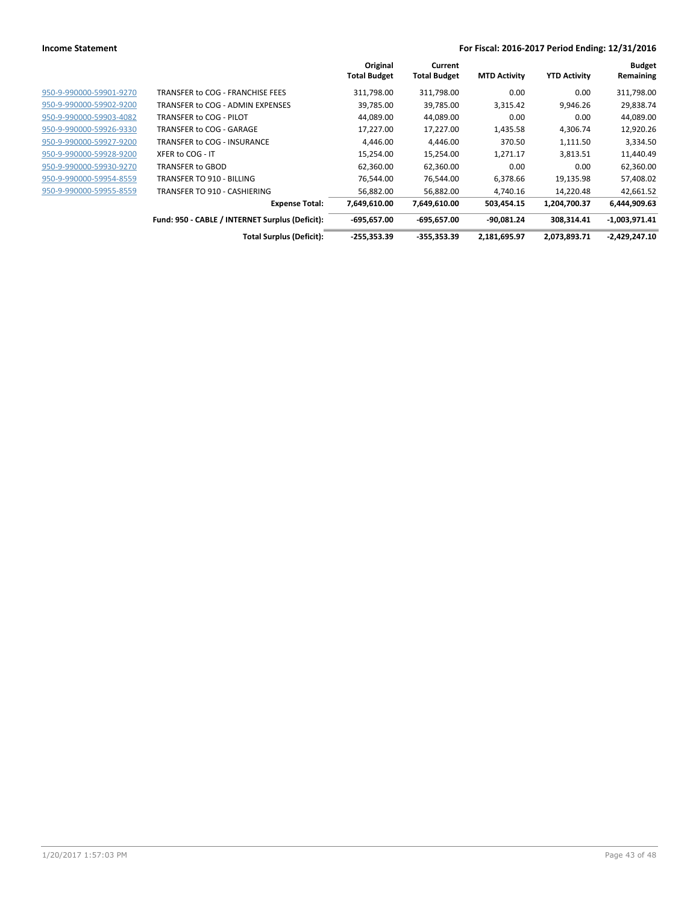**Income Statement** | **For Fiscal: 2016-2017 Period Ending: 12/31/2016**

| | | Original Total Budget | Current Total Budget | MTD Activity | YTD Activity | Budget Remaining |
|---|---|---|---|---|---|---|
| 950-9-990000-59901-9270 | TRANSFER to COG - FRANCHISE FEES | 311,798.00 | 311,798.00 | 0.00 | 0.00 | 311,798.00 |
| 950-9-990000-59902-9200 | TRANSFER to COG - ADMIN EXPENSES | 39,785.00 | 39,785.00 | 3,315.42 | 9,946.26 | 29,838.74 |
| 950-9-990000-59903-4082 | TRANSFER to COG - PILOT | 44,089.00 | 44,089.00 | 0.00 | 0.00 | 44,089.00 |
| 950-9-990000-59926-9330 | TRANSFER to COG - GARAGE | 17,227.00 | 17,227.00 | 1,435.58 | 4,306.74 | 12,920.26 |
| 950-9-990000-59927-9200 | TRANSFER to COG - INSURANCE | 4,446.00 | 4,446.00 | 370.50 | 1,111.50 | 3,334.50 |
| 950-9-990000-59928-9200 | XFER to COG - IT | 15,254.00 | 15,254.00 | 1,271.17 | 3,813.51 | 11,440.49 |
| 950-9-990000-59930-9270 | TRANSFER to GBOD | 62,360.00 | 62,360.00 | 0.00 | 0.00 | 62,360.00 |
| 950-9-990000-59954-8559 | TRANSFER TO 910 - BILLING | 76,544.00 | 76,544.00 | 6,378.66 | 19,135.98 | 57,408.02 |
| 950-9-990000-59955-8559 | TRANSFER TO 910 - CASHIERING | 56,882.00 | 56,882.00 | 4,740.16 | 14,220.48 | 42,661.52 |
| | **Expense Total:** | **7,649,610.00** | **7,649,610.00** | **503,454.15** | **1,204,700.37** | **6,444,909.63** |
| | **Fund: 950 - CABLE / INTERNET Surplus (Deficit):** | **-695,657.00** | **-695,657.00** | **-90,081.24** | **308,314.41** | **-1,003,971.41** |
| | **Total Surplus (Deficit):** | **-255,353.39** | **-355,353.39** | **2,181,695.97** | **2,073,893.71** | **-2,429,247.10** |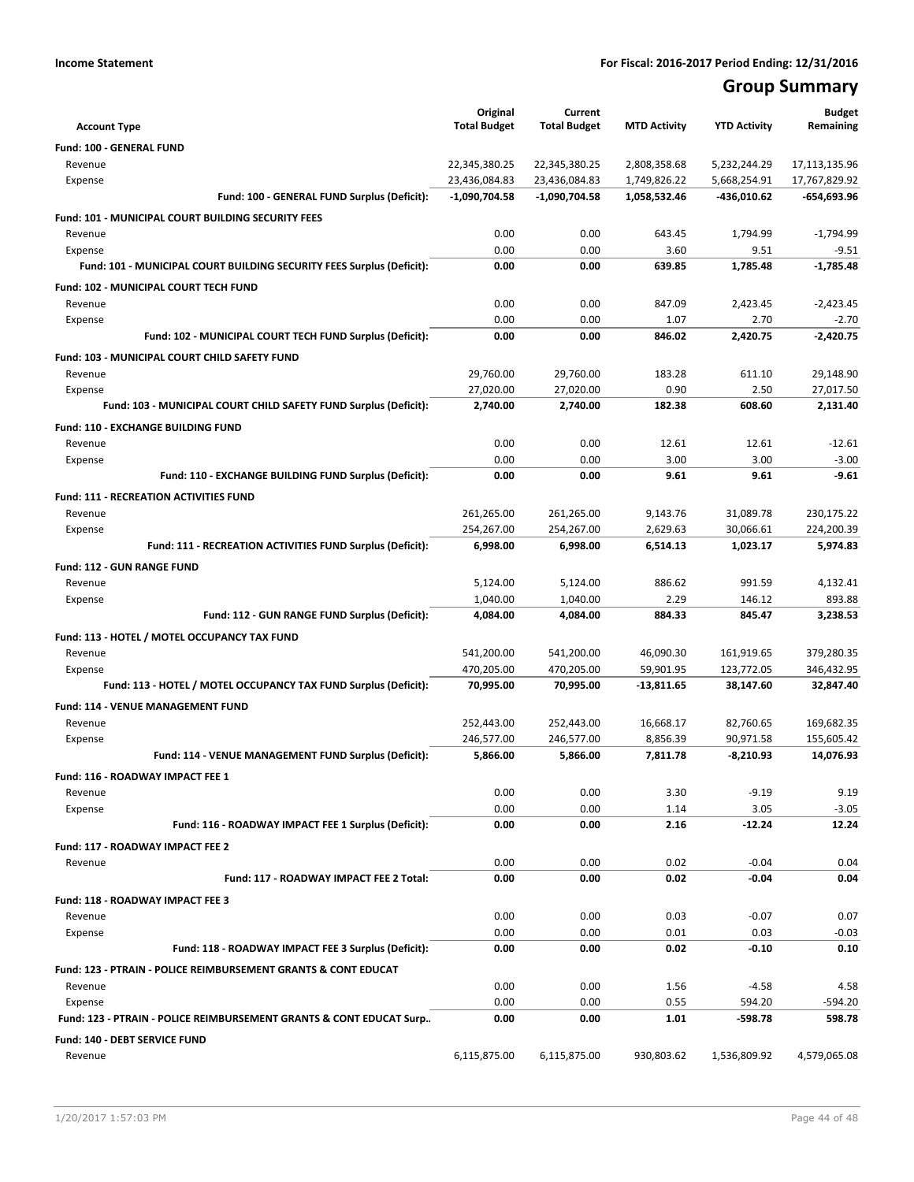**Income Statement** | **For Fiscal: 2016-2017 Period Ending: 12/31/2016**

# Group Summary

| Account Type | Original Total Budget | Current Total Budget | MTD Activity | YTD Activity | Budget Remaining |
|---|---|---|---|---|---|
| **Fund: 100 - GENERAL FUND** | | | | | |
| Revenue | 22,345,380.25 | 22,345,380.25 | 2,808,358.68 | 5,232,244.29 | 17,113,135.96 |
| Expense | 23,436,084.83 | 23,436,084.83 | 1,749,826.22 | 5,668,254.91 | 17,767,829.92 |
| **Fund: 100 - GENERAL FUND Surplus (Deficit):** | **-1,090,704.58** | **-1,090,704.58** | **1,058,532.46** | **-436,010.62** | **-654,693.96** |
| **Fund: 101 - MUNICIPAL COURT BUILDING SECURITY FEES** | | | | | |
| Revenue | 0.00 | 0.00 | 643.45 | 1,794.99 | -1,794.99 |
| Expense | 0.00 | 0.00 | 3.60 | 9.51 | -9.51 |
| **Fund: 101 - MUNICIPAL COURT BUILDING SECURITY FEES Surplus (Deficit):** | **0.00** | **0.00** | **639.85** | **1,785.48** | **-1,785.48** |
| **Fund: 102 - MUNICIPAL COURT TECH FUND** | | | | | |
| Revenue | 0.00 | 0.00 | 847.09 | 2,423.45 | -2,423.45 |
| Expense | 0.00 | 0.00 | 1.07 | 2.70 | -2.70 |
| **Fund: 102 - MUNICIPAL COURT TECH FUND Surplus (Deficit):** | **0.00** | **0.00** | **846.02** | **2,420.75** | **-2,420.75** |
| **Fund: 103 - MUNICIPAL COURT CHILD SAFETY FUND** | | | | | |
| Revenue | 29,760.00 | 29,760.00 | 183.28 | 611.10 | 29,148.90 |
| Expense | 27,020.00 | 27,020.00 | 0.90 | 2.50 | 27,017.50 |
| **Fund: 103 - MUNICIPAL COURT CHILD SAFETY FUND Surplus (Deficit):** | **2,740.00** | **2,740.00** | **182.38** | **608.60** | **2,131.40** |
| **Fund: 110 - EXCHANGE BUILDING FUND** | | | | | |
| Revenue | 0.00 | 0.00 | 12.61 | 12.61 | -12.61 |
| Expense | 0.00 | 0.00 | 3.00 | 3.00 | -3.00 |
| **Fund: 110 - EXCHANGE BUILDING FUND Surplus (Deficit):** | **0.00** | **0.00** | **9.61** | **9.61** | **-9.61** |
| **Fund: 111 - RECREATION ACTIVITIES FUND** | | | | | |
| Revenue | 261,265.00 | 261,265.00 | 9,143.76 | 31,089.78 | 230,175.22 |
| Expense | 254,267.00 | 254,267.00 | 2,629.63 | 30,066.61 | 224,200.39 |
| **Fund: 111 - RECREATION ACTIVITIES FUND Surplus (Deficit):** | **6,998.00** | **6,998.00** | **6,514.13** | **1,023.17** | **5,974.83** |
| **Fund: 112 - GUN RANGE FUND** | | | | | |
| Revenue | 5,124.00 | 5,124.00 | 886.62 | 991.59 | 4,132.41 |
| Expense | 1,040.00 | 1,040.00 | 2.29 | 146.12 | 893.88 |
| **Fund: 112 - GUN RANGE FUND Surplus (Deficit):** | **4,084.00** | **4,084.00** | **884.33** | **845.47** | **3,238.53** |
| **Fund: 113 - HOTEL / MOTEL OCCUPANCY TAX FUND** | | | | | |
| Revenue | 541,200.00 | 541,200.00 | 46,090.30 | 161,919.65 | 379,280.35 |
| Expense | 470,205.00 | 470,205.00 | 59,901.95 | 123,772.05 | 346,432.95 |
| **Fund: 113 - HOTEL / MOTEL OCCUPANCY TAX FUND Surplus (Deficit):** | **70,995.00** | **70,995.00** | **-13,811.65** | **38,147.60** | **32,847.40** |
| **Fund: 114 - VENUE MANAGEMENT FUND** | | | | | |
| Revenue | 252,443.00 | 252,443.00 | 16,668.17 | 82,760.65 | 169,682.35 |
| Expense | 246,577.00 | 246,577.00 | 8,856.39 | 90,971.58 | 155,605.42 |
| **Fund: 114 - VENUE MANAGEMENT FUND Surplus (Deficit):** | **5,866.00** | **5,866.00** | **7,811.78** | **-8,210.93** | **14,076.93** |
| **Fund: 116 - ROADWAY IMPACT FEE 1** | | | | | |
| Revenue | 0.00 | 0.00 | 3.30 | -9.19 | 9.19 |
| Expense | 0.00 | 0.00 | 1.14 | 3.05 | -3.05 |
| **Fund: 116 - ROADWAY IMPACT FEE 1 Surplus (Deficit):** | **0.00** | **0.00** | **2.16** | **-12.24** | **12.24** |
| **Fund: 117 - ROADWAY IMPACT FEE 2** | | | | | |
| Revenue | 0.00 | 0.00 | 0.02 | -0.04 | 0.04 |
| **Fund: 117 - ROADWAY IMPACT FEE 2 Total:** | **0.00** | **0.00** | **0.02** | **-0.04** | **0.04** |
| **Fund: 118 - ROADWAY IMPACT FEE 3** | | | | | |
| Revenue | 0.00 | 0.00 | 0.03 | -0.07 | 0.07 |
| Expense | 0.00 | 0.00 | 0.01 | 0.03 | -0.03 |
| **Fund: 118 - ROADWAY IMPACT FEE 3 Surplus (Deficit):** | **0.00** | **0.00** | **0.02** | **-0.10** | **0.10** |
| **Fund: 123 - PTRAIN - POLICE REIMBURSEMENT GRANTS & CONT EDUCAT** | | | | | |
| Revenue | 0.00 | 0.00 | 1.56 | -4.58 | 4.58 |
| Expense | 0.00 | 0.00 | 0.55 | 594.20 | -594.20 |
| **Fund: 123 - PTRAIN - POLICE REIMBURSEMENT GRANTS & CONT EDUCAT Surp..** | **0.00** | **0.00** | **1.01** | **-598.78** | **598.78** |
| **Fund: 140 - DEBT SERVICE FUND** | | | | | |
| Revenue | 6,115,875.00 | 6,115,875.00 | 930,803.62 | 1,536,809.92 | 4,579,065.08 |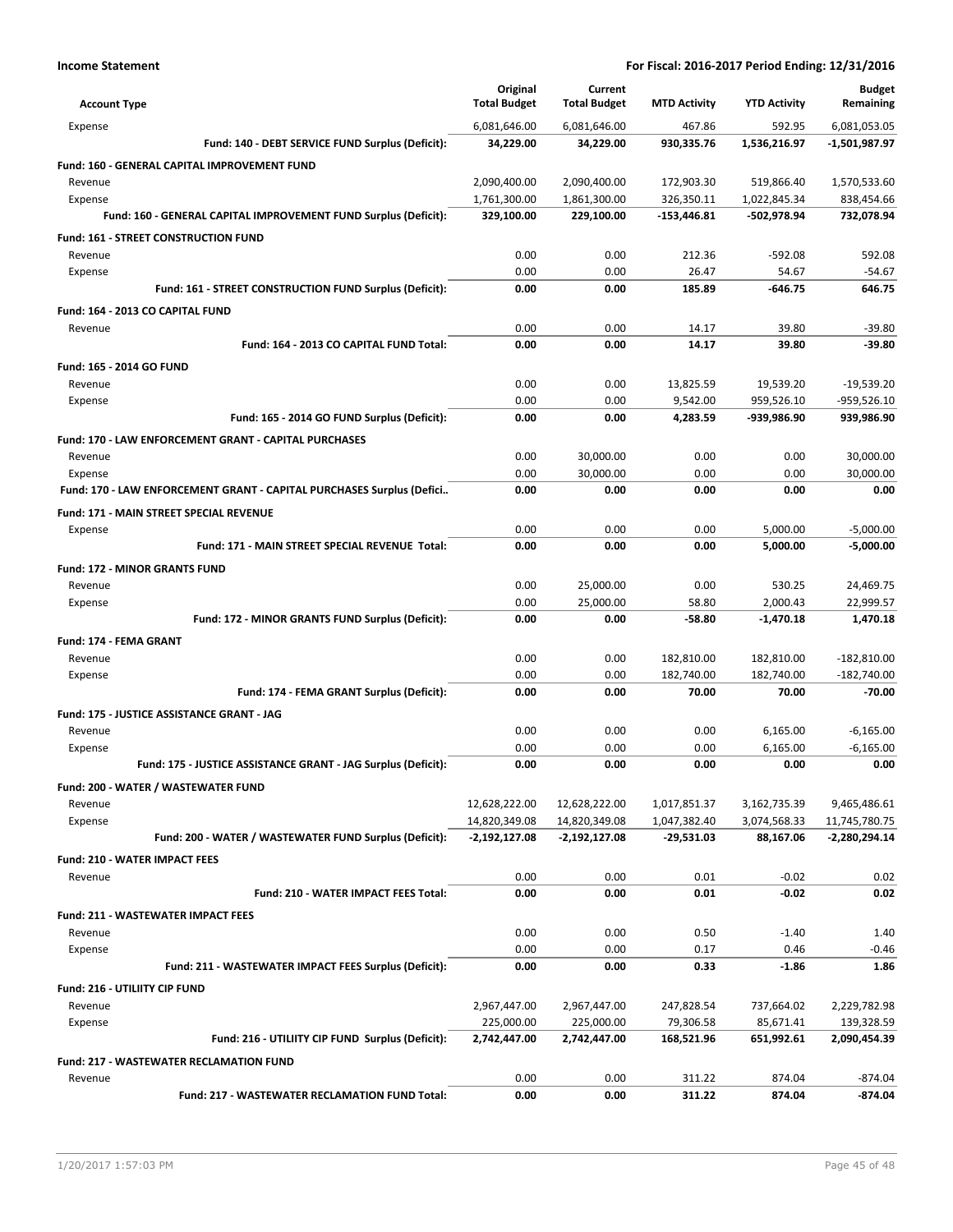**Income Statement** | **For Fiscal: 2016-2017 Period Ending: 12/31/2016**

| Account Type | Original Total Budget | Current Total Budget | MTD Activity | YTD Activity | Budget Remaining |
|---|---|---|---|---|---|
| Expense | 6,081,646.00 | 6,081,646.00 | 467.86 | 592.95 | 6,081,053.05 |
| **Fund: 140 - DEBT SERVICE FUND Surplus (Deficit):** | **34,229.00** | **34,229.00** | **930,335.76** | **1,536,216.97** | **-1,501,987.97** |
| **Fund: 160 - GENERAL CAPITAL IMPROVEMENT FUND** | | | | | |
| Revenue | 2,090,400.00 | 2,090,400.00 | 172,903.30 | 519,866.40 | 1,570,533.60 |
| Expense | 1,761,300.00 | 1,861,300.00 | 326,350.11 | 1,022,845.34 | 838,454.66 |
| **Fund: 160 - GENERAL CAPITAL IMPROVEMENT FUND Surplus (Deficit):** | **329,100.00** | **229,100.00** | **-153,446.81** | **-502,978.94** | **732,078.94** |
| **Fund: 161 - STREET CONSTRUCTION FUND** | | | | | |
| Revenue | 0.00 | 0.00 | 212.36 | -592.08 | 592.08 |
| Expense | 0.00 | 0.00 | 26.47 | 54.67 | -54.67 |
| **Fund: 161 - STREET CONSTRUCTION FUND Surplus (Deficit):** | **0.00** | **0.00** | **185.89** | **-646.75** | **646.75** |
| **Fund: 164 - 2013 CO CAPITAL FUND** | | | | | |
| Revenue | 0.00 | 0.00 | 14.17 | 39.80 | -39.80 |
| **Fund: 164 - 2013 CO CAPITAL FUND Total:** | **0.00** | **0.00** | **14.17** | **39.80** | **-39.80** |
| **Fund: 165 - 2014 GO FUND** | | | | | |
| Revenue | 0.00 | 0.00 | 13,825.59 | 19,539.20 | -19,539.20 |
| Expense | 0.00 | 0.00 | 9,542.00 | 959,526.10 | -959,526.10 |
| **Fund: 165 - 2014 GO FUND Surplus (Deficit):** | **0.00** | **0.00** | **4,283.59** | **-939,986.90** | **939,986.90** |
| **Fund: 170 - LAW ENFORCEMENT GRANT - CAPITAL PURCHASES** | | | | | |
| Revenue | 0.00 | 30,000.00 | 0.00 | 0.00 | 30,000.00 |
| Expense | 0.00 | 30,000.00 | 0.00 | 0.00 | 30,000.00 |
| **Fund: 170 - LAW ENFORCEMENT GRANT - CAPITAL PURCHASES Surplus (Defici..** | **0.00** | **0.00** | **0.00** | **0.00** | **0.00** |
| **Fund: 171 - MAIN STREET SPECIAL REVENUE** | | | | | |
| Expense | 0.00 | 0.00 | 0.00 | 5,000.00 | -5,000.00 |
| **Fund: 171 - MAIN STREET SPECIAL REVENUE Total:** | **0.00** | **0.00** | **0.00** | **5,000.00** | **-5,000.00** |
| **Fund: 172 - MINOR GRANTS FUND** | | | | | |
| Revenue | 0.00 | 25,000.00 | 0.00 | 530.25 | 24,469.75 |
| Expense | 0.00 | 25,000.00 | 58.80 | 2,000.43 | 22,999.57 |
| **Fund: 172 - MINOR GRANTS FUND Surplus (Deficit):** | **0.00** | **0.00** | **-58.80** | **-1,470.18** | **1,470.18** |
| **Fund: 174 - FEMA GRANT** | | | | | |
| Revenue | 0.00 | 0.00 | 182,810.00 | 182,810.00 | -182,810.00 |
| Expense | 0.00 | 0.00 | 182,740.00 | 182,740.00 | -182,740.00 |
| **Fund: 174 - FEMA GRANT Surplus (Deficit):** | **0.00** | **0.00** | **70.00** | **70.00** | **-70.00** |
| **Fund: 175 - JUSTICE ASSISTANCE GRANT - JAG** | | | | | |
| Revenue | 0.00 | 0.00 | 0.00 | 6,165.00 | -6,165.00 |
| Expense | 0.00 | 0.00 | 0.00 | 6,165.00 | -6,165.00 |
| **Fund: 175 - JUSTICE ASSISTANCE GRANT - JAG Surplus (Deficit):** | **0.00** | **0.00** | **0.00** | **0.00** | **0.00** |
| **Fund: 200 - WATER / WASTEWATER FUND** | | | | | |
| Revenue | 12,628,222.00 | 12,628,222.00 | 1,017,851.37 | 3,162,735.39 | 9,465,486.61 |
| Expense | 14,820,349.08 | 14,820,349.08 | 1,047,382.40 | 3,074,568.33 | 11,745,780.75 |
| **Fund: 200 - WATER / WASTEWATER FUND Surplus (Deficit):** | **-2,192,127.08** | **-2,192,127.08** | **-29,531.03** | **88,167.06** | **-2,280,294.14** |
| **Fund: 210 - WATER IMPACT FEES** | | | | | |
| Revenue | 0.00 | 0.00 | 0.01 | -0.02 | 0.02 |
| **Fund: 210 - WATER IMPACT FEES Total:** | **0.00** | **0.00** | **0.01** | **-0.02** | **0.02** |
| **Fund: 211 - WASTEWATER IMPACT FEES** | | | | | |
| Revenue | 0.00 | 0.00 | 0.50 | -1.40 | 1.40 |
| Expense | 0.00 | 0.00 | 0.17 | 0.46 | -0.46 |
| **Fund: 211 - WASTEWATER IMPACT FEES Surplus (Deficit):** | **0.00** | **0.00** | **0.33** | **-1.86** | **1.86** |
| **Fund: 216 - UTILIITY CIP FUND** | | | | | |
| Revenue | 2,967,447.00 | 2,967,447.00 | 247,828.54 | 737,664.02 | 2,229,782.98 |
| Expense | 225,000.00 | 225,000.00 | 79,306.58 | 85,671.41 | 139,328.59 |
| **Fund: 216 - UTILIITY CIP FUND Surplus (Deficit):** | **2,742,447.00** | **2,742,447.00** | **168,521.96** | **651,992.61** | **2,090,454.39** |
| **Fund: 217 - WASTEWATER RECLAMATION FUND** | | | | | |
| Revenue | 0.00 | 0.00 | 311.22 | 874.04 | -874.04 |
| **Fund: 217 - WASTEWATER RECLAMATION FUND Total:** | **0.00** | **0.00** | **311.22** | **874.04** | **-874.04** |

1/20/2017 1:57:03 PM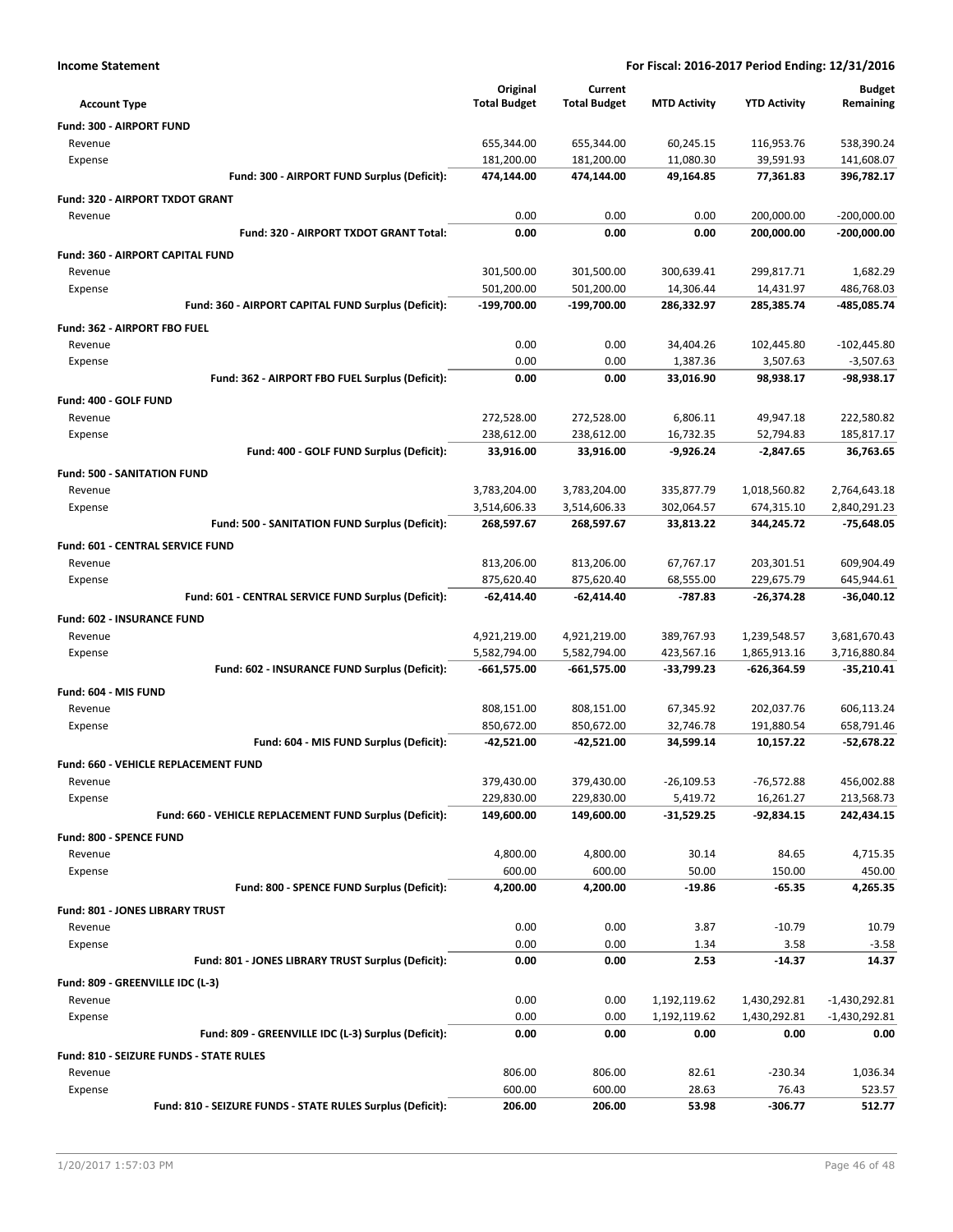**Income Statement** — For Fiscal: 2016-2017 Period Ending: 12/31/2016

| Account Type | Original Total Budget | Current Total Budget | MTD Activity | YTD Activity | Budget Remaining |
|---|---|---|---|---|---|
| **Fund: 300 - AIRPORT FUND** | | | | | |
| Revenue | 655,344.00 | 655,344.00 | 60,245.15 | 116,953.76 | 538,390.24 |
| Expense | 181,200.00 | 181,200.00 | 11,080.30 | 39,591.93 | 141,608.07 |
| **Fund: 300 - AIRPORT FUND Surplus (Deficit):** | **474,144.00** | **474,144.00** | **49,164.85** | **77,361.83** | **396,782.17** |
| **Fund: 320 - AIRPORT TXDOT GRANT** | | | | | |
| Revenue | 0.00 | 0.00 | 0.00 | 200,000.00 | -200,000.00 |
| **Fund: 320 - AIRPORT TXDOT GRANT Total:** | **0.00** | **0.00** | **0.00** | **200,000.00** | **-200,000.00** |
| **Fund: 360 - AIRPORT CAPITAL FUND** | | | | | |
| Revenue | 301,500.00 | 301,500.00 | 300,639.41 | 299,817.71 | 1,682.29 |
| Expense | 501,200.00 | 501,200.00 | 14,306.44 | 14,431.97 | 486,768.03 |
| **Fund: 360 - AIRPORT CAPITAL FUND Surplus (Deficit):** | **-199,700.00** | **-199,700.00** | **286,332.97** | **285,385.74** | **-485,085.74** |
| **Fund: 362 - AIRPORT FBO FUEL** | | | | | |
| Revenue | 0.00 | 0.00 | 34,404.26 | 102,445.80 | -102,445.80 |
| Expense | 0.00 | 0.00 | 1,387.36 | 3,507.63 | -3,507.63 |
| **Fund: 362 - AIRPORT FBO FUEL Surplus (Deficit):** | **0.00** | **0.00** | **33,016.90** | **98,938.17** | **-98,938.17** |
| **Fund: 400 - GOLF FUND** | | | | | |
| Revenue | 272,528.00 | 272,528.00 | 6,806.11 | 49,947.18 | 222,580.82 |
| Expense | 238,612.00 | 238,612.00 | 16,732.35 | 52,794.83 | 185,817.17 |
| **Fund: 400 - GOLF FUND Surplus (Deficit):** | **33,916.00** | **33,916.00** | **-9,926.24** | **-2,847.65** | **36,763.65** |
| **Fund: 500 - SANITATION FUND** | | | | | |
| Revenue | 3,783,204.00 | 3,783,204.00 | 335,877.79 | 1,018,560.82 | 2,764,643.18 |
| Expense | 3,514,606.33 | 3,514,606.33 | 302,064.57 | 674,315.10 | 2,840,291.23 |
| **Fund: 500 - SANITATION FUND Surplus (Deficit):** | **268,597.67** | **268,597.67** | **33,813.22** | **344,245.72** | **-75,648.05** |
| **Fund: 601 - CENTRAL SERVICE FUND** | | | | | |
| Revenue | 813,206.00 | 813,206.00 | 67,767.17 | 203,301.51 | 609,904.49 |
| Expense | 875,620.40 | 875,620.40 | 68,555.00 | 229,675.79 | 645,944.61 |
| **Fund: 601 - CENTRAL SERVICE FUND Surplus (Deficit):** | **-62,414.40** | **-62,414.40** | **-787.83** | **-26,374.28** | **-36,040.12** |
| **Fund: 602 - INSURANCE FUND** | | | | | |
| Revenue | 4,921,219.00 | 4,921,219.00 | 389,767.93 | 1,239,548.57 | 3,681,670.43 |
| Expense | 5,582,794.00 | 5,582,794.00 | 423,567.16 | 1,865,913.16 | 3,716,880.84 |
| **Fund: 602 - INSURANCE FUND Surplus (Deficit):** | **-661,575.00** | **-661,575.00** | **-33,799.23** | **-626,364.59** | **-35,210.41** |
| **Fund: 604 - MIS FUND** | | | | | |
| Revenue | 808,151.00 | 808,151.00 | 67,345.92 | 202,037.76 | 606,113.24 |
| Expense | 850,672.00 | 850,672.00 | 32,746.78 | 191,880.54 | 658,791.46 |
| **Fund: 604 - MIS FUND Surplus (Deficit):** | **-42,521.00** | **-42,521.00** | **34,599.14** | **10,157.22** | **-52,678.22** |
| **Fund: 660 - VEHICLE REPLACEMENT FUND** | | | | | |
| Revenue | 379,430.00 | 379,430.00 | -26,109.53 | -76,572.88 | 456,002.88 |
| Expense | 229,830.00 | 229,830.00 | 5,419.72 | 16,261.27 | 213,568.73 |
| **Fund: 660 - VEHICLE REPLACEMENT FUND Surplus (Deficit):** | **149,600.00** | **149,600.00** | **-31,529.25** | **-92,834.15** | **242,434.15** |
| **Fund: 800 - SPENCE FUND** | | | | | |
| Revenue | 4,800.00 | 4,800.00 | 30.14 | 84.65 | 4,715.35 |
| Expense | 600.00 | 600.00 | 50.00 | 150.00 | 450.00 |
| **Fund: 800 - SPENCE FUND Surplus (Deficit):** | **4,200.00** | **4,200.00** | **-19.86** | **-65.35** | **4,265.35** |
| **Fund: 801 - JONES LIBRARY TRUST** | | | | | |
| Revenue | 0.00 | 0.00 | 3.87 | -10.79 | 10.79 |
| Expense | 0.00 | 0.00 | 1.34 | 3.58 | -3.58 |
| **Fund: 801 - JONES LIBRARY TRUST Surplus (Deficit):** | **0.00** | **0.00** | **2.53** | **-14.37** | **14.37** |
| **Fund: 809 - GREENVILLE IDC (L-3)** | | | | | |
| Revenue | 0.00 | 0.00 | 1,192,119.62 | 1,430,292.81 | -1,430,292.81 |
| Expense | 0.00 | 0.00 | 1,192,119.62 | 1,430,292.81 | -1,430,292.81 |
| **Fund: 809 - GREENVILLE IDC (L-3) Surplus (Deficit):** | **0.00** | **0.00** | **0.00** | **0.00** | **0.00** |
| **Fund: 810 - SEIZURE FUNDS - STATE RULES** | | | | | |
| Revenue | 806.00 | 806.00 | 82.61 | -230.34 | 1,036.34 |
| Expense | 600.00 | 600.00 | 28.63 | 76.43 | 523.57 |
| **Fund: 810 - SEIZURE FUNDS - STATE RULES Surplus (Deficit):** | **206.00** | **206.00** | **53.98** | **-306.77** | **512.77** |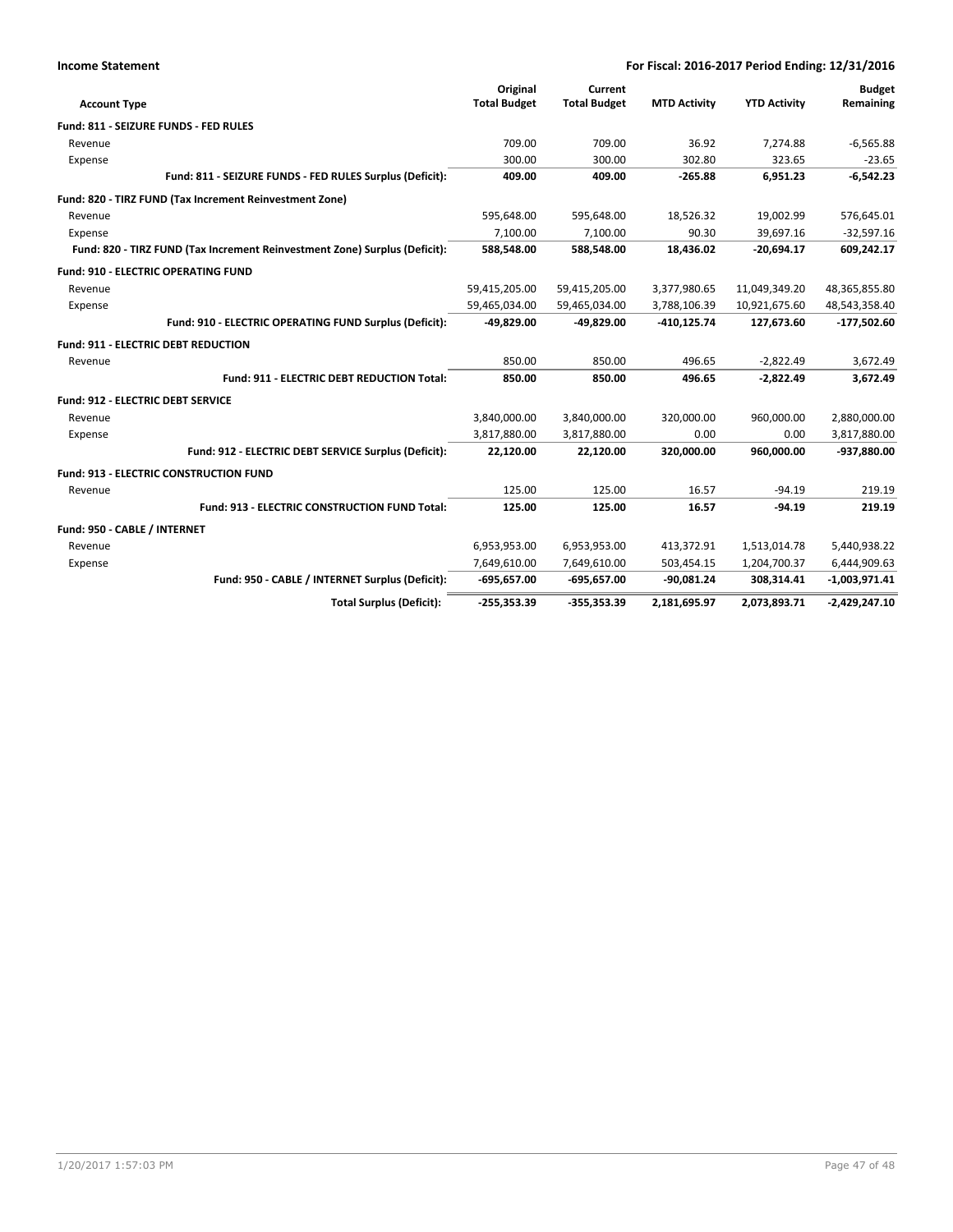**Income Statement** | **For Fiscal: 2016-2017 Period Ending: 12/31/2016**

| Account Type | Original Total Budget | Current Total Budget | MTD Activity | YTD Activity | Budget Remaining |
|---|---|---|---|---|---|
| **Fund: 811 - SEIZURE FUNDS - FED RULES** | | | | | |
| Revenue | 709.00 | 709.00 | 36.92 | 7,274.88 | -6,565.88 |
| Expense | 300.00 | 300.00 | 302.80 | 323.65 | -23.65 |
| **Fund: 811 - SEIZURE FUNDS - FED RULES Surplus (Deficit):** | **409.00** | **409.00** | **-265.88** | **6,951.23** | **-6,542.23** |
| **Fund: 820 - TIRZ FUND (Tax Increment Reinvestment Zone)** | | | | | |
| Revenue | 595,648.00 | 595,648.00 | 18,526.32 | 19,002.99 | 576,645.01 |
| Expense | 7,100.00 | 7,100.00 | 90.30 | 39,697.16 | -32,597.16 |
| **Fund: 820 - TIRZ FUND (Tax Increment Reinvestment Zone) Surplus (Deficit):** | **588,548.00** | **588,548.00** | **18,436.02** | **-20,694.17** | **609,242.17** |
| **Fund: 910 - ELECTRIC OPERATING FUND** | | | | | |
| Revenue | 59,415,205.00 | 59,415,205.00 | 3,377,980.65 | 11,049,349.20 | 48,365,855.80 |
| Expense | 59,465,034.00 | 59,465,034.00 | 3,788,106.39 | 10,921,675.60 | 48,543,358.40 |
| **Fund: 910 - ELECTRIC OPERATING FUND Surplus (Deficit):** | **-49,829.00** | **-49,829.00** | **-410,125.74** | **127,673.60** | **-177,502.60** |
| **Fund: 911 - ELECTRIC DEBT REDUCTION** | | | | | |
| Revenue | 850.00 | 850.00 | 496.65 | -2,822.49 | 3,672.49 |
| **Fund: 911 - ELECTRIC DEBT REDUCTION Total:** | **850.00** | **850.00** | **496.65** | **-2,822.49** | **3,672.49** |
| **Fund: 912 - ELECTRIC DEBT SERVICE** | | | | | |
| Revenue | 3,840,000.00 | 3,840,000.00 | 320,000.00 | 960,000.00 | 2,880,000.00 |
| Expense | 3,817,880.00 | 3,817,880.00 | 0.00 | 0.00 | 3,817,880.00 |
| **Fund: 912 - ELECTRIC DEBT SERVICE Surplus (Deficit):** | **22,120.00** | **22,120.00** | **320,000.00** | **960,000.00** | **-937,880.00** |
| **Fund: 913 - ELECTRIC CONSTRUCTION FUND** | | | | | |
| Revenue | 125.00 | 125.00 | 16.57 | -94.19 | 219.19 |
| **Fund: 913 - ELECTRIC CONSTRUCTION FUND Total:** | **125.00** | **125.00** | **16.57** | **-94.19** | **219.19** |
| **Fund: 950 - CABLE / INTERNET** | | | | | |
| Revenue | 6,953,953.00 | 6,953,953.00 | 413,372.91 | 1,513,014.78 | 5,440,938.22 |
| Expense | 7,649,610.00 | 7,649,610.00 | 503,454.15 | 1,204,700.37 | 6,444,909.63 |
| **Fund: 950 - CABLE / INTERNET Surplus (Deficit):** | **-695,657.00** | **-695,657.00** | **-90,081.24** | **308,314.41** | **-1,003,971.41** |
| **Total Surplus (Deficit):** | **-255,353.39** | **-355,353.39** | **2,181,695.97** | **2,073,893.71** | **-2,429,247.10** |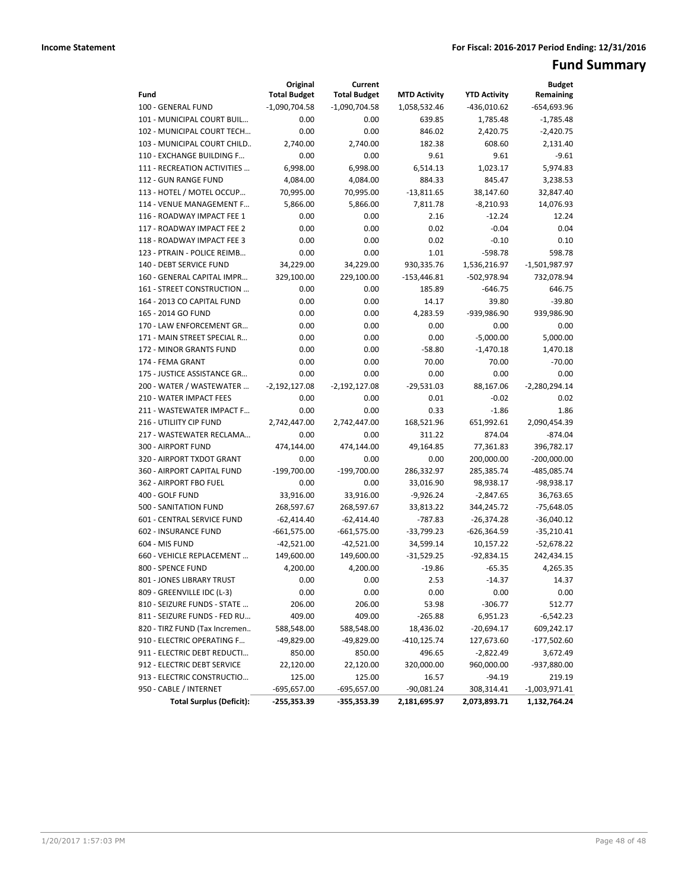**Income Statement** **For Fiscal: 2016-2017 Period Ending: 12/31/2016**

# Fund Summary

| Fund | Original Total Budget | Current Total Budget | MTD Activity | YTD Activity | Budget Remaining |
|---|---|---|---|---|---|
| 100 - GENERAL FUND | -1,090,704.58 | -1,090,704.58 | 1,058,532.46 | -436,010.62 | -654,693.96 |
| 101 - MUNICIPAL COURT BUIL… | 0.00 | 0.00 | 639.85 | 1,785.48 | -1,785.48 |
| 102 - MUNICIPAL COURT TECH… | 0.00 | 0.00 | 846.02 | 2,420.75 | -2,420.75 |
| 103 - MUNICIPAL COURT CHILD.. | 2,740.00 | 2,740.00 | 182.38 | 608.60 | 2,131.40 |
| 110 - EXCHANGE BUILDING F… | 0.00 | 0.00 | 9.61 | 9.61 | -9.61 |
| 111 - RECREATION ACTIVITIES … | 6,998.00 | 6,998.00 | 6,514.13 | 1,023.17 | 5,974.83 |
| 112 - GUN RANGE FUND | 4,084.00 | 4,084.00 | 884.33 | 845.47 | 3,238.53 |
| 113 - HOTEL / MOTEL OCCUP… | 70,995.00 | 70,995.00 | -13,811.65 | 38,147.60 | 32,847.40 |
| 114 - VENUE MANAGEMENT F… | 5,866.00 | 5,866.00 | 7,811.78 | -8,210.93 | 14,076.93 |
| 116 - ROADWAY IMPACT FEE 1 | 0.00 | 0.00 | 2.16 | -12.24 | 12.24 |
| 117 - ROADWAY IMPACT FEE 2 | 0.00 | 0.00 | 0.02 | -0.04 | 0.04 |
| 118 - ROADWAY IMPACT FEE 3 | 0.00 | 0.00 | 0.02 | -0.10 | 0.10 |
| 123 - PTRAIN - POLICE REIMB… | 0.00 | 0.00 | 1.01 | -598.78 | 598.78 |
| 140 - DEBT SERVICE FUND | 34,229.00 | 34,229.00 | 930,335.76 | 1,536,216.97 | -1,501,987.97 |
| 160 - GENERAL CAPITAL IMPR… | 329,100.00 | 229,100.00 | -153,446.81 | -502,978.94 | 732,078.94 |
| 161 - STREET CONSTRUCTION … | 0.00 | 0.00 | 185.89 | -646.75 | 646.75 |
| 164 - 2013 CO CAPITAL FUND | 0.00 | 0.00 | 14.17 | 39.80 | -39.80 |
| 165 - 2014 GO FUND | 0.00 | 0.00 | 4,283.59 | -939,986.90 | 939,986.90 |
| 170 - LAW ENFORCEMENT GR… | 0.00 | 0.00 | 0.00 | 0.00 | 0.00 |
| 171 - MAIN STREET SPECIAL R… | 0.00 | 0.00 | 0.00 | -5,000.00 | 5,000.00 |
| 172 - MINOR GRANTS FUND | 0.00 | 0.00 | -58.80 | -1,470.18 | 1,470.18 |
| 174 - FEMA GRANT | 0.00 | 0.00 | 70.00 | 70.00 | -70.00 |
| 175 - JUSTICE ASSISTANCE GR… | 0.00 | 0.00 | 0.00 | 0.00 | 0.00 |
| 200 - WATER / WASTEWATER … | -2,192,127.08 | -2,192,127.08 | -29,531.03 | 88,167.06 | -2,280,294.14 |
| 210 - WATER IMPACT FEES | 0.00 | 0.00 | 0.01 | -0.02 | 0.02 |
| 211 - WASTEWATER IMPACT F… | 0.00 | 0.00 | 0.33 | -1.86 | 1.86 |
| 216 - UTILIITY CIP FUND | 2,742,447.00 | 2,742,447.00 | 168,521.96 | 651,992.61 | 2,090,454.39 |
| 217 - WASTEWATER RECLAMA… | 0.00 | 0.00 | 311.22 | 874.04 | -874.04 |
| 300 - AIRPORT FUND | 474,144.00 | 474,144.00 | 49,164.85 | 77,361.83 | 396,782.17 |
| 320 - AIRPORT TXDOT GRANT | 0.00 | 0.00 | 0.00 | 200,000.00 | -200,000.00 |
| 360 - AIRPORT CAPITAL FUND | -199,700.00 | -199,700.00 | 286,332.97 | 285,385.74 | -485,085.74 |
| 362 - AIRPORT FBO FUEL | 0.00 | 0.00 | 33,016.90 | 98,938.17 | -98,938.17 |
| 400 - GOLF FUND | 33,916.00 | 33,916.00 | -9,926.24 | -2,847.65 | 36,763.65 |
| 500 - SANITATION FUND | 268,597.67 | 268,597.67 | 33,813.22 | 344,245.72 | -75,648.05 |
| 601 - CENTRAL SERVICE FUND | -62,414.40 | -62,414.40 | -787.83 | -26,374.28 | -36,040.12 |
| 602 - INSURANCE FUND | -661,575.00 | -661,575.00 | -33,799.23 | -626,364.59 | -35,210.41 |
| 604 - MIS FUND | -42,521.00 | -42,521.00 | 34,599.14 | 10,157.22 | -52,678.22 |
| 660 - VEHICLE REPLACEMENT … | 149,600.00 | 149,600.00 | -31,529.25 | -92,834.15 | 242,434.15 |
| 800 - SPENCE FUND | 4,200.00 | 4,200.00 | -19.86 | -65.35 | 4,265.35 |
| 801 - JONES LIBRARY TRUST | 0.00 | 0.00 | 2.53 | -14.37 | 14.37 |
| 809 - GREENVILLE IDC (L-3) | 0.00 | 0.00 | 0.00 | 0.00 | 0.00 |
| 810 - SEIZURE FUNDS - STATE … | 206.00 | 206.00 | 53.98 | -306.77 | 512.77 |
| 811 - SEIZURE FUNDS - FED RU… | 409.00 | 409.00 | -265.88 | 6,951.23 | -6,542.23 |
| 820 - TIRZ FUND (Tax Incremen.. | 588,548.00 | 588,548.00 | 18,436.02 | -20,694.17 | 609,242.17 |
| 910 - ELECTRIC OPERATING F… | -49,829.00 | -49,829.00 | -410,125.74 | 127,673.60 | -177,502.60 |
| 911 - ELECTRIC DEBT REDUCTI… | 850.00 | 850.00 | 496.65 | -2,822.49 | 3,672.49 |
| 912 - ELECTRIC DEBT SERVICE | 22,120.00 | 22,120.00 | 320,000.00 | 960,000.00 | -937,880.00 |
| 913 - ELECTRIC CONSTRUCTIO… | 125.00 | 125.00 | 16.57 | -94.19 | 219.19 |
| 950 - CABLE / INTERNET | -695,657.00 | -695,657.00 | -90,081.24 | 308,314.41 | -1,003,971.41 |
| **Total Surplus (Deficit):** | **-255,353.39** | **-355,353.39** | **2,181,695.97** | **2,073,893.71** | **1,132,764.24** |